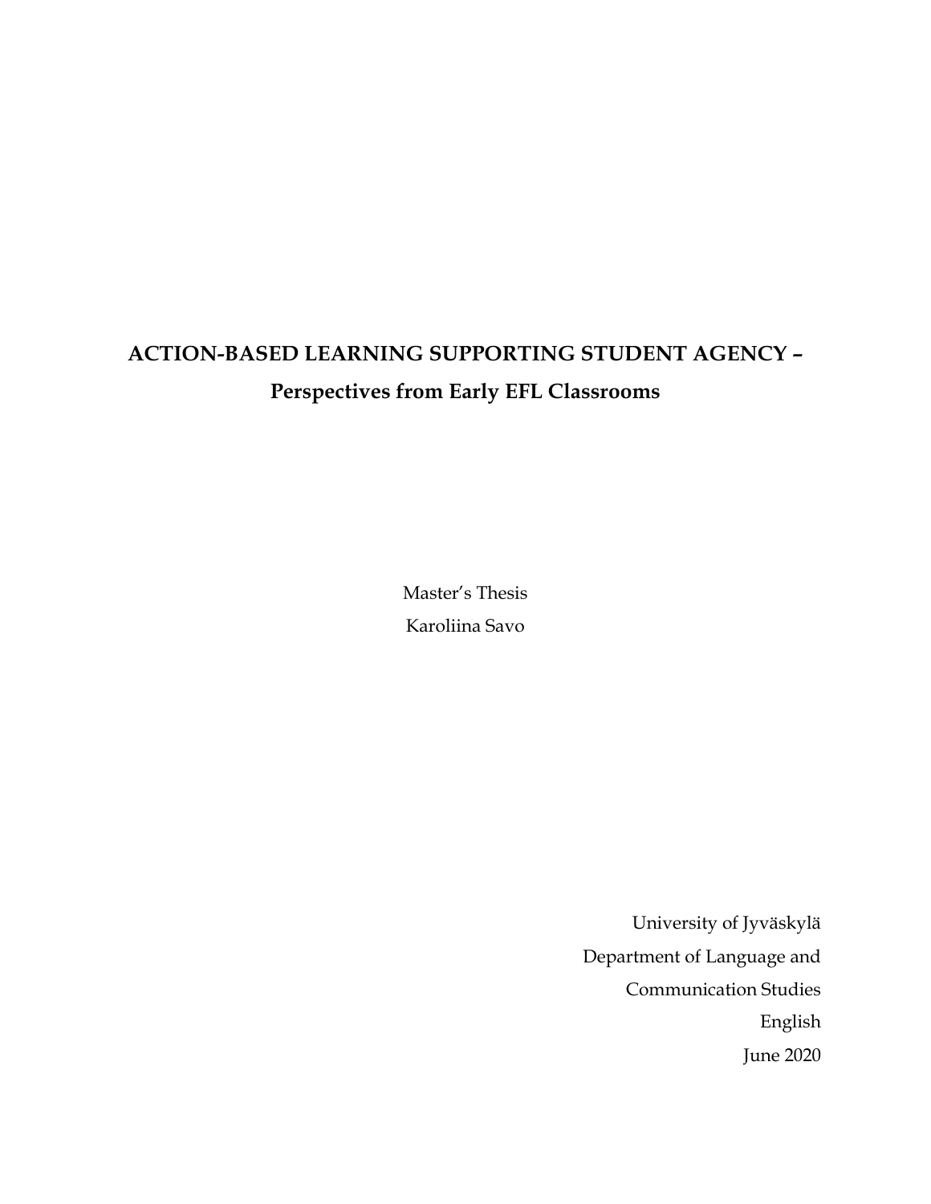# ACTION-BASED LEARNING SUPPORTING STUDENT AGENCY –
## Perspectives from Early EFL Classrooms

Master's Thesis
Karoliina Savo

University of Jyväskylä
Department of Language and
Communication Studies
English
June 2020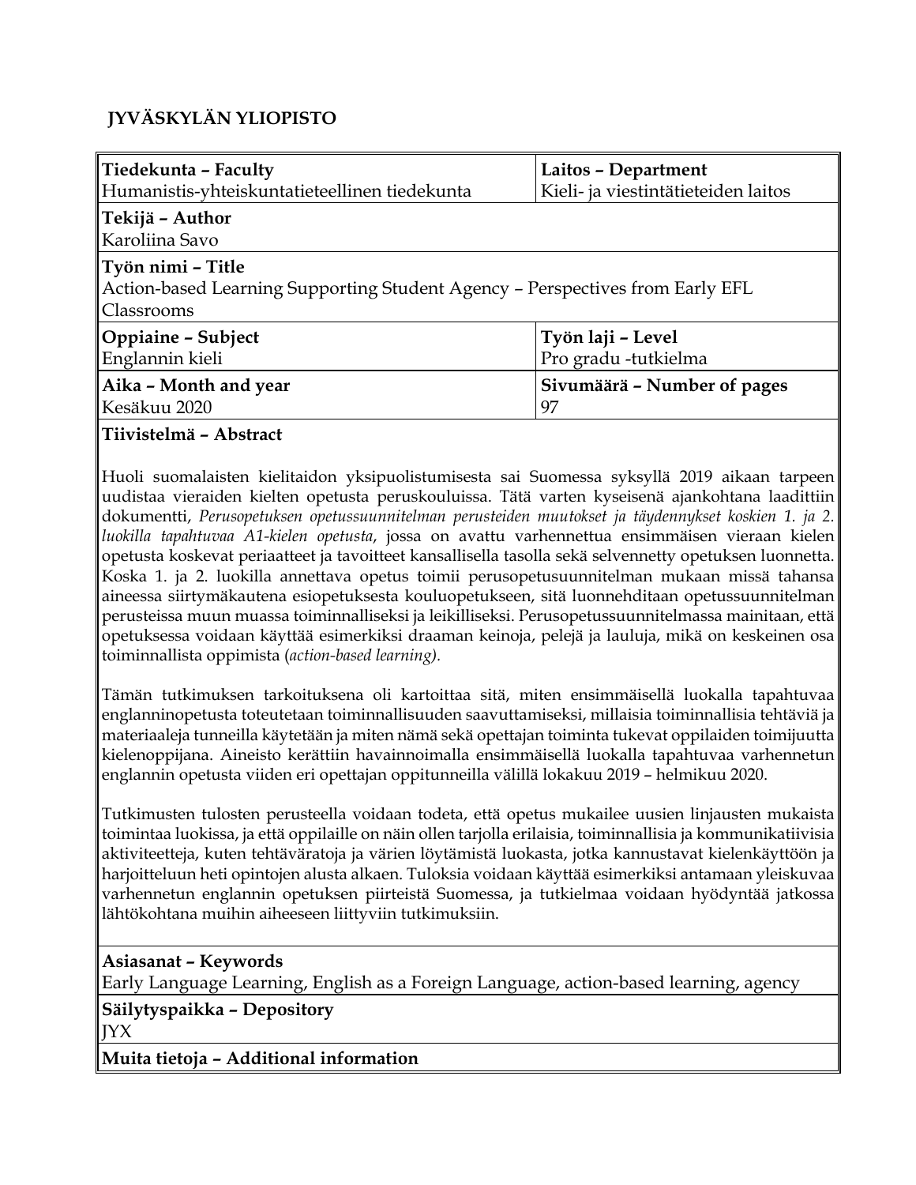**JYVÄSKYLÄN YLIOPISTO**

| **Tiedekunta – Faculty**<br>Humanistis-yhteiskuntatieteellinen tiedekunta | **Laitos – Department**<br>Kieli- ja viestintätieteiden laitos |
|---|---|
| **Tekijä – Author**<br>Karoliina Savo | |
| **Työn nimi – Title**<br>Action-based Learning Supporting Student Agency – Perspectives from Early EFL Classrooms | |
| **Oppiaine – Subject**<br>Englannin kieli | **Työn laji – Level**<br>Pro gradu -tutkielma |
| **Aika – Month and year**<br>Kesäkuu 2020 | **Sivumäärä – Number of pages**<br>97 |

**Tiivistelmä – Abstract**

Huoli suomalaisten kielitaidon yksipuolistumisesta sai Suomessa syksyllä 2019 aikaan tarpeen uudistaa vieraiden kielten opetusta peruskouluissa. Tätä varten kyseisenä ajankohtana laadittiin dokumentti, *Perusopetuksen opetussuunnitelman perusteiden muutokset ja täydennykset koskien 1. ja 2. luokilla tapahtuvaa A1-kielen opetusta*, jossa on avattu varhennettua ensimmäisen vieraan kielen opetusta koskevat periaatteet ja tavoitteet kansallisella tasolla sekä selvennetty opetuksen luonnetta. Koska 1. ja 2. luokilla annettava opetus toimii perusopetusuunnitelman mukaan missä tahansa aineessa siirtymäkautena esiopetuksesta kouluopetukseen, sitä luonnehditaan opetussuunnitelman perusteissa muun muassa toiminnalliseksi ja leikilliseksi. Perusopetussuunnitelmassa mainitaan, että opetuksessa voidaan käyttää esimerkiksi draaman keinoja, pelejä ja lauluja, mikä on keskeinen osa toiminnallista oppimista (*action-based learning).*

Tämän tutkimuksen tarkoituksena oli kartoittaa sitä, miten ensimmäisellä luokalla tapahtuvaa englanninopetusta toteutetaan toiminnallisuuden saavuttamiseksi, millaisia toiminnallisia tehtäviä ja materiaaleja tunneilla käytetään ja miten nämä sekä opettajan toiminta tukevat oppilaiden toimijuutta kielenoppijana. Aineisto kerättiin havainnoimalla ensimmäisellä luokalla tapahtuvaa varhennetun englannin opetusta viiden eri opettajan oppitunneilla välillä lokakuu 2019 – helmikuu 2020.

Tutkimusten tulosten perusteella voidaan todeta, että opetus mukailee uusien linjausten mukaista toimintaa luokissa, ja että oppilaille on näin ollen tarjolla erilaisia, toiminnallisia ja kommunikatiivisia aktiviteetteja, kuten tehtäväratoja ja värien löytämistä luokasta, jotka kannustavat kielenkäyttöön ja harjoitteluun heti opintojen alusta alkaen. Tuloksia voidaan käyttää esimerkiksi antamaan yleiskuvaa varhennetun englannin opetuksen piirteistä Suomessa, ja tutkielmaa voidaan hyödyntää jatkossa lähtökohtana muihin aiheeseen liittyviin tutkimuksiin.

**Asiasanat – Keywords**
Early Language Learning, English as a Foreign Language, action-based learning, agency

**Säilytyspaikka – Depository**
JYX

**Muita tietoja – Additional information**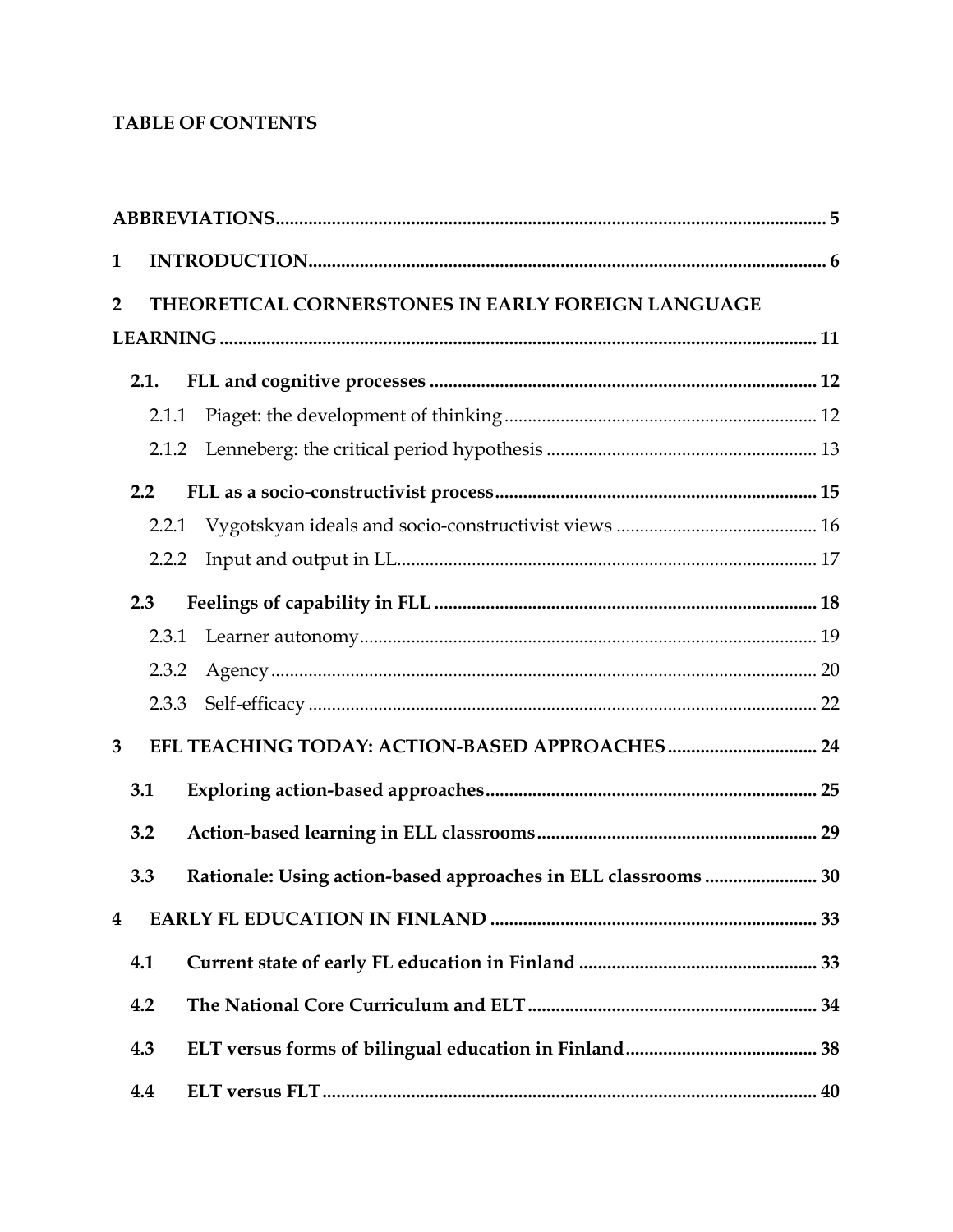# TABLE OF CONTENTS

**ABBREVIATIONS** ..... 5

**1 INTRODUCTION** ..... 6

**2 THEORETICAL CORNERSTONES IN EARLY FOREIGN LANGUAGE LEARNING** ..... 11

**2.1. FLL and cognitive processes** ..... 12

2.1.1 Piaget: the development of thinking ..... 12

2.1.2 Lenneberg: the critical period hypothesis ..... 13

**2.2 FLL as a socio-constructivist process** ..... 15

2.2.1 Vygotskyan ideals and socio-constructivist views ..... 16

2.2.2 Input and output in LL ..... 17

**2.3 Feelings of capability in FLL** ..... 18

2.3.1 Learner autonomy ..... 19

2.3.2 Agency ..... 20

2.3.3 Self-efficacy ..... 22

**3 EFL TEACHING TODAY: ACTION-BASED APPROACHES** ..... 24

**3.1 Exploring action-based approaches** ..... 25

**3.2 Action-based learning in ELL classrooms** ..... 29

**3.3 Rationale: Using action-based approaches in ELL classrooms** ..... 30

**4 EARLY FL EDUCATION IN FINLAND** ..... 33

**4.1 Current state of early FL education in Finland** ..... 33

**4.2 The National Core Curriculum and ELT** ..... 34

**4.3 ELT versus forms of bilingual education in Finland** ..... 38

**4.4 ELT versus FLT** ..... 40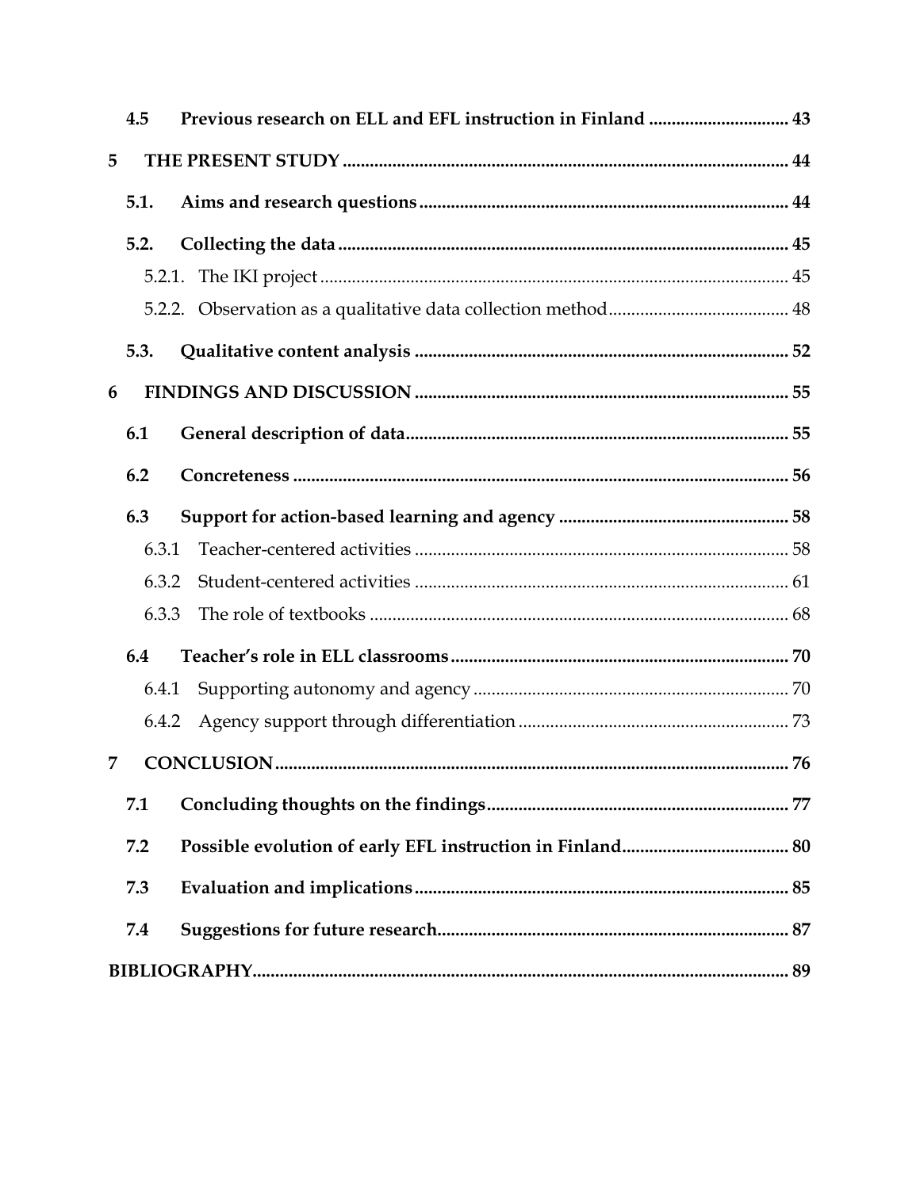**4.5 Previous research on ELL and EFL instruction in Finland ............................. 43**

**5 THE PRESENT STUDY ................................................................................................ 44**

**5.1. Aims and research questions ................................................................................ 44**

**5.2. Collecting the data .................................................................................................. 45**

5.2.1. The IKI project ...................................................................................................... 45

5.2.2. Observation as a qualitative data collection method ....................................... 48

**5.3. Qualitative content analysis ................................................................................ 52**

**6 FINDINGS AND DISCUSSION .................................................................................. 55**

**6.1 General description of data .................................................................................. 55**

**6.2 Concreteness ............................................................................................................ 56**

**6.3 Support for action-based learning and agency .................................................. 58**

6.3.1 Teacher-centered activities ................................................................................. 58

6.3.2 Student-centered activities ................................................................................. 61

6.3.3 The role of textbooks ........................................................................................... 68

**6.4 Teacher's role in ELL classrooms ........................................................................ 70**

6.4.1 Supporting autonomy and agency .................................................................... 70

6.4.2 Agency support through differentiation .......................................................... 73

**7 CONCLUSION ............................................................................................................... 76**

**7.1 Concluding thoughts on the findings .................................................................. 77**

**7.2 Possible evolution of early EFL instruction in Finland .................................... 80**

**7.3 Evaluation and implications ................................................................................ 85**

**7.4 Suggestions for future research ........................................................................... 87**

**BIBLIOGRAPHY ............................................................................................................... 89**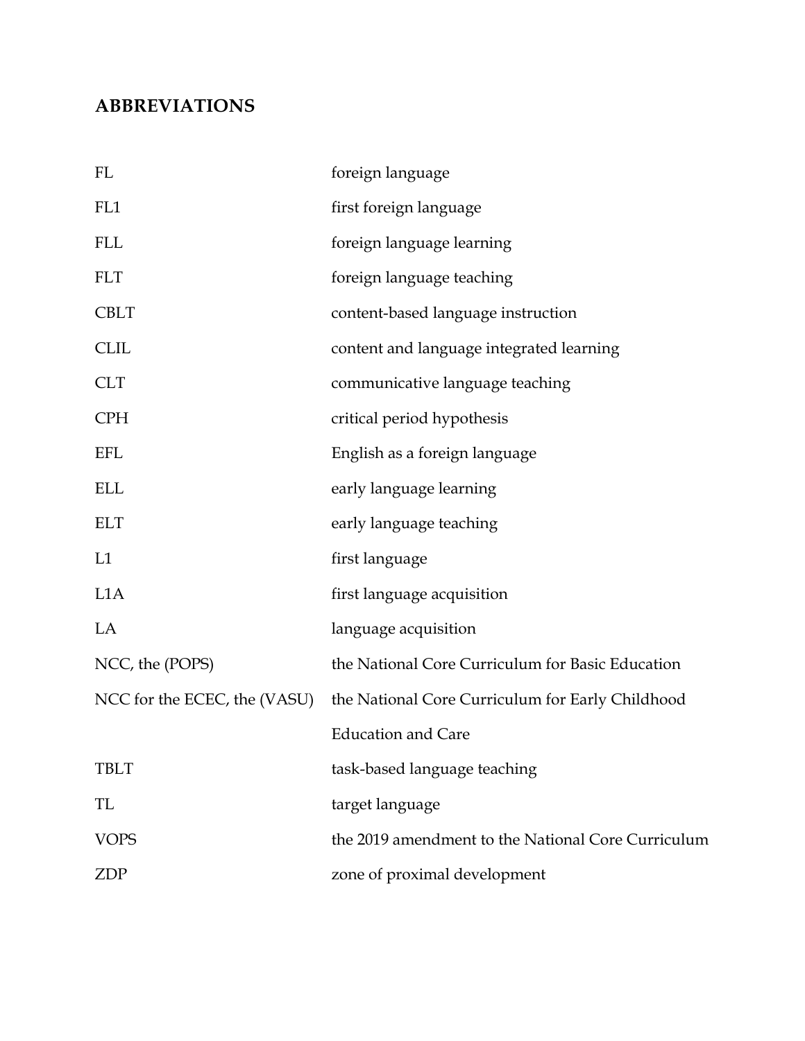## ABBREVIATIONS

| | |
|---|---|
| FL | foreign language |
| FL1 | first foreign language |
| FLL | foreign language learning |
| FLT | foreign language teaching |
| CBLT | content-based language instruction |
| CLIL | content and language integrated learning |
| CLT | communicative language teaching |
| CPH | critical period hypothesis |
| EFL | English as a foreign language |
| ELL | early language learning |
| ELT | early language teaching |
| L1 | first language |
| L1A | first language acquisition |
| LA | language acquisition |
| NCC, the (POPS) | the National Core Curriculum for Basic Education |
| NCC for the ECEC, the (VASU) | the National Core Curriculum for Early Childhood Education and Care |
| TBLT | task-based language teaching |
| TL | target language |
| VOPS | the 2019 amendment to the National Core Curriculum |
| ZDP | zone of proximal development |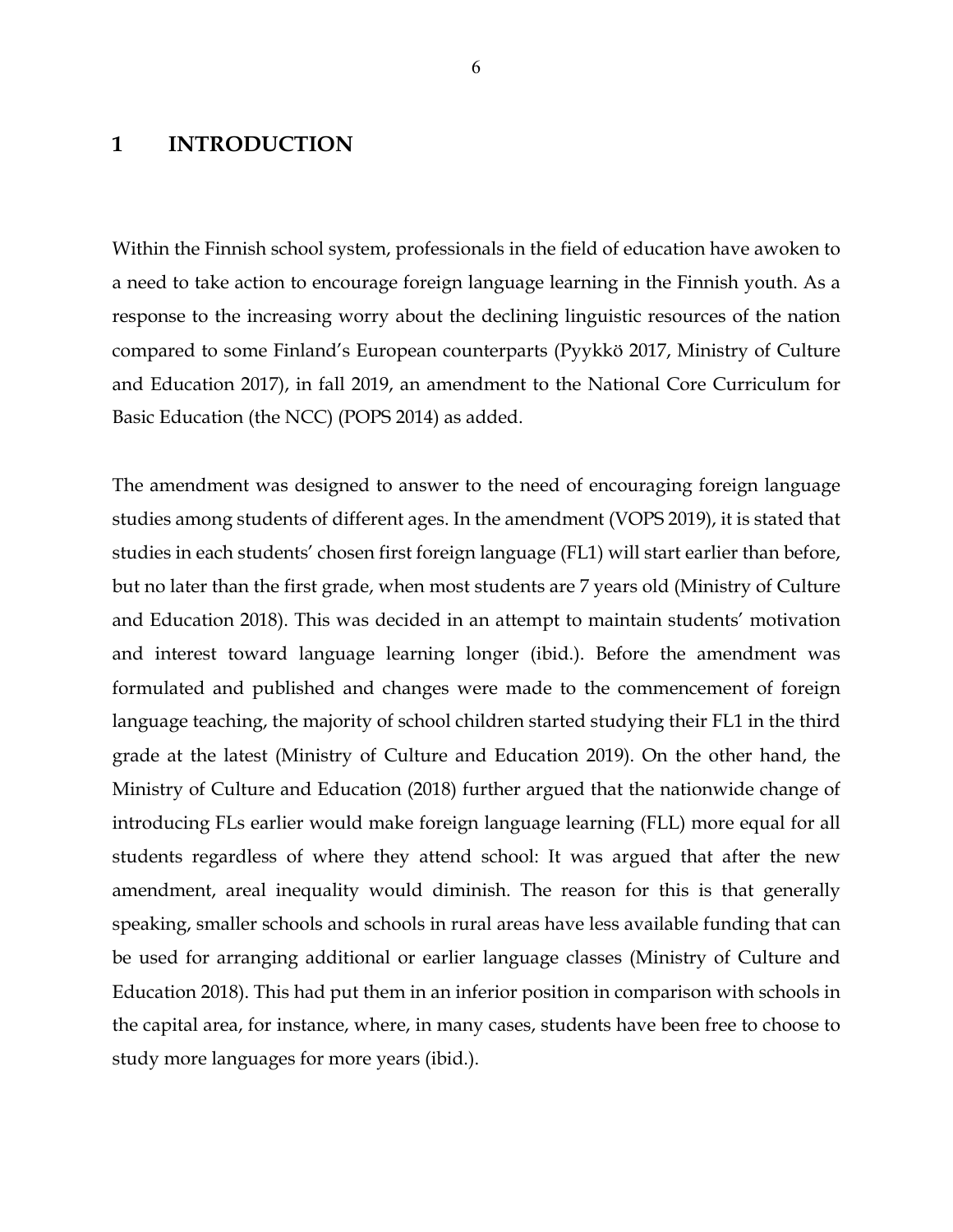# 1 INTRODUCTION

Within the Finnish school system, professionals in the field of education have awoken to a need to take action to encourage foreign language learning in the Finnish youth. As a response to the increasing worry about the declining linguistic resources of the nation compared to some Finland's European counterparts (Pyykkö 2017, Ministry of Culture and Education 2017), in fall 2019, an amendment to the National Core Curriculum for Basic Education (the NCC) (POPS 2014) as added.

The amendment was designed to answer to the need of encouraging foreign language studies among students of different ages. In the amendment (VOPS 2019), it is stated that studies in each students' chosen first foreign language (FL1) will start earlier than before, but no later than the first grade, when most students are 7 years old (Ministry of Culture and Education 2018). This was decided in an attempt to maintain students' motivation and interest toward language learning longer (ibid.). Before the amendment was formulated and published and changes were made to the commencement of foreign language teaching, the majority of school children started studying their FL1 in the third grade at the latest (Ministry of Culture and Education 2019). On the other hand, the Ministry of Culture and Education (2018) further argued that the nationwide change of introducing FLs earlier would make foreign language learning (FLL) more equal for all students regardless of where they attend school: It was argued that after the new amendment, areal inequality would diminish. The reason for this is that generally speaking, smaller schools and schools in rural areas have less available funding that can be used for arranging additional or earlier language classes (Ministry of Culture and Education 2018). This had put them in an inferior position in comparison with schools in the capital area, for instance, where, in many cases, students have been free to choose to study more languages for more years (ibid.).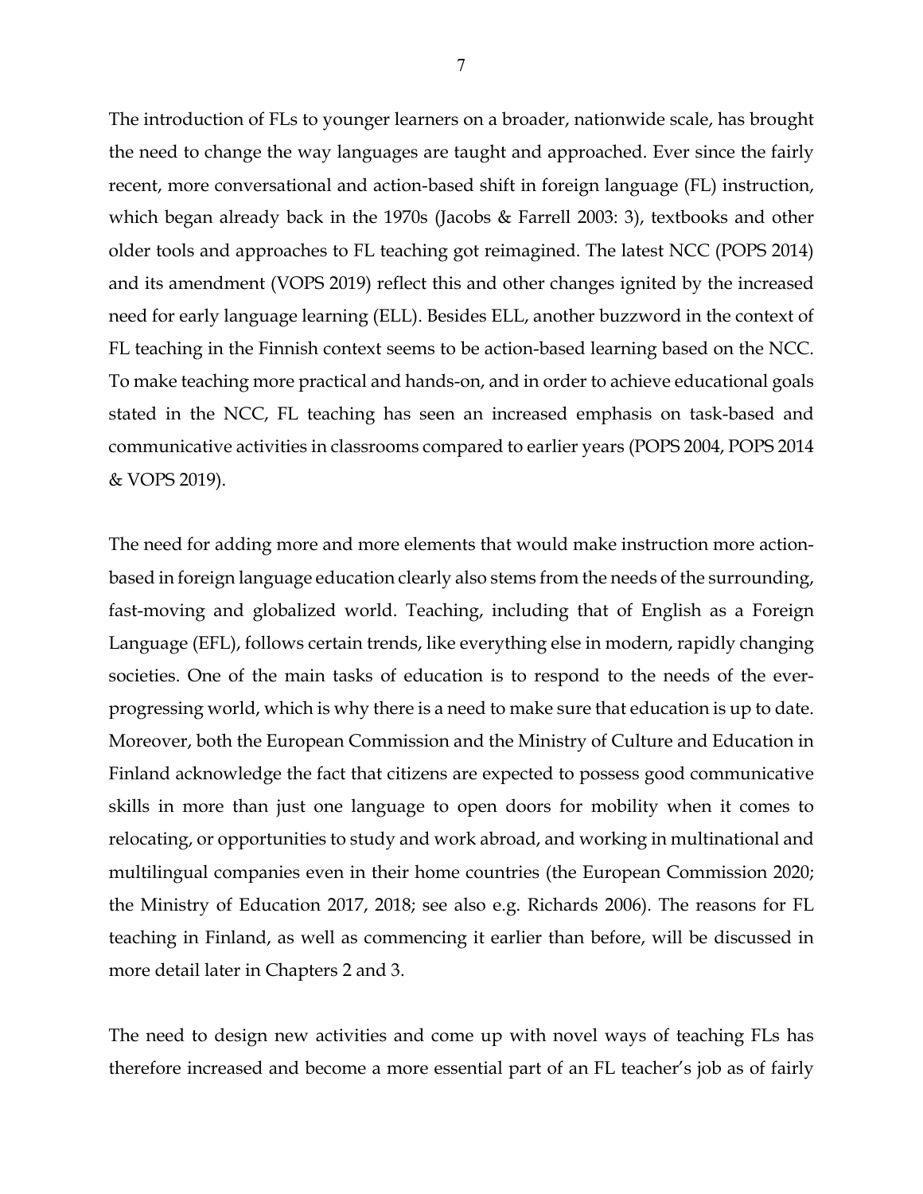The introduction of FLs to younger learners on a broader, nationwide scale, has brought the need to change the way languages are taught and approached. Ever since the fairly recent, more conversational and action-based shift in foreign language (FL) instruction, which began already back in the 1970s (Jacobs & Farrell 2003: 3), textbooks and other older tools and approaches to FL teaching got reimagined. The latest NCC (POPS 2014) and its amendment (VOPS 2019) reflect this and other changes ignited by the increased need for early language learning (ELL). Besides ELL, another buzzword in the context of FL teaching in the Finnish context seems to be action-based learning based on the NCC. To make teaching more practical and hands-on, and in order to achieve educational goals stated in the NCC, FL teaching has seen an increased emphasis on task-based and communicative activities in classrooms compared to earlier years (POPS 2004, POPS 2014 & VOPS 2019).

The need for adding more and more elements that would make instruction more action-based in foreign language education clearly also stems from the needs of the surrounding, fast-moving and globalized world. Teaching, including that of English as a Foreign Language (EFL), follows certain trends, like everything else in modern, rapidly changing societies. One of the main tasks of education is to respond to the needs of the ever-progressing world, which is why there is a need to make sure that education is up to date. Moreover, both the European Commission and the Ministry of Culture and Education in Finland acknowledge the fact that citizens are expected to possess good communicative skills in more than just one language to open doors for mobility when it comes to relocating, or opportunities to study and work abroad, and working in multinational and multilingual companies even in their home countries (the European Commission 2020; the Ministry of Education 2017, 2018; see also e.g. Richards 2006). The reasons for FL teaching in Finland, as well as commencing it earlier than before, will be discussed in more detail later in Chapters 2 and 3.

The need to design new activities and come up with novel ways of teaching FLs has therefore increased and become a more essential part of an FL teacher's job as of fairly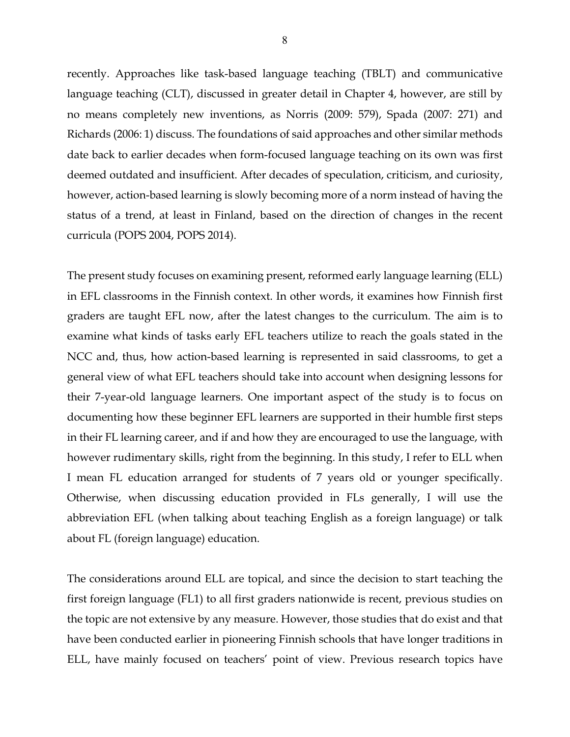recently. Approaches like task-based language teaching (TBLT) and communicative language teaching (CLT), discussed in greater detail in Chapter 4, however, are still by no means completely new inventions, as Norris (2009: 579), Spada (2007: 271) and Richards (2006: 1) discuss. The foundations of said approaches and other similar methods date back to earlier decades when form-focused language teaching on its own was first deemed outdated and insufficient. After decades of speculation, criticism, and curiosity, however, action-based learning is slowly becoming more of a norm instead of having the status of a trend, at least in Finland, based on the direction of changes in the recent curricula (POPS 2004, POPS 2014).

The present study focuses on examining present, reformed early language learning (ELL) in EFL classrooms in the Finnish context. In other words, it examines how Finnish first graders are taught EFL now, after the latest changes to the curriculum. The aim is to examine what kinds of tasks early EFL teachers utilize to reach the goals stated in the NCC and, thus, how action-based learning is represented in said classrooms, to get a general view of what EFL teachers should take into account when designing lessons for their 7-year-old language learners. One important aspect of the study is to focus on documenting how these beginner EFL learners are supported in their humble first steps in their FL learning career, and if and how they are encouraged to use the language, with however rudimentary skills, right from the beginning. In this study, I refer to ELL when I mean FL education arranged for students of 7 years old or younger specifically. Otherwise, when discussing education provided in FLs generally, I will use the abbreviation EFL (when talking about teaching English as a foreign language) or talk about FL (foreign language) education.

The considerations around ELL are topical, and since the decision to start teaching the first foreign language (FL1) to all first graders nationwide is recent, previous studies on the topic are not extensive by any measure. However, those studies that do exist and that have been conducted earlier in pioneering Finnish schools that have longer traditions in ELL, have mainly focused on teachers' point of view. Previous research topics have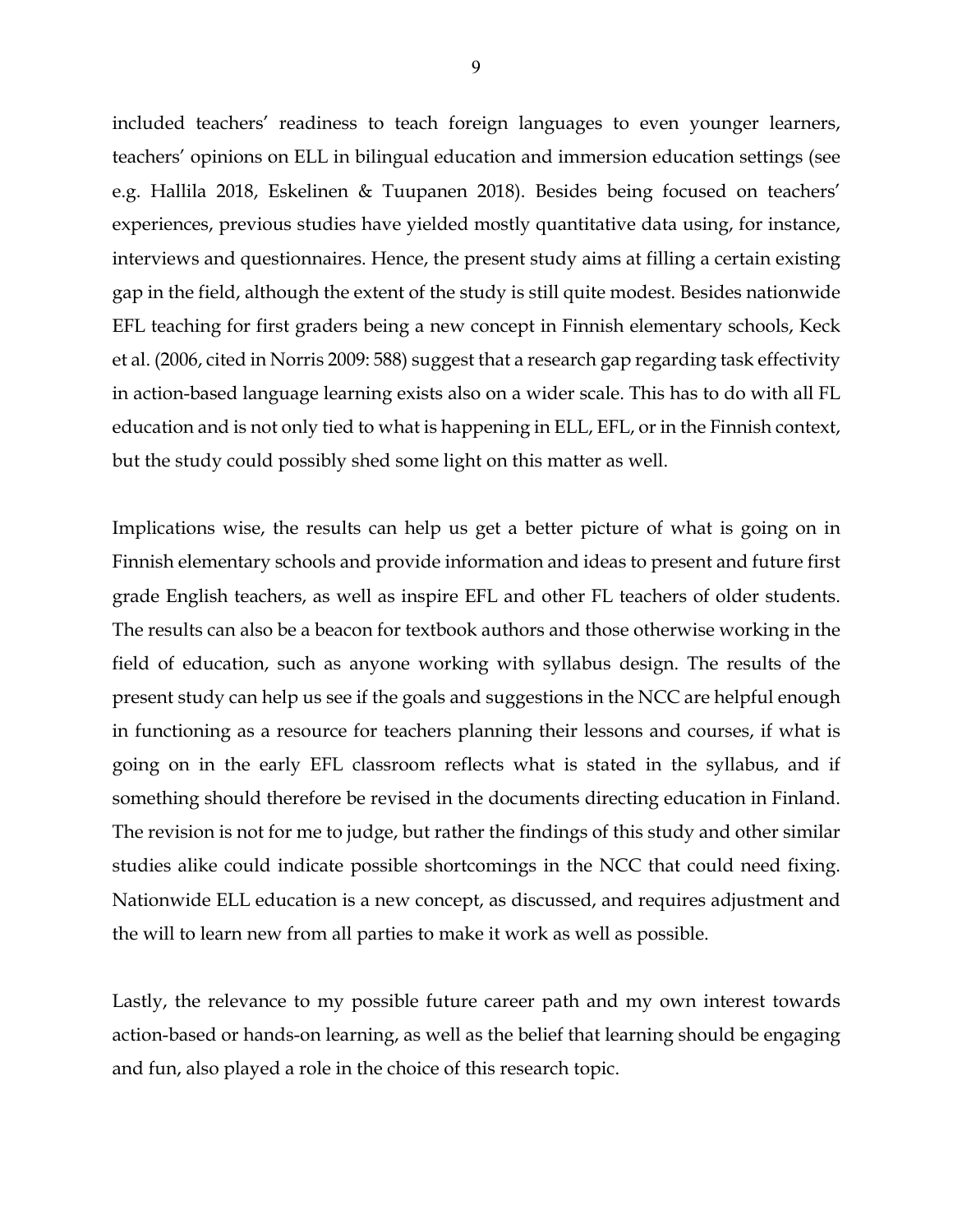included teachers' readiness to teach foreign languages to even younger learners, teachers' opinions on ELL in bilingual education and immersion education settings (see e.g. Hallila 2018, Eskelinen & Tuupanen 2018). Besides being focused on teachers' experiences, previous studies have yielded mostly quantitative data using, for instance, interviews and questionnaires. Hence, the present study aims at filling a certain existing gap in the field, although the extent of the study is still quite modest. Besides nationwide EFL teaching for first graders being a new concept in Finnish elementary schools, Keck et al. (2006, cited in Norris 2009: 588) suggest that a research gap regarding task effectivity in action-based language learning exists also on a wider scale. This has to do with all FL education and is not only tied to what is happening in ELL, EFL, or in the Finnish context, but the study could possibly shed some light on this matter as well.

Implications wise, the results can help us get a better picture of what is going on in Finnish elementary schools and provide information and ideas to present and future first grade English teachers, as well as inspire EFL and other FL teachers of older students. The results can also be a beacon for textbook authors and those otherwise working in the field of education, such as anyone working with syllabus design. The results of the present study can help us see if the goals and suggestions in the NCC are helpful enough in functioning as a resource for teachers planning their lessons and courses, if what is going on in the early EFL classroom reflects what is stated in the syllabus, and if something should therefore be revised in the documents directing education in Finland. The revision is not for me to judge, but rather the findings of this study and other similar studies alike could indicate possible shortcomings in the NCC that could need fixing. Nationwide ELL education is a new concept, as discussed, and requires adjustment and the will to learn new from all parties to make it work as well as possible.

Lastly, the relevance to my possible future career path and my own interest towards action-based or hands-on learning, as well as the belief that learning should be engaging and fun, also played a role in the choice of this research topic.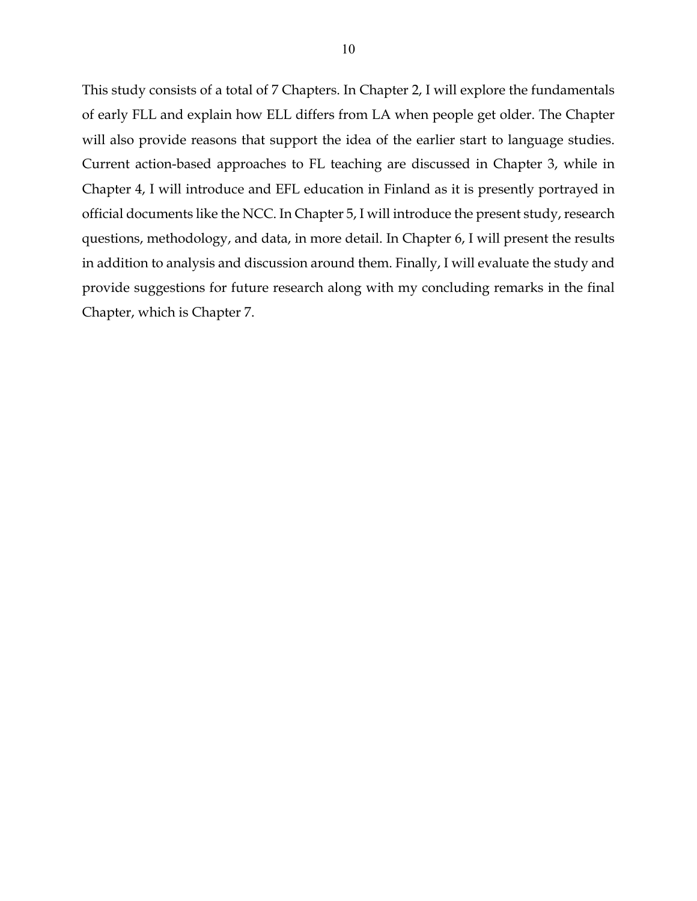This study consists of a total of 7 Chapters. In Chapter 2, I will explore the fundamentals of early FLL and explain how ELL differs from LA when people get older. The Chapter will also provide reasons that support the idea of the earlier start to language studies. Current action-based approaches to FL teaching are discussed in Chapter 3, while in Chapter 4, I will introduce and EFL education in Finland as it is presently portrayed in official documents like the NCC. In Chapter 5, I will introduce the present study, research questions, methodology, and data, in more detail. In Chapter 6, I will present the results in addition to analysis and discussion around them. Finally, I will evaluate the study and provide suggestions for future research along with my concluding remarks in the final Chapter, which is Chapter 7.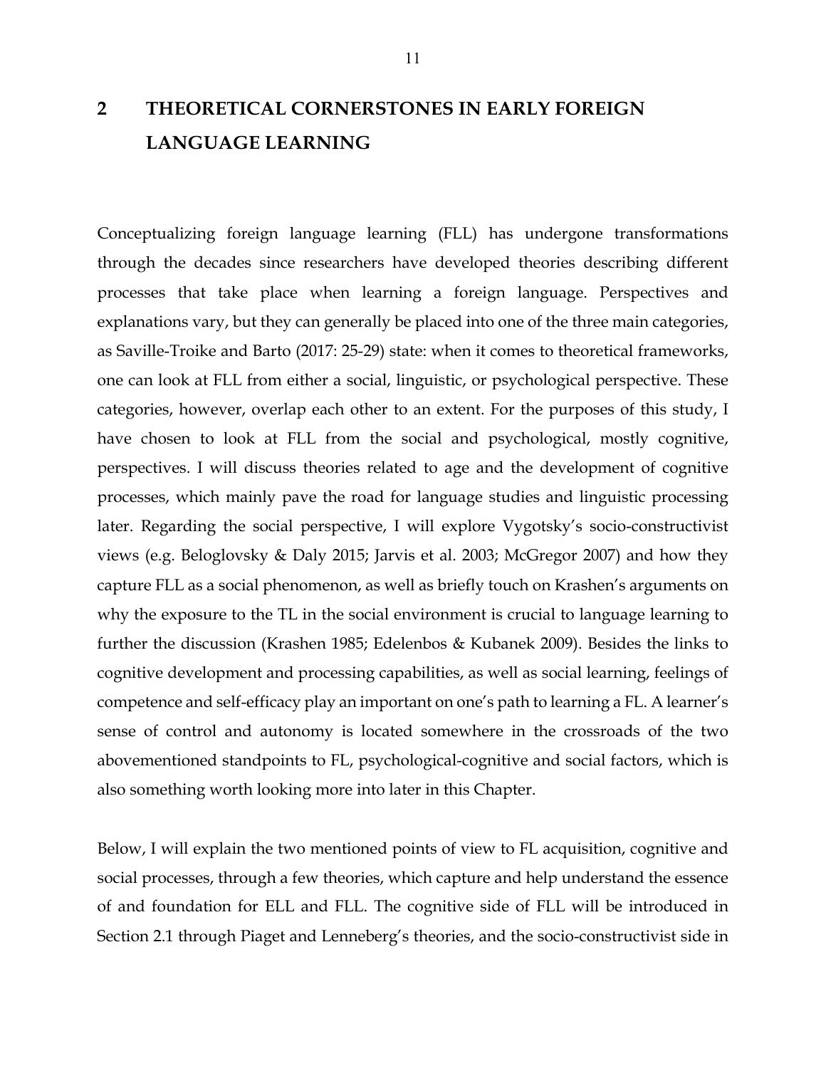# 2 THEORETICAL CORNERSTONES IN EARLY FOREIGN LANGUAGE LEARNING

Conceptualizing foreign language learning (FLL) has undergone transformations through the decades since researchers have developed theories describing different processes that take place when learning a foreign language. Perspectives and explanations vary, but they can generally be placed into one of the three main categories, as Saville-Troike and Barto (2017: 25-29) state: when it comes to theoretical frameworks, one can look at FLL from either a social, linguistic, or psychological perspective. These categories, however, overlap each other to an extent. For the purposes of this study, I have chosen to look at FLL from the social and psychological, mostly cognitive, perspectives. I will discuss theories related to age and the development of cognitive processes, which mainly pave the road for language studies and linguistic processing later. Regarding the social perspective, I will explore Vygotsky's socio-constructivist views (e.g. Beloglovsky & Daly 2015; Jarvis et al. 2003; McGregor 2007) and how they capture FLL as a social phenomenon, as well as briefly touch on Krashen's arguments on why the exposure to the TL in the social environment is crucial to language learning to further the discussion (Krashen 1985; Edelenbos & Kubanek 2009). Besides the links to cognitive development and processing capabilities, as well as social learning, feelings of competence and self-efficacy play an important on one's path to learning a FL. A learner's sense of control and autonomy is located somewhere in the crossroads of the two abovementioned standpoints to FL, psychological-cognitive and social factors, which is also something worth looking more into later in this Chapter.

Below, I will explain the two mentioned points of view to FL acquisition, cognitive and social processes, through a few theories, which capture and help understand the essence of and foundation for ELL and FLL. The cognitive side of FLL will be introduced in Section 2.1 through Piaget and Lenneberg's theories, and the socio-constructivist side in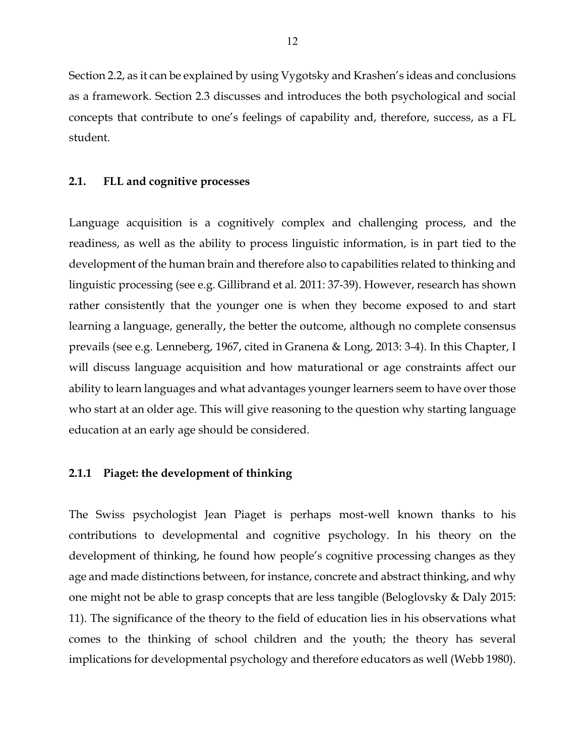Section 2.2, as it can be explained by using Vygotsky and Krashen's ideas and conclusions as a framework. Section 2.3 discusses and introduces the both psychological and social concepts that contribute to one's feelings of capability and, therefore, success, as a FL student.

## 2.1. FLL and cognitive processes

Language acquisition is a cognitively complex and challenging process, and the readiness, as well as the ability to process linguistic information, is in part tied to the development of the human brain and therefore also to capabilities related to thinking and linguistic processing (see e.g. Gillibrand et al. 2011: 37-39). However, research has shown rather consistently that the younger one is when they become exposed to and start learning a language, generally, the better the outcome, although no complete consensus prevails (see e.g. Lenneberg, 1967, cited in Granena & Long, 2013: 3-4). In this Chapter, I will discuss language acquisition and how maturational or age constraints affect our ability to learn languages and what advantages younger learners seem to have over those who start at an older age. This will give reasoning to the question why starting language education at an early age should be considered.

### 2.1.1 Piaget: the development of thinking

The Swiss psychologist Jean Piaget is perhaps most-well known thanks to his contributions to developmental and cognitive psychology. In his theory on the development of thinking, he found how people's cognitive processing changes as they age and made distinctions between, for instance, concrete and abstract thinking, and why one might not be able to grasp concepts that are less tangible (Beloglovsky & Daly 2015: 11). The significance of the theory to the field of education lies in his observations what comes to the thinking of school children and the youth; the theory has several implications for developmental psychology and therefore educators as well (Webb 1980).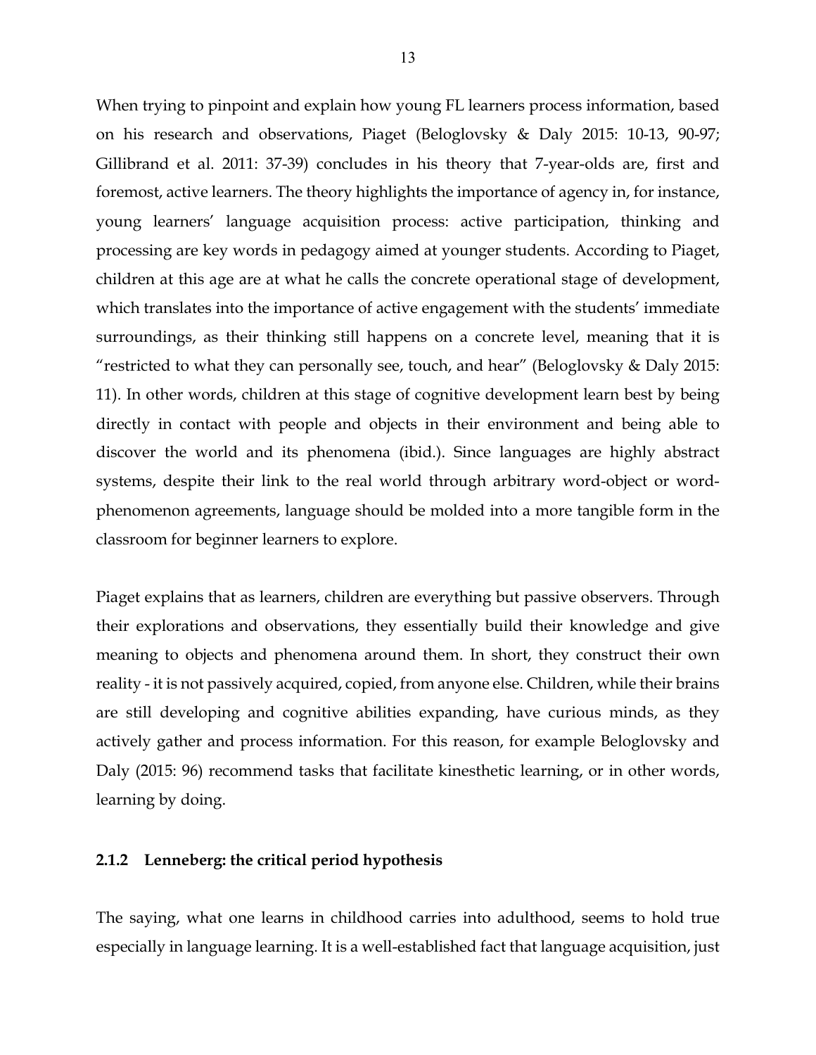When trying to pinpoint and explain how young FL learners process information, based on his research and observations, Piaget (Beloglovsky & Daly 2015: 10-13, 90-97; Gillibrand et al. 2011: 37-39) concludes in his theory that 7-year-olds are, first and foremost, active learners. The theory highlights the importance of agency in, for instance, young learners' language acquisition process: active participation, thinking and processing are key words in pedagogy aimed at younger students. According to Piaget, children at this age are at what he calls the concrete operational stage of development, which translates into the importance of active engagement with the students' immediate surroundings, as their thinking still happens on a concrete level, meaning that it is "restricted to what they can personally see, touch, and hear" (Beloglovsky & Daly 2015: 11). In other words, children at this stage of cognitive development learn best by being directly in contact with people and objects in their environment and being able to discover the world and its phenomena (ibid.). Since languages are highly abstract systems, despite their link to the real world through arbitrary word-object or word-phenomenon agreements, language should be molded into a more tangible form in the classroom for beginner learners to explore.

Piaget explains that as learners, children are everything but passive observers. Through their explorations and observations, they essentially build their knowledge and give meaning to objects and phenomena around them. In short, they construct their own reality - it is not passively acquired, copied, from anyone else. Children, while their brains are still developing and cognitive abilities expanding, have curious minds, as they actively gather and process information. For this reason, for example Beloglovsky and Daly (2015: 96) recommend tasks that facilitate kinesthetic learning, or in other words, learning by doing.

### 2.1.2 Lenneberg: the critical period hypothesis

The saying, what one learns in childhood carries into adulthood, seems to hold true especially in language learning. It is a well-established fact that language acquisition, just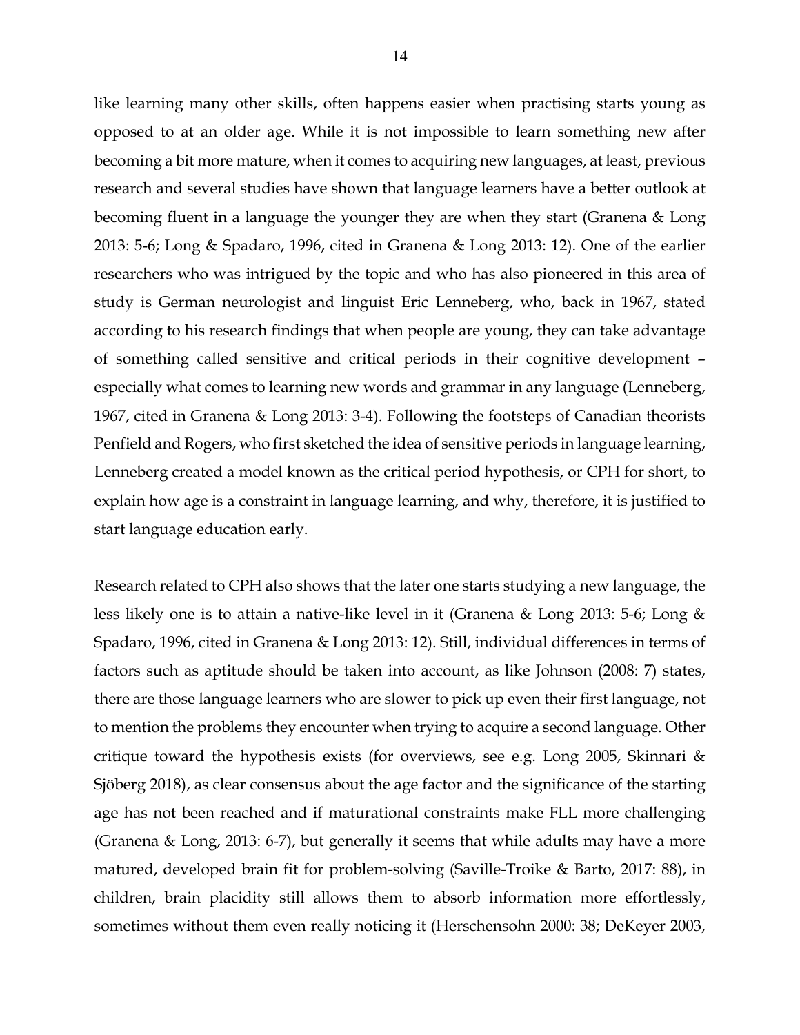like learning many other skills, often happens easier when practising starts young as opposed to at an older age. While it is not impossible to learn something new after becoming a bit more mature, when it comes to acquiring new languages, at least, previous research and several studies have shown that language learners have a better outlook at becoming fluent in a language the younger they are when they start (Granena & Long 2013: 5-6; Long & Spadaro, 1996, cited in Granena & Long 2013: 12). One of the earlier researchers who was intrigued by the topic and who has also pioneered in this area of study is German neurologist and linguist Eric Lenneberg, who, back in 1967, stated according to his research findings that when people are young, they can take advantage of something called sensitive and critical periods in their cognitive development – especially what comes to learning new words and grammar in any language (Lenneberg, 1967, cited in Granena & Long 2013: 3-4). Following the footsteps of Canadian theorists Penfield and Rogers, who first sketched the idea of sensitive periods in language learning, Lenneberg created a model known as the critical period hypothesis, or CPH for short, to explain how age is a constraint in language learning, and why, therefore, it is justified to start language education early.

Research related to CPH also shows that the later one starts studying a new language, the less likely one is to attain a native-like level in it (Granena & Long 2013: 5-6; Long & Spadaro, 1996, cited in Granena & Long 2013: 12). Still, individual differences in terms of factors such as aptitude should be taken into account, as like Johnson (2008: 7) states, there are those language learners who are slower to pick up even their first language, not to mention the problems they encounter when trying to acquire a second language. Other critique toward the hypothesis exists (for overviews, see e.g. Long 2005, Skinnari & Sjöberg 2018), as clear consensus about the age factor and the significance of the starting age has not been reached and if maturational constraints make FLL more challenging (Granena & Long, 2013: 6-7), but generally it seems that while adults may have a more matured, developed brain fit for problem-solving (Saville-Troike & Barto, 2017: 88), in children, brain placidity still allows them to absorb information more effortlessly, sometimes without them even really noticing it (Herschensohn 2000: 38; DeKeyer 2003,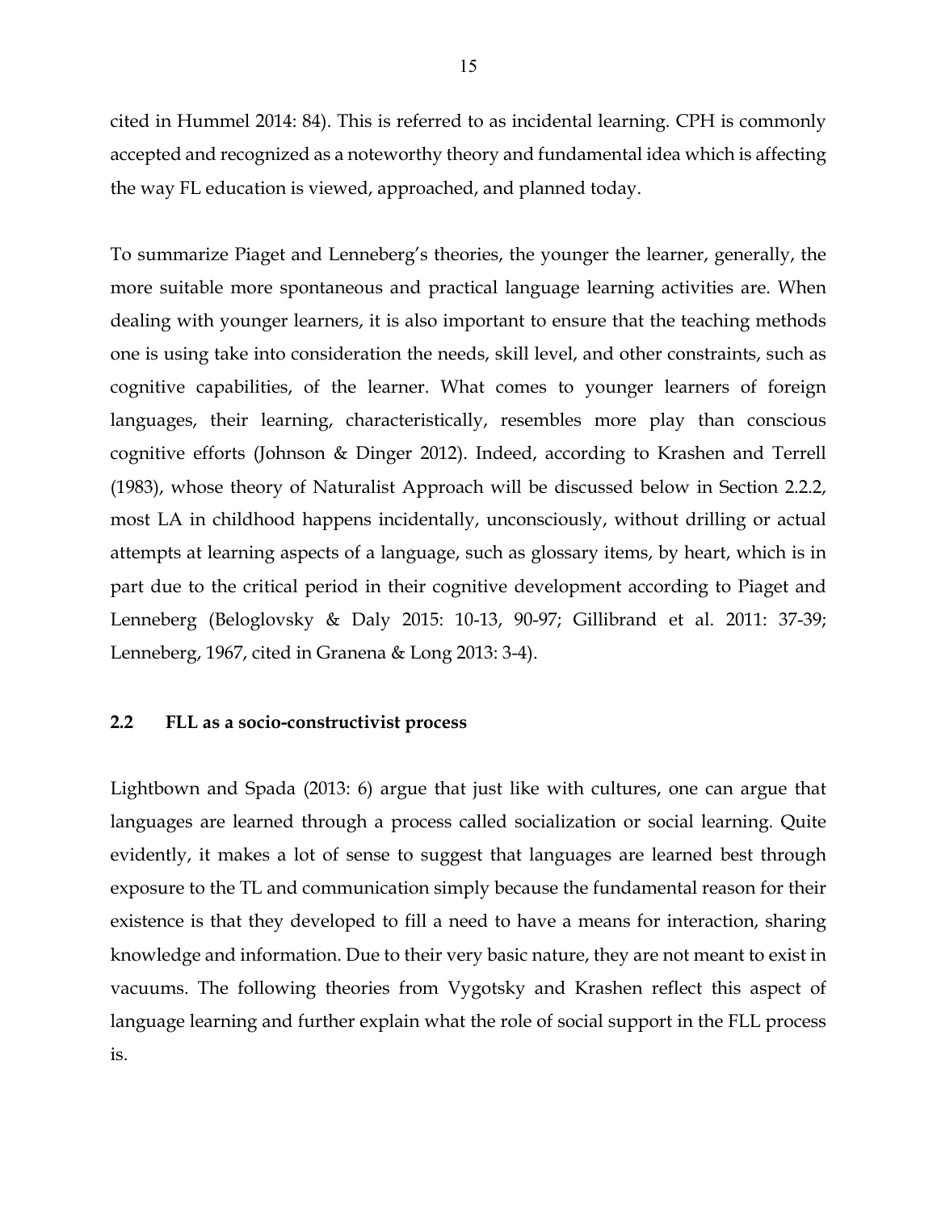cited in Hummel 2014: 84). This is referred to as incidental learning. CPH is commonly accepted and recognized as a noteworthy theory and fundamental idea which is affecting the way FL education is viewed, approached, and planned today.

To summarize Piaget and Lenneberg's theories, the younger the learner, generally, the more suitable more spontaneous and practical language learning activities are. When dealing with younger learners, it is also important to ensure that the teaching methods one is using take into consideration the needs, skill level, and other constraints, such as cognitive capabilities, of the learner. What comes to younger learners of foreign languages, their learning, characteristically, resembles more play than conscious cognitive efforts (Johnson & Dinger 2012). Indeed, according to Krashen and Terrell (1983), whose theory of Naturalist Approach will be discussed below in Section 2.2.2, most LA in childhood happens incidentally, unconsciously, without drilling or actual attempts at learning aspects of a language, such as glossary items, by heart, which is in part due to the critical period in their cognitive development according to Piaget and Lenneberg (Beloglovsky & Daly 2015: 10-13, 90-97; Gillibrand et al. 2011: 37-39; Lenneberg, 1967, cited in Granena & Long 2013: 3-4).

## 2.2 FLL as a socio-constructivist process

Lightbown and Spada (2013: 6) argue that just like with cultures, one can argue that languages are learned through a process called socialization or social learning. Quite evidently, it makes a lot of sense to suggest that languages are learned best through exposure to the TL and communication simply because the fundamental reason for their existence is that they developed to fill a need to have a means for interaction, sharing knowledge and information. Due to their very basic nature, they are not meant to exist in vacuums. The following theories from Vygotsky and Krashen reflect this aspect of language learning and further explain what the role of social support in the FLL process is.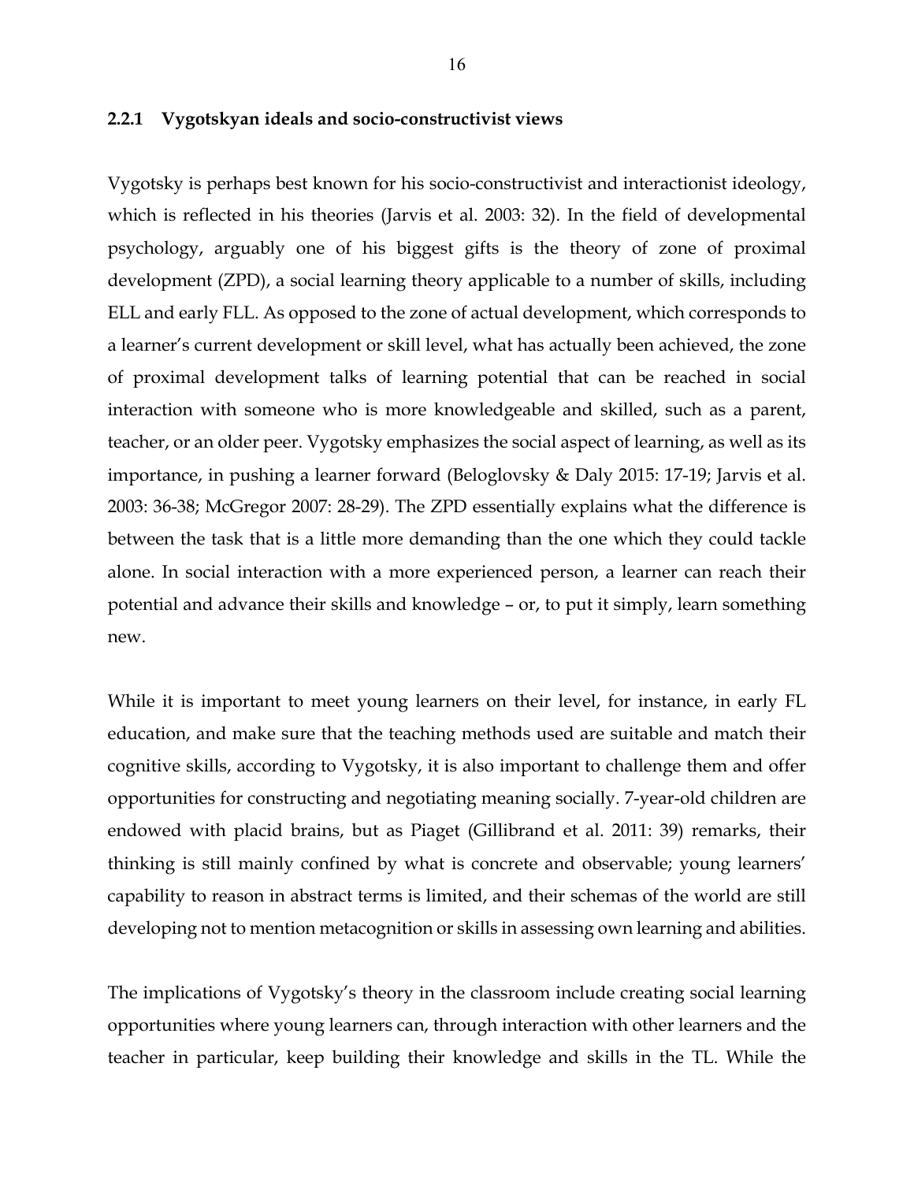### 2.2.1 Vygotskyan ideals and socio-constructivist views

Vygotsky is perhaps best known for his socio-constructivist and interactionist ideology, which is reflected in his theories (Jarvis et al. 2003: 32). In the field of developmental psychology, arguably one of his biggest gifts is the theory of zone of proximal development (ZPD), a social learning theory applicable to a number of skills, including ELL and early FLL. As opposed to the zone of actual development, which corresponds to a learner's current development or skill level, what has actually been achieved, the zone of proximal development talks of learning potential that can be reached in social interaction with someone who is more knowledgeable and skilled, such as a parent, teacher, or an older peer. Vygotsky emphasizes the social aspect of learning, as well as its importance, in pushing a learner forward (Beloglovsky & Daly 2015: 17-19; Jarvis et al. 2003: 36-38; McGregor 2007: 28-29). The ZPD essentially explains what the difference is between the task that is a little more demanding than the one which they could tackle alone. In social interaction with a more experienced person, a learner can reach their potential and advance their skills and knowledge – or, to put it simply, learn something new.

While it is important to meet young learners on their level, for instance, in early FL education, and make sure that the teaching methods used are suitable and match their cognitive skills, according to Vygotsky, it is also important to challenge them and offer opportunities for constructing and negotiating meaning socially. 7-year-old children are endowed with placid brains, but as Piaget (Gillibrand et al. 2011: 39) remarks, their thinking is still mainly confined by what is concrete and observable; young learners' capability to reason in abstract terms is limited, and their schemas of the world are still developing not to mention metacognition or skills in assessing own learning and abilities.

The implications of Vygotsky's theory in the classroom include creating social learning opportunities where young learners can, through interaction with other learners and the teacher in particular, keep building their knowledge and skills in the TL. While the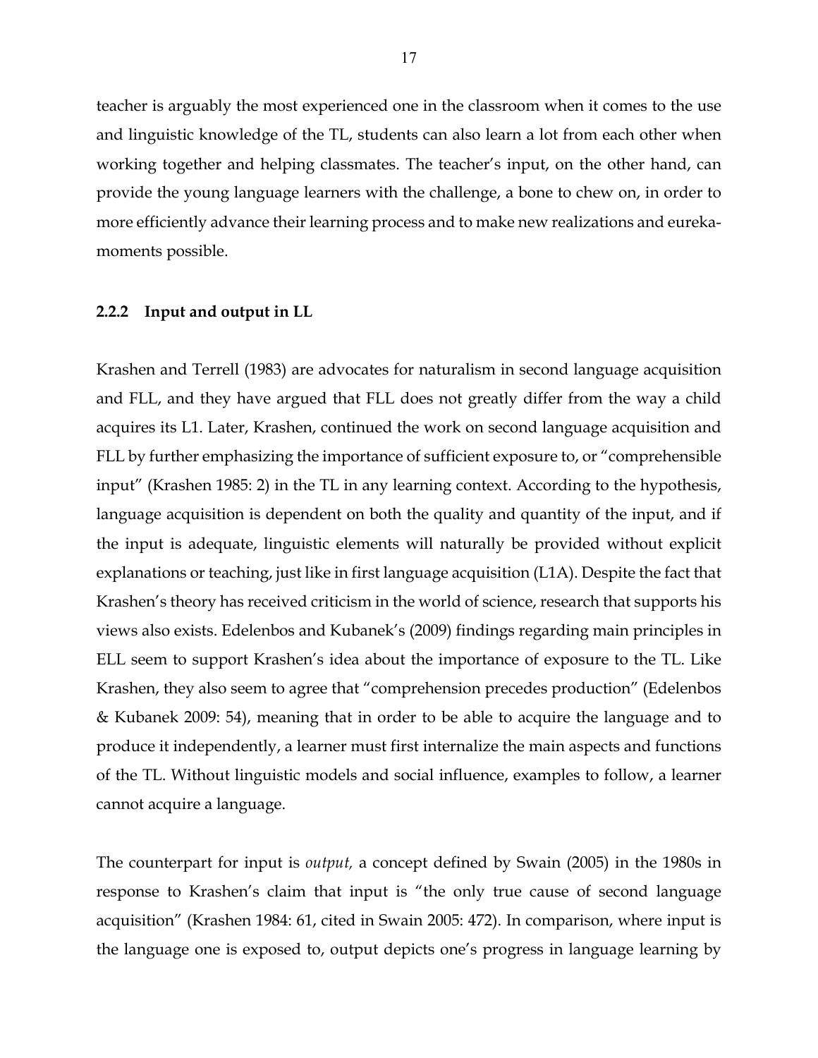teacher is arguably the most experienced one in the classroom when it comes to the use and linguistic knowledge of the TL, students can also learn a lot from each other when working together and helping classmates. The teacher's input, on the other hand, can provide the young language learners with the challenge, a bone to chew on, in order to more efficiently advance their learning process and to make new realizations and eureka-moments possible.

### 2.2.2 Input and output in LL

Krashen and Terrell (1983) are advocates for naturalism in second language acquisition and FLL, and they have argued that FLL does not greatly differ from the way a child acquires its L1. Later, Krashen, continued the work on second language acquisition and FLL by further emphasizing the importance of sufficient exposure to, or "comprehensible input" (Krashen 1985: 2) in the TL in any learning context. According to the hypothesis, language acquisition is dependent on both the quality and quantity of the input, and if the input is adequate, linguistic elements will naturally be provided without explicit explanations or teaching, just like in first language acquisition (L1A). Despite the fact that Krashen's theory has received criticism in the world of science, research that supports his views also exists. Edelenbos and Kubanek's (2009) findings regarding main principles in ELL seem to support Krashen's idea about the importance of exposure to the TL. Like Krashen, they also seem to agree that "comprehension precedes production" (Edelenbos & Kubanek 2009: 54), meaning that in order to be able to acquire the language and to produce it independently, a learner must first internalize the main aspects and functions of the TL. Without linguistic models and social influence, examples to follow, a learner cannot acquire a language.

The counterpart for input is *output,* a concept defined by Swain (2005) in the 1980s in response to Krashen's claim that input is "the only true cause of second language acquisition" (Krashen 1984: 61, cited in Swain 2005: 472). In comparison, where input is the language one is exposed to, output depicts one's progress in language learning by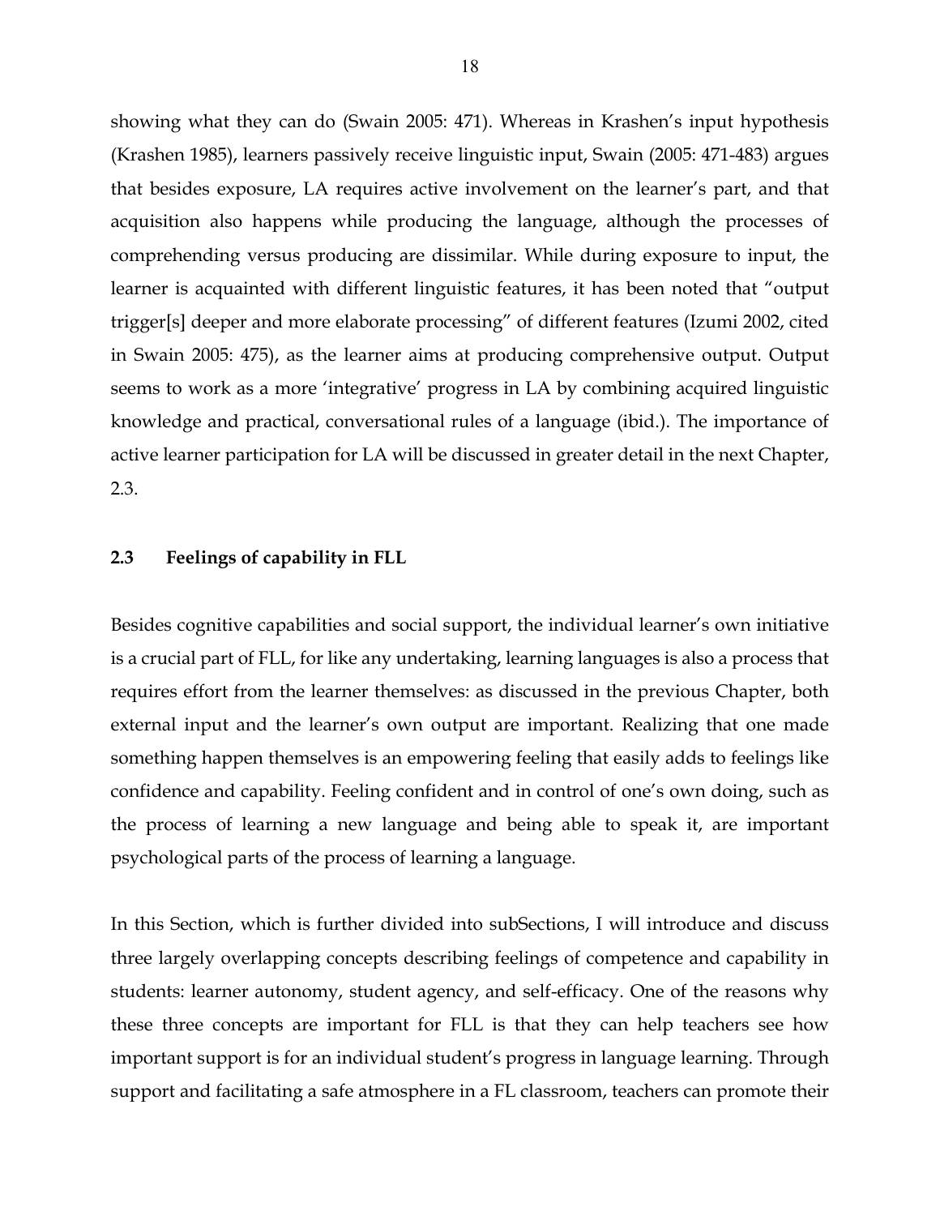showing what they can do (Swain 2005: 471). Whereas in Krashen's input hypothesis (Krashen 1985), learners passively receive linguistic input, Swain (2005: 471-483) argues that besides exposure, LA requires active involvement on the learner's part, and that acquisition also happens while producing the language, although the processes of comprehending versus producing are dissimilar. While during exposure to input, the learner is acquainted with different linguistic features, it has been noted that "output trigger[s] deeper and more elaborate processing" of different features (Izumi 2002, cited in Swain 2005: 475), as the learner aims at producing comprehensive output. Output seems to work as a more 'integrative' progress in LA by combining acquired linguistic knowledge and practical, conversational rules of a language (ibid.). The importance of active learner participation for LA will be discussed in greater detail in the next Chapter, 2.3.

## 2.3 Feelings of capability in FLL

Besides cognitive capabilities and social support, the individual learner's own initiative is a crucial part of FLL, for like any undertaking, learning languages is also a process that requires effort from the learner themselves: as discussed in the previous Chapter, both external input and the learner's own output are important. Realizing that one made something happen themselves is an empowering feeling that easily adds to feelings like confidence and capability. Feeling confident and in control of one's own doing, such as the process of learning a new language and being able to speak it, are important psychological parts of the process of learning a language.

In this Section, which is further divided into subSections, I will introduce and discuss three largely overlapping concepts describing feelings of competence and capability in students: learner autonomy, student agency, and self-efficacy. One of the reasons why these three concepts are important for FLL is that they can help teachers see how important support is for an individual student's progress in language learning. Through support and facilitating a safe atmosphere in a FL classroom, teachers can promote their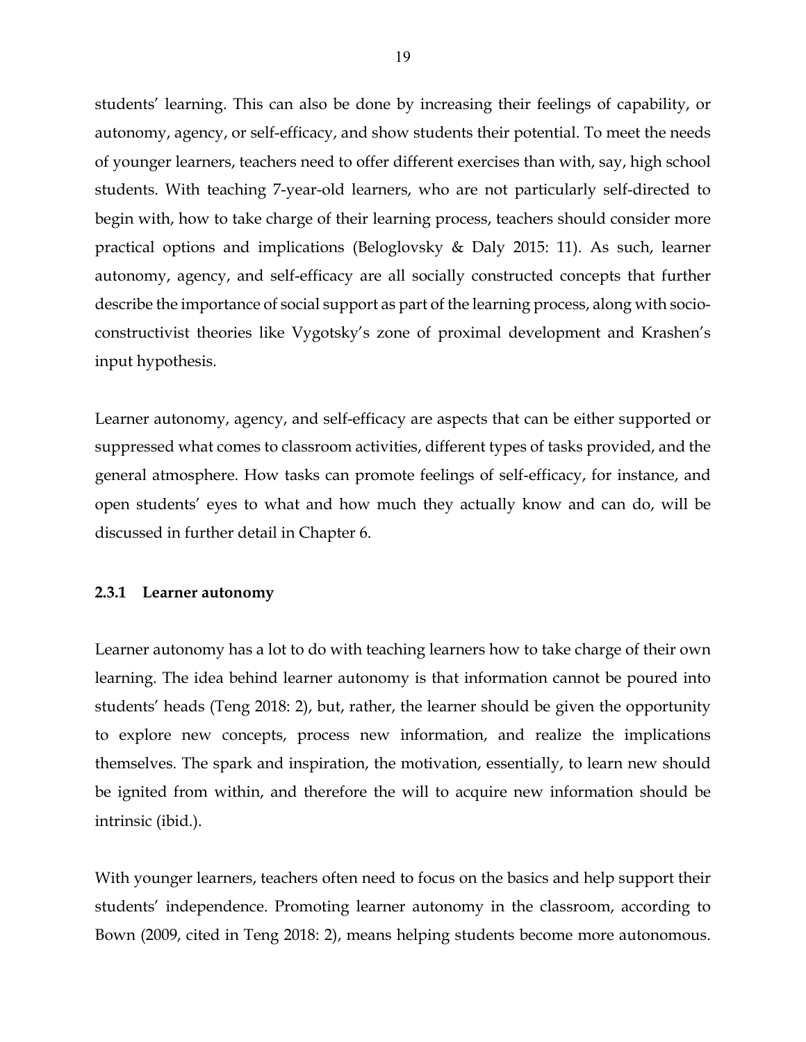students' learning. This can also be done by increasing their feelings of capability, or autonomy, agency, or self-efficacy, and show students their potential. To meet the needs of younger learners, teachers need to offer different exercises than with, say, high school students. With teaching 7-year-old learners, who are not particularly self-directed to begin with, how to take charge of their learning process, teachers should consider more practical options and implications (Beloglovsky & Daly 2015: 11). As such, learner autonomy, agency, and self-efficacy are all socially constructed concepts that further describe the importance of social support as part of the learning process, along with socio-constructivist theories like Vygotsky's zone of proximal development and Krashen's input hypothesis.

Learner autonomy, agency, and self-efficacy are aspects that can be either supported or suppressed what comes to classroom activities, different types of tasks provided, and the general atmosphere. How tasks can promote feelings of self-efficacy, for instance, and open students' eyes to what and how much they actually know and can do, will be discussed in further detail in Chapter 6.

### 2.3.1 Learner autonomy

Learner autonomy has a lot to do with teaching learners how to take charge of their own learning. The idea behind learner autonomy is that information cannot be poured into students' heads (Teng 2018: 2), but, rather, the learner should be given the opportunity to explore new concepts, process new information, and realize the implications themselves. The spark and inspiration, the motivation, essentially, to learn new should be ignited from within, and therefore the will to acquire new information should be intrinsic (ibid.).

With younger learners, teachers often need to focus on the basics and help support their students' independence. Promoting learner autonomy in the classroom, according to Bown (2009, cited in Teng 2018: 2), means helping students become more autonomous.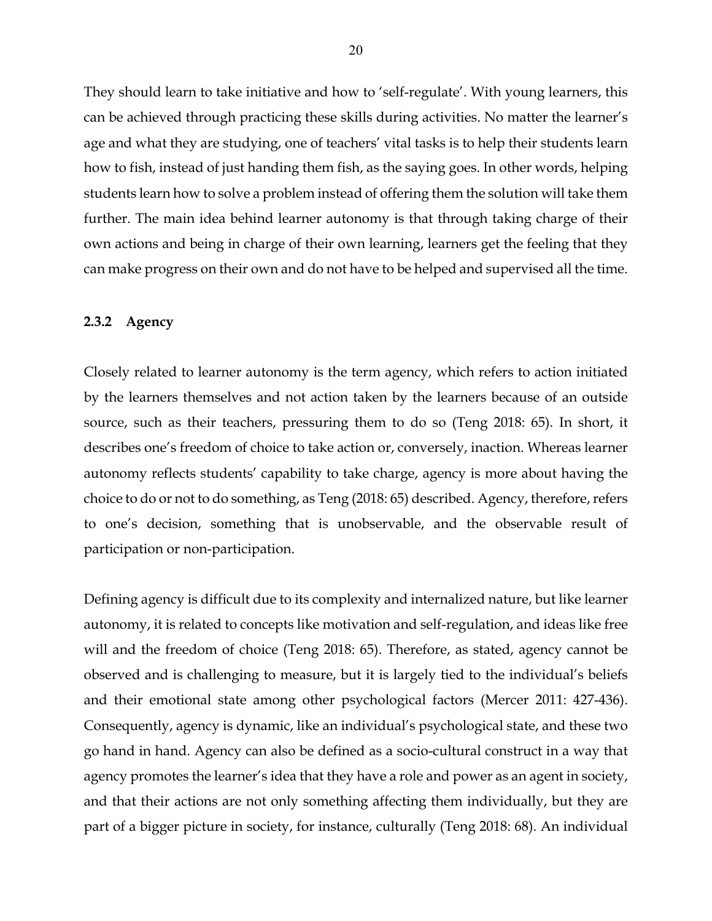They should learn to take initiative and how to 'self-regulate'. With young learners, this can be achieved through practicing these skills during activities. No matter the learner's age and what they are studying, one of teachers' vital tasks is to help their students learn how to fish, instead of just handing them fish, as the saying goes. In other words, helping students learn how to solve a problem instead of offering them the solution will take them further. The main idea behind learner autonomy is that through taking charge of their own actions and being in charge of their own learning, learners get the feeling that they can make progress on their own and do not have to be helped and supervised all the time.

### 2.3.2 Agency

Closely related to learner autonomy is the term agency, which refers to action initiated by the learners themselves and not action taken by the learners because of an outside source, such as their teachers, pressuring them to do so (Teng 2018: 65). In short, it describes one's freedom of choice to take action or, conversely, inaction. Whereas learner autonomy reflects students' capability to take charge, agency is more about having the choice to do or not to do something, as Teng (2018: 65) described. Agency, therefore, refers to one's decision, something that is unobservable, and the observable result of participation or non-participation.

Defining agency is difficult due to its complexity and internalized nature, but like learner autonomy, it is related to concepts like motivation and self-regulation, and ideas like free will and the freedom of choice (Teng 2018: 65). Therefore, as stated, agency cannot be observed and is challenging to measure, but it is largely tied to the individual's beliefs and their emotional state among other psychological factors (Mercer 2011: 427-436). Consequently, agency is dynamic, like an individual's psychological state, and these two go hand in hand. Agency can also be defined as a socio-cultural construct in a way that agency promotes the learner's idea that they have a role and power as an agent in society, and that their actions are not only something affecting them individually, but they are part of a bigger picture in society, for instance, culturally (Teng 2018: 68). An individual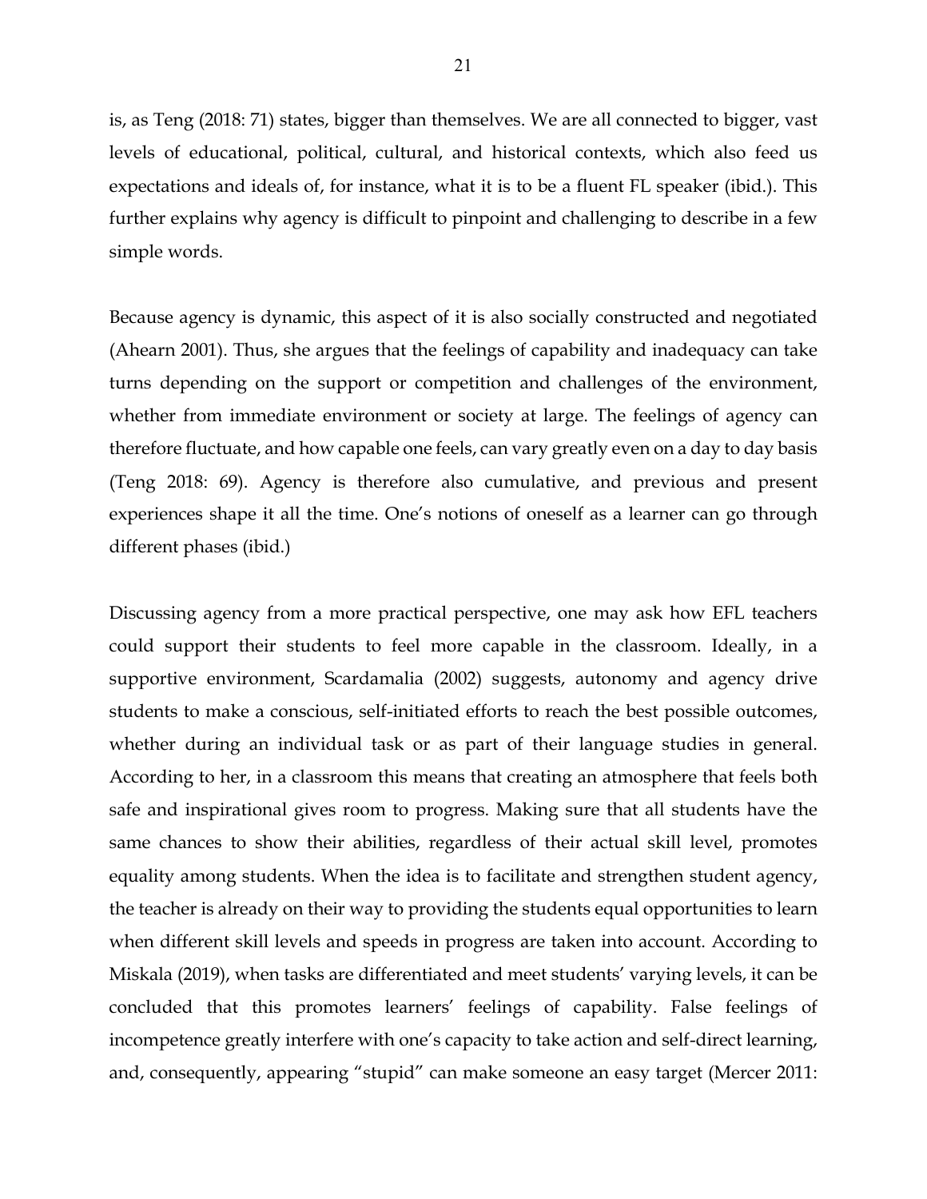is, as Teng (2018: 71) states, bigger than themselves. We are all connected to bigger, vast levels of educational, political, cultural, and historical contexts, which also feed us expectations and ideals of, for instance, what it is to be a fluent FL speaker (ibid.). This further explains why agency is difficult to pinpoint and challenging to describe in a few simple words.

Because agency is dynamic, this aspect of it is also socially constructed and negotiated (Ahearn 2001). Thus, she argues that the feelings of capability and inadequacy can take turns depending on the support or competition and challenges of the environment, whether from immediate environment or society at large. The feelings of agency can therefore fluctuate, and how capable one feels, can vary greatly even on a day to day basis (Teng 2018: 69). Agency is therefore also cumulative, and previous and present experiences shape it all the time. One's notions of oneself as a learner can go through different phases (ibid.)

Discussing agency from a more practical perspective, one may ask how EFL teachers could support their students to feel more capable in the classroom. Ideally, in a supportive environment, Scardamalia (2002) suggests, autonomy and agency drive students to make a conscious, self-initiated efforts to reach the best possible outcomes, whether during an individual task or as part of their language studies in general. According to her, in a classroom this means that creating an atmosphere that feels both safe and inspirational gives room to progress. Making sure that all students have the same chances to show their abilities, regardless of their actual skill level, promotes equality among students. When the idea is to facilitate and strengthen student agency, the teacher is already on their way to providing the students equal opportunities to learn when different skill levels and speeds in progress are taken into account. According to Miskala (2019), when tasks are differentiated and meet students' varying levels, it can be concluded that this promotes learners' feelings of capability. False feelings of incompetence greatly interfere with one's capacity to take action and self-direct learning, and, consequently, appearing "stupid" can make someone an easy target (Mercer 2011: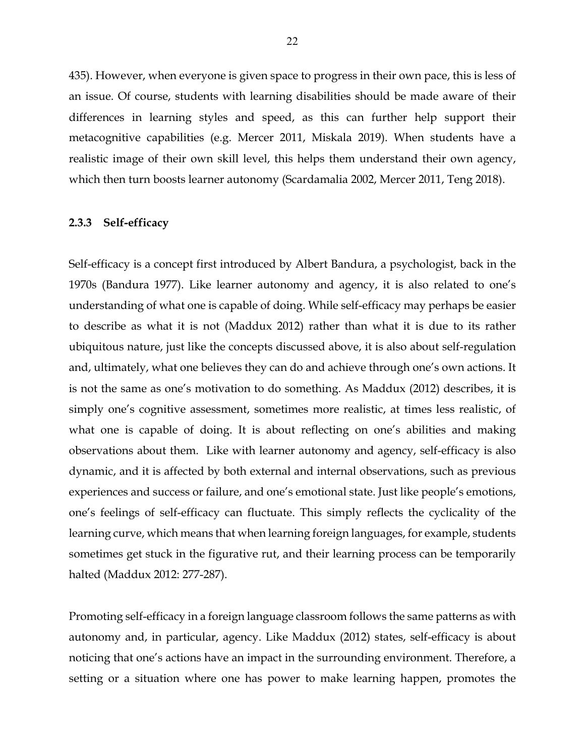435). However, when everyone is given space to progress in their own pace, this is less of an issue. Of course, students with learning disabilities should be made aware of their differences in learning styles and speed, as this can further help support their metacognitive capabilities (e.g. Mercer 2011, Miskala 2019). When students have a realistic image of their own skill level, this helps them understand their own agency, which then turn boosts learner autonomy (Scardamalia 2002, Mercer 2011, Teng 2018).

### 2.3.3 Self-efficacy

Self-efficacy is a concept first introduced by Albert Bandura, a psychologist, back in the 1970s (Bandura 1977). Like learner autonomy and agency, it is also related to one's understanding of what one is capable of doing. While self-efficacy may perhaps be easier to describe as what it is not (Maddux 2012) rather than what it is due to its rather ubiquitous nature, just like the concepts discussed above, it is also about self-regulation and, ultimately, what one believes they can do and achieve through one's own actions. It is not the same as one's motivation to do something. As Maddux (2012) describes, it is simply one's cognitive assessment, sometimes more realistic, at times less realistic, of what one is capable of doing. It is about reflecting on one's abilities and making observations about them. Like with learner autonomy and agency, self-efficacy is also dynamic, and it is affected by both external and internal observations, such as previous experiences and success or failure, and one's emotional state. Just like people's emotions, one's feelings of self-efficacy can fluctuate. This simply reflects the cyclicality of the learning curve, which means that when learning foreign languages, for example, students sometimes get stuck in the figurative rut, and their learning process can be temporarily halted (Maddux 2012: 277-287).

Promoting self-efficacy in a foreign language classroom follows the same patterns as with autonomy and, in particular, agency. Like Maddux (2012) states, self-efficacy is about noticing that one's actions have an impact in the surrounding environment. Therefore, a setting or a situation where one has power to make learning happen, promotes the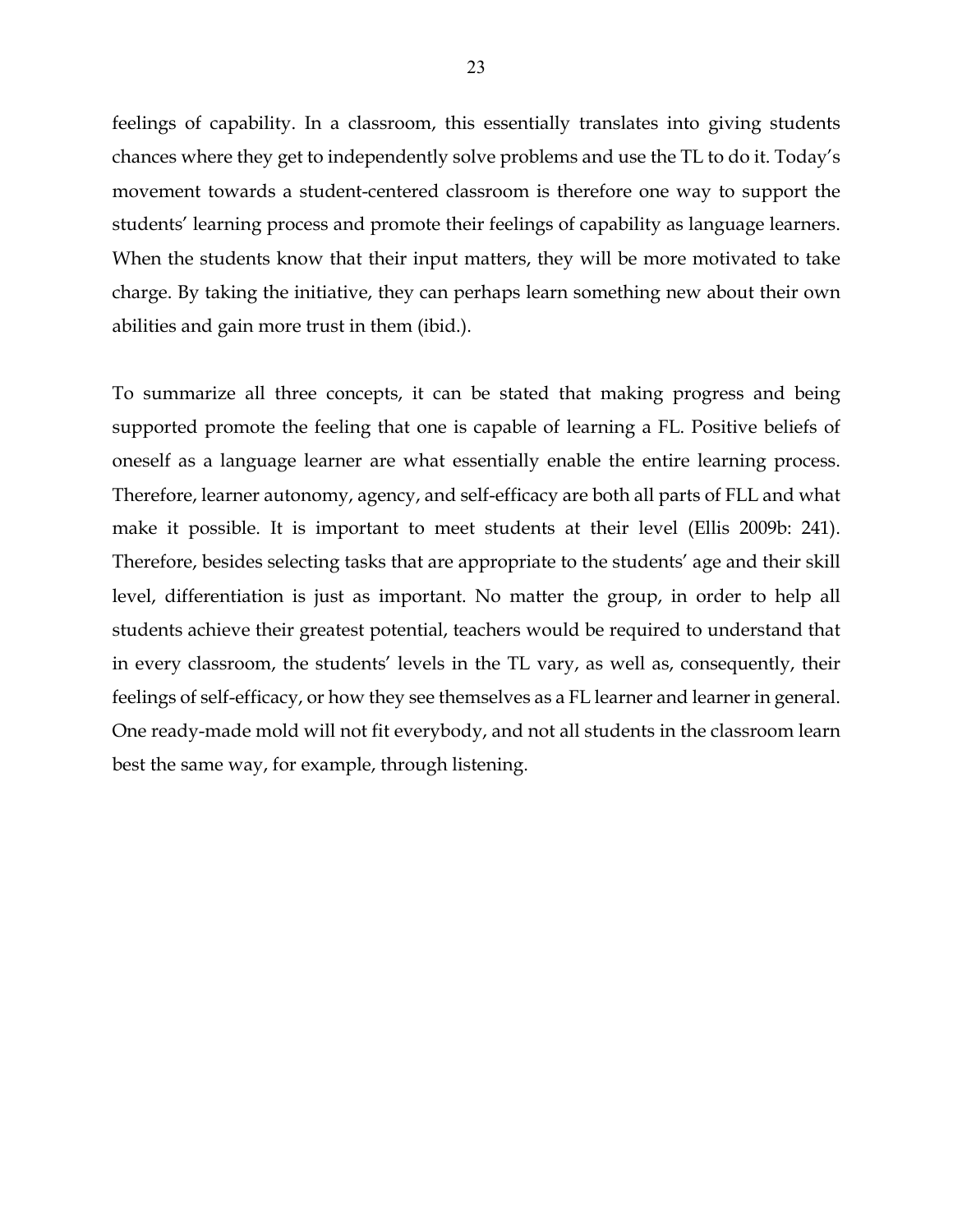feelings of capability. In a classroom, this essentially translates into giving students chances where they get to independently solve problems and use the TL to do it. Today's movement towards a student-centered classroom is therefore one way to support the students' learning process and promote their feelings of capability as language learners. When the students know that their input matters, they will be more motivated to take charge. By taking the initiative, they can perhaps learn something new about their own abilities and gain more trust in them (ibid.).

To summarize all three concepts, it can be stated that making progress and being supported promote the feeling that one is capable of learning a FL. Positive beliefs of oneself as a language learner are what essentially enable the entire learning process. Therefore, learner autonomy, agency, and self-efficacy are both all parts of FLL and what make it possible. It is important to meet students at their level (Ellis 2009b: 241). Therefore, besides selecting tasks that are appropriate to the students' age and their skill level, differentiation is just as important. No matter the group, in order to help all students achieve their greatest potential, teachers would be required to understand that in every classroom, the students' levels in the TL vary, as well as, consequently, their feelings of self-efficacy, or how they see themselves as a FL learner and learner in general. One ready-made mold will not fit everybody, and not all students in the classroom learn best the same way, for example, through listening.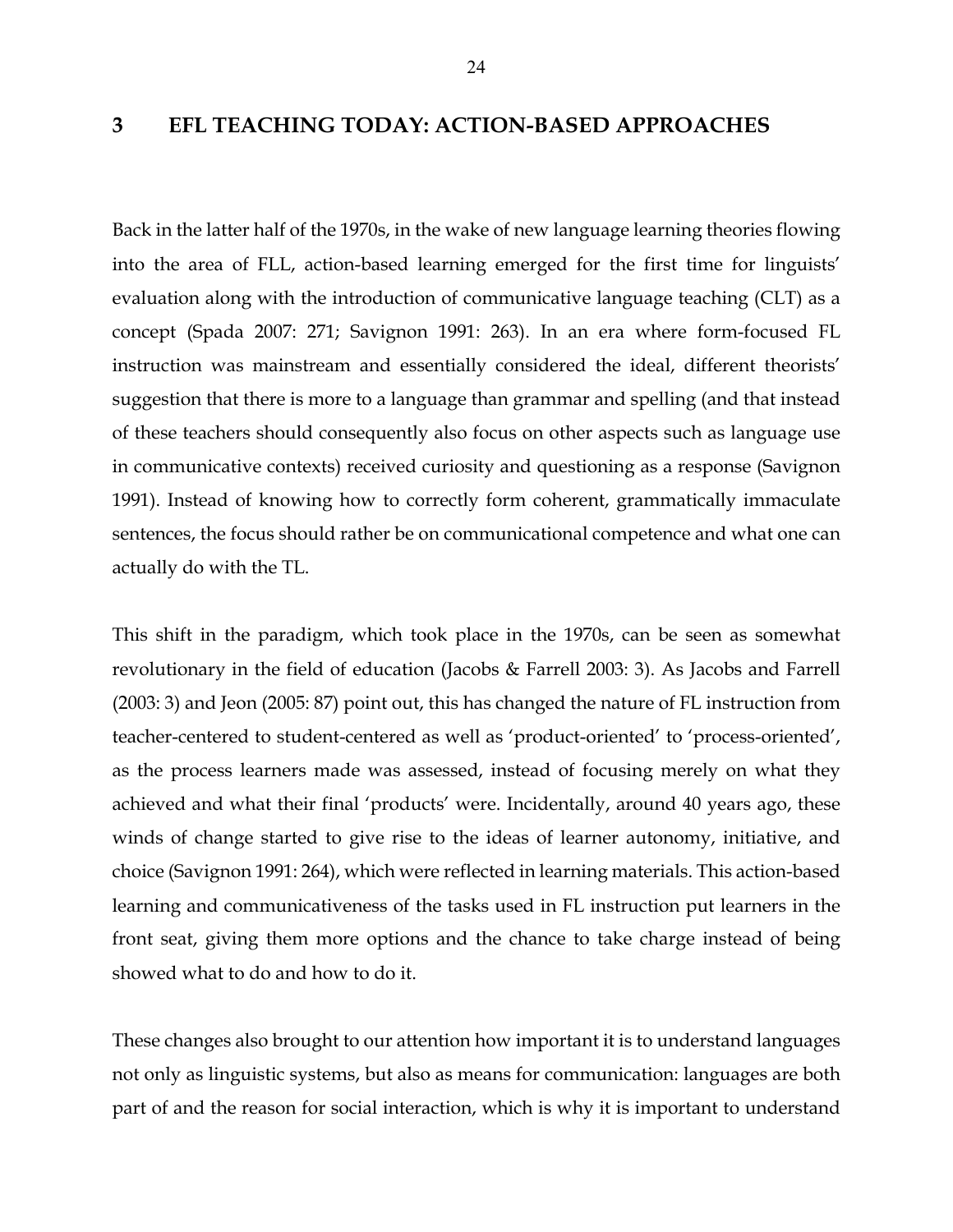# 3 EFL TEACHING TODAY: ACTION-BASED APPROACHES

Back in the latter half of the 1970s, in the wake of new language learning theories flowing into the area of FLL, action-based learning emerged for the first time for linguists' evaluation along with the introduction of communicative language teaching (CLT) as a concept (Spada 2007: 271; Savignon 1991: 263). In an era where form-focused FL instruction was mainstream and essentially considered the ideal, different theorists' suggestion that there is more to a language than grammar and spelling (and that instead of these teachers should consequently also focus on other aspects such as language use in communicative contexts) received curiosity and questioning as a response (Savignon 1991). Instead of knowing how to correctly form coherent, grammatically immaculate sentences, the focus should rather be on communicational competence and what one can actually do with the TL.

This shift in the paradigm, which took place in the 1970s, can be seen as somewhat revolutionary in the field of education (Jacobs & Farrell 2003: 3). As Jacobs and Farrell (2003: 3) and Jeon (2005: 87) point out, this has changed the nature of FL instruction from teacher-centered to student-centered as well as 'product-oriented' to 'process-oriented', as the process learners made was assessed, instead of focusing merely on what they achieved and what their final 'products' were. Incidentally, around 40 years ago, these winds of change started to give rise to the ideas of learner autonomy, initiative, and choice (Savignon 1991: 264), which were reflected in learning materials. This action-based learning and communicativeness of the tasks used in FL instruction put learners in the front seat, giving them more options and the chance to take charge instead of being showed what to do and how to do it.

These changes also brought to our attention how important it is to understand languages not only as linguistic systems, but also as means for communication: languages are both part of and the reason for social interaction, which is why it is important to understand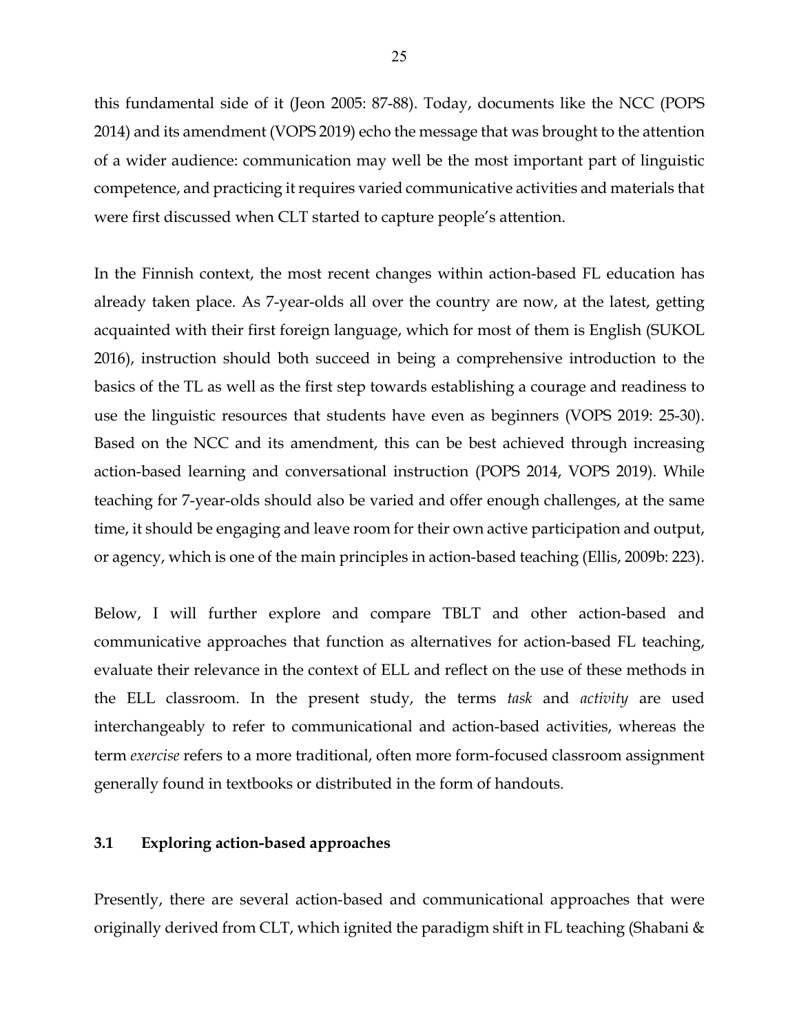this fundamental side of it (Jeon 2005: 87-88). Today, documents like the NCC (POPS 2014) and its amendment (VOPS 2019) echo the message that was brought to the attention of a wider audience: communication may well be the most important part of linguistic competence, and practicing it requires varied communicative activities and materials that were first discussed when CLT started to capture people's attention.

In the Finnish context, the most recent changes within action-based FL education has already taken place. As 7-year-olds all over the country are now, at the latest, getting acquainted with their first foreign language, which for most of them is English (SUKOL 2016), instruction should both succeed in being a comprehensive introduction to the basics of the TL as well as the first step towards establishing a courage and readiness to use the linguistic resources that students have even as beginners (VOPS 2019: 25-30). Based on the NCC and its amendment, this can be best achieved through increasing action-based learning and conversational instruction (POPS 2014, VOPS 2019). While teaching for 7-year-olds should also be varied and offer enough challenges, at the same time, it should be engaging and leave room for their own active participation and output, or agency, which is one of the main principles in action-based teaching (Ellis, 2009b: 223).

Below, I will further explore and compare TBLT and other action-based and communicative approaches that function as alternatives for action-based FL teaching, evaluate their relevance in the context of ELL and reflect on the use of these methods in the ELL classroom. In the present study, the terms *task* and *activity* are used interchangeably to refer to communicational and action-based activities, whereas the term *exercise* refers to a more traditional, often more form-focused classroom assignment generally found in textbooks or distributed in the form of handouts.

### 3.1 Exploring action-based approaches

Presently, there are several action-based and communicational approaches that were originally derived from CLT, which ignited the paradigm shift in FL teaching (Shabani &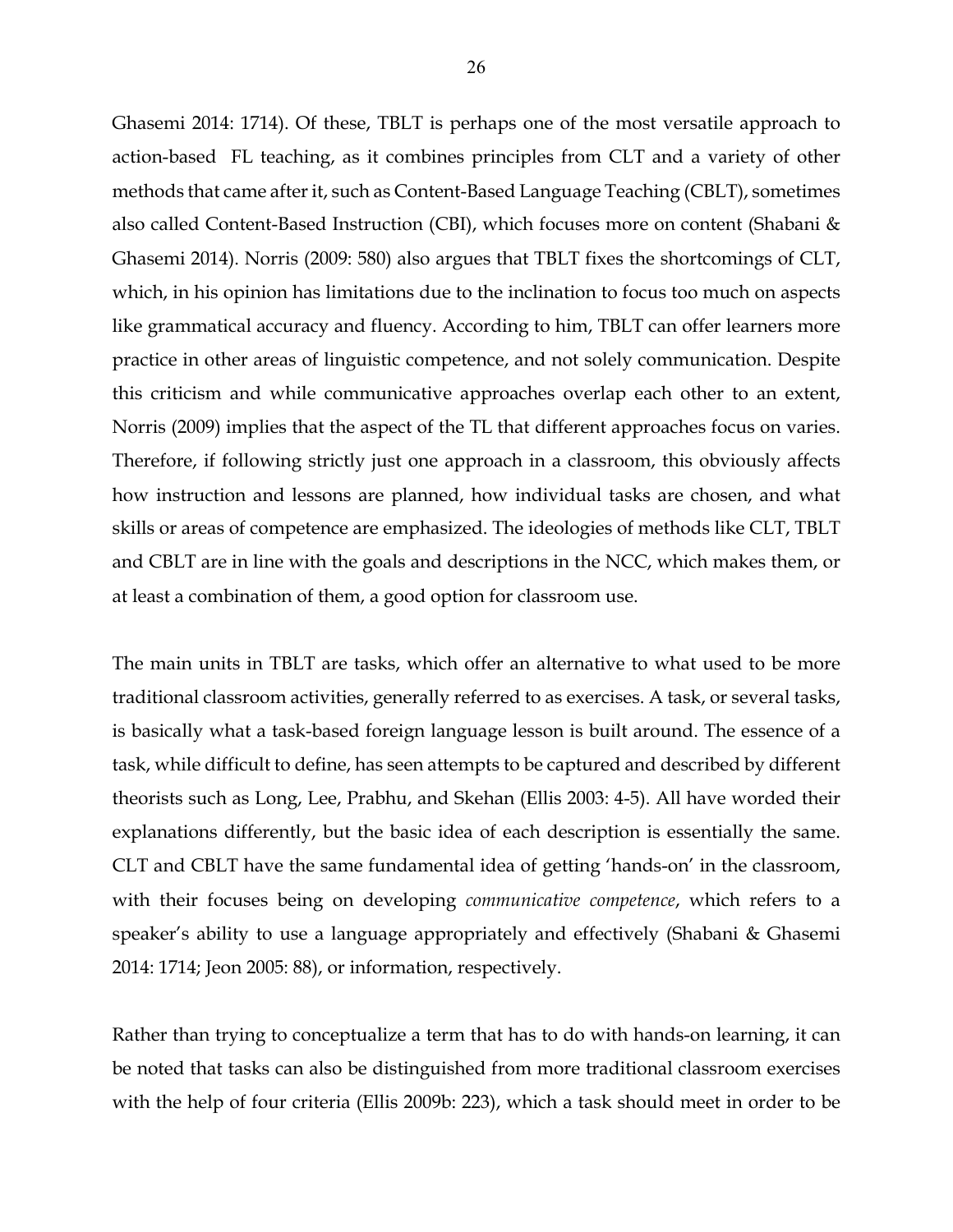Ghasemi 2014: 1714). Of these, TBLT is perhaps one of the most versatile approach to action-based FL teaching, as it combines principles from CLT and a variety of other methods that came after it, such as Content-Based Language Teaching (CBLT), sometimes also called Content-Based Instruction (CBI), which focuses more on content (Shabani & Ghasemi 2014). Norris (2009: 580) also argues that TBLT fixes the shortcomings of CLT, which, in his opinion has limitations due to the inclination to focus too much on aspects like grammatical accuracy and fluency. According to him, TBLT can offer learners more practice in other areas of linguistic competence, and not solely communication. Despite this criticism and while communicative approaches overlap each other to an extent, Norris (2009) implies that the aspect of the TL that different approaches focus on varies. Therefore, if following strictly just one approach in a classroom, this obviously affects how instruction and lessons are planned, how individual tasks are chosen, and what skills or areas of competence are emphasized. The ideologies of methods like CLT, TBLT and CBLT are in line with the goals and descriptions in the NCC, which makes them, or at least a combination of them, a good option for classroom use.

The main units in TBLT are tasks, which offer an alternative to what used to be more traditional classroom activities, generally referred to as exercises. A task, or several tasks, is basically what a task-based foreign language lesson is built around. The essence of a task, while difficult to define, has seen attempts to be captured and described by different theorists such as Long, Lee, Prabhu, and Skehan (Ellis 2003: 4-5). All have worded their explanations differently, but the basic idea of each description is essentially the same. CLT and CBLT have the same fundamental idea of getting 'hands-on' in the classroom, with their focuses being on developing *communicative competence*, which refers to a speaker's ability to use a language appropriately and effectively (Shabani & Ghasemi 2014: 1714; Jeon 2005: 88), or information, respectively.

Rather than trying to conceptualize a term that has to do with hands-on learning, it can be noted that tasks can also be distinguished from more traditional classroom exercises with the help of four criteria (Ellis 2009b: 223), which a task should meet in order to be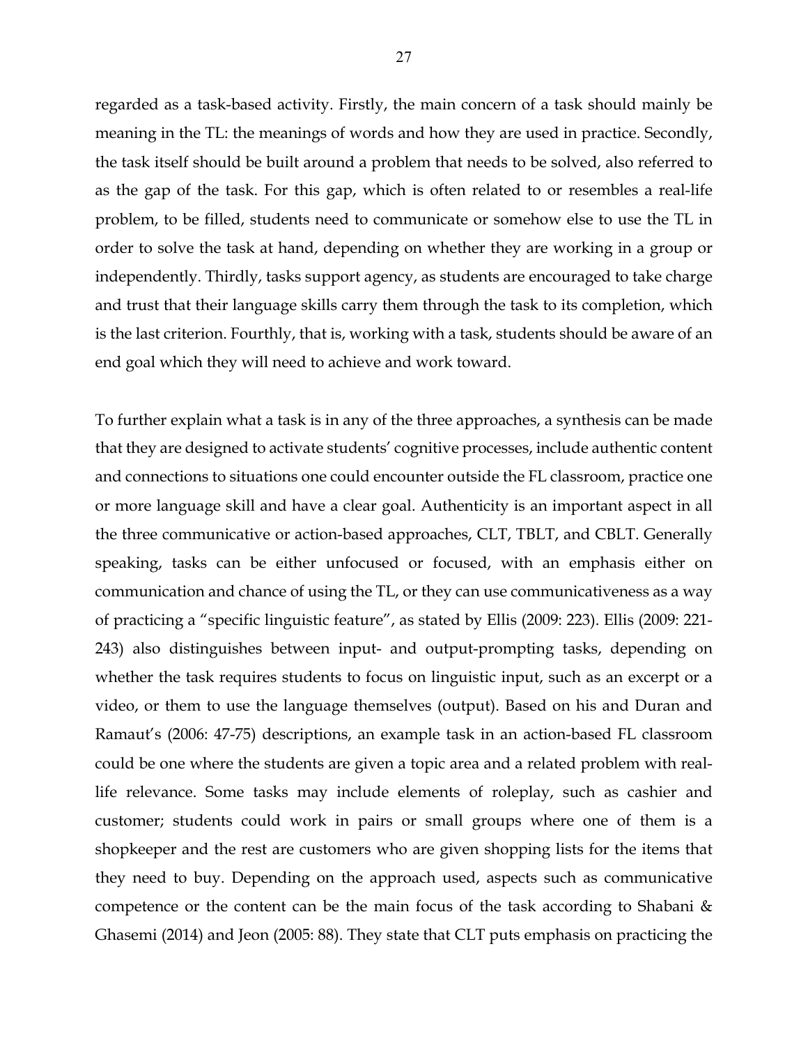regarded as a task-based activity. Firstly, the main concern of a task should mainly be meaning in the TL: the meanings of words and how they are used in practice. Secondly, the task itself should be built around a problem that needs to be solved, also referred to as the gap of the task. For this gap, which is often related to or resembles a real-life problem, to be filled, students need to communicate or somehow else to use the TL in order to solve the task at hand, depending on whether they are working in a group or independently. Thirdly, tasks support agency, as students are encouraged to take charge and trust that their language skills carry them through the task to its completion, which is the last criterion. Fourthly, that is, working with a task, students should be aware of an end goal which they will need to achieve and work toward.

To further explain what a task is in any of the three approaches, a synthesis can be made that they are designed to activate students' cognitive processes, include authentic content and connections to situations one could encounter outside the FL classroom, practice one or more language skill and have a clear goal. Authenticity is an important aspect in all the three communicative or action-based approaches, CLT, TBLT, and CBLT. Generally speaking, tasks can be either unfocused or focused, with an emphasis either on communication and chance of using the TL, or they can use communicativeness as a way of practicing a "specific linguistic feature", as stated by Ellis (2009: 223). Ellis (2009: 221-243) also distinguishes between input- and output-prompting tasks, depending on whether the task requires students to focus on linguistic input, such as an excerpt or a video, or them to use the language themselves (output). Based on his and Duran and Ramaut's (2006: 47-75) descriptions, an example task in an action-based FL classroom could be one where the students are given a topic area and a related problem with real-life relevance. Some tasks may include elements of roleplay, such as cashier and customer; students could work in pairs or small groups where one of them is a shopkeeper and the rest are customers who are given shopping lists for the items that they need to buy. Depending on the approach used, aspects such as communicative competence or the content can be the main focus of the task according to Shabani & Ghasemi (2014) and Jeon (2005: 88). They state that CLT puts emphasis on practicing the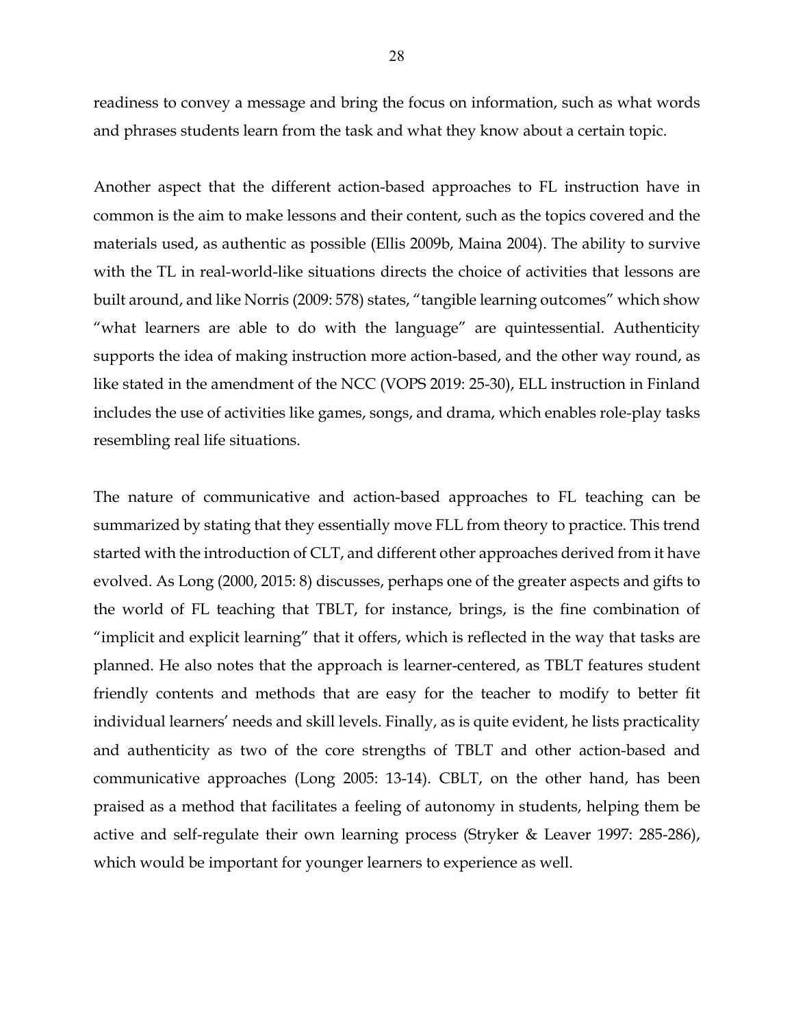readiness to convey a message and bring the focus on information, such as what words and phrases students learn from the task and what they know about a certain topic.

Another aspect that the different action-based approaches to FL instruction have in common is the aim to make lessons and their content, such as the topics covered and the materials used, as authentic as possible (Ellis 2009b, Maina 2004). The ability to survive with the TL in real-world-like situations directs the choice of activities that lessons are built around, and like Norris (2009: 578) states, "tangible learning outcomes" which show "what learners are able to do with the language" are quintessential. Authenticity supports the idea of making instruction more action-based, and the other way round, as like stated in the amendment of the NCC (VOPS 2019: 25-30), ELL instruction in Finland includes the use of activities like games, songs, and drama, which enables role-play tasks resembling real life situations.

The nature of communicative and action-based approaches to FL teaching can be summarized by stating that they essentially move FLL from theory to practice. This trend started with the introduction of CLT, and different other approaches derived from it have evolved. As Long (2000, 2015: 8) discusses, perhaps one of the greater aspects and gifts to the world of FL teaching that TBLT, for instance, brings, is the fine combination of "implicit and explicit learning" that it offers, which is reflected in the way that tasks are planned. He also notes that the approach is learner-centered, as TBLT features student friendly contents and methods that are easy for the teacher to modify to better fit individual learners' needs and skill levels. Finally, as is quite evident, he lists practicality and authenticity as two of the core strengths of TBLT and other action-based and communicative approaches (Long 2005: 13-14). CBLT, on the other hand, has been praised as a method that facilitates a feeling of autonomy in students, helping them be active and self-regulate their own learning process (Stryker & Leaver 1997: 285-286), which would be important for younger learners to experience as well.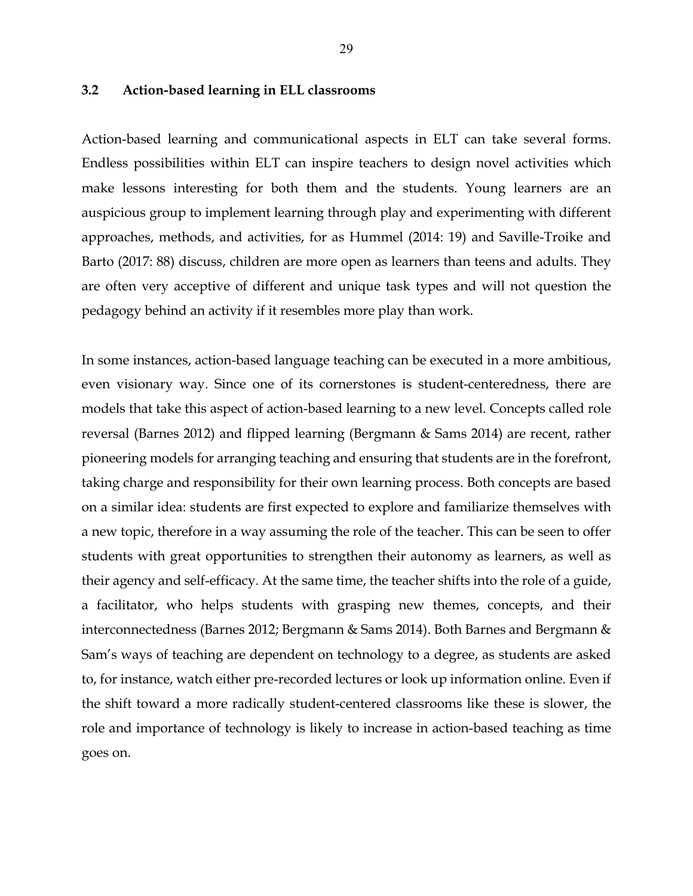## 3.2 Action-based learning in ELL classrooms

Action-based learning and communicational aspects in ELT can take several forms. Endless possibilities within ELT can inspire teachers to design novel activities which make lessons interesting for both them and the students. Young learners are an auspicious group to implement learning through play and experimenting with different approaches, methods, and activities, for as Hummel (2014: 19) and Saville-Troike and Barto (2017: 88) discuss, children are more open as learners than teens and adults. They are often very acceptive of different and unique task types and will not question the pedagogy behind an activity if it resembles more play than work.

In some instances, action-based language teaching can be executed in a more ambitious, even visionary way. Since one of its cornerstones is student-centeredness, there are models that take this aspect of action-based learning to a new level. Concepts called role reversal (Barnes 2012) and flipped learning (Bergmann & Sams 2014) are recent, rather pioneering models for arranging teaching and ensuring that students are in the forefront, taking charge and responsibility for their own learning process. Both concepts are based on a similar idea: students are first expected to explore and familiarize themselves with a new topic, therefore in a way assuming the role of the teacher. This can be seen to offer students with great opportunities to strengthen their autonomy as learners, as well as their agency and self-efficacy. At the same time, the teacher shifts into the role of a guide, a facilitator, who helps students with grasping new themes, concepts, and their interconnectedness (Barnes 2012; Bergmann & Sams 2014). Both Barnes and Bergmann & Sam's ways of teaching are dependent on technology to a degree, as students are asked to, for instance, watch either pre-recorded lectures or look up information online. Even if the shift toward a more radically student-centered classrooms like these is slower, the role and importance of technology is likely to increase in action-based teaching as time goes on.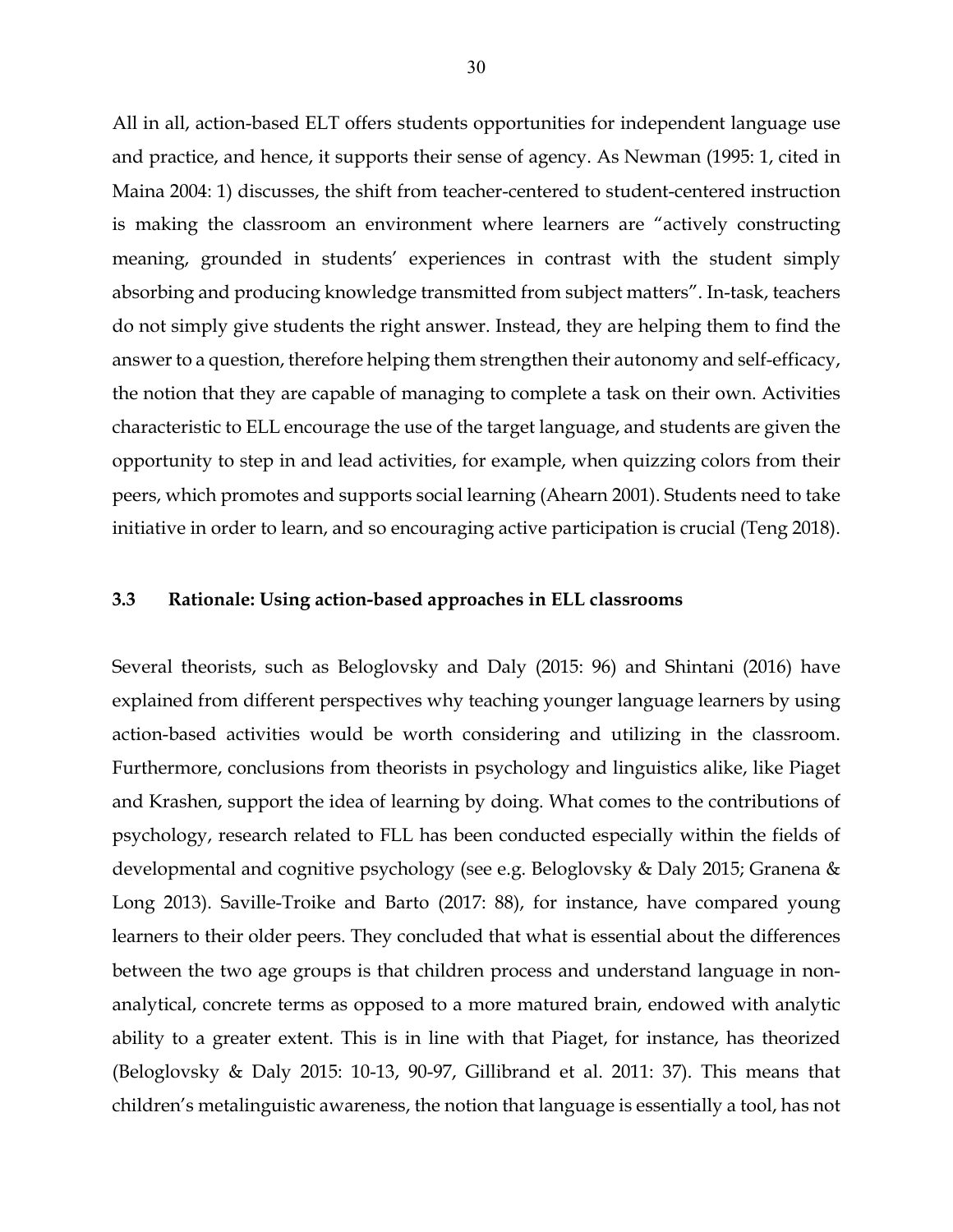All in all, action-based ELT offers students opportunities for independent language use and practice, and hence, it supports their sense of agency. As Newman (1995: 1, cited in Maina 2004: 1) discusses, the shift from teacher-centered to student-centered instruction is making the classroom an environment where learners are "actively constructing meaning, grounded in students' experiences in contrast with the student simply absorbing and producing knowledge transmitted from subject matters". In-task, teachers do not simply give students the right answer. Instead, they are helping them to find the answer to a question, therefore helping them strengthen their autonomy and self-efficacy, the notion that they are capable of managing to complete a task on their own. Activities characteristic to ELL encourage the use of the target language, and students are given the opportunity to step in and lead activities, for example, when quizzing colors from their peers, which promotes and supports social learning (Ahearn 2001). Students need to take initiative in order to learn, and so encouraging active participation is crucial (Teng 2018).

### 3.3 Rationale: Using action-based approaches in ELL classrooms

Several theorists, such as Beloglovsky and Daly (2015: 96) and Shintani (2016) have explained from different perspectives why teaching younger language learners by using action-based activities would be worth considering and utilizing in the classroom. Furthermore, conclusions from theorists in psychology and linguistics alike, like Piaget and Krashen, support the idea of learning by doing. What comes to the contributions of psychology, research related to FLL has been conducted especially within the fields of developmental and cognitive psychology (see e.g. Beloglovsky & Daly 2015; Granena & Long 2013). Saville-Troike and Barto (2017: 88), for instance, have compared young learners to their older peers. They concluded that what is essential about the differences between the two age groups is that children process and understand language in non-analytical, concrete terms as opposed to a more matured brain, endowed with analytic ability to a greater extent. This is in line with that Piaget, for instance, has theorized (Beloglovsky & Daly 2015: 10-13, 90-97, Gillibrand et al. 2011: 37). This means that children's metalinguistic awareness, the notion that language is essentially a tool, has not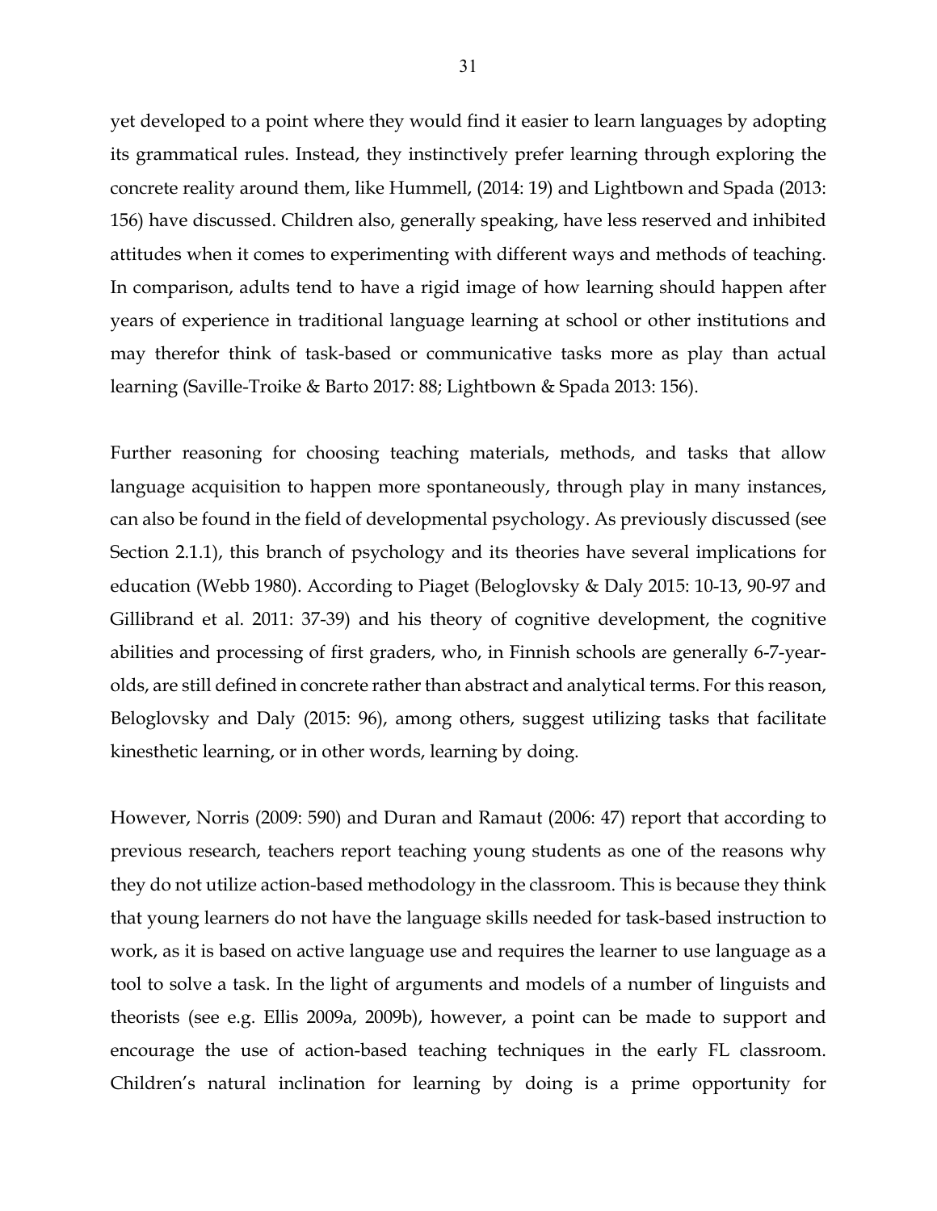yet developed to a point where they would find it easier to learn languages by adopting its grammatical rules. Instead, they instinctively prefer learning through exploring the concrete reality around them, like Hummell, (2014: 19) and Lightbown and Spada (2013: 156) have discussed. Children also, generally speaking, have less reserved and inhibited attitudes when it comes to experimenting with different ways and methods of teaching. In comparison, adults tend to have a rigid image of how learning should happen after years of experience in traditional language learning at school or other institutions and may therefor think of task-based or communicative tasks more as play than actual learning (Saville-Troike & Barto 2017: 88; Lightbown & Spada 2013: 156).

Further reasoning for choosing teaching materials, methods, and tasks that allow language acquisition to happen more spontaneously, through play in many instances, can also be found in the field of developmental psychology. As previously discussed (see Section 2.1.1), this branch of psychology and its theories have several implications for education (Webb 1980). According to Piaget (Beloglovsky & Daly 2015: 10-13, 90-97 and Gillibrand et al. 2011: 37-39) and his theory of cognitive development, the cognitive abilities and processing of first graders, who, in Finnish schools are generally 6-7-year-olds, are still defined in concrete rather than abstract and analytical terms. For this reason, Beloglovsky and Daly (2015: 96), among others, suggest utilizing tasks that facilitate kinesthetic learning, or in other words, learning by doing.

However, Norris (2009: 590) and Duran and Ramaut (2006: 47) report that according to previous research, teachers report teaching young students as one of the reasons why they do not utilize action-based methodology in the classroom. This is because they think that young learners do not have the language skills needed for task-based instruction to work, as it is based on active language use and requires the learner to use language as a tool to solve a task. In the light of arguments and models of a number of linguists and theorists (see e.g. Ellis 2009a, 2009b), however, a point can be made to support and encourage the use of action-based teaching techniques in the early FL classroom. Children's natural inclination for learning by doing is a prime opportunity for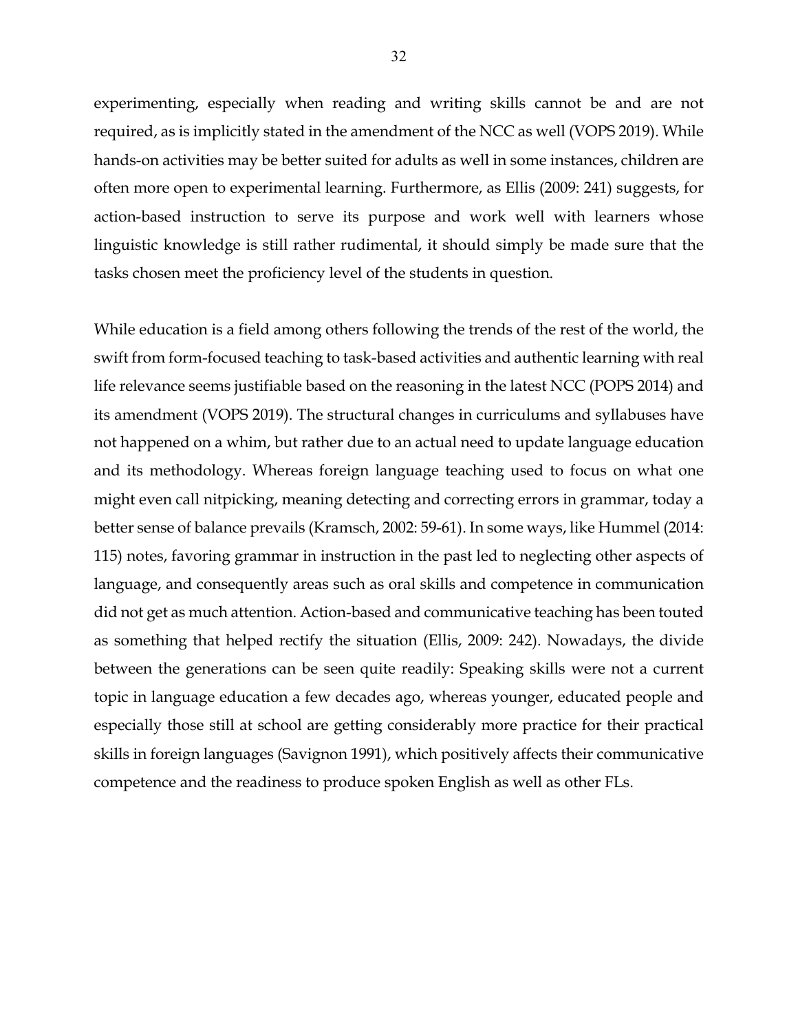experimenting, especially when reading and writing skills cannot be and are not required, as is implicitly stated in the amendment of the NCC as well (VOPS 2019). While hands-on activities may be better suited for adults as well in some instances, children are often more open to experimental learning. Furthermore, as Ellis (2009: 241) suggests, for action-based instruction to serve its purpose and work well with learners whose linguistic knowledge is still rather rudimental, it should simply be made sure that the tasks chosen meet the proficiency level of the students in question.

While education is a field among others following the trends of the rest of the world, the swift from form-focused teaching to task-based activities and authentic learning with real life relevance seems justifiable based on the reasoning in the latest NCC (POPS 2014) and its amendment (VOPS 2019). The structural changes in curriculums and syllabuses have not happened on a whim, but rather due to an actual need to update language education and its methodology. Whereas foreign language teaching used to focus on what one might even call nitpicking, meaning detecting and correcting errors in grammar, today a better sense of balance prevails (Kramsch, 2002: 59-61). In some ways, like Hummel (2014: 115) notes, favoring grammar in instruction in the past led to neglecting other aspects of language, and consequently areas such as oral skills and competence in communication did not get as much attention. Action-based and communicative teaching has been touted as something that helped rectify the situation (Ellis, 2009: 242). Nowadays, the divide between the generations can be seen quite readily: Speaking skills were not a current topic in language education a few decades ago, whereas younger, educated people and especially those still at school are getting considerably more practice for their practical skills in foreign languages (Savignon 1991), which positively affects their communicative competence and the readiness to produce spoken English as well as other FLs.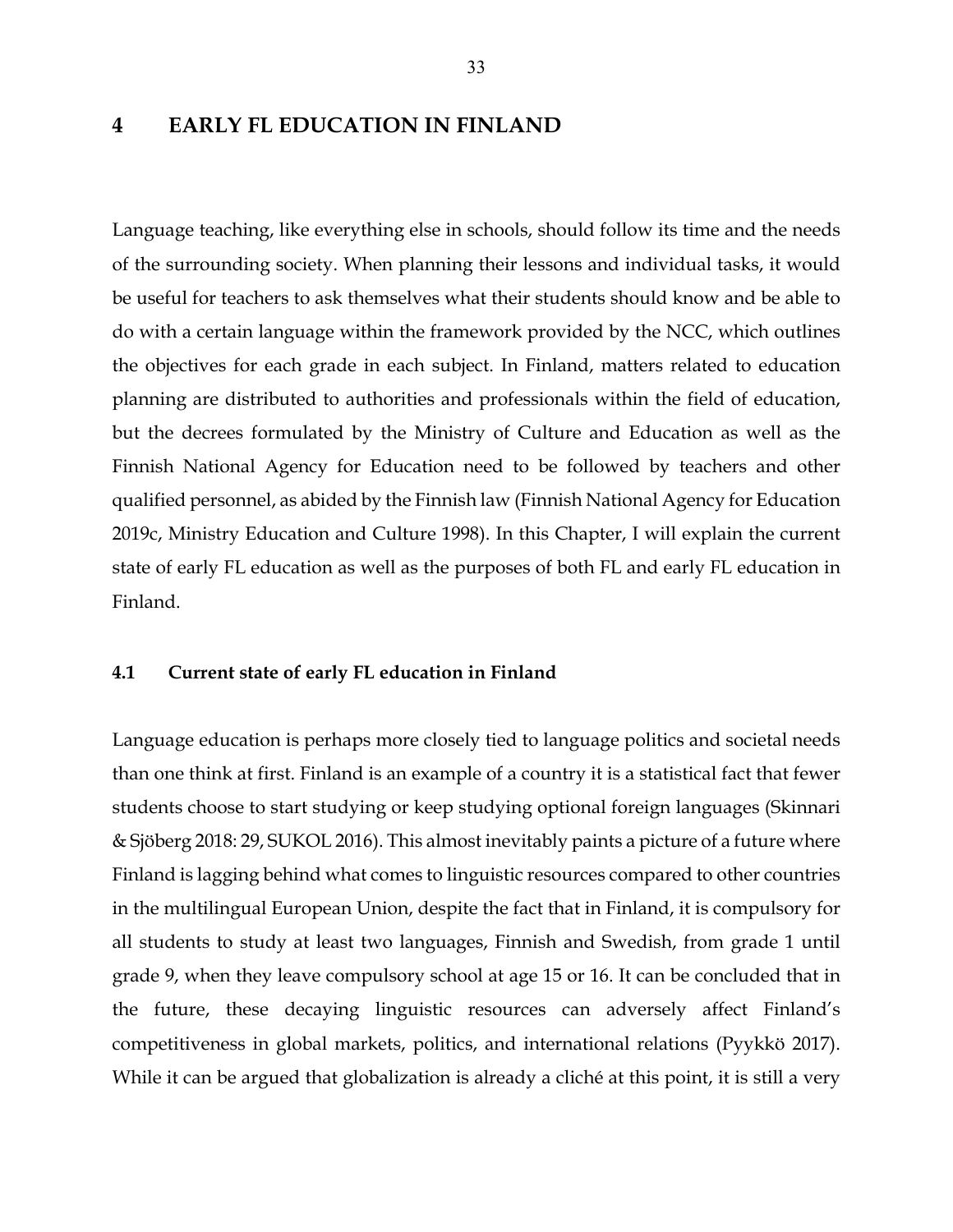# 4 EARLY FL EDUCATION IN FINLAND

Language teaching, like everything else in schools, should follow its time and the needs of the surrounding society. When planning their lessons and individual tasks, it would be useful for teachers to ask themselves what their students should know and be able to do with a certain language within the framework provided by the NCC, which outlines the objectives for each grade in each subject. In Finland, matters related to education planning are distributed to authorities and professionals within the field of education, but the decrees formulated by the Ministry of Culture and Education as well as the Finnish National Agency for Education need to be followed by teachers and other qualified personnel, as abided by the Finnish law (Finnish National Agency for Education 2019c, Ministry Education and Culture 1998). In this Chapter, I will explain the current state of early FL education as well as the purposes of both FL and early FL education in Finland.

## 4.1 Current state of early FL education in Finland

Language education is perhaps more closely tied to language politics and societal needs than one think at first. Finland is an example of a country it is a statistical fact that fewer students choose to start studying or keep studying optional foreign languages (Skinnari & Sjöberg 2018: 29, SUKOL 2016). This almost inevitably paints a picture of a future where Finland is lagging behind what comes to linguistic resources compared to other countries in the multilingual European Union, despite the fact that in Finland, it is compulsory for all students to study at least two languages, Finnish and Swedish, from grade 1 until grade 9, when they leave compulsory school at age 15 or 16. It can be concluded that in the future, these decaying linguistic resources can adversely affect Finland's competitiveness in global markets, politics, and international relations (Pyykkö 2017). While it can be argued that globalization is already a cliché at this point, it is still a very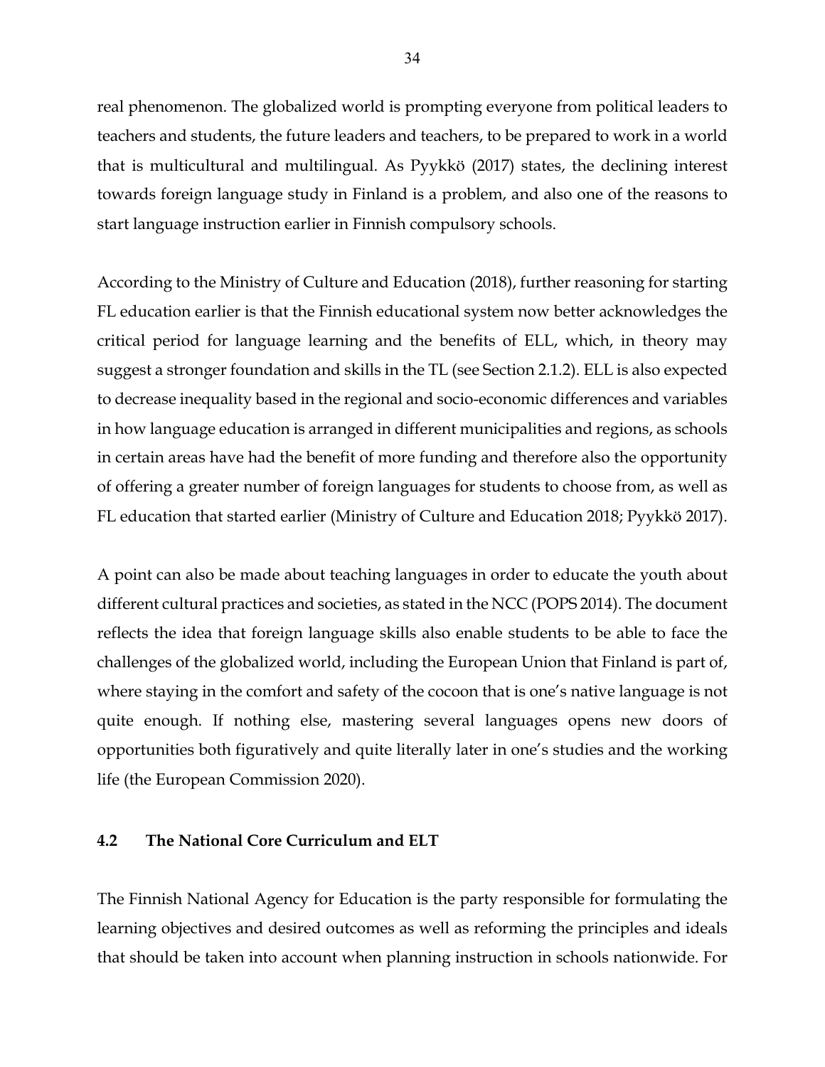real phenomenon. The globalized world is prompting everyone from political leaders to teachers and students, the future leaders and teachers, to be prepared to work in a world that is multicultural and multilingual. As Pyykkö (2017) states, the declining interest towards foreign language study in Finland is a problem, and also one of the reasons to start language instruction earlier in Finnish compulsory schools.

According to the Ministry of Culture and Education (2018), further reasoning for starting FL education earlier is that the Finnish educational system now better acknowledges the critical period for language learning and the benefits of ELL, which, in theory may suggest a stronger foundation and skills in the TL (see Section 2.1.2). ELL is also expected to decrease inequality based in the regional and socio-economic differences and variables in how language education is arranged in different municipalities and regions, as schools in certain areas have had the benefit of more funding and therefore also the opportunity of offering a greater number of foreign languages for students to choose from, as well as FL education that started earlier (Ministry of Culture and Education 2018; Pyykkö 2017).

A point can also be made about teaching languages in order to educate the youth about different cultural practices and societies, as stated in the NCC (POPS 2014). The document reflects the idea that foreign language skills also enable students to be able to face the challenges of the globalized world, including the European Union that Finland is part of, where staying in the comfort and safety of the cocoon that is one's native language is not quite enough. If nothing else, mastering several languages opens new doors of opportunities both figuratively and quite literally later in one's studies and the working life (the European Commission 2020).

## 4.2 The National Core Curriculum and ELT

The Finnish National Agency for Education is the party responsible for formulating the learning objectives and desired outcomes as well as reforming the principles and ideals that should be taken into account when planning instruction in schools nationwide. For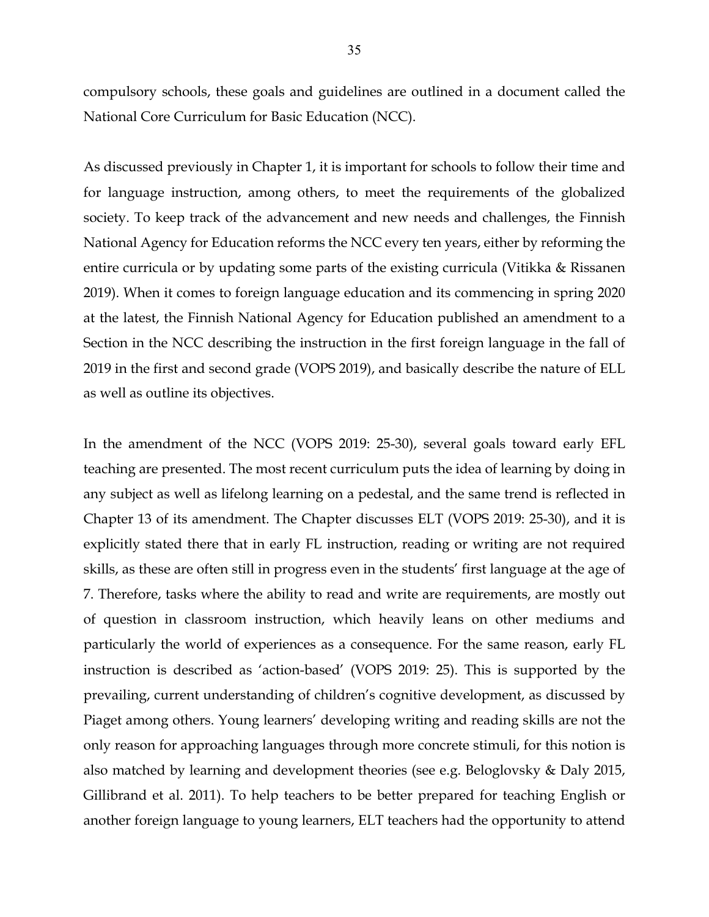compulsory schools, these goals and guidelines are outlined in a document called the National Core Curriculum for Basic Education (NCC).

As discussed previously in Chapter 1, it is important for schools to follow their time and for language instruction, among others, to meet the requirements of the globalized society. To keep track of the advancement and new needs and challenges, the Finnish National Agency for Education reforms the NCC every ten years, either by reforming the entire curricula or by updating some parts of the existing curricula (Vitikka & Rissanen 2019). When it comes to foreign language education and its commencing in spring 2020 at the latest, the Finnish National Agency for Education published an amendment to a Section in the NCC describing the instruction in the first foreign language in the fall of 2019 in the first and second grade (VOPS 2019), and basically describe the nature of ELL as well as outline its objectives.

In the amendment of the NCC (VOPS 2019: 25-30), several goals toward early EFL teaching are presented. The most recent curriculum puts the idea of learning by doing in any subject as well as lifelong learning on a pedestal, and the same trend is reflected in Chapter 13 of its amendment. The Chapter discusses ELT (VOPS 2019: 25-30), and it is explicitly stated there that in early FL instruction, reading or writing are not required skills, as these are often still in progress even in the students' first language at the age of 7. Therefore, tasks where the ability to read and write are requirements, are mostly out of question in classroom instruction, which heavily leans on other mediums and particularly the world of experiences as a consequence. For the same reason, early FL instruction is described as 'action-based' (VOPS 2019: 25). This is supported by the prevailing, current understanding of children's cognitive development, as discussed by Piaget among others. Young learners' developing writing and reading skills are not the only reason for approaching languages through more concrete stimuli, for this notion is also matched by learning and development theories (see e.g. Beloglovsky & Daly 2015, Gillibrand et al. 2011). To help teachers to be better prepared for teaching English or another foreign language to young learners, ELT teachers had the opportunity to attend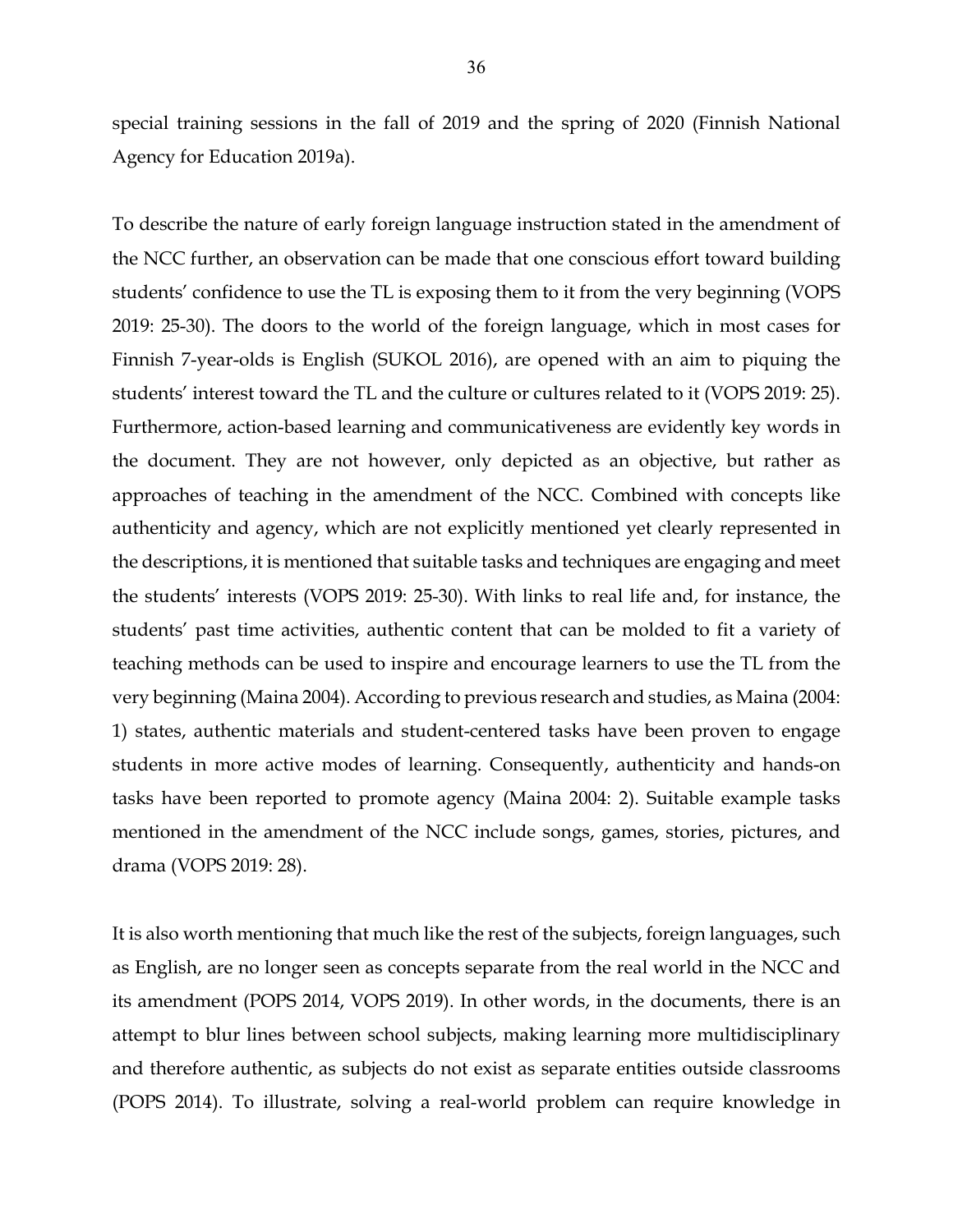special training sessions in the fall of 2019 and the spring of 2020 (Finnish National Agency for Education 2019a).

To describe the nature of early foreign language instruction stated in the amendment of the NCC further, an observation can be made that one conscious effort toward building students' confidence to use the TL is exposing them to it from the very beginning (VOPS 2019: 25-30). The doors to the world of the foreign language, which in most cases for Finnish 7-year-olds is English (SUKOL 2016), are opened with an aim to piquing the students' interest toward the TL and the culture or cultures related to it (VOPS 2019: 25). Furthermore, action-based learning and communicativeness are evidently key words in the document. They are not however, only depicted as an objective, but rather as approaches of teaching in the amendment of the NCC. Combined with concepts like authenticity and agency, which are not explicitly mentioned yet clearly represented in the descriptions, it is mentioned that suitable tasks and techniques are engaging and meet the students' interests (VOPS 2019: 25-30). With links to real life and, for instance, the students' past time activities, authentic content that can be molded to fit a variety of teaching methods can be used to inspire and encourage learners to use the TL from the very beginning (Maina 2004). According to previous research and studies, as Maina (2004: 1) states, authentic materials and student-centered tasks have been proven to engage students in more active modes of learning. Consequently, authenticity and hands-on tasks have been reported to promote agency (Maina 2004: 2). Suitable example tasks mentioned in the amendment of the NCC include songs, games, stories, pictures, and drama (VOPS 2019: 28).

It is also worth mentioning that much like the rest of the subjects, foreign languages, such as English, are no longer seen as concepts separate from the real world in the NCC and its amendment (POPS 2014, VOPS 2019). In other words, in the documents, there is an attempt to blur lines between school subjects, making learning more multidisciplinary and therefore authentic, as subjects do not exist as separate entities outside classrooms (POPS 2014). To illustrate, solving a real-world problem can require knowledge in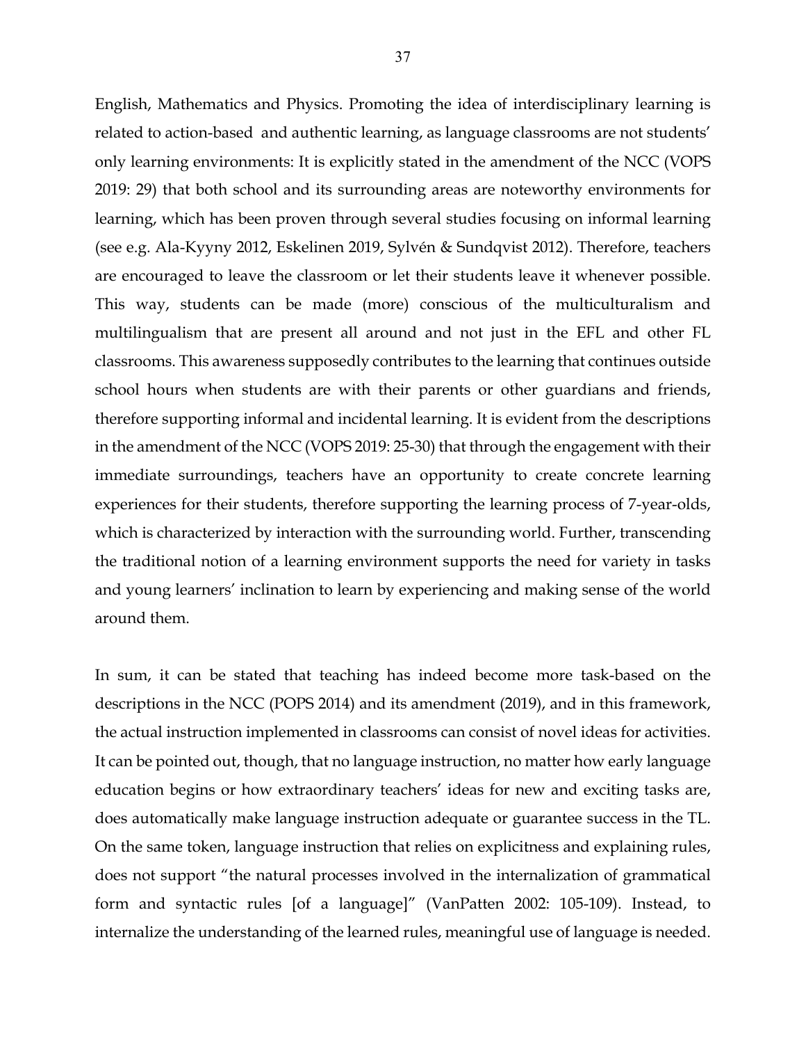English, Mathematics and Physics. Promoting the idea of interdisciplinary learning is related to action-based and authentic learning, as language classrooms are not students' only learning environments: It is explicitly stated in the amendment of the NCC (VOPS 2019: 29) that both school and its surrounding areas are noteworthy environments for learning, which has been proven through several studies focusing on informal learning (see e.g. Ala-Kyyny 2012, Eskelinen 2019, Sylvén & Sundqvist 2012). Therefore, teachers are encouraged to leave the classroom or let their students leave it whenever possible. This way, students can be made (more) conscious of the multiculturalism and multilingualism that are present all around and not just in the EFL and other FL classrooms. This awareness supposedly contributes to the learning that continues outside school hours when students are with their parents or other guardians and friends, therefore supporting informal and incidental learning. It is evident from the descriptions in the amendment of the NCC (VOPS 2019: 25-30) that through the engagement with their immediate surroundings, teachers have an opportunity to create concrete learning experiences for their students, therefore supporting the learning process of 7-year-olds, which is characterized by interaction with the surrounding world. Further, transcending the traditional notion of a learning environment supports the need for variety in tasks and young learners' inclination to learn by experiencing and making sense of the world around them.

In sum, it can be stated that teaching has indeed become more task-based on the descriptions in the NCC (POPS 2014) and its amendment (2019), and in this framework, the actual instruction implemented in classrooms can consist of novel ideas for activities. It can be pointed out, though, that no language instruction, no matter how early language education begins or how extraordinary teachers' ideas for new and exciting tasks are, does automatically make language instruction adequate or guarantee success in the TL. On the same token, language instruction that relies on explicitness and explaining rules, does not support "the natural processes involved in the internalization of grammatical form and syntactic rules [of a language]" (VanPatten 2002: 105-109). Instead, to internalize the understanding of the learned rules, meaningful use of language is needed.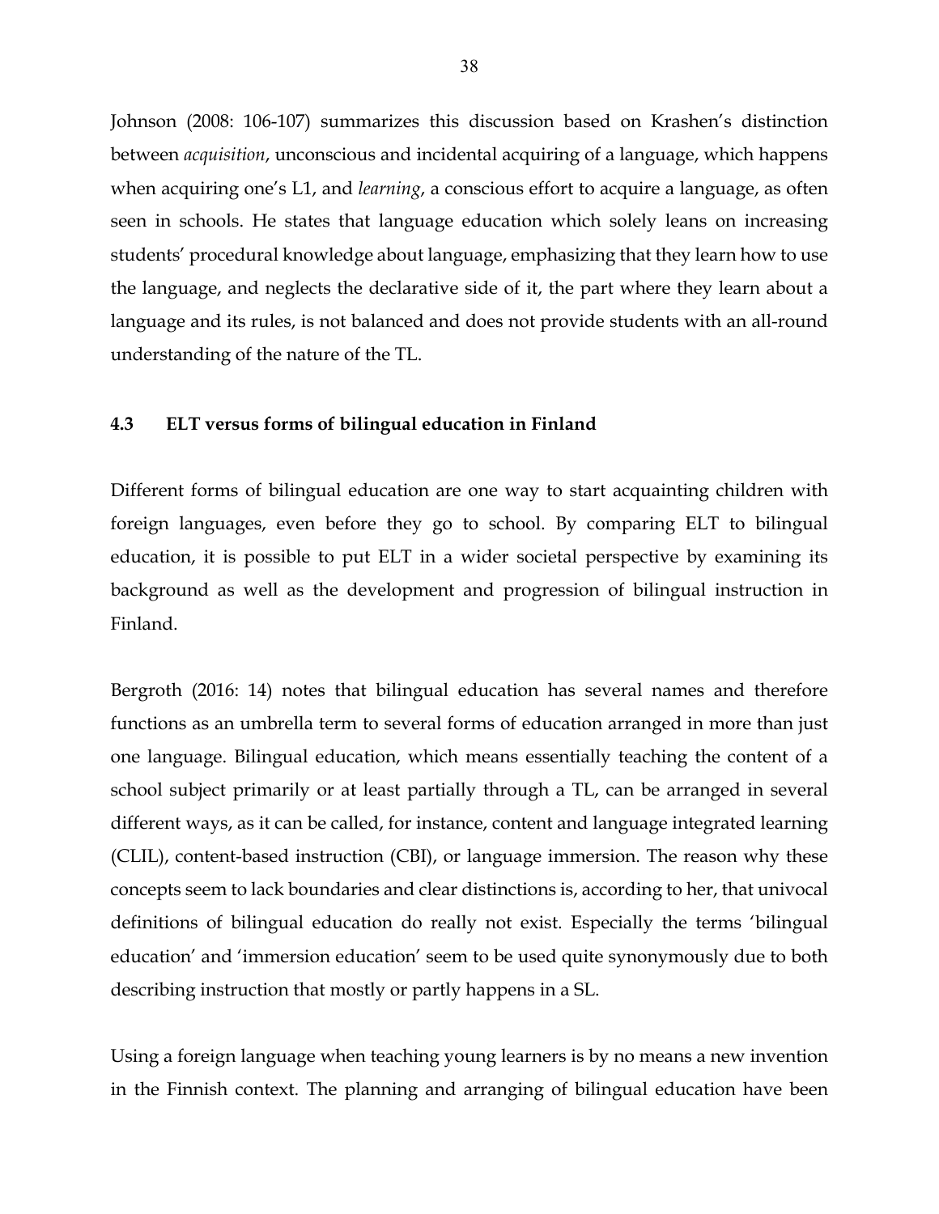Johnson (2008: 106-107) summarizes this discussion based on Krashen's distinction between *acquisition*, unconscious and incidental acquiring of a language, which happens when acquiring one's L1, and *learning*, a conscious effort to acquire a language, as often seen in schools. He states that language education which solely leans on increasing students' procedural knowledge about language, emphasizing that they learn how to use the language, and neglects the declarative side of it, the part where they learn about a language and its rules, is not balanced and does not provide students with an all-round understanding of the nature of the TL.

### 4.3 ELT versus forms of bilingual education in Finland

Different forms of bilingual education are one way to start acquainting children with foreign languages, even before they go to school. By comparing ELT to bilingual education, it is possible to put ELT in a wider societal perspective by examining its background as well as the development and progression of bilingual instruction in Finland.

Bergroth (2016: 14) notes that bilingual education has several names and therefore functions as an umbrella term to several forms of education arranged in more than just one language. Bilingual education, which means essentially teaching the content of a school subject primarily or at least partially through a TL, can be arranged in several different ways, as it can be called, for instance, content and language integrated learning (CLIL), content-based instruction (CBI), or language immersion. The reason why these concepts seem to lack boundaries and clear distinctions is, according to her, that univocal definitions of bilingual education do really not exist. Especially the terms 'bilingual education' and 'immersion education' seem to be used quite synonymously due to both describing instruction that mostly or partly happens in a SL.

Using a foreign language when teaching young learners is by no means a new invention in the Finnish context. The planning and arranging of bilingual education have been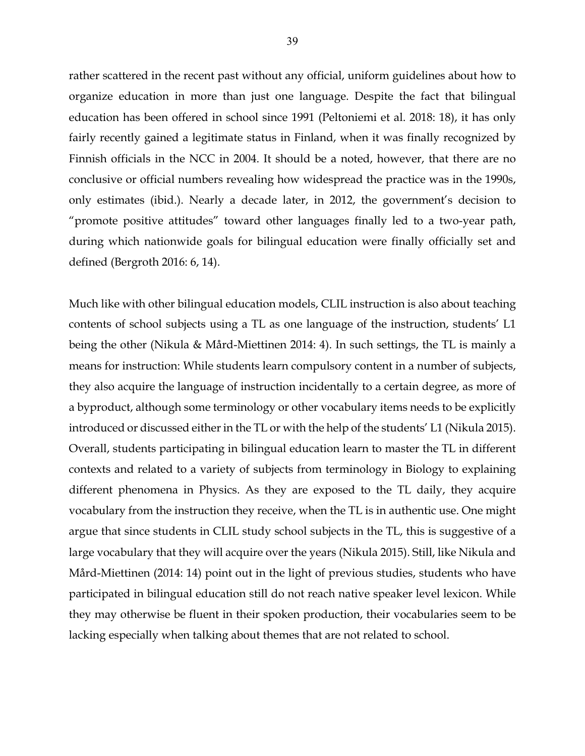rather scattered in the recent past without any official, uniform guidelines about how to organize education in more than just one language. Despite the fact that bilingual education has been offered in school since 1991 (Peltoniemi et al. 2018: 18), it has only fairly recently gained a legitimate status in Finland, when it was finally recognized by Finnish officials in the NCC in 2004. It should be a noted, however, that there are no conclusive or official numbers revealing how widespread the practice was in the 1990s, only estimates (ibid.). Nearly a decade later, in 2012, the government's decision to "promote positive attitudes" toward other languages finally led to a two-year path, during which nationwide goals for bilingual education were finally officially set and defined (Bergroth 2016: 6, 14).

Much like with other bilingual education models, CLIL instruction is also about teaching contents of school subjects using a TL as one language of the instruction, students' L1 being the other (Nikula & Mård-Miettinen 2014: 4). In such settings, the TL is mainly a means for instruction: While students learn compulsory content in a number of subjects, they also acquire the language of instruction incidentally to a certain degree, as more of a byproduct, although some terminology or other vocabulary items needs to be explicitly introduced or discussed either in the TL or with the help of the students' L1 (Nikula 2015). Overall, students participating in bilingual education learn to master the TL in different contexts and related to a variety of subjects from terminology in Biology to explaining different phenomena in Physics. As they are exposed to the TL daily, they acquire vocabulary from the instruction they receive, when the TL is in authentic use. One might argue that since students in CLIL study school subjects in the TL, this is suggestive of a large vocabulary that they will acquire over the years (Nikula 2015). Still, like Nikula and Mård-Miettinen (2014: 14) point out in the light of previous studies, students who have participated in bilingual education still do not reach native speaker level lexicon. While they may otherwise be fluent in their spoken production, their vocabularies seem to be lacking especially when talking about themes that are not related to school.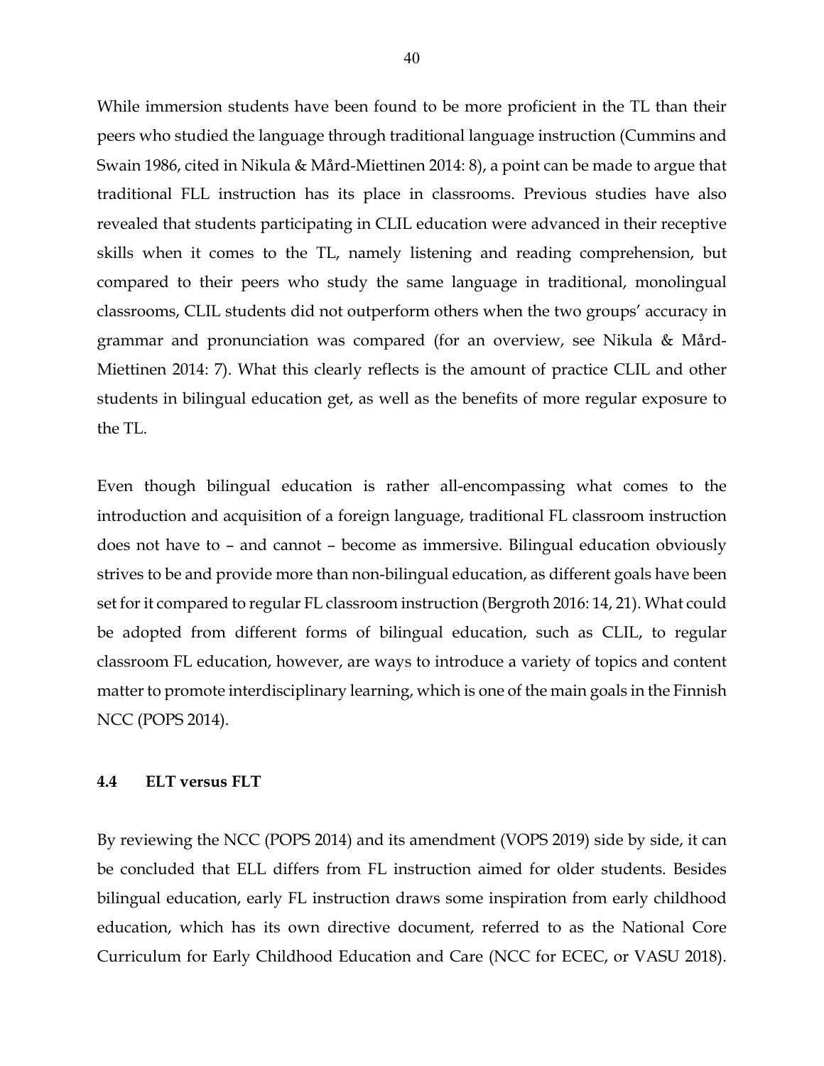While immersion students have been found to be more proficient in the TL than their peers who studied the language through traditional language instruction (Cummins and Swain 1986, cited in Nikula & Mård-Miettinen 2014: 8), a point can be made to argue that traditional FLL instruction has its place in classrooms. Previous studies have also revealed that students participating in CLIL education were advanced in their receptive skills when it comes to the TL, namely listening and reading comprehension, but compared to their peers who study the same language in traditional, monolingual classrooms, CLIL students did not outperform others when the two groups' accuracy in grammar and pronunciation was compared (for an overview, see Nikula & Mård-Miettinen 2014: 7). What this clearly reflects is the amount of practice CLIL and other students in bilingual education get, as well as the benefits of more regular exposure to the TL.

Even though bilingual education is rather all-encompassing what comes to the introduction and acquisition of a foreign language, traditional FL classroom instruction does not have to – and cannot – become as immersive. Bilingual education obviously strives to be and provide more than non-bilingual education, as different goals have been set for it compared to regular FL classroom instruction (Bergroth 2016: 14, 21). What could be adopted from different forms of bilingual education, such as CLIL, to regular classroom FL education, however, are ways to introduce a variety of topics and content matter to promote interdisciplinary learning, which is one of the main goals in the Finnish NCC (POPS 2014).

### 4.4 ELT versus FLT

By reviewing the NCC (POPS 2014) and its amendment (VOPS 2019) side by side, it can be concluded that ELL differs from FL instruction aimed for older students. Besides bilingual education, early FL instruction draws some inspiration from early childhood education, which has its own directive document, referred to as the National Core Curriculum for Early Childhood Education and Care (NCC for ECEC, or VASU 2018).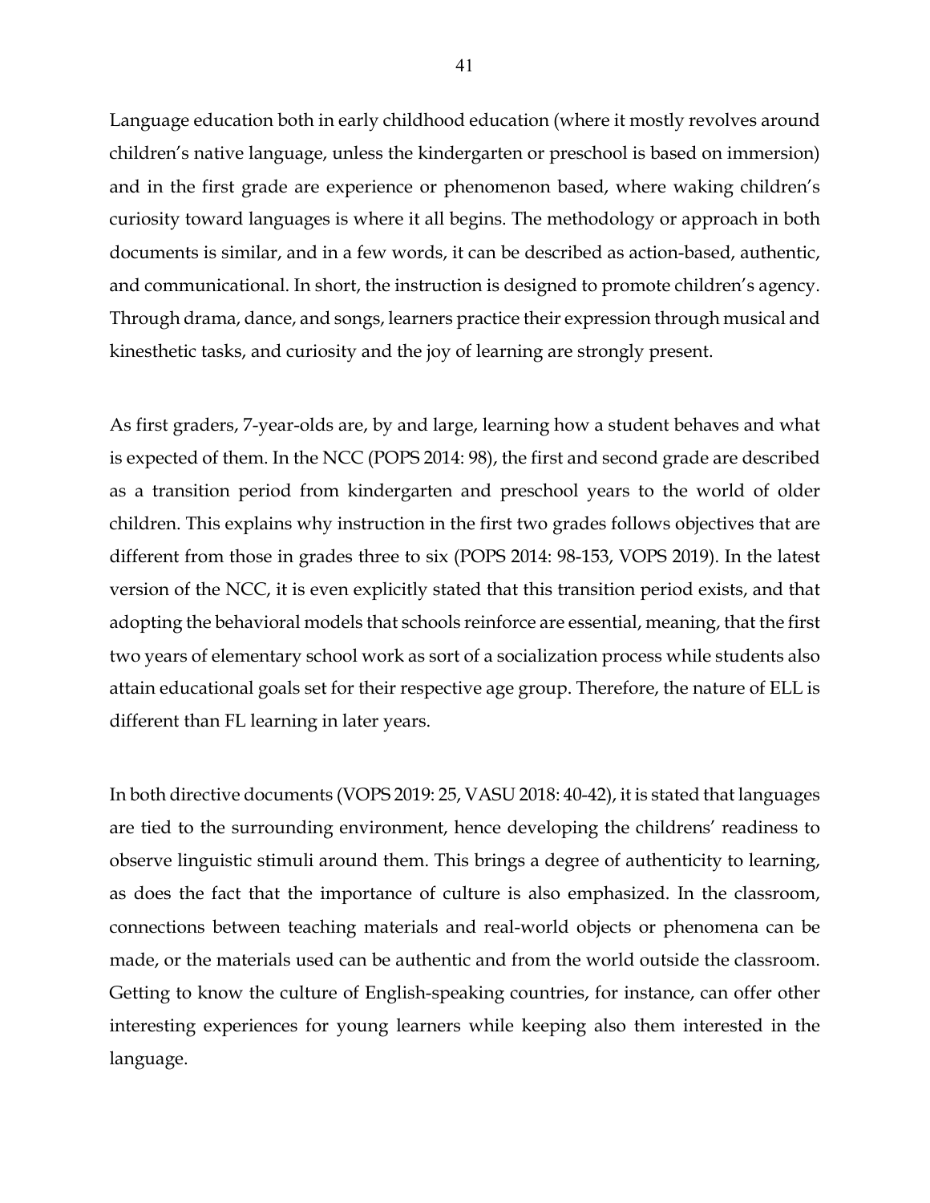Language education both in early childhood education (where it mostly revolves around children's native language, unless the kindergarten or preschool is based on immersion) and in the first grade are experience or phenomenon based, where waking children's curiosity toward languages is where it all begins. The methodology or approach in both documents is similar, and in a few words, it can be described as action-based, authentic, and communicational. In short, the instruction is designed to promote children's agency. Through drama, dance, and songs, learners practice their expression through musical and kinesthetic tasks, and curiosity and the joy of learning are strongly present.

As first graders, 7-year-olds are, by and large, learning how a student behaves and what is expected of them. In the NCC (POPS 2014: 98), the first and second grade are described as a transition period from kindergarten and preschool years to the world of older children. This explains why instruction in the first two grades follows objectives that are different from those in grades three to six (POPS 2014: 98-153, VOPS 2019). In the latest version of the NCC, it is even explicitly stated that this transition period exists, and that adopting the behavioral models that schools reinforce are essential, meaning, that the first two years of elementary school work as sort of a socialization process while students also attain educational goals set for their respective age group. Therefore, the nature of ELL is different than FL learning in later years.

In both directive documents (VOPS 2019: 25, VASU 2018: 40-42), it is stated that languages are tied to the surrounding environment, hence developing the childrens' readiness to observe linguistic stimuli around them. This brings a degree of authenticity to learning, as does the fact that the importance of culture is also emphasized. In the classroom, connections between teaching materials and real-world objects or phenomena can be made, or the materials used can be authentic and from the world outside the classroom. Getting to know the culture of English-speaking countries, for instance, can offer other interesting experiences for young learners while keeping also them interested in the language.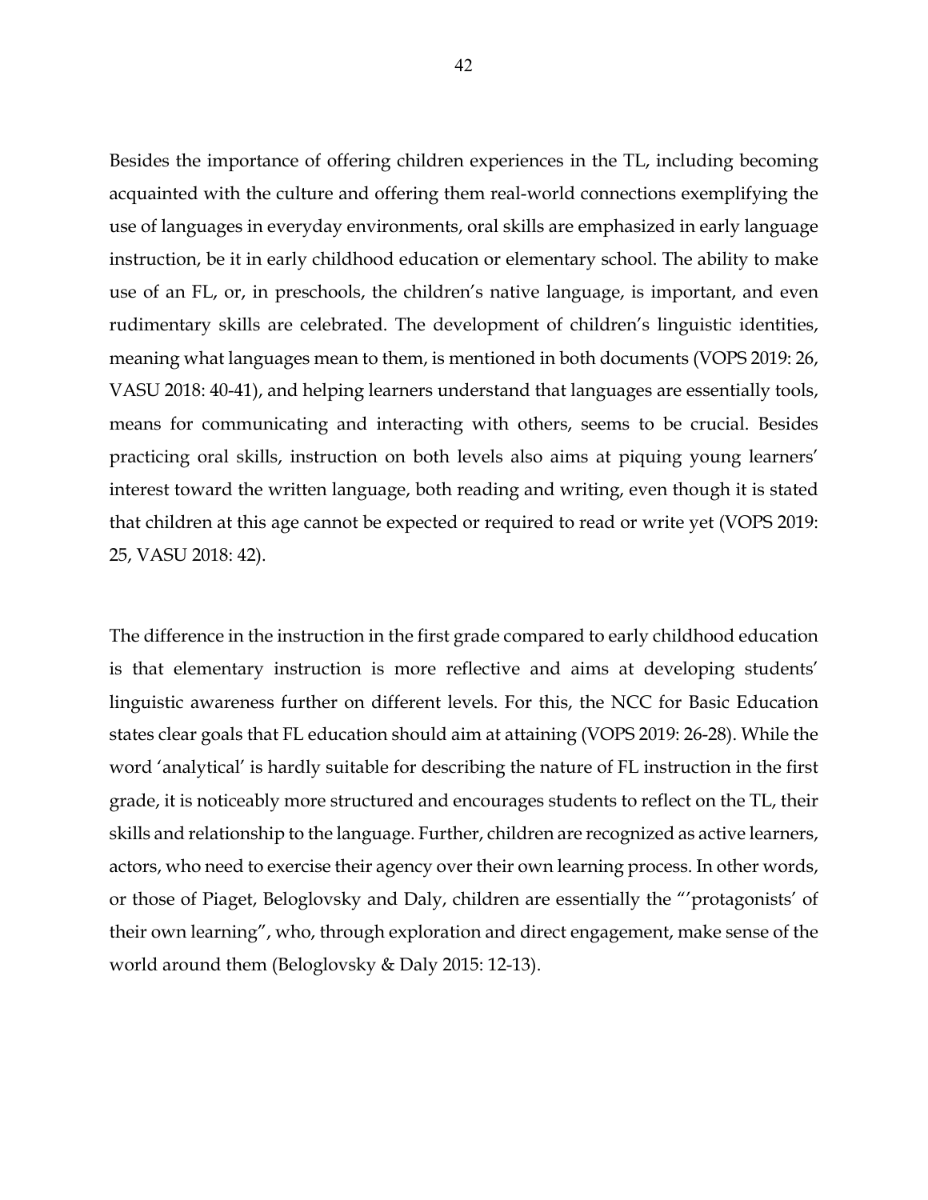Besides the importance of offering children experiences in the TL, including becoming acquainted with the culture and offering them real-world connections exemplifying the use of languages in everyday environments, oral skills are emphasized in early language instruction, be it in early childhood education or elementary school. The ability to make use of an FL, or, in preschools, the children's native language, is important, and even rudimentary skills are celebrated. The development of children's linguistic identities, meaning what languages mean to them, is mentioned in both documents (VOPS 2019: 26, VASU 2018: 40-41), and helping learners understand that languages are essentially tools, means for communicating and interacting with others, seems to be crucial. Besides practicing oral skills, instruction on both levels also aims at piquing young learners' interest toward the written language, both reading and writing, even though it is stated that children at this age cannot be expected or required to read or write yet (VOPS 2019: 25, VASU 2018: 42).

The difference in the instruction in the first grade compared to early childhood education is that elementary instruction is more reflective and aims at developing students' linguistic awareness further on different levels. For this, the NCC for Basic Education states clear goals that FL education should aim at attaining (VOPS 2019: 26-28). While the word 'analytical' is hardly suitable for describing the nature of FL instruction in the first grade, it is noticeably more structured and encourages students to reflect on the TL, their skills and relationship to the language. Further, children are recognized as active learners, actors, who need to exercise their agency over their own learning process. In other words, or those of Piaget, Beloglovsky and Daly, children are essentially the "'protagonists' of their own learning", who, through exploration and direct engagement, make sense of the world around them (Beloglovsky & Daly 2015: 12-13).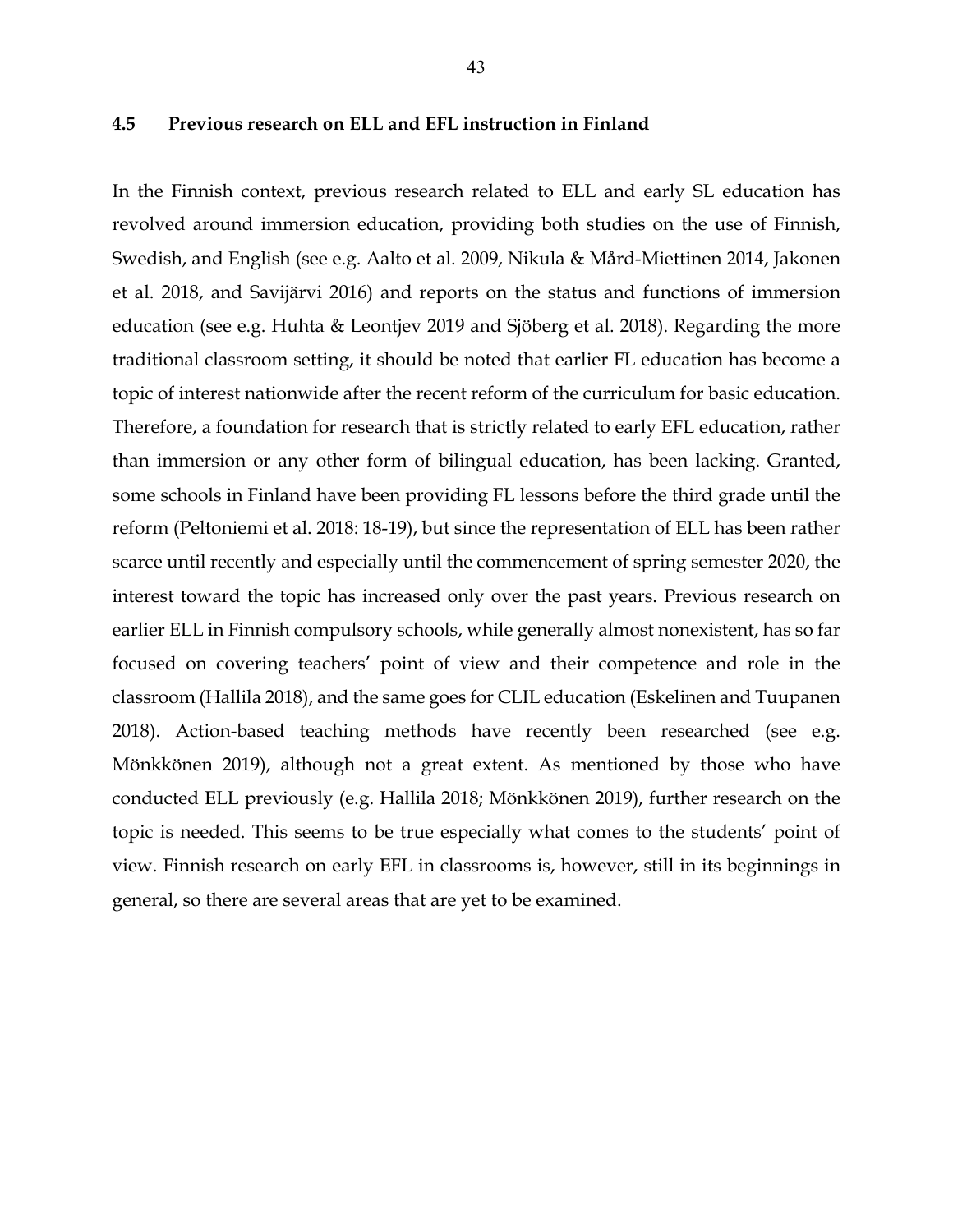## 4.5 Previous research on ELL and EFL instruction in Finland

In the Finnish context, previous research related to ELL and early SL education has revolved around immersion education, providing both studies on the use of Finnish, Swedish, and English (see e.g. Aalto et al. 2009, Nikula & Mård-Miettinen 2014, Jakonen et al. 2018, and Savijärvi 2016) and reports on the status and functions of immersion education (see e.g. Huhta & Leontjev 2019 and Sjöberg et al. 2018). Regarding the more traditional classroom setting, it should be noted that earlier FL education has become a topic of interest nationwide after the recent reform of the curriculum for basic education. Therefore, a foundation for research that is strictly related to early EFL education, rather than immersion or any other form of bilingual education, has been lacking. Granted, some schools in Finland have been providing FL lessons before the third grade until the reform (Peltoniemi et al. 2018: 18-19), but since the representation of ELL has been rather scarce until recently and especially until the commencement of spring semester 2020, the interest toward the topic has increased only over the past years. Previous research on earlier ELL in Finnish compulsory schools, while generally almost nonexistent, has so far focused on covering teachers' point of view and their competence and role in the classroom (Hallila 2018), and the same goes for CLIL education (Eskelinen and Tuupanen 2018). Action-based teaching methods have recently been researched (see e.g. Mönkkönen 2019), although not a great extent. As mentioned by those who have conducted ELL previously (e.g. Hallila 2018; Mönkkönen 2019), further research on the topic is needed. This seems to be true especially what comes to the students' point of view. Finnish research on early EFL in classrooms is, however, still in its beginnings in general, so there are several areas that are yet to be examined.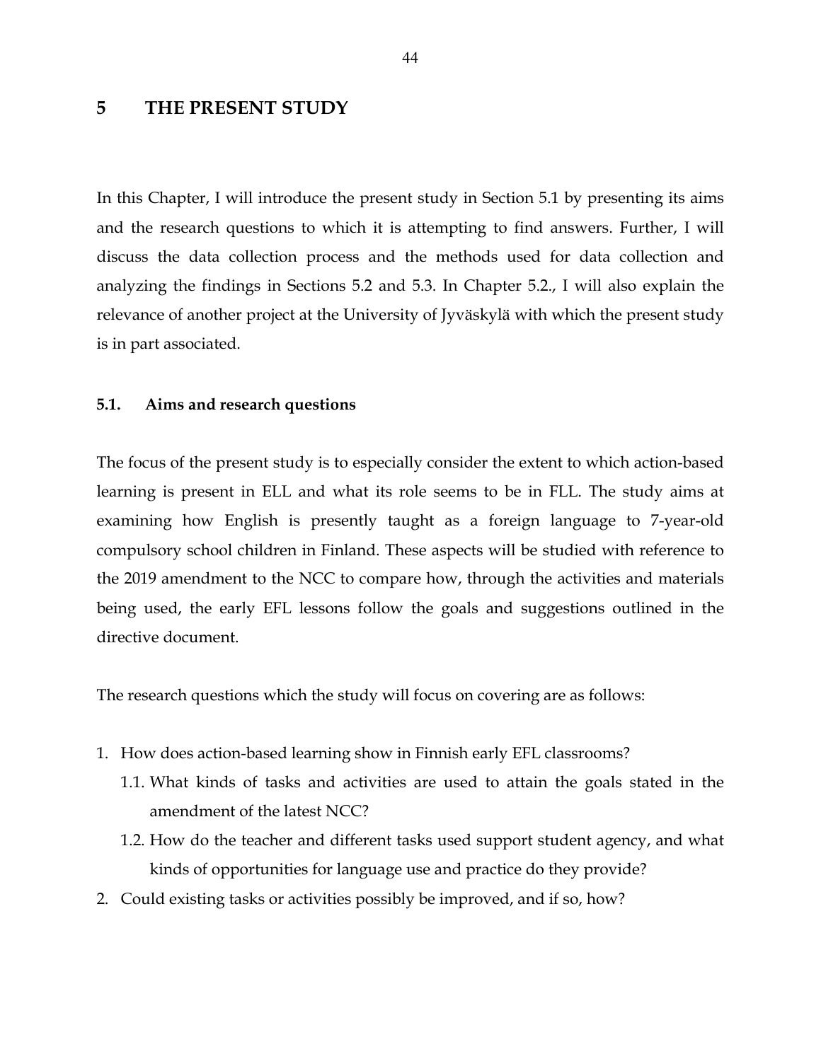# 5 THE PRESENT STUDY

In this Chapter, I will introduce the present study in Section 5.1 by presenting its aims and the research questions to which it is attempting to find answers. Further, I will discuss the data collection process and the methods used for data collection and analyzing the findings in Sections 5.2 and 5.3. In Chapter 5.2., I will also explain the relevance of another project at the University of Jyväskylä with which the present study is in part associated.

## 5.1. Aims and research questions

The focus of the present study is to especially consider the extent to which action-based learning is present in ELL and what its role seems to be in FLL. The study aims at examining how English is presently taught as a foreign language to 7-year-old compulsory school children in Finland. These aspects will be studied with reference to the 2019 amendment to the NCC to compare how, through the activities and materials being used, the early EFL lessons follow the goals and suggestions outlined in the directive document.

The research questions which the study will focus on covering are as follows:

1. How does action-based learning show in Finnish early EFL classrooms?
   1.1. What kinds of tasks and activities are used to attain the goals stated in the amendment of the latest NCC?
   1.2. How do the teacher and different tasks used support student agency, and what kinds of opportunities for language use and practice do they provide?
2. Could existing tasks or activities possibly be improved, and if so, how?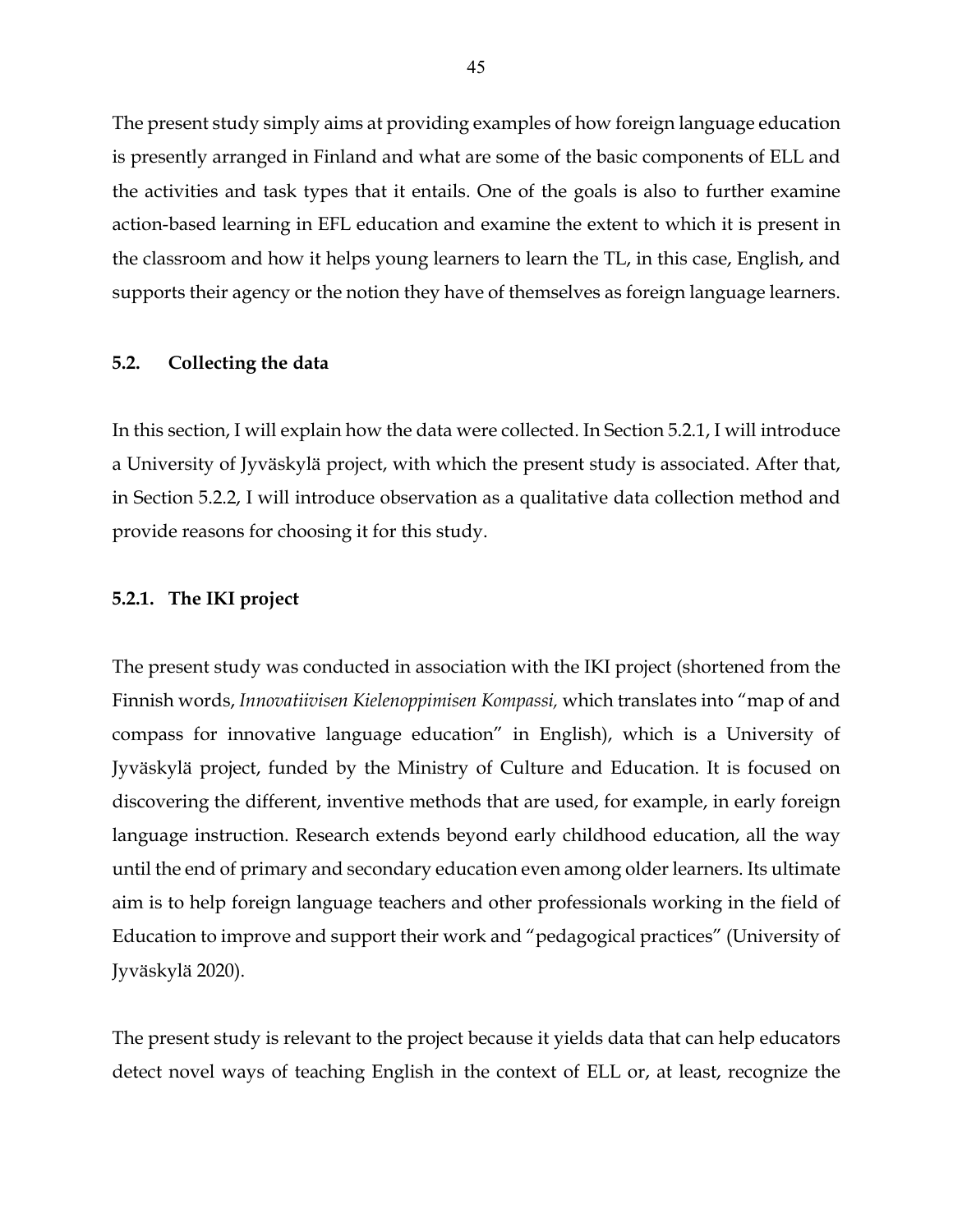The present study simply aims at providing examples of how foreign language education is presently arranged in Finland and what are some of the basic components of ELL and the activities and task types that it entails. One of the goals is also to further examine action-based learning in EFL education and examine the extent to which it is present in the classroom and how it helps young learners to learn the TL, in this case, English, and supports their agency or the notion they have of themselves as foreign language learners.

## 5.2. Collecting the data

In this section, I will explain how the data were collected. In Section 5.2.1, I will introduce a University of Jyväskylä project, with which the present study is associated. After that, in Section 5.2.2, I will introduce observation as a qualitative data collection method and provide reasons for choosing it for this study.

### 5.2.1. The IKI project

The present study was conducted in association with the IKI project (shortened from the Finnish words, *Innovatiivisen Kielenoppimisen Kompassi,* which translates into "map of and compass for innovative language education" in English), which is a University of Jyväskylä project, funded by the Ministry of Culture and Education. It is focused on discovering the different, inventive methods that are used, for example, in early foreign language instruction. Research extends beyond early childhood education, all the way until the end of primary and secondary education even among older learners. Its ultimate aim is to help foreign language teachers and other professionals working in the field of Education to improve and support their work and "pedagogical practices" (University of Jyväskylä 2020).

The present study is relevant to the project because it yields data that can help educators detect novel ways of teaching English in the context of ELL or, at least, recognize the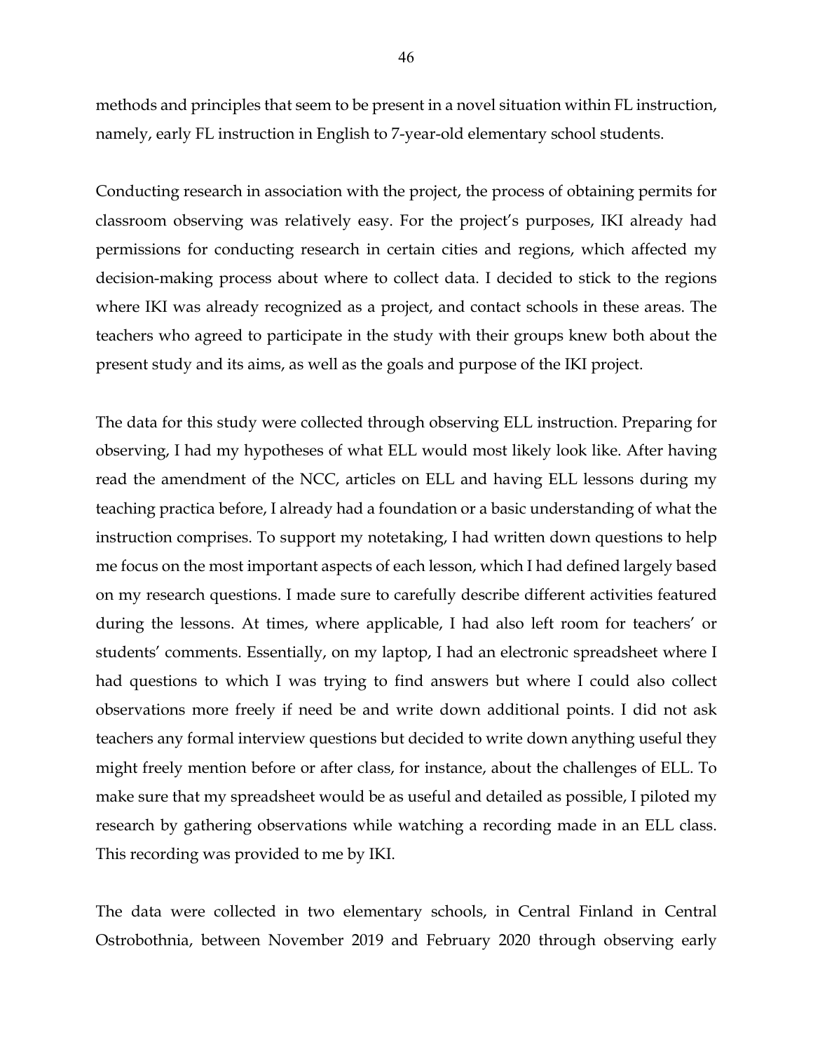methods and principles that seem to be present in a novel situation within FL instruction, namely, early FL instruction in English to 7-year-old elementary school students.

Conducting research in association with the project, the process of obtaining permits for classroom observing was relatively easy. For the project's purposes, IKI already had permissions for conducting research in certain cities and regions, which affected my decision-making process about where to collect data. I decided to stick to the regions where IKI was already recognized as a project, and contact schools in these areas. The teachers who agreed to participate in the study with their groups knew both about the present study and its aims, as well as the goals and purpose of the IKI project.

The data for this study were collected through observing ELL instruction. Preparing for observing, I had my hypotheses of what ELL would most likely look like. After having read the amendment of the NCC, articles on ELL and having ELL lessons during my teaching practica before, I already had a foundation or a basic understanding of what the instruction comprises. To support my notetaking, I had written down questions to help me focus on the most important aspects of each lesson, which I had defined largely based on my research questions. I made sure to carefully describe different activities featured during the lessons. At times, where applicable, I had also left room for teachers' or students' comments. Essentially, on my laptop, I had an electronic spreadsheet where I had questions to which I was trying to find answers but where I could also collect observations more freely if need be and write down additional points. I did not ask teachers any formal interview questions but decided to write down anything useful they might freely mention before or after class, for instance, about the challenges of ELL. To make sure that my spreadsheet would be as useful and detailed as possible, I piloted my research by gathering observations while watching a recording made in an ELL class. This recording was provided to me by IKI.

The data were collected in two elementary schools, in Central Finland in Central Ostrobothnia, between November 2019 and February 2020 through observing early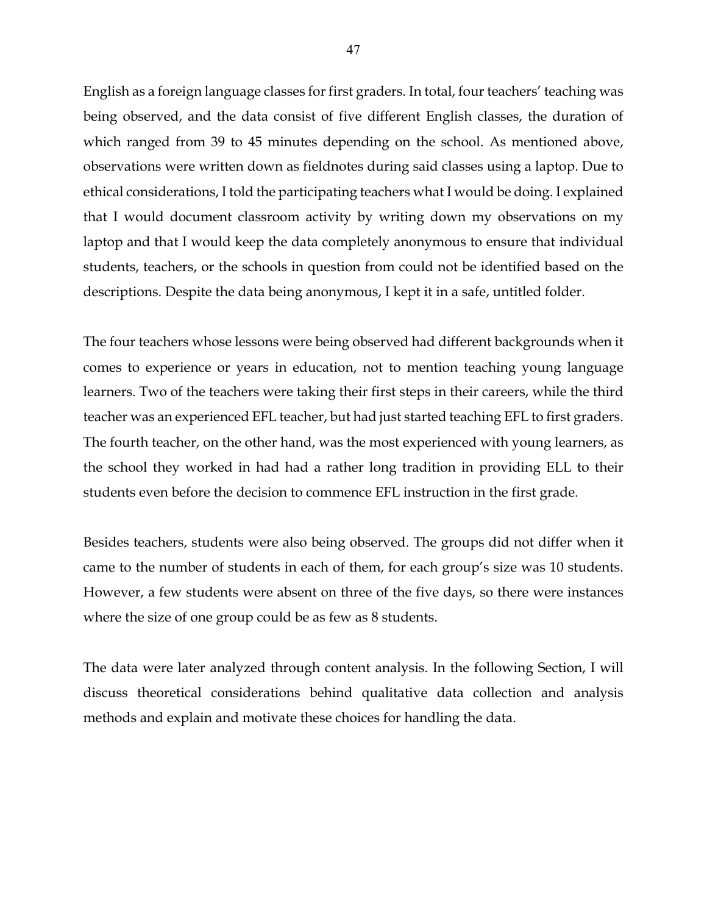English as a foreign language classes for first graders. In total, four teachers' teaching was being observed, and the data consist of five different English classes, the duration of which ranged from 39 to 45 minutes depending on the school. As mentioned above, observations were written down as fieldnotes during said classes using a laptop. Due to ethical considerations, I told the participating teachers what I would be doing. I explained that I would document classroom activity by writing down my observations on my laptop and that I would keep the data completely anonymous to ensure that individual students, teachers, or the schools in question from could not be identified based on the descriptions. Despite the data being anonymous, I kept it in a safe, untitled folder.

The four teachers whose lessons were being observed had different backgrounds when it comes to experience or years in education, not to mention teaching young language learners. Two of the teachers were taking their first steps in their careers, while the third teacher was an experienced EFL teacher, but had just started teaching EFL to first graders. The fourth teacher, on the other hand, was the most experienced with young learners, as the school they worked in had had a rather long tradition in providing ELL to their students even before the decision to commence EFL instruction in the first grade.

Besides teachers, students were also being observed. The groups did not differ when it came to the number of students in each of them, for each group's size was 10 students. However, a few students were absent on three of the five days, so there were instances where the size of one group could be as few as 8 students.

The data were later analyzed through content analysis. In the following Section, I will discuss theoretical considerations behind qualitative data collection and analysis methods and explain and motivate these choices for handling the data.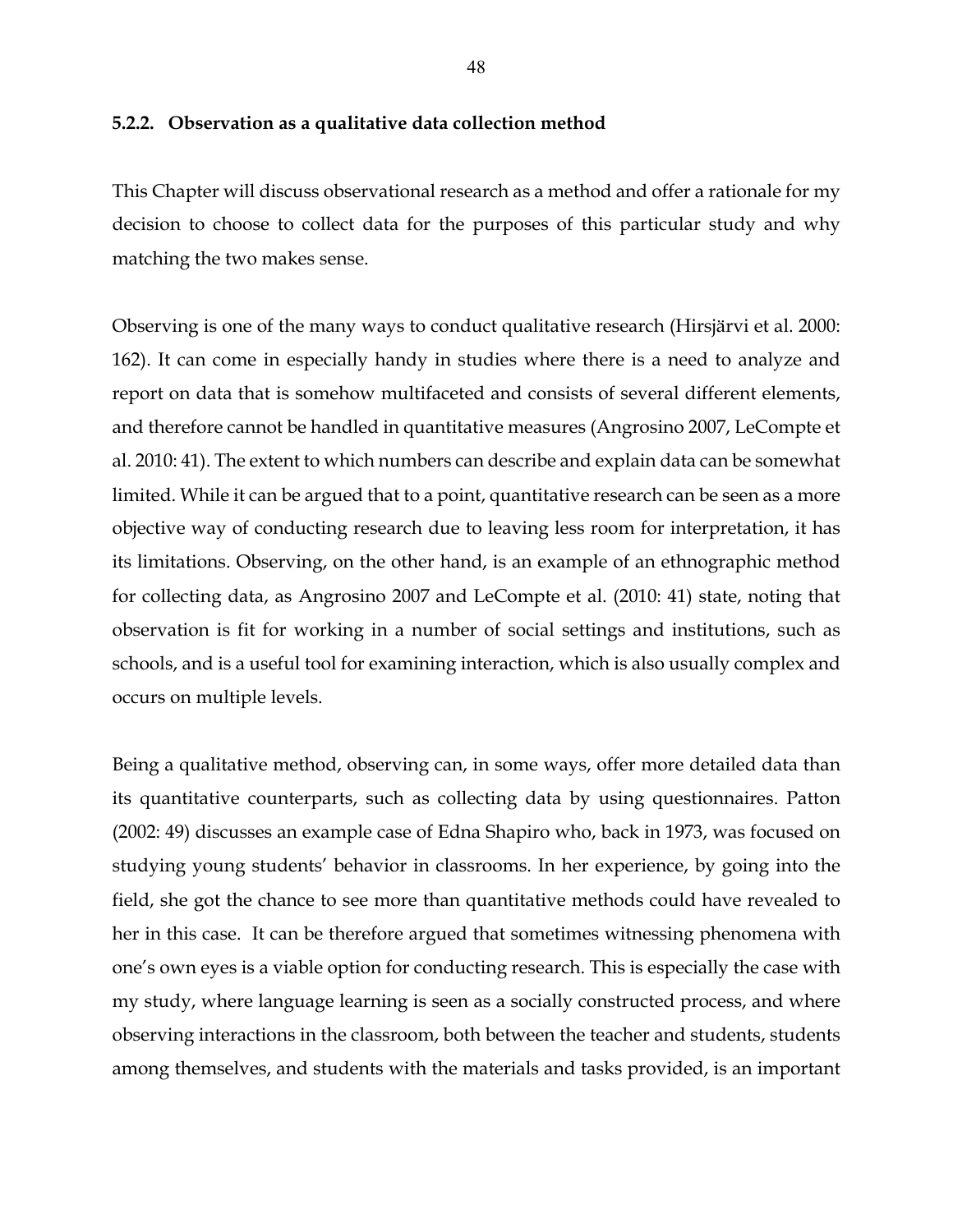### 5.2.2. Observation as a qualitative data collection method

This Chapter will discuss observational research as a method and offer a rationale for my decision to choose to collect data for the purposes of this particular study and why matching the two makes sense.

Observing is one of the many ways to conduct qualitative research (Hirsjärvi et al. 2000: 162). It can come in especially handy in studies where there is a need to analyze and report on data that is somehow multifaceted and consists of several different elements, and therefore cannot be handled in quantitative measures (Angrosino 2007, LeCompte et al. 2010: 41). The extent to which numbers can describe and explain data can be somewhat limited. While it can be argued that to a point, quantitative research can be seen as a more objective way of conducting research due to leaving less room for interpretation, it has its limitations. Observing, on the other hand, is an example of an ethnographic method for collecting data, as Angrosino 2007 and LeCompte et al. (2010: 41) state, noting that observation is fit for working in a number of social settings and institutions, such as schools, and is a useful tool for examining interaction, which is also usually complex and occurs on multiple levels.

Being a qualitative method, observing can, in some ways, offer more detailed data than its quantitative counterparts, such as collecting data by using questionnaires. Patton (2002: 49) discusses an example case of Edna Shapiro who, back in 1973, was focused on studying young students' behavior in classrooms. In her experience, by going into the field, she got the chance to see more than quantitative methods could have revealed to her in this case. It can be therefore argued that sometimes witnessing phenomena with one's own eyes is a viable option for conducting research. This is especially the case with my study, where language learning is seen as a socially constructed process, and where observing interactions in the classroom, both between the teacher and students, students among themselves, and students with the materials and tasks provided, is an important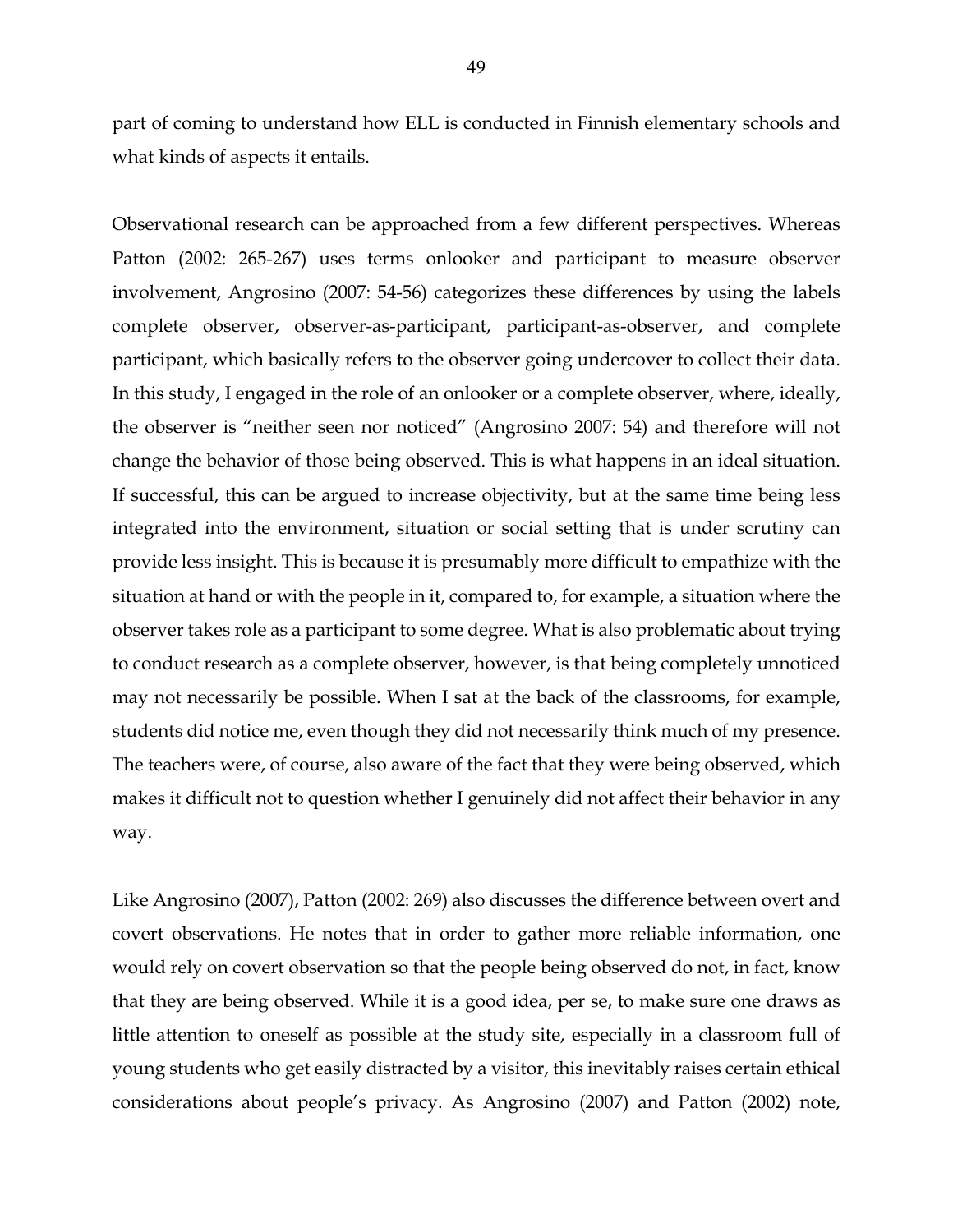part of coming to understand how ELL is conducted in Finnish elementary schools and what kinds of aspects it entails.

Observational research can be approached from a few different perspectives. Whereas Patton (2002: 265-267) uses terms onlooker and participant to measure observer involvement, Angrosino (2007: 54-56) categorizes these differences by using the labels complete observer, observer-as-participant, participant-as-observer, and complete participant, which basically refers to the observer going undercover to collect their data. In this study, I engaged in the role of an onlooker or a complete observer, where, ideally, the observer is "neither seen nor noticed" (Angrosino 2007: 54) and therefore will not change the behavior of those being observed. This is what happens in an ideal situation. If successful, this can be argued to increase objectivity, but at the same time being less integrated into the environment, situation or social setting that is under scrutiny can provide less insight. This is because it is presumably more difficult to empathize with the situation at hand or with the people in it, compared to, for example, a situation where the observer takes role as a participant to some degree. What is also problematic about trying to conduct research as a complete observer, however, is that being completely unnoticed may not necessarily be possible. When I sat at the back of the classrooms, for example, students did notice me, even though they did not necessarily think much of my presence. The teachers were, of course, also aware of the fact that they were being observed, which makes it difficult not to question whether I genuinely did not affect their behavior in any way.

Like Angrosino (2007), Patton (2002: 269) also discusses the difference between overt and covert observations. He notes that in order to gather more reliable information, one would rely on covert observation so that the people being observed do not, in fact, know that they are being observed. While it is a good idea, per se, to make sure one draws as little attention to oneself as possible at the study site, especially in a classroom full of young students who get easily distracted by a visitor, this inevitably raises certain ethical considerations about people's privacy. As Angrosino (2007) and Patton (2002) note,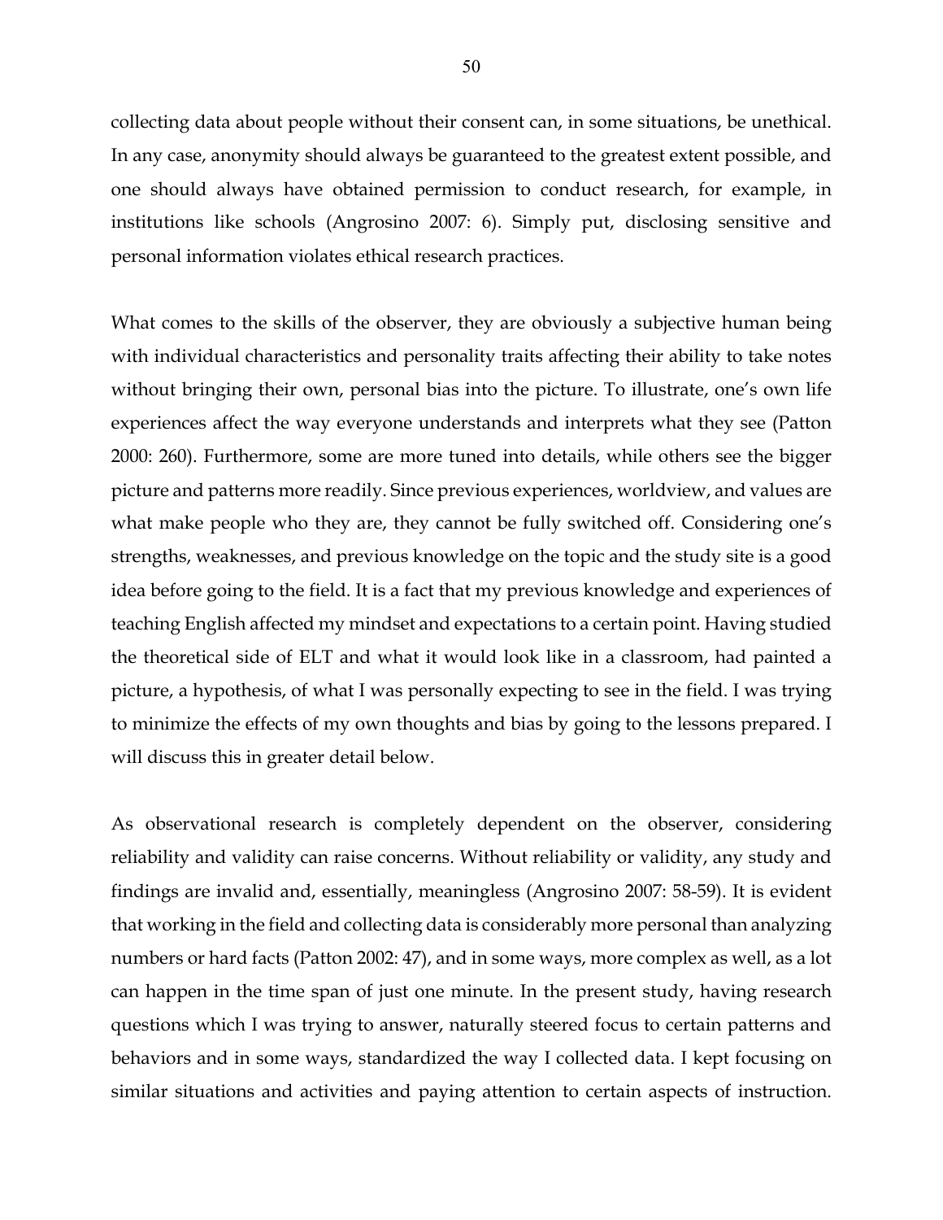collecting data about people without their consent can, in some situations, be unethical. In any case, anonymity should always be guaranteed to the greatest extent possible, and one should always have obtained permission to conduct research, for example, in institutions like schools (Angrosino 2007: 6). Simply put, disclosing sensitive and personal information violates ethical research practices.

What comes to the skills of the observer, they are obviously a subjective human being with individual characteristics and personality traits affecting their ability to take notes without bringing their own, personal bias into the picture. To illustrate, one's own life experiences affect the way everyone understands and interprets what they see (Patton 2000: 260). Furthermore, some are more tuned into details, while others see the bigger picture and patterns more readily. Since previous experiences, worldview, and values are what make people who they are, they cannot be fully switched off. Considering one's strengths, weaknesses, and previous knowledge on the topic and the study site is a good idea before going to the field. It is a fact that my previous knowledge and experiences of teaching English affected my mindset and expectations to a certain point. Having studied the theoretical side of ELT and what it would look like in a classroom, had painted a picture, a hypothesis, of what I was personally expecting to see in the field. I was trying to minimize the effects of my own thoughts and bias by going to the lessons prepared. I will discuss this in greater detail below.

As observational research is completely dependent on the observer, considering reliability and validity can raise concerns. Without reliability or validity, any study and findings are invalid and, essentially, meaningless (Angrosino 2007: 58-59). It is evident that working in the field and collecting data is considerably more personal than analyzing numbers or hard facts (Patton 2002: 47), and in some ways, more complex as well, as a lot can happen in the time span of just one minute. In the present study, having research questions which I was trying to answer, naturally steered focus to certain patterns and behaviors and in some ways, standardized the way I collected data. I kept focusing on similar situations and activities and paying attention to certain aspects of instruction.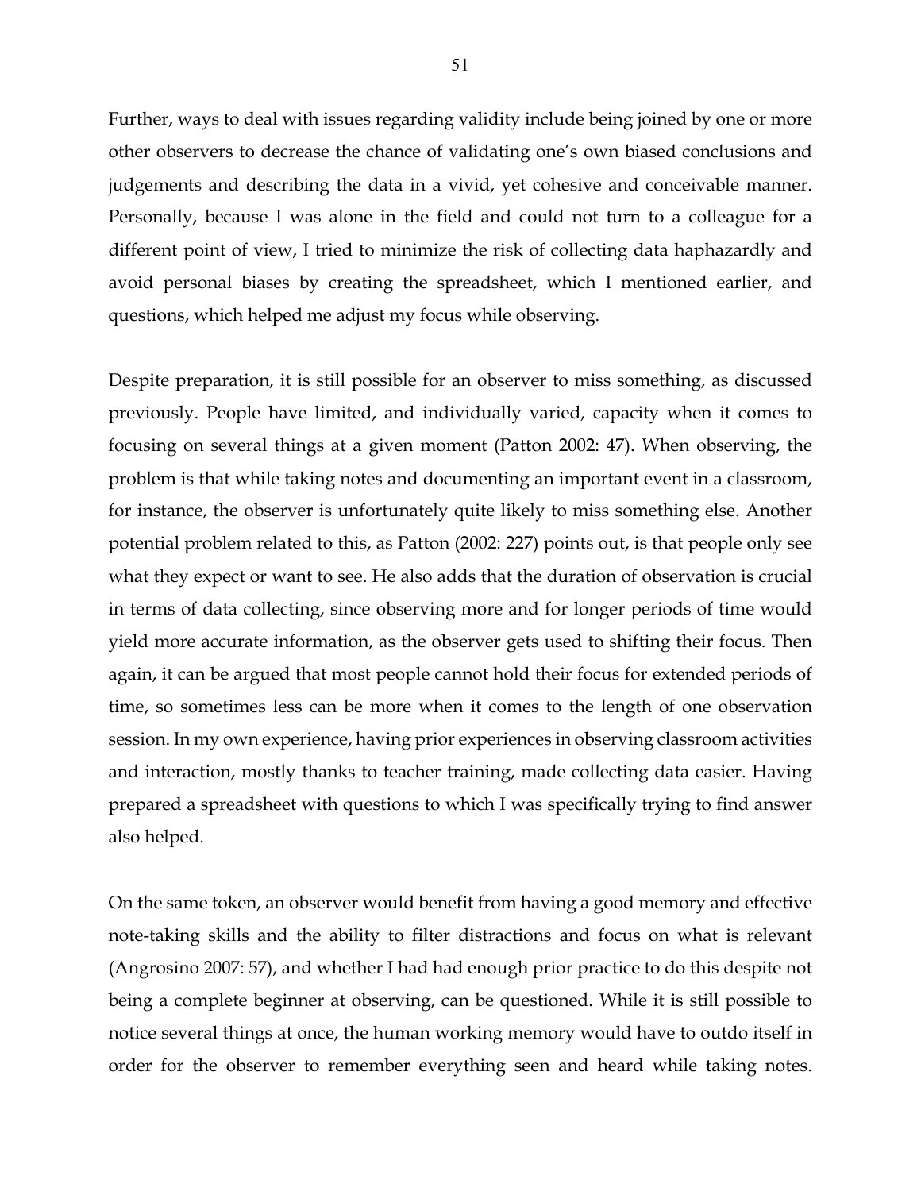Further, ways to deal with issues regarding validity include being joined by one or more other observers to decrease the chance of validating one's own biased conclusions and judgements and describing the data in a vivid, yet cohesive and conceivable manner. Personally, because I was alone in the field and could not turn to a colleague for a different point of view, I tried to minimize the risk of collecting data haphazardly and avoid personal biases by creating the spreadsheet, which I mentioned earlier, and questions, which helped me adjust my focus while observing.

Despite preparation, it is still possible for an observer to miss something, as discussed previously. People have limited, and individually varied, capacity when it comes to focusing on several things at a given moment (Patton 2002: 47). When observing, the problem is that while taking notes and documenting an important event in a classroom, for instance, the observer is unfortunately quite likely to miss something else. Another potential problem related to this, as Patton (2002: 227) points out, is that people only see what they expect or want to see. He also adds that the duration of observation is crucial in terms of data collecting, since observing more and for longer periods of time would yield more accurate information, as the observer gets used to shifting their focus. Then again, it can be argued that most people cannot hold their focus for extended periods of time, so sometimes less can be more when it comes to the length of one observation session. In my own experience, having prior experiences in observing classroom activities and interaction, mostly thanks to teacher training, made collecting data easier. Having prepared a spreadsheet with questions to which I was specifically trying to find answer also helped.

On the same token, an observer would benefit from having a good memory and effective note-taking skills and the ability to filter distractions and focus on what is relevant (Angrosino 2007: 57), and whether I had had enough prior practice to do this despite not being a complete beginner at observing, can be questioned. While it is still possible to notice several things at once, the human working memory would have to outdo itself in order for the observer to remember everything seen and heard while taking notes.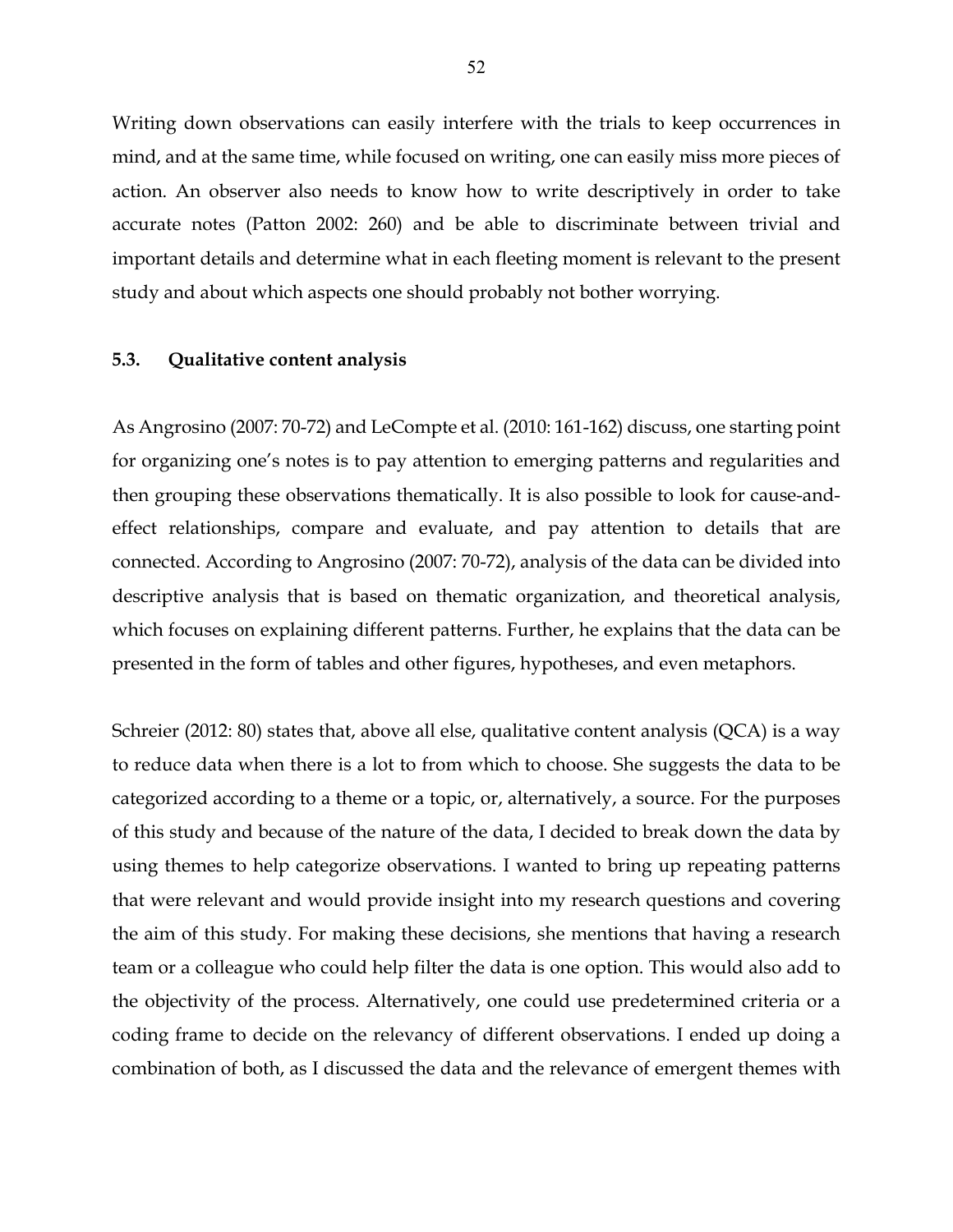Writing down observations can easily interfere with the trials to keep occurrences in mind, and at the same time, while focused on writing, one can easily miss more pieces of action. An observer also needs to know how to write descriptively in order to take accurate notes (Patton 2002: 260) and be able to discriminate between trivial and important details and determine what in each fleeting moment is relevant to the present study and about which aspects one should probably not bother worrying.

### 5.3. Qualitative content analysis

As Angrosino (2007: 70-72) and LeCompte et al. (2010: 161-162) discuss, one starting point for organizing one's notes is to pay attention to emerging patterns and regularities and then grouping these observations thematically. It is also possible to look for cause-and-effect relationships, compare and evaluate, and pay attention to details that are connected. According to Angrosino (2007: 70-72), analysis of the data can be divided into descriptive analysis that is based on thematic organization, and theoretical analysis, which focuses on explaining different patterns. Further, he explains that the data can be presented in the form of tables and other figures, hypotheses, and even metaphors.

Schreier (2012: 80) states that, above all else, qualitative content analysis (QCA) is a way to reduce data when there is a lot to from which to choose. She suggests the data to be categorized according to a theme or a topic, or, alternatively, a source. For the purposes of this study and because of the nature of the data, I decided to break down the data by using themes to help categorize observations. I wanted to bring up repeating patterns that were relevant and would provide insight into my research questions and covering the aim of this study. For making these decisions, she mentions that having a research team or a colleague who could help filter the data is one option. This would also add to the objectivity of the process. Alternatively, one could use predetermined criteria or a coding frame to decide on the relevancy of different observations. I ended up doing a combination of both, as I discussed the data and the relevance of emergent themes with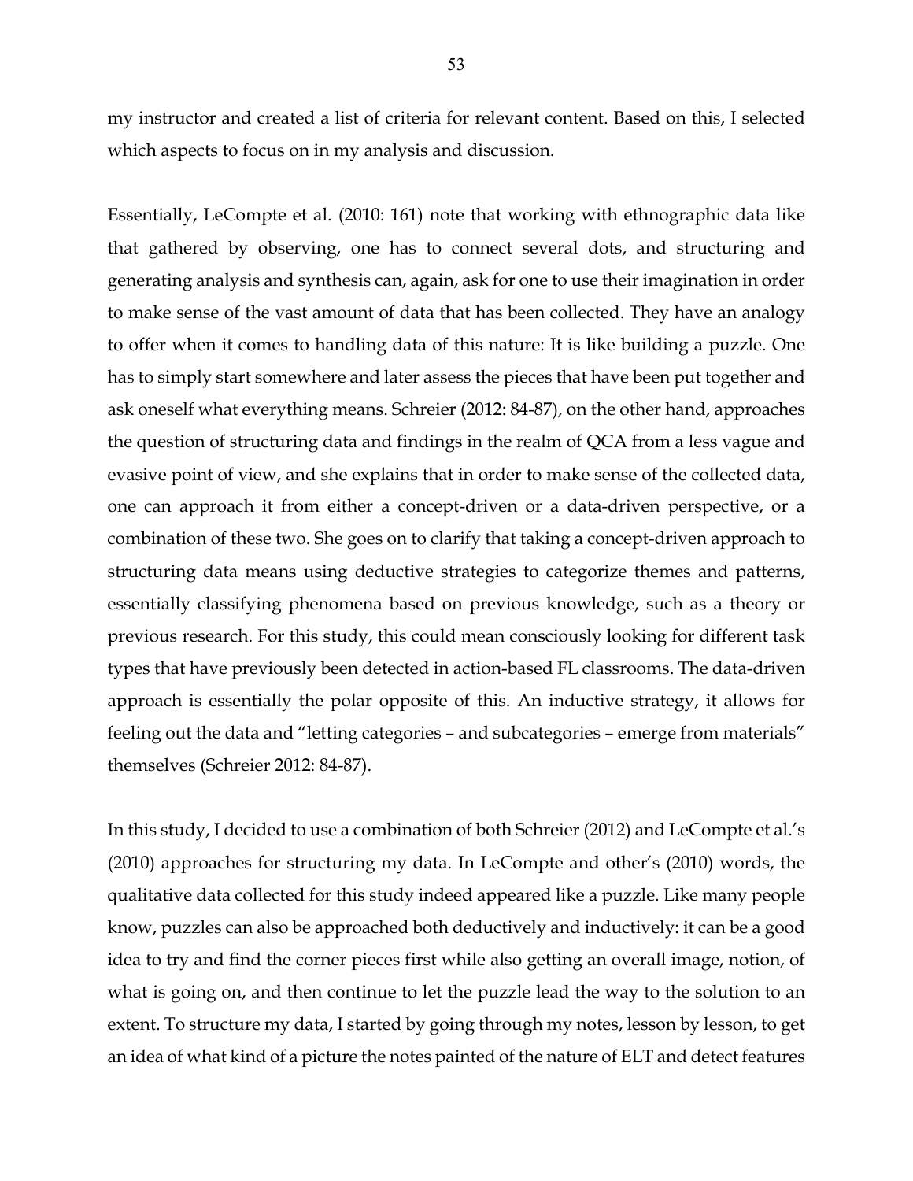my instructor and created a list of criteria for relevant content. Based on this, I selected which aspects to focus on in my analysis and discussion.

Essentially, LeCompte et al. (2010: 161) note that working with ethnographic data like that gathered by observing, one has to connect several dots, and structuring and generating analysis and synthesis can, again, ask for one to use their imagination in order to make sense of the vast amount of data that has been collected. They have an analogy to offer when it comes to handling data of this nature: It is like building a puzzle. One has to simply start somewhere and later assess the pieces that have been put together and ask oneself what everything means. Schreier (2012: 84-87), on the other hand, approaches the question of structuring data and findings in the realm of QCA from a less vague and evasive point of view, and she explains that in order to make sense of the collected data, one can approach it from either a concept-driven or a data-driven perspective, or a combination of these two. She goes on to clarify that taking a concept-driven approach to structuring data means using deductive strategies to categorize themes and patterns, essentially classifying phenomena based on previous knowledge, such as a theory or previous research. For this study, this could mean consciously looking for different task types that have previously been detected in action-based FL classrooms. The data-driven approach is essentially the polar opposite of this. An inductive strategy, it allows for feeling out the data and "letting categories – and subcategories – emerge from materials" themselves (Schreier 2012: 84-87).

In this study, I decided to use a combination of both Schreier (2012) and LeCompte et al.'s (2010) approaches for structuring my data. In LeCompte and other's (2010) words, the qualitative data collected for this study indeed appeared like a puzzle. Like many people know, puzzles can also be approached both deductively and inductively: it can be a good idea to try and find the corner pieces first while also getting an overall image, notion, of what is going on, and then continue to let the puzzle lead the way to the solution to an extent. To structure my data, I started by going through my notes, lesson by lesson, to get an idea of what kind of a picture the notes painted of the nature of ELT and detect features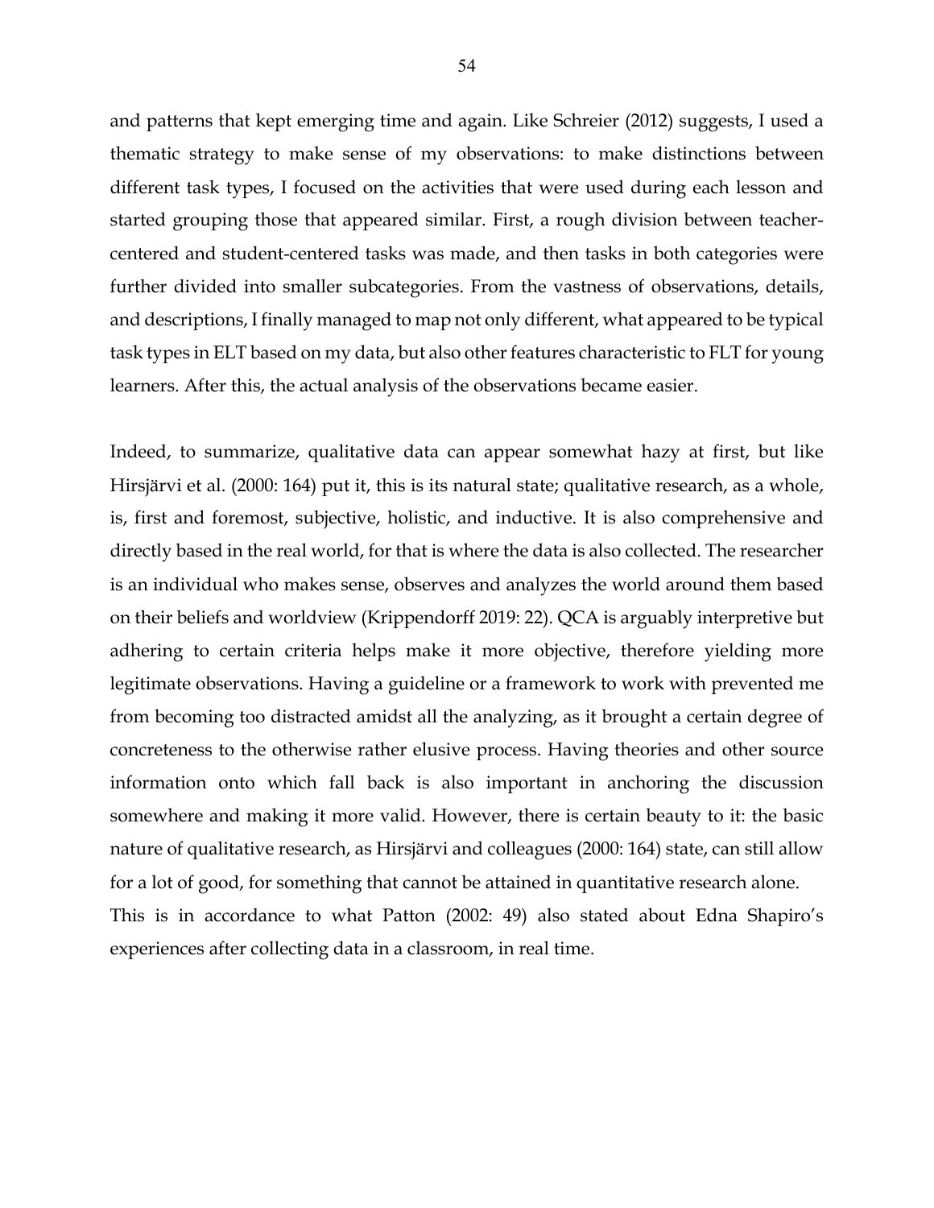and patterns that kept emerging time and again. Like Schreier (2012) suggests, I used a thematic strategy to make sense of my observations: to make distinctions between different task types, I focused on the activities that were used during each lesson and started grouping those that appeared similar. First, a rough division between teacher-centered and student-centered tasks was made, and then tasks in both categories were further divided into smaller subcategories. From the vastness of observations, details, and descriptions, I finally managed to map not only different, what appeared to be typical task types in ELT based on my data, but also other features characteristic to FLT for young learners. After this, the actual analysis of the observations became easier.

Indeed, to summarize, qualitative data can appear somewhat hazy at first, but like Hirsjärvi et al. (2000: 164) put it, this is its natural state; qualitative research, as a whole, is, first and foremost, subjective, holistic, and inductive. It is also comprehensive and directly based in the real world, for that is where the data is also collected. The researcher is an individual who makes sense, observes and analyzes the world around them based on their beliefs and worldview (Krippendorff 2019: 22). QCA is arguably interpretive but adhering to certain criteria helps make it more objective, therefore yielding more legitimate observations. Having a guideline or a framework to work with prevented me from becoming too distracted amidst all the analyzing, as it brought a certain degree of concreteness to the otherwise rather elusive process. Having theories and other source information onto which fall back is also important in anchoring the discussion somewhere and making it more valid. However, there is certain beauty to it: the basic nature of qualitative research, as Hirsjärvi and colleagues (2000: 164) state, can still allow for a lot of good, for something that cannot be attained in quantitative research alone. This is in accordance to what Patton (2002: 49) also stated about Edna Shapiro's experiences after collecting data in a classroom, in real time.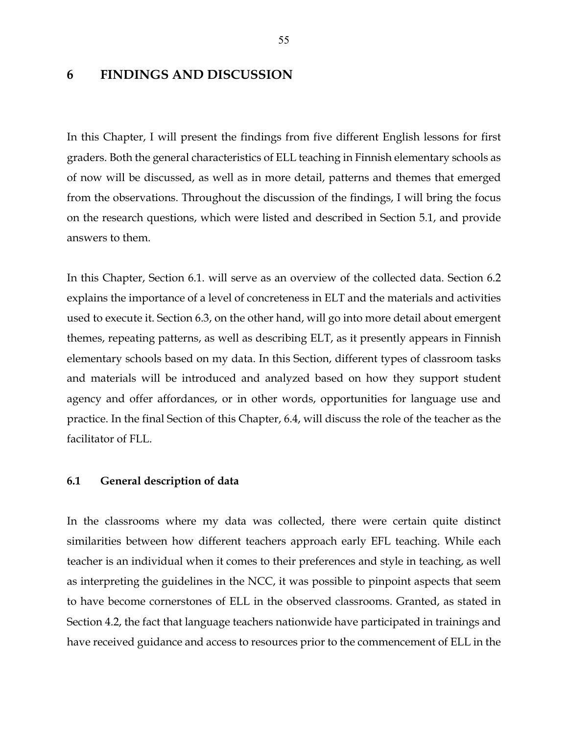# 6 FINDINGS AND DISCUSSION

In this Chapter, I will present the findings from five different English lessons for first graders. Both the general characteristics of ELL teaching in Finnish elementary schools as of now will be discussed, as well as in more detail, patterns and themes that emerged from the observations. Throughout the discussion of the findings, I will bring the focus on the research questions, which were listed and described in Section 5.1, and provide answers to them.

In this Chapter, Section 6.1. will serve as an overview of the collected data. Section 6.2 explains the importance of a level of concreteness in ELT and the materials and activities used to execute it. Section 6.3, on the other hand, will go into more detail about emergent themes, repeating patterns, as well as describing ELT, as it presently appears in Finnish elementary schools based on my data. In this Section, different types of classroom tasks and materials will be introduced and analyzed based on how they support student agency and offer affordances, or in other words, opportunities for language use and practice. In the final Section of this Chapter, 6.4, will discuss the role of the teacher as the facilitator of FLL.

## 6.1 General description of data

In the classrooms where my data was collected, there were certain quite distinct similarities between how different teachers approach early EFL teaching. While each teacher is an individual when it comes to their preferences and style in teaching, as well as interpreting the guidelines in the NCC, it was possible to pinpoint aspects that seem to have become cornerstones of ELL in the observed classrooms. Granted, as stated in Section 4.2, the fact that language teachers nationwide have participated in trainings and have received guidance and access to resources prior to the commencement of ELL in the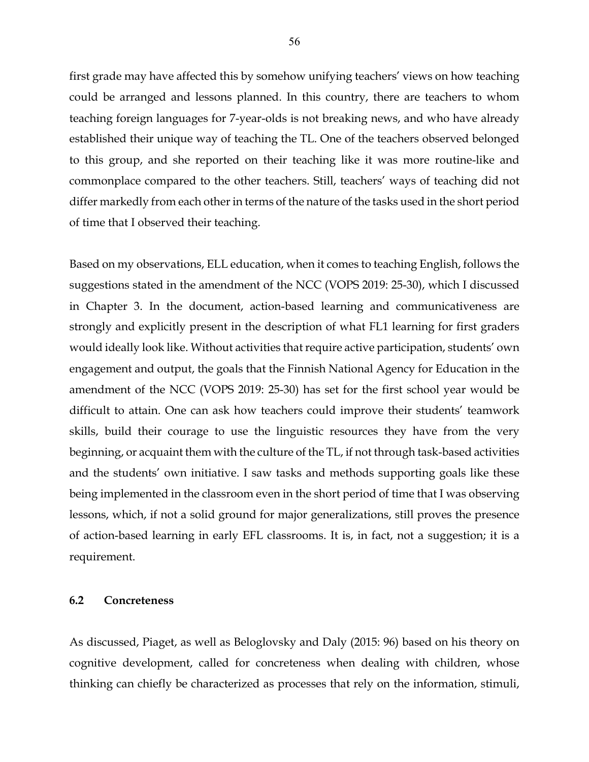first grade may have affected this by somehow unifying teachers' views on how teaching could be arranged and lessons planned. In this country, there are teachers to whom teaching foreign languages for 7-year-olds is not breaking news, and who have already established their unique way of teaching the TL. One of the teachers observed belonged to this group, and she reported on their teaching like it was more routine-like and commonplace compared to the other teachers. Still, teachers' ways of teaching did not differ markedly from each other in terms of the nature of the tasks used in the short period of time that I observed their teaching.

Based on my observations, ELL education, when it comes to teaching English, follows the suggestions stated in the amendment of the NCC (VOPS 2019: 25-30), which I discussed in Chapter 3. In the document, action-based learning and communicativeness are strongly and explicitly present in the description of what FL1 learning for first graders would ideally look like. Without activities that require active participation, students' own engagement and output, the goals that the Finnish National Agency for Education in the amendment of the NCC (VOPS 2019: 25-30) has set for the first school year would be difficult to attain. One can ask how teachers could improve their students' teamwork skills, build their courage to use the linguistic resources they have from the very beginning, or acquaint them with the culture of the TL, if not through task-based activities and the students' own initiative. I saw tasks and methods supporting goals like these being implemented in the classroom even in the short period of time that I was observing lessons, which, if not a solid ground for major generalizations, still proves the presence of action-based learning in early EFL classrooms. It is, in fact, not a suggestion; it is a requirement.

### 6.2 Concreteness

As discussed, Piaget, as well as Beloglovsky and Daly (2015: 96) based on his theory on cognitive development, called for concreteness when dealing with children, whose thinking can chiefly be characterized as processes that rely on the information, stimuli,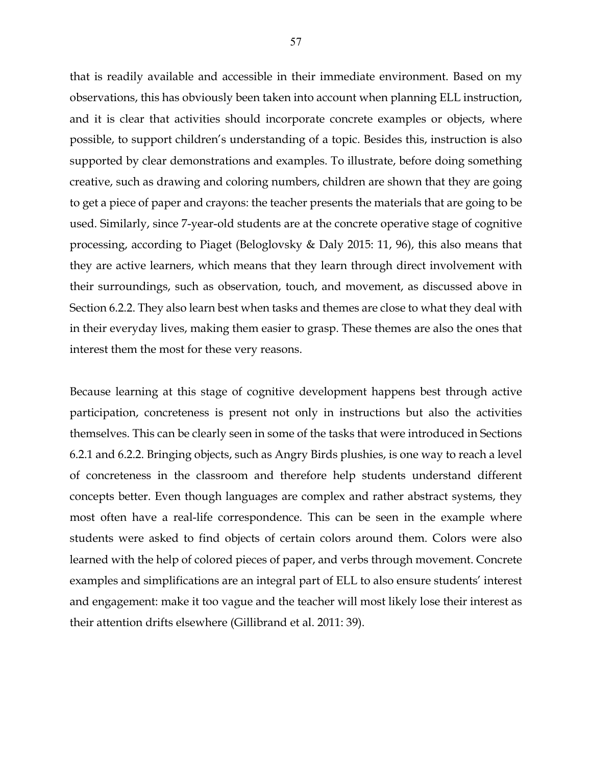that is readily available and accessible in their immediate environment. Based on my observations, this has obviously been taken into account when planning ELL instruction, and it is clear that activities should incorporate concrete examples or objects, where possible, to support children's understanding of a topic. Besides this, instruction is also supported by clear demonstrations and examples. To illustrate, before doing something creative, such as drawing and coloring numbers, children are shown that they are going to get a piece of paper and crayons: the teacher presents the materials that are going to be used. Similarly, since 7-year-old students are at the concrete operative stage of cognitive processing, according to Piaget (Beloglovsky & Daly 2015: 11, 96), this also means that they are active learners, which means that they learn through direct involvement with their surroundings, such as observation, touch, and movement, as discussed above in Section 6.2.2. They also learn best when tasks and themes are close to what they deal with in their everyday lives, making them easier to grasp. These themes are also the ones that interest them the most for these very reasons.

Because learning at this stage of cognitive development happens best through active participation, concreteness is present not only in instructions but also the activities themselves. This can be clearly seen in some of the tasks that were introduced in Sections 6.2.1 and 6.2.2. Bringing objects, such as Angry Birds plushies, is one way to reach a level of concreteness in the classroom and therefore help students understand different concepts better. Even though languages are complex and rather abstract systems, they most often have a real-life correspondence. This can be seen in the example where students were asked to find objects of certain colors around them. Colors were also learned with the help of colored pieces of paper, and verbs through movement. Concrete examples and simplifications are an integral part of ELL to also ensure students' interest and engagement: make it too vague and the teacher will most likely lose their interest as their attention drifts elsewhere (Gillibrand et al. 2011: 39).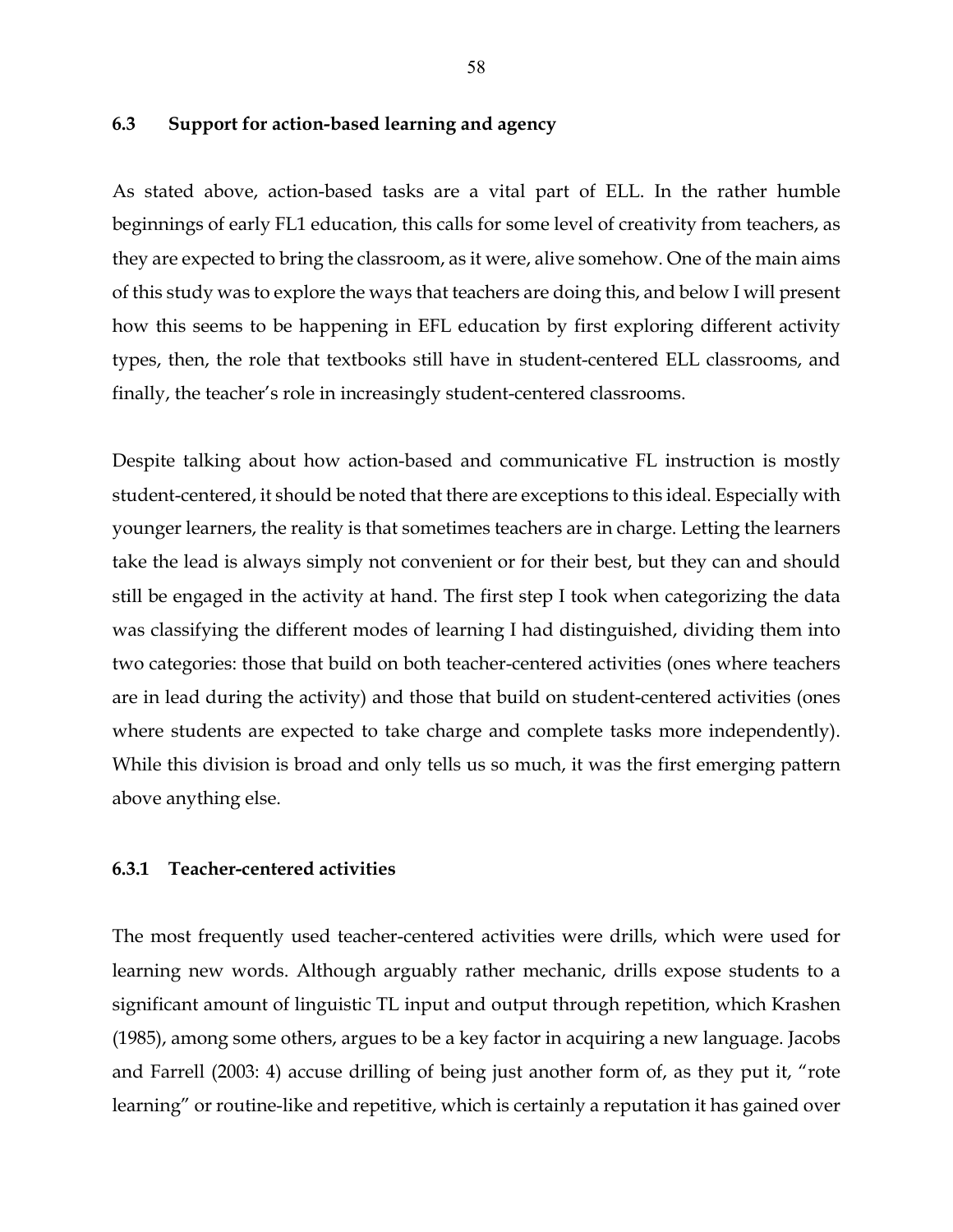## 6.3 Support for action-based learning and agency

As stated above, action-based tasks are a vital part of ELL. In the rather humble beginnings of early FL1 education, this calls for some level of creativity from teachers, as they are expected to bring the classroom, as it were, alive somehow. One of the main aims of this study was to explore the ways that teachers are doing this, and below I will present how this seems to be happening in EFL education by first exploring different activity types, then, the role that textbooks still have in student-centered ELL classrooms, and finally, the teacher's role in increasingly student-centered classrooms.

Despite talking about how action-based and communicative FL instruction is mostly student-centered, it should be noted that there are exceptions to this ideal. Especially with younger learners, the reality is that sometimes teachers are in charge. Letting the learners take the lead is always simply not convenient or for their best, but they can and should still be engaged in the activity at hand. The first step I took when categorizing the data was classifying the different modes of learning I had distinguished, dividing them into two categories: those that build on both teacher-centered activities (ones where teachers are in lead during the activity) and those that build on student-centered activities (ones where students are expected to take charge and complete tasks more independently). While this division is broad and only tells us so much, it was the first emerging pattern above anything else.

### 6.3.1 Teacher-centered activities

The most frequently used teacher-centered activities were drills, which were used for learning new words. Although arguably rather mechanic, drills expose students to a significant amount of linguistic TL input and output through repetition, which Krashen (1985), among some others, argues to be a key factor in acquiring a new language. Jacobs and Farrell (2003: 4) accuse drilling of being just another form of, as they put it, "rote learning" or routine-like and repetitive, which is certainly a reputation it has gained over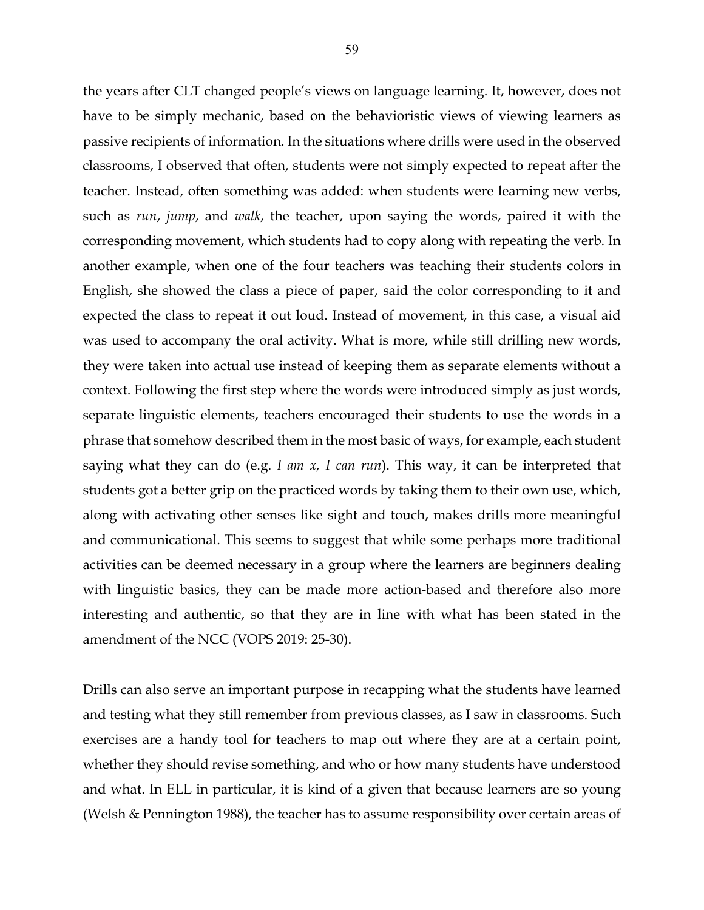the years after CLT changed people's views on language learning. It, however, does not have to be simply mechanic, based on the behavioristic views of viewing learners as passive recipients of information. In the situations where drills were used in the observed classrooms, I observed that often, students were not simply expected to repeat after the teacher. Instead, often something was added: when students were learning new verbs, such as *run*, *jump*, and *walk*, the teacher, upon saying the words, paired it with the corresponding movement, which students had to copy along with repeating the verb. In another example, when one of the four teachers was teaching their students colors in English, she showed the class a piece of paper, said the color corresponding to it and expected the class to repeat it out loud. Instead of movement, in this case, a visual aid was used to accompany the oral activity. What is more, while still drilling new words, they were taken into actual use instead of keeping them as separate elements without a context. Following the first step where the words were introduced simply as just words, separate linguistic elements, teachers encouraged their students to use the words in a phrase that somehow described them in the most basic of ways, for example, each student saying what they can do (e.g. *I am x, I can run*). This way, it can be interpreted that students got a better grip on the practiced words by taking them to their own use, which, along with activating other senses like sight and touch, makes drills more meaningful and communicational. This seems to suggest that while some perhaps more traditional activities can be deemed necessary in a group where the learners are beginners dealing with linguistic basics, they can be made more action-based and therefore also more interesting and authentic, so that they are in line with what has been stated in the amendment of the NCC (VOPS 2019: 25-30).

Drills can also serve an important purpose in recapping what the students have learned and testing what they still remember from previous classes, as I saw in classrooms. Such exercises are a handy tool for teachers to map out where they are at a certain point, whether they should revise something, and who or how many students have understood and what. In ELL in particular, it is kind of a given that because learners are so young (Welsh & Pennington 1988), the teacher has to assume responsibility over certain areas of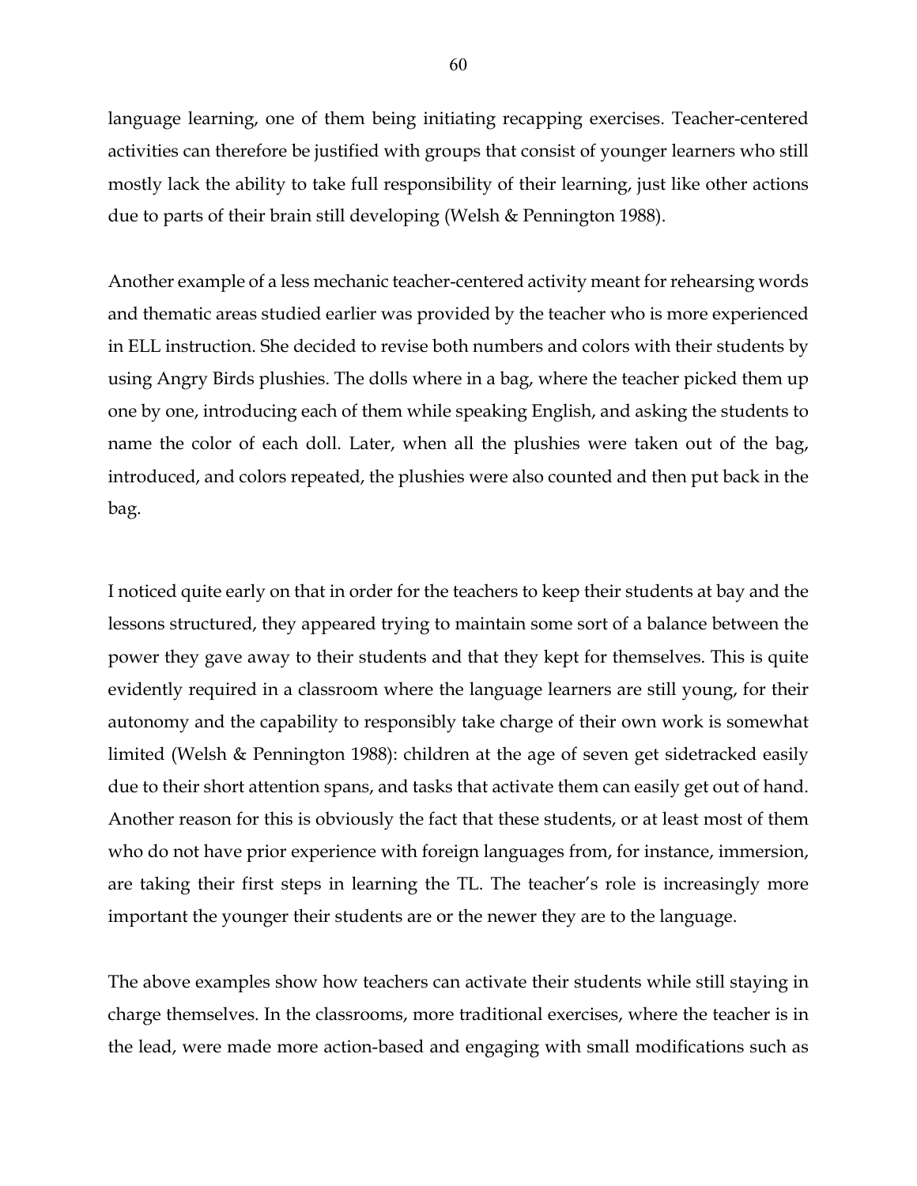language learning, one of them being initiating recapping exercises. Teacher-centered activities can therefore be justified with groups that consist of younger learners who still mostly lack the ability to take full responsibility of their learning, just like other actions due to parts of their brain still developing (Welsh & Pennington 1988).

Another example of a less mechanic teacher-centered activity meant for rehearsing words and thematic areas studied earlier was provided by the teacher who is more experienced in ELL instruction. She decided to revise both numbers and colors with their students by using Angry Birds plushies. The dolls where in a bag, where the teacher picked them up one by one, introducing each of them while speaking English, and asking the students to name the color of each doll. Later, when all the plushies were taken out of the bag, introduced, and colors repeated, the plushies were also counted and then put back in the bag.

I noticed quite early on that in order for the teachers to keep their students at bay and the lessons structured, they appeared trying to maintain some sort of a balance between the power they gave away to their students and that they kept for themselves. This is quite evidently required in a classroom where the language learners are still young, for their autonomy and the capability to responsibly take charge of their own work is somewhat limited (Welsh & Pennington 1988): children at the age of seven get sidetracked easily due to their short attention spans, and tasks that activate them can easily get out of hand. Another reason for this is obviously the fact that these students, or at least most of them who do not have prior experience with foreign languages from, for instance, immersion, are taking their first steps in learning the TL. The teacher's role is increasingly more important the younger their students are or the newer they are to the language.

The above examples show how teachers can activate their students while still staying in charge themselves. In the classrooms, more traditional exercises, where the teacher is in the lead, were made more action-based and engaging with small modifications such as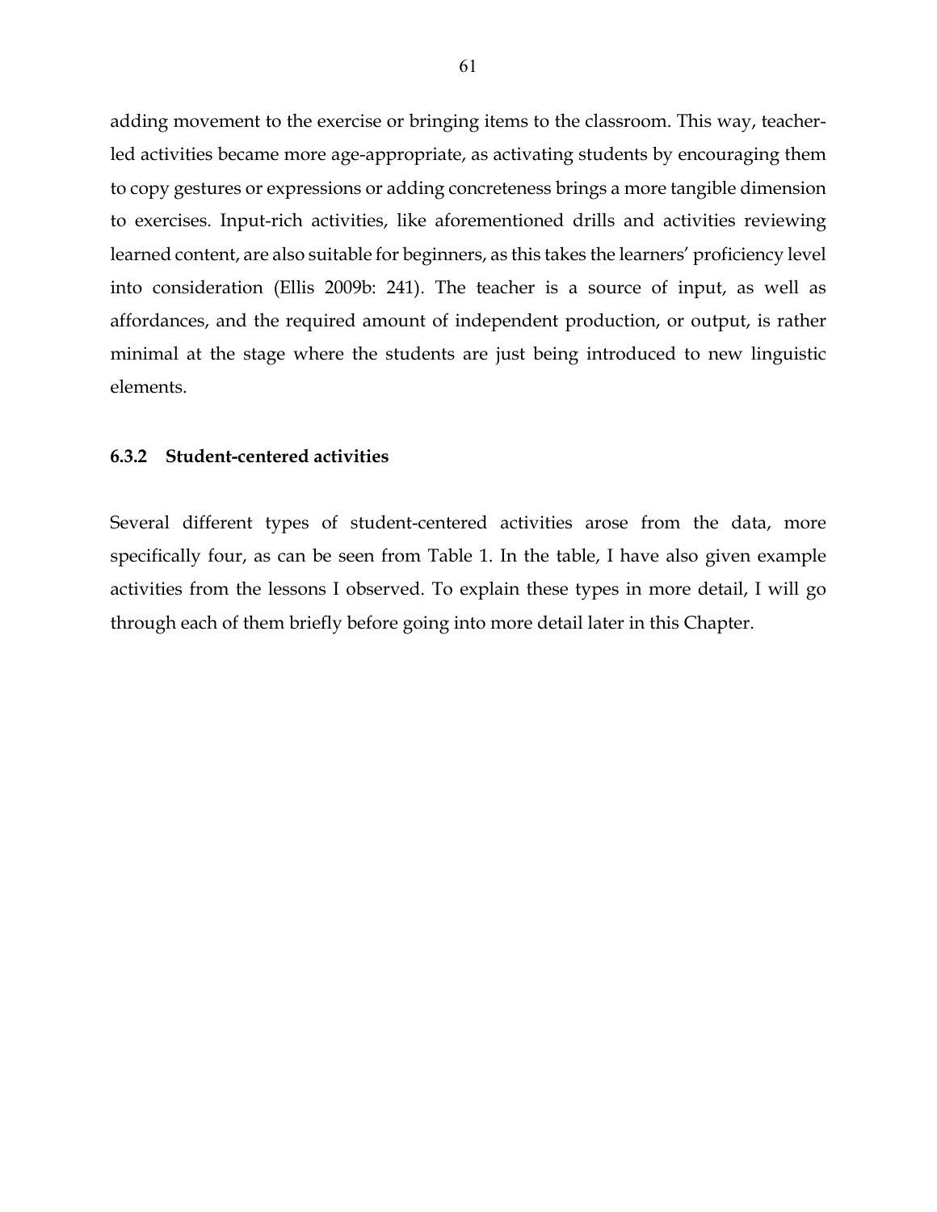adding movement to the exercise or bringing items to the classroom. This way, teacher-led activities became more age-appropriate, as activating students by encouraging them to copy gestures or expressions or adding concreteness brings a more tangible dimension to exercises. Input-rich activities, like aforementioned drills and activities reviewing learned content, are also suitable for beginners, as this takes the learners' proficiency level into consideration (Ellis 2009b: 241). The teacher is a source of input, as well as affordances, and the required amount of independent production, or output, is rather minimal at the stage where the students are just being introduced to new linguistic elements.

### 6.3.2 Student-centered activities

Several different types of student-centered activities arose from the data, more specifically four, as can be seen from Table 1. In the table, I have also given example activities from the lessons I observed. To explain these types in more detail, I will go through each of them briefly before going into more detail later in this Chapter.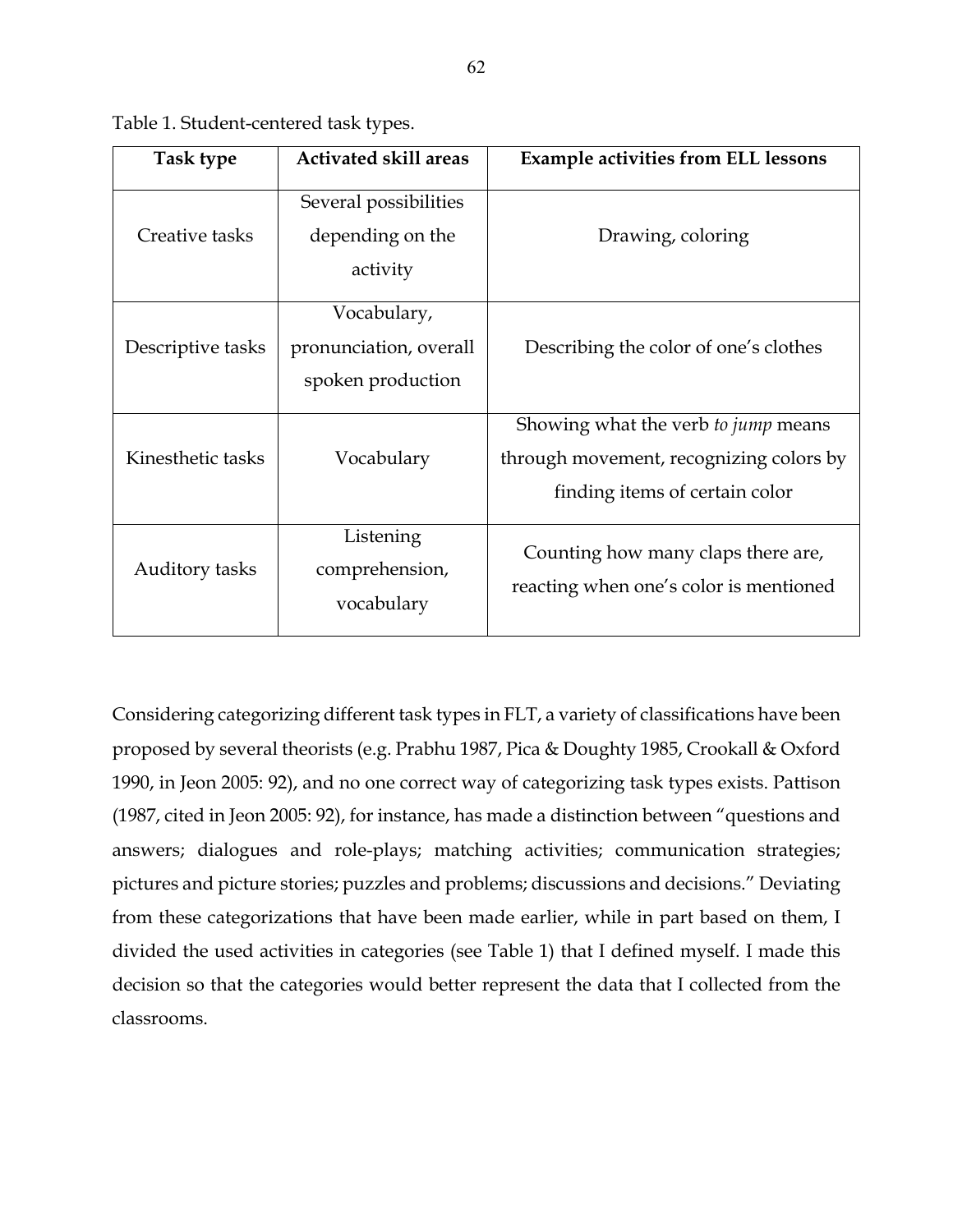Table 1. Student-centered task types.

| Task type | Activated skill areas | Example activities from ELL lessons |
|---|---|---|
| Creative tasks | Several possibilities depending on the activity | Drawing, coloring |
| Descriptive tasks | Vocabulary, pronunciation, overall spoken production | Describing the color of one's clothes |
| Kinesthetic tasks | Vocabulary | Showing what the verb *to jump* means through movement, recognizing colors by finding items of certain color |
| Auditory tasks | Listening comprehension, vocabulary | Counting how many claps there are, reacting when one's color is mentioned |

Considering categorizing different task types in FLT, a variety of classifications have been proposed by several theorists (e.g. Prabhu 1987, Pica & Doughty 1985, Crookall & Oxford 1990, in Jeon 2005: 92), and no one correct way of categorizing task types exists. Pattison (1987, cited in Jeon 2005: 92), for instance, has made a distinction between "questions and answers; dialogues and role-plays; matching activities; communication strategies; pictures and picture stories; puzzles and problems; discussions and decisions." Deviating from these categorizations that have been made earlier, while in part based on them, I divided the used activities in categories (see Table 1) that I defined myself. I made this decision so that the categories would better represent the data that I collected from the classrooms.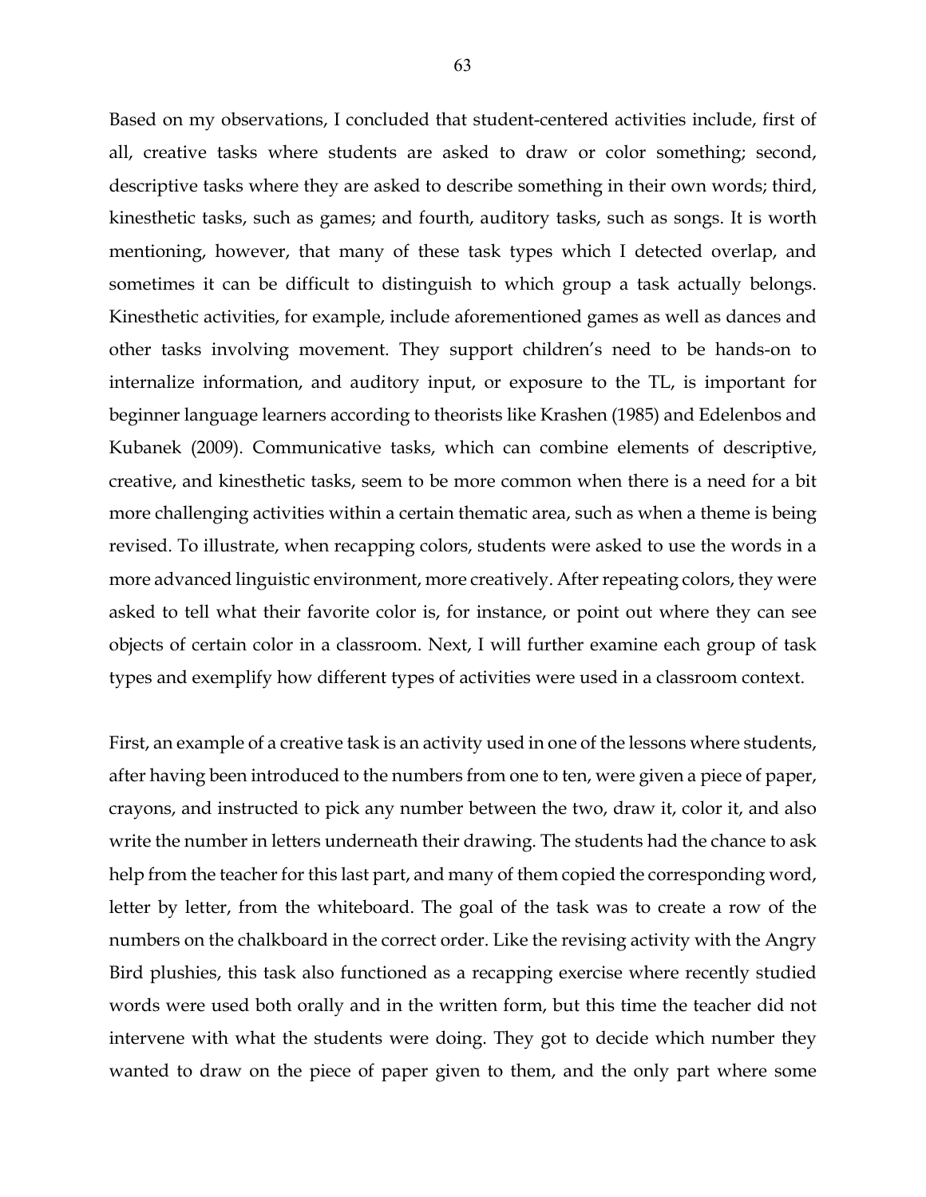Based on my observations, I concluded that student-centered activities include, first of all, creative tasks where students are asked to draw or color something; second, descriptive tasks where they are asked to describe something in their own words; third, kinesthetic tasks, such as games; and fourth, auditory tasks, such as songs. It is worth mentioning, however, that many of these task types which I detected overlap, and sometimes it can be difficult to distinguish to which group a task actually belongs. Kinesthetic activities, for example, include aforementioned games as well as dances and other tasks involving movement. They support children's need to be hands-on to internalize information, and auditory input, or exposure to the TL, is important for beginner language learners according to theorists like Krashen (1985) and Edelenbos and Kubanek (2009). Communicative tasks, which can combine elements of descriptive, creative, and kinesthetic tasks, seem to be more common when there is a need for a bit more challenging activities within a certain thematic area, such as when a theme is being revised. To illustrate, when recapping colors, students were asked to use the words in a more advanced linguistic environment, more creatively. After repeating colors, they were asked to tell what their favorite color is, for instance, or point out where they can see objects of certain color in a classroom. Next, I will further examine each group of task types and exemplify how different types of activities were used in a classroom context.

First, an example of a creative task is an activity used in one of the lessons where students, after having been introduced to the numbers from one to ten, were given a piece of paper, crayons, and instructed to pick any number between the two, draw it, color it, and also write the number in letters underneath their drawing. The students had the chance to ask help from the teacher for this last part, and many of them copied the corresponding word, letter by letter, from the whiteboard. The goal of the task was to create a row of the numbers on the chalkboard in the correct order. Like the revising activity with the Angry Bird plushies, this task also functioned as a recapping exercise where recently studied words were used both orally and in the written form, but this time the teacher did not intervene with what the students were doing. They got to decide which number they wanted to draw on the piece of paper given to them, and the only part where some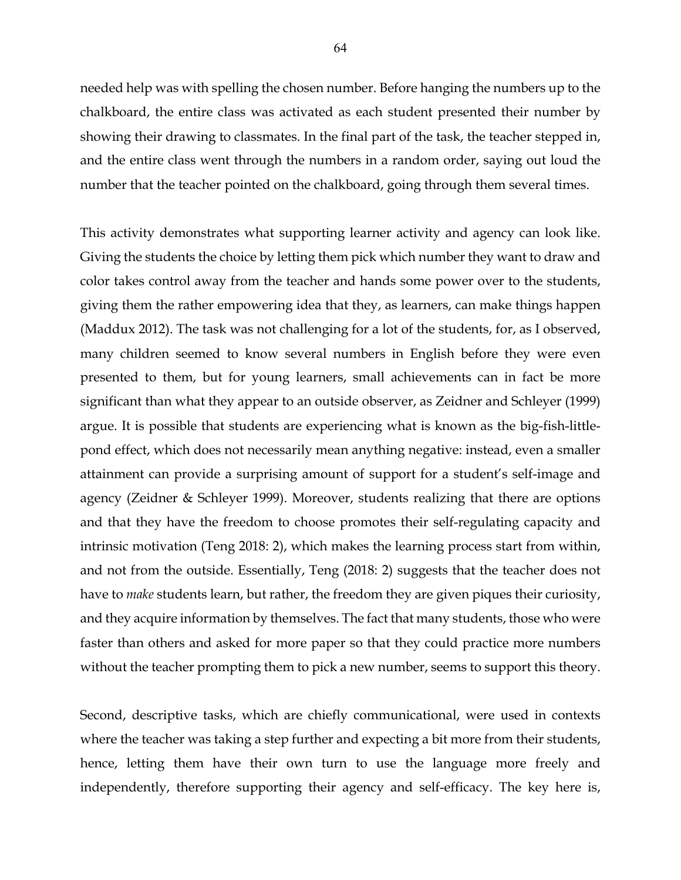needed help was with spelling the chosen number. Before hanging the numbers up to the chalkboard, the entire class was activated as each student presented their number by showing their drawing to classmates. In the final part of the task, the teacher stepped in, and the entire class went through the numbers in a random order, saying out loud the number that the teacher pointed on the chalkboard, going through them several times.

This activity demonstrates what supporting learner activity and agency can look like. Giving the students the choice by letting them pick which number they want to draw and color takes control away from the teacher and hands some power over to the students, giving them the rather empowering idea that they, as learners, can make things happen (Maddux 2012). The task was not challenging for a lot of the students, for, as I observed, many children seemed to know several numbers in English before they were even presented to them, but for young learners, small achievements can in fact be more significant than what they appear to an outside observer, as Zeidner and Schleyer (1999) argue. It is possible that students are experiencing what is known as the big-fish-little-pond effect, which does not necessarily mean anything negative: instead, even a smaller attainment can provide a surprising amount of support for a student's self-image and agency (Zeidner & Schleyer 1999). Moreover, students realizing that there are options and that they have the freedom to choose promotes their self-regulating capacity and intrinsic motivation (Teng 2018: 2), which makes the learning process start from within, and not from the outside. Essentially, Teng (2018: 2) suggests that the teacher does not have to *make* students learn, but rather, the freedom they are given piques their curiosity, and they acquire information by themselves. The fact that many students, those who were faster than others and asked for more paper so that they could practice more numbers without the teacher prompting them to pick a new number, seems to support this theory.

Second, descriptive tasks, which are chiefly communicational, were used in contexts where the teacher was taking a step further and expecting a bit more from their students, hence, letting them have their own turn to use the language more freely and independently, therefore supporting their agency and self-efficacy. The key here is,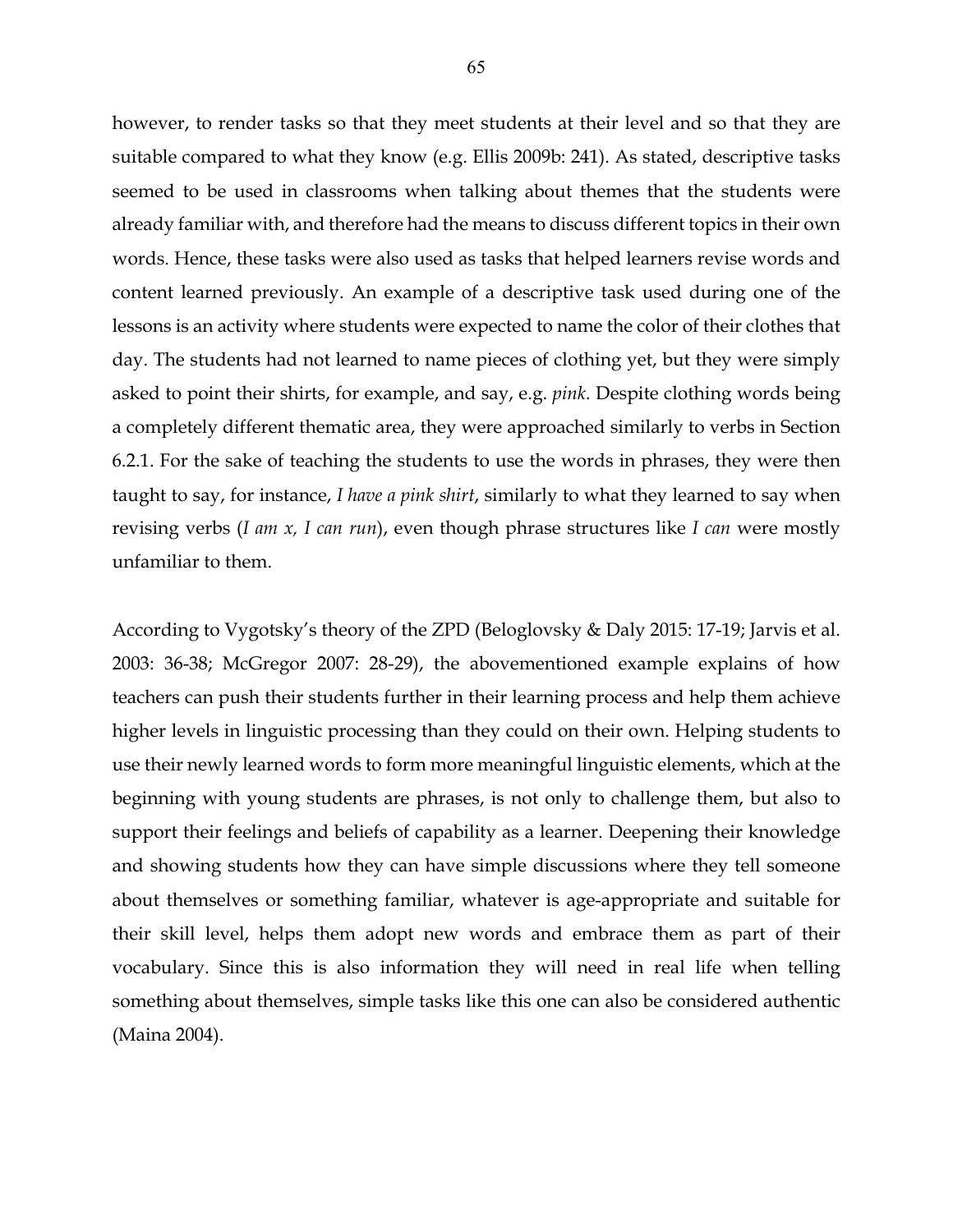however, to render tasks so that they meet students at their level and so that they are suitable compared to what they know (e.g. Ellis 2009b: 241). As stated, descriptive tasks seemed to be used in classrooms when talking about themes that the students were already familiar with, and therefore had the means to discuss different topics in their own words. Hence, these tasks were also used as tasks that helped learners revise words and content learned previously. An example of a descriptive task used during one of the lessons is an activity where students were expected to name the color of their clothes that day. The students had not learned to name pieces of clothing yet, but they were simply asked to point their shirts, for example, and say, e.g. *pink*. Despite clothing words being a completely different thematic area, they were approached similarly to verbs in Section 6.2.1. For the sake of teaching the students to use the words in phrases, they were then taught to say, for instance, *I have a pink shirt*, similarly to what they learned to say when revising verbs (*I am x, I can run*), even though phrase structures like *I can* were mostly unfamiliar to them.

According to Vygotsky's theory of the ZPD (Beloglovsky & Daly 2015: 17-19; Jarvis et al. 2003: 36-38; McGregor 2007: 28-29), the abovementioned example explains of how teachers can push their students further in their learning process and help them achieve higher levels in linguistic processing than they could on their own. Helping students to use their newly learned words to form more meaningful linguistic elements, which at the beginning with young students are phrases, is not only to challenge them, but also to support their feelings and beliefs of capability as a learner. Deepening their knowledge and showing students how they can have simple discussions where they tell someone about themselves or something familiar, whatever is age-appropriate and suitable for their skill level, helps them adopt new words and embrace them as part of their vocabulary. Since this is also information they will need in real life when telling something about themselves, simple tasks like this one can also be considered authentic (Maina 2004).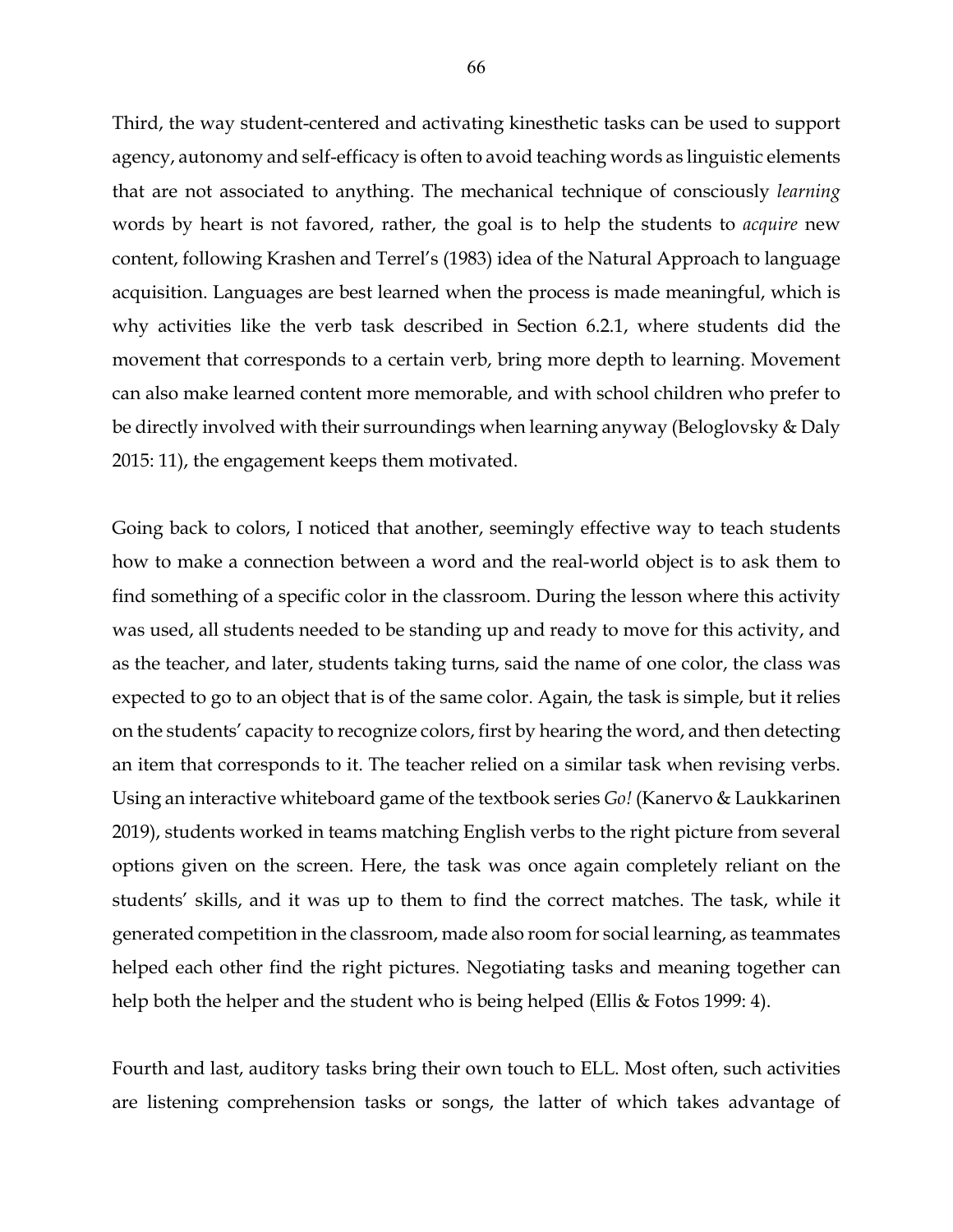Third, the way student-centered and activating kinesthetic tasks can be used to support agency, autonomy and self-efficacy is often to avoid teaching words as linguistic elements that are not associated to anything. The mechanical technique of consciously *learning* words by heart is not favored, rather, the goal is to help the students to *acquire* new content, following Krashen and Terrel's (1983) idea of the Natural Approach to language acquisition. Languages are best learned when the process is made meaningful, which is why activities like the verb task described in Section 6.2.1, where students did the movement that corresponds to a certain verb, bring more depth to learning. Movement can also make learned content more memorable, and with school children who prefer to be directly involved with their surroundings when learning anyway (Beloglovsky & Daly 2015: 11), the engagement keeps them motivated.

Going back to colors, I noticed that another, seemingly effective way to teach students how to make a connection between a word and the real-world object is to ask them to find something of a specific color in the classroom. During the lesson where this activity was used, all students needed to be standing up and ready to move for this activity, and as the teacher, and later, students taking turns, said the name of one color, the class was expected to go to an object that is of the same color. Again, the task is simple, but it relies on the students' capacity to recognize colors, first by hearing the word, and then detecting an item that corresponds to it. The teacher relied on a similar task when revising verbs. Using an interactive whiteboard game of the textbook series *Go!* (Kanervo & Laukkarinen 2019), students worked in teams matching English verbs to the right picture from several options given on the screen. Here, the task was once again completely reliant on the students' skills, and it was up to them to find the correct matches. The task, while it generated competition in the classroom, made also room for social learning, as teammates helped each other find the right pictures. Negotiating tasks and meaning together can help both the helper and the student who is being helped (Ellis & Fotos 1999: 4).

Fourth and last, auditory tasks bring their own touch to ELL. Most often, such activities are listening comprehension tasks or songs, the latter of which takes advantage of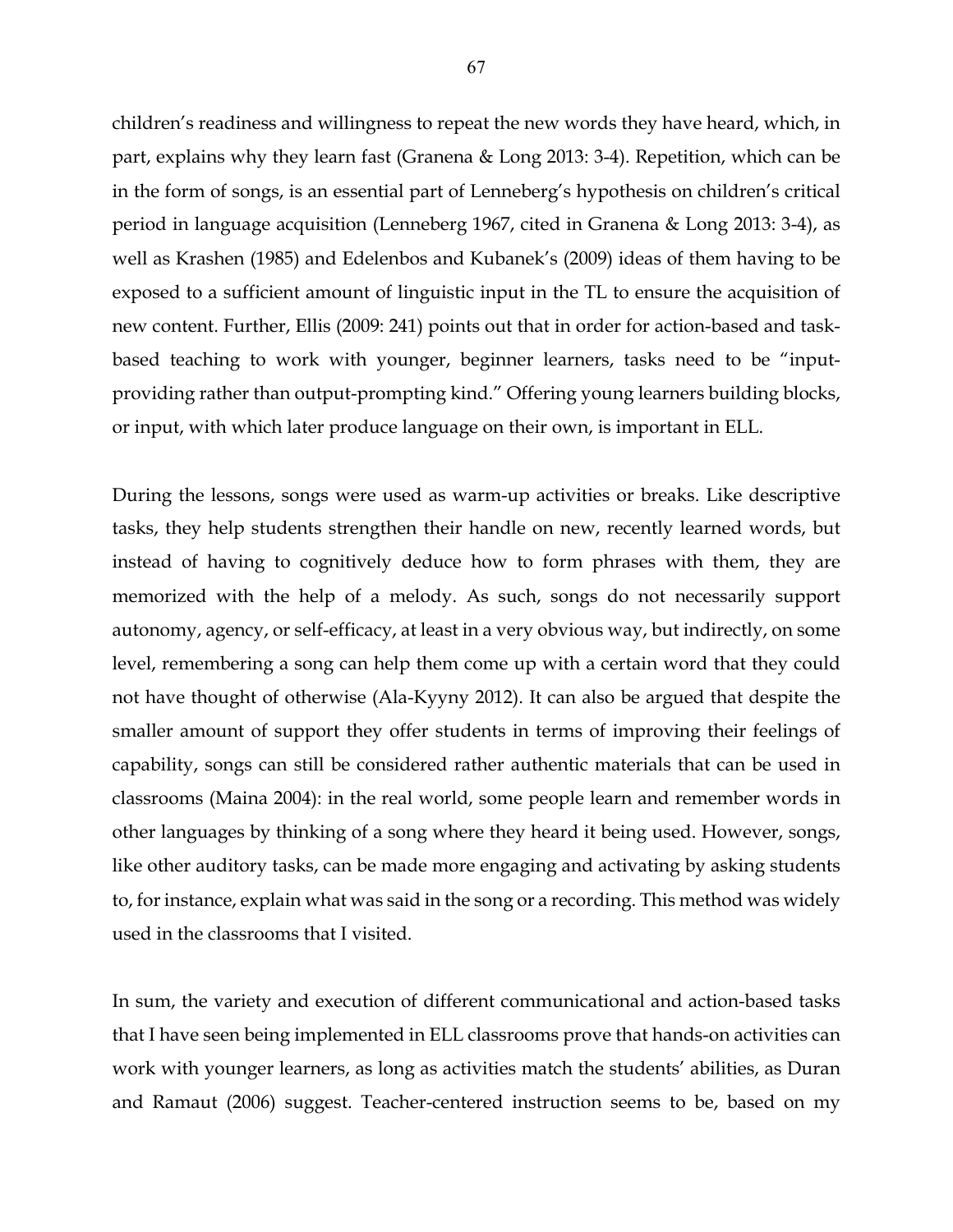children's readiness and willingness to repeat the new words they have heard, which, in part, explains why they learn fast (Granena & Long 2013: 3-4). Repetition, which can be in the form of songs, is an essential part of Lenneberg's hypothesis on children's critical period in language acquisition (Lenneberg 1967, cited in Granena & Long 2013: 3-4), as well as Krashen (1985) and Edelenbos and Kubanek's (2009) ideas of them having to be exposed to a sufficient amount of linguistic input in the TL to ensure the acquisition of new content. Further, Ellis (2009: 241) points out that in order for action-based and task-based teaching to work with younger, beginner learners, tasks need to be "input-providing rather than output-prompting kind." Offering young learners building blocks, or input, with which later produce language on their own, is important in ELL.

During the lessons, songs were used as warm-up activities or breaks. Like descriptive tasks, they help students strengthen their handle on new, recently learned words, but instead of having to cognitively deduce how to form phrases with them, they are memorized with the help of a melody. As such, songs do not necessarily support autonomy, agency, or self-efficacy, at least in a very obvious way, but indirectly, on some level, remembering a song can help them come up with a certain word that they could not have thought of otherwise (Ala-Kyyny 2012). It can also be argued that despite the smaller amount of support they offer students in terms of improving their feelings of capability, songs can still be considered rather authentic materials that can be used in classrooms (Maina 2004): in the real world, some people learn and remember words in other languages by thinking of a song where they heard it being used. However, songs, like other auditory tasks, can be made more engaging and activating by asking students to, for instance, explain what was said in the song or a recording. This method was widely used in the classrooms that I visited.

In sum, the variety and execution of different communicational and action-based tasks that I have seen being implemented in ELL classrooms prove that hands-on activities can work with younger learners, as long as activities match the students' abilities, as Duran and Ramaut (2006) suggest. Teacher-centered instruction seems to be, based on my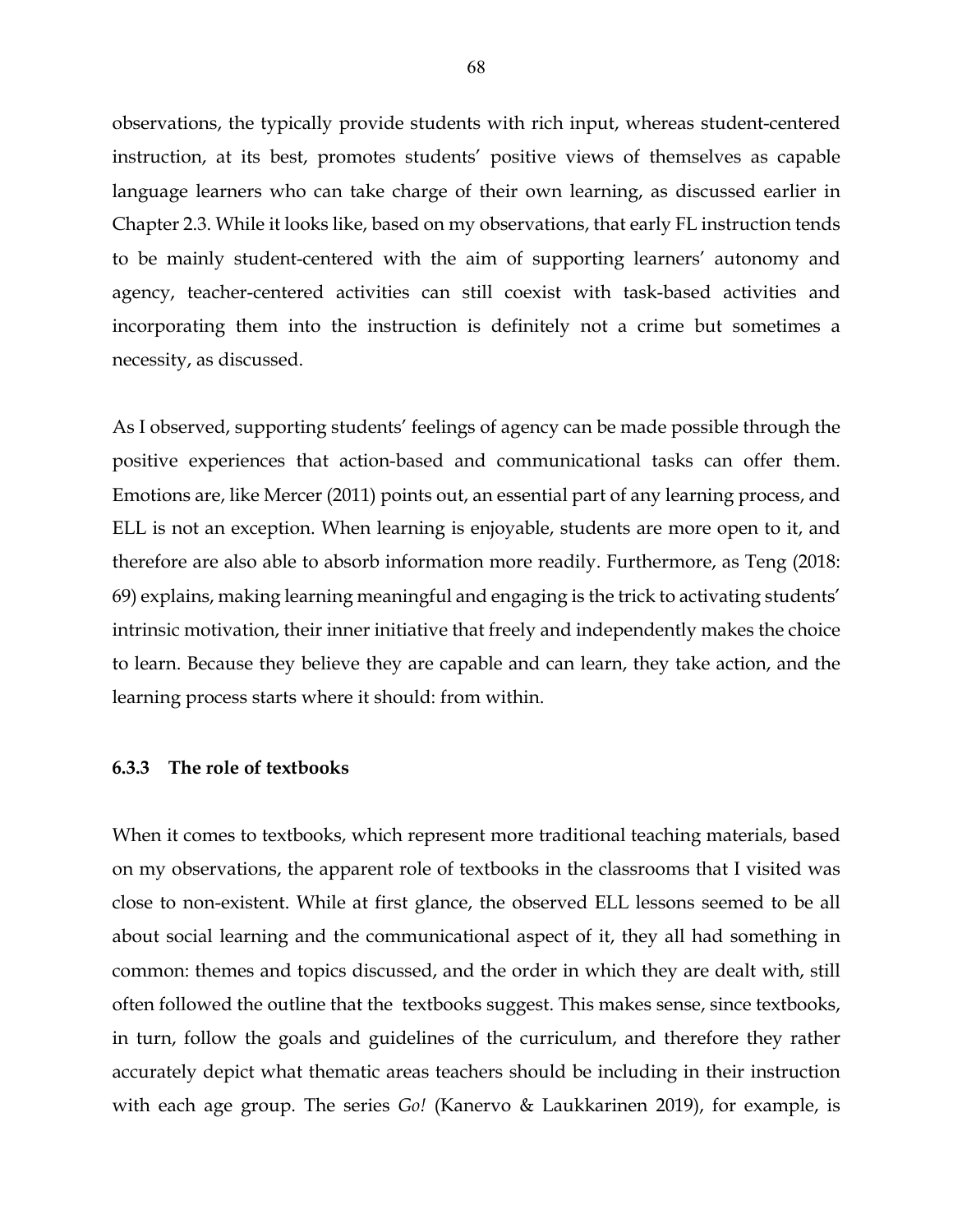observations, the typically provide students with rich input, whereas student-centered instruction, at its best, promotes students' positive views of themselves as capable language learners who can take charge of their own learning, as discussed earlier in Chapter 2.3. While it looks like, based on my observations, that early FL instruction tends to be mainly student-centered with the aim of supporting learners' autonomy and agency, teacher-centered activities can still coexist with task-based activities and incorporating them into the instruction is definitely not a crime but sometimes a necessity, as discussed.

As I observed, supporting students' feelings of agency can be made possible through the positive experiences that action-based and communicational tasks can offer them. Emotions are, like Mercer (2011) points out, an essential part of any learning process, and ELL is not an exception. When learning is enjoyable, students are more open to it, and therefore are also able to absorb information more readily. Furthermore, as Teng (2018: 69) explains, making learning meaningful and engaging is the trick to activating students' intrinsic motivation, their inner initiative that freely and independently makes the choice to learn. Because they believe they are capable and can learn, they take action, and the learning process starts where it should: from within.

### 6.3.3 The role of textbooks

When it comes to textbooks, which represent more traditional teaching materials, based on my observations, the apparent role of textbooks in the classrooms that I visited was close to non-existent. While at first glance, the observed ELL lessons seemed to be all about social learning and the communicational aspect of it, they all had something in common: themes and topics discussed, and the order in which they are dealt with, still often followed the outline that the textbooks suggest. This makes sense, since textbooks, in turn, follow the goals and guidelines of the curriculum, and therefore they rather accurately depict what thematic areas teachers should be including in their instruction with each age group. The series *Go!* (Kanervo & Laukkarinen 2019), for example, is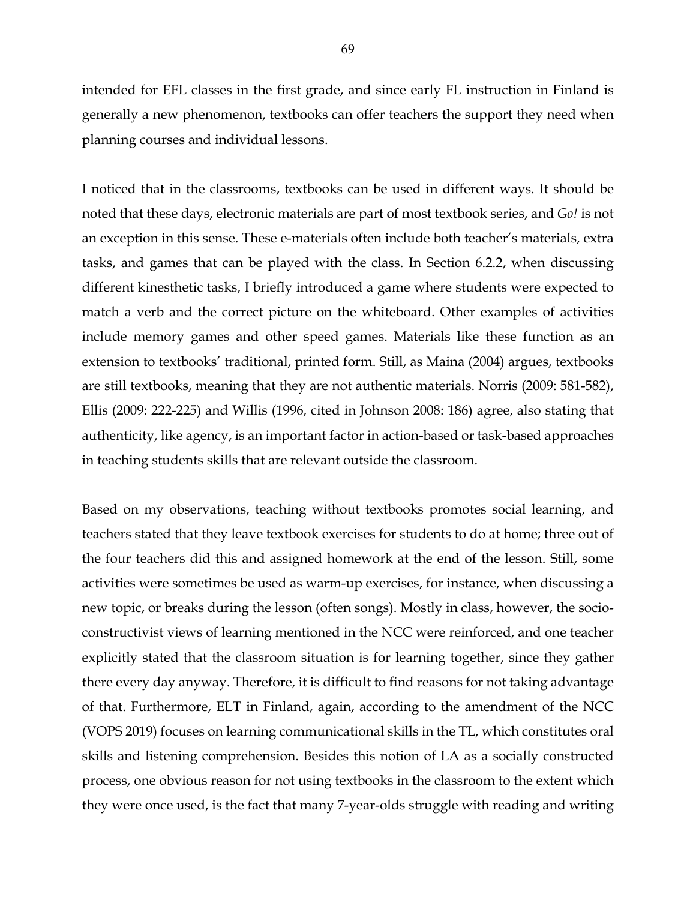intended for EFL classes in the first grade, and since early FL instruction in Finland is generally a new phenomenon, textbooks can offer teachers the support they need when planning courses and individual lessons.

I noticed that in the classrooms, textbooks can be used in different ways. It should be noted that these days, electronic materials are part of most textbook series, and *Go!* is not an exception in this sense. These e-materials often include both teacher's materials, extra tasks, and games that can be played with the class. In Section 6.2.2, when discussing different kinesthetic tasks, I briefly introduced a game where students were expected to match a verb and the correct picture on the whiteboard. Other examples of activities include memory games and other speed games. Materials like these function as an extension to textbooks' traditional, printed form. Still, as Maina (2004) argues, textbooks are still textbooks, meaning that they are not authentic materials. Norris (2009: 581-582), Ellis (2009: 222-225) and Willis (1996, cited in Johnson 2008: 186) agree, also stating that authenticity, like agency, is an important factor in action-based or task-based approaches in teaching students skills that are relevant outside the classroom.

Based on my observations, teaching without textbooks promotes social learning, and teachers stated that they leave textbook exercises for students to do at home; three out of the four teachers did this and assigned homework at the end of the lesson. Still, some activities were sometimes be used as warm-up exercises, for instance, when discussing a new topic, or breaks during the lesson (often songs). Mostly in class, however, the socio-constructivist views of learning mentioned in the NCC were reinforced, and one teacher explicitly stated that the classroom situation is for learning together, since they gather there every day anyway. Therefore, it is difficult to find reasons for not taking advantage of that. Furthermore, ELT in Finland, again, according to the amendment of the NCC (VOPS 2019) focuses on learning communicational skills in the TL, which constitutes oral skills and listening comprehension. Besides this notion of LA as a socially constructed process, one obvious reason for not using textbooks in the classroom to the extent which they were once used, is the fact that many 7-year-olds struggle with reading and writing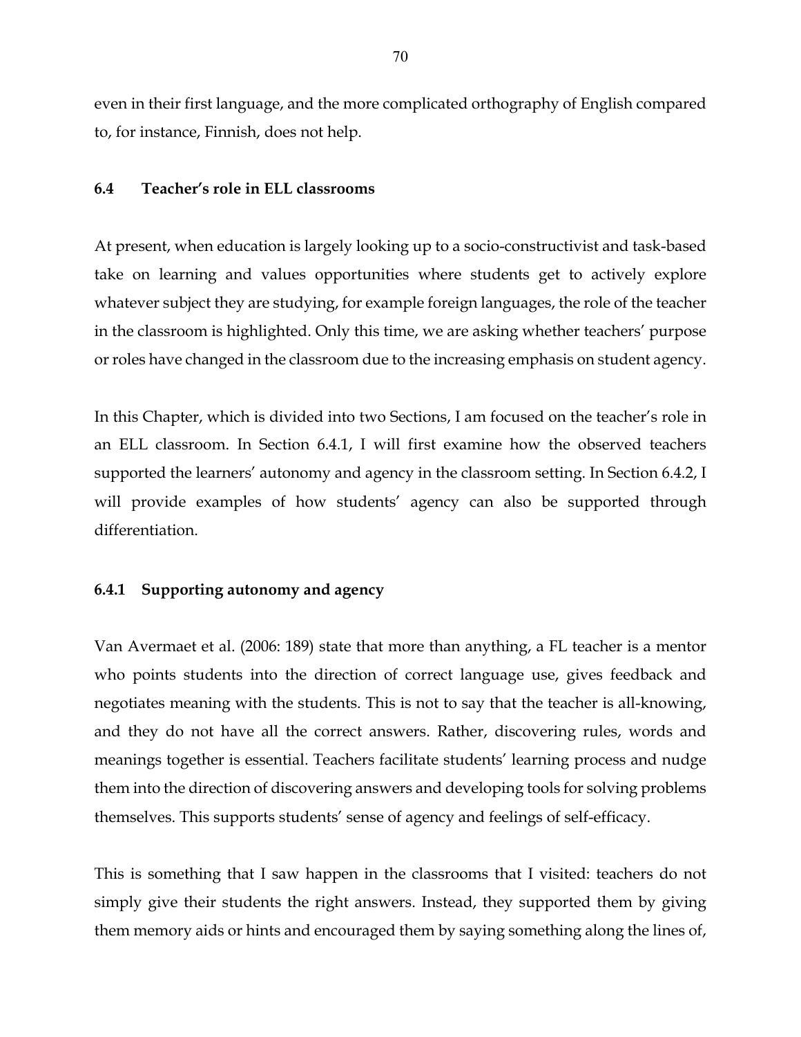even in their first language, and the more complicated orthography of English compared to, for instance, Finnish, does not help.

### 6.4 Teacher's role in ELL classrooms

At present, when education is largely looking up to a socio-constructivist and task-based take on learning and values opportunities where students get to actively explore whatever subject they are studying, for example foreign languages, the role of the teacher in the classroom is highlighted. Only this time, we are asking whether teachers' purpose or roles have changed in the classroom due to the increasing emphasis on student agency.

In this Chapter, which is divided into two Sections, I am focused on the teacher's role in an ELL classroom. In Section 6.4.1, I will first examine how the observed teachers supported the learners' autonomy and agency in the classroom setting. In Section 6.4.2, I will provide examples of how students' agency can also be supported through differentiation.

#### 6.4.1 Supporting autonomy and agency

Van Avermaet et al. (2006: 189) state that more than anything, a FL teacher is a mentor who points students into the direction of correct language use, gives feedback and negotiates meaning with the students. This is not to say that the teacher is all-knowing, and they do not have all the correct answers. Rather, discovering rules, words and meanings together is essential. Teachers facilitate students' learning process and nudge them into the direction of discovering answers and developing tools for solving problems themselves. This supports students' sense of agency and feelings of self-efficacy.

This is something that I saw happen in the classrooms that I visited: teachers do not simply give their students the right answers. Instead, they supported them by giving them memory aids or hints and encouraged them by saying something along the lines of,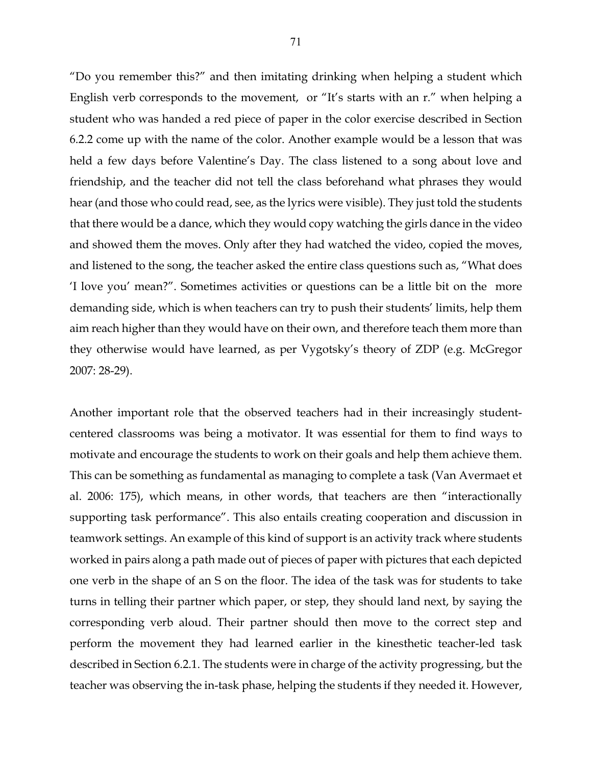"Do you remember this?" and then imitating drinking when helping a student which English verb corresponds to the movement,  or "It's starts with an r." when helping a student who was handed a red piece of paper in the color exercise described in Section 6.2.2 come up with the name of the color. Another example would be a lesson that was held a few days before Valentine's Day. The class listened to a song about love and friendship, and the teacher did not tell the class beforehand what phrases they would hear (and those who could read, see, as the lyrics were visible). They just told the students that there would be a dance, which they would copy watching the girls dance in the video and showed them the moves. Only after they had watched the video, copied the moves, and listened to the song, the teacher asked the entire class questions such as, "What does 'I love you' mean?". Sometimes activities or questions can be a little bit on the  more demanding side, which is when teachers can try to push their students' limits, help them aim reach higher than they would have on their own, and therefore teach them more than they otherwise would have learned, as per Vygotsky's theory of ZDP (e.g. McGregor 2007: 28-29).

Another important role that the observed teachers had in their increasingly student-centered classrooms was being a motivator. It was essential for them to find ways to motivate and encourage the students to work on their goals and help them achieve them. This can be something as fundamental as managing to complete a task (Van Avermaet et al. 2006: 175), which means, in other words, that teachers are then "interactionally supporting task performance". This also entails creating cooperation and discussion in teamwork settings. An example of this kind of support is an activity track where students worked in pairs along a path made out of pieces of paper with pictures that each depicted one verb in the shape of an S on the floor. The idea of the task was for students to take turns in telling their partner which paper, or step, they should land next, by saying the corresponding verb aloud. Their partner should then move to the correct step and perform the movement they had learned earlier in the kinesthetic teacher-led task described in Section 6.2.1. The students were in charge of the activity progressing, but the teacher was observing the in-task phase, helping the students if they needed it. However,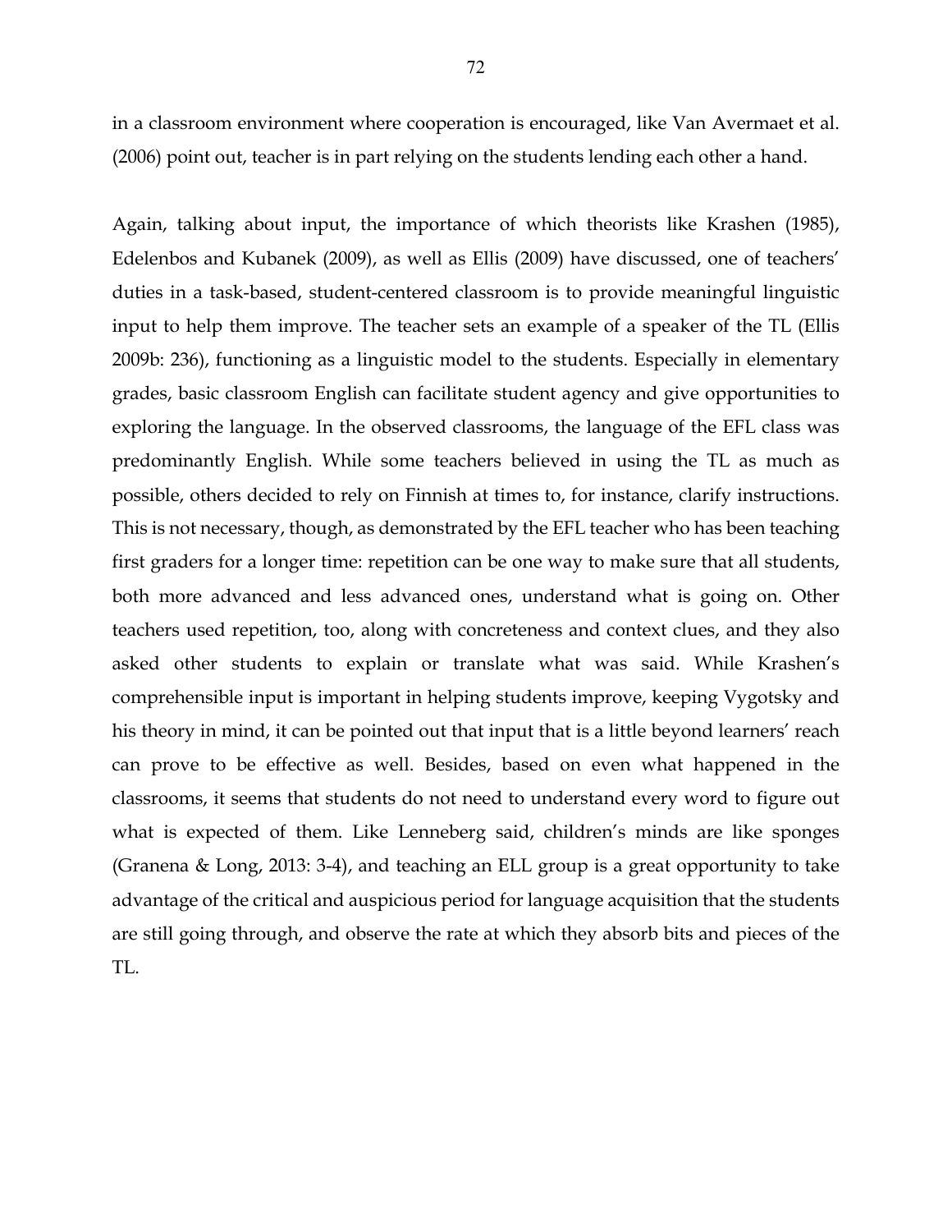in a classroom environment where cooperation is encouraged, like Van Avermaet et al. (2006) point out, teacher is in part relying on the students lending each other a hand.

Again, talking about input, the importance of which theorists like Krashen (1985), Edelenbos and Kubanek (2009), as well as Ellis (2009) have discussed, one of teachers' duties in a task-based, student-centered classroom is to provide meaningful linguistic input to help them improve. The teacher sets an example of a speaker of the TL (Ellis 2009b: 236), functioning as a linguistic model to the students. Especially in elementary grades, basic classroom English can facilitate student agency and give opportunities to exploring the language. In the observed classrooms, the language of the EFL class was predominantly English. While some teachers believed in using the TL as much as possible, others decided to rely on Finnish at times to, for instance, clarify instructions. This is not necessary, though, as demonstrated by the EFL teacher who has been teaching first graders for a longer time: repetition can be one way to make sure that all students, both more advanced and less advanced ones, understand what is going on. Other teachers used repetition, too, along with concreteness and context clues, and they also asked other students to explain or translate what was said. While Krashen's comprehensible input is important in helping students improve, keeping Vygotsky and his theory in mind, it can be pointed out that input that is a little beyond learners' reach can prove to be effective as well. Besides, based on even what happened in the classrooms, it seems that students do not need to understand every word to figure out what is expected of them. Like Lenneberg said, children's minds are like sponges (Granena & Long, 2013: 3-4), and teaching an ELL group is a great opportunity to take advantage of the critical and auspicious period for language acquisition that the students are still going through, and observe the rate at which they absorb bits and pieces of the TL.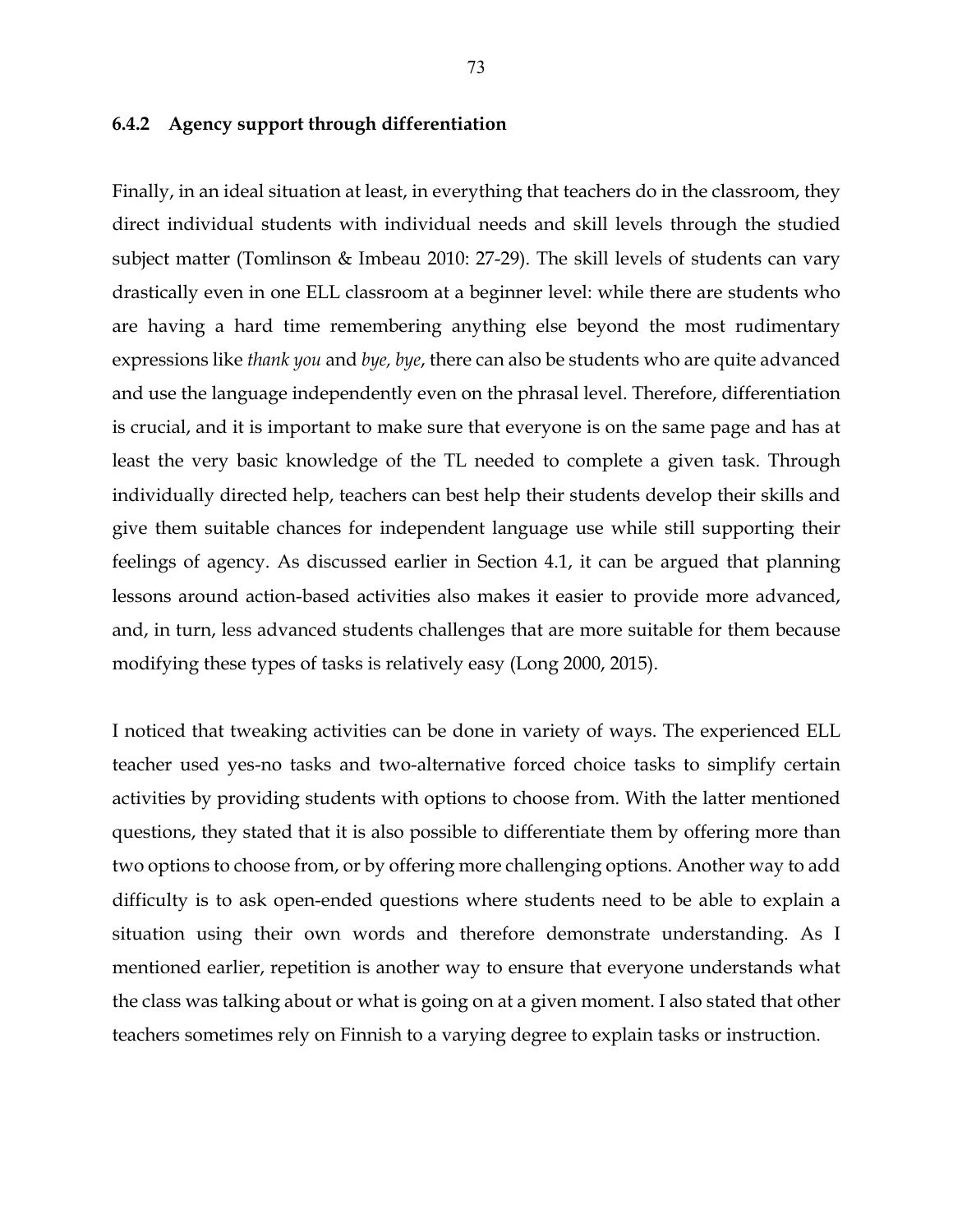### 6.4.2 Agency support through differentiation

Finally, in an ideal situation at least, in everything that teachers do in the classroom, they direct individual students with individual needs and skill levels through the studied subject matter (Tomlinson & Imbeau 2010: 27-29). The skill levels of students can vary drastically even in one ELL classroom at a beginner level: while there are students who are having a hard time remembering anything else beyond the most rudimentary expressions like *thank you* and *bye, bye*, there can also be students who are quite advanced and use the language independently even on the phrasal level. Therefore, differentiation is crucial, and it is important to make sure that everyone is on the same page and has at least the very basic knowledge of the TL needed to complete a given task. Through individually directed help, teachers can best help their students develop their skills and give them suitable chances for independent language use while still supporting their feelings of agency. As discussed earlier in Section 4.1, it can be argued that planning lessons around action-based activities also makes it easier to provide more advanced, and, in turn, less advanced students challenges that are more suitable for them because modifying these types of tasks is relatively easy (Long 2000, 2015).

I noticed that tweaking activities can be done in variety of ways. The experienced ELL teacher used yes-no tasks and two-alternative forced choice tasks to simplify certain activities by providing students with options to choose from. With the latter mentioned questions, they stated that it is also possible to differentiate them by offering more than two options to choose from, or by offering more challenging options. Another way to add difficulty is to ask open-ended questions where students need to be able to explain a situation using their own words and therefore demonstrate understanding. As I mentioned earlier, repetition is another way to ensure that everyone understands what the class was talking about or what is going on at a given moment. I also stated that other teachers sometimes rely on Finnish to a varying degree to explain tasks or instruction.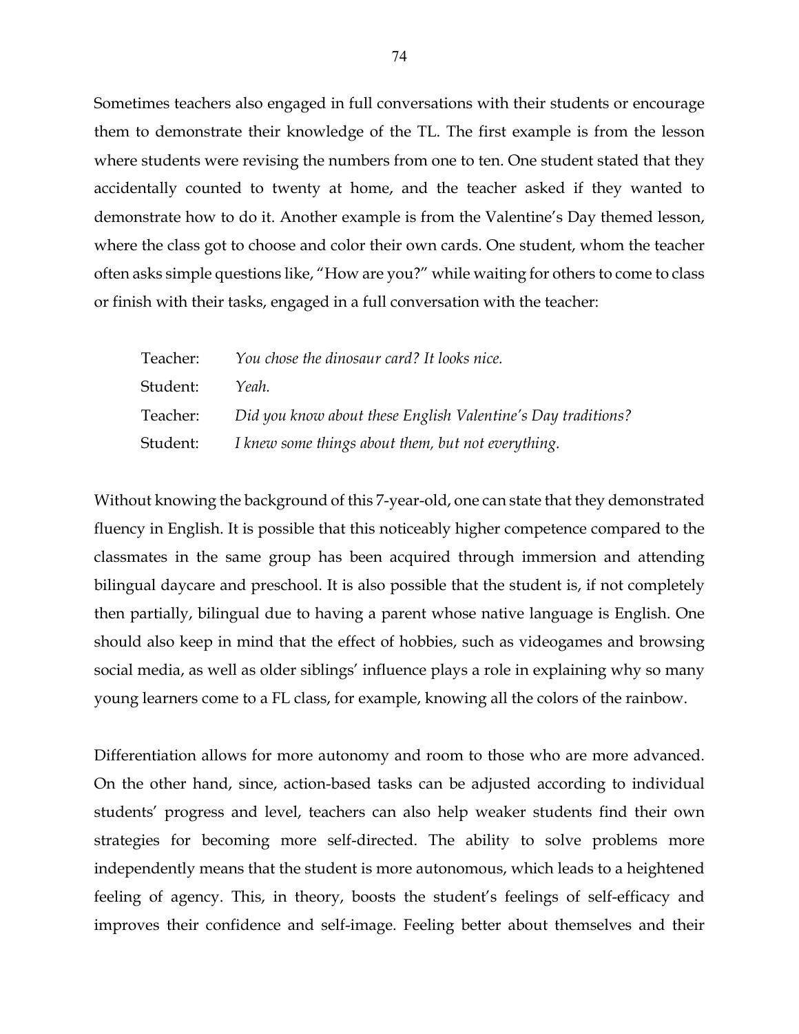Sometimes teachers also engaged in full conversations with their students or encourage them to demonstrate their knowledge of the TL. The first example is from the lesson where students were revising the numbers from one to ten. One student stated that they accidentally counted to twenty at home, and the teacher asked if they wanted to demonstrate how to do it. Another example is from the Valentine's Day themed lesson, where the class got to choose and color their own cards. One student, whom the teacher often asks simple questions like, "How are you?" while waiting for others to come to class or finish with their tasks, engaged in a full conversation with the teacher:

Teacher: *You chose the dinosaur card? It looks nice.*
Student: *Yeah.*
Teacher: *Did you know about these English Valentine's Day traditions?*
Student: *I knew some things about them, but not everything.*

Without knowing the background of this 7-year-old, one can state that they demonstrated fluency in English. It is possible that this noticeably higher competence compared to the classmates in the same group has been acquired through immersion and attending bilingual daycare and preschool. It is also possible that the student is, if not completely then partially, bilingual due to having a parent whose native language is English. One should also keep in mind that the effect of hobbies, such as videogames and browsing social media, as well as older siblings' influence plays a role in explaining why so many young learners come to a FL class, for example, knowing all the colors of the rainbow.

Differentiation allows for more autonomy and room to those who are more advanced. On the other hand, since, action-based tasks can be adjusted according to individual students' progress and level, teachers can also help weaker students find their own strategies for becoming more self-directed. The ability to solve problems more independently means that the student is more autonomous, which leads to a heightened feeling of agency. This, in theory, boosts the student's feelings of self-efficacy and improves their confidence and self-image. Feeling better about themselves and their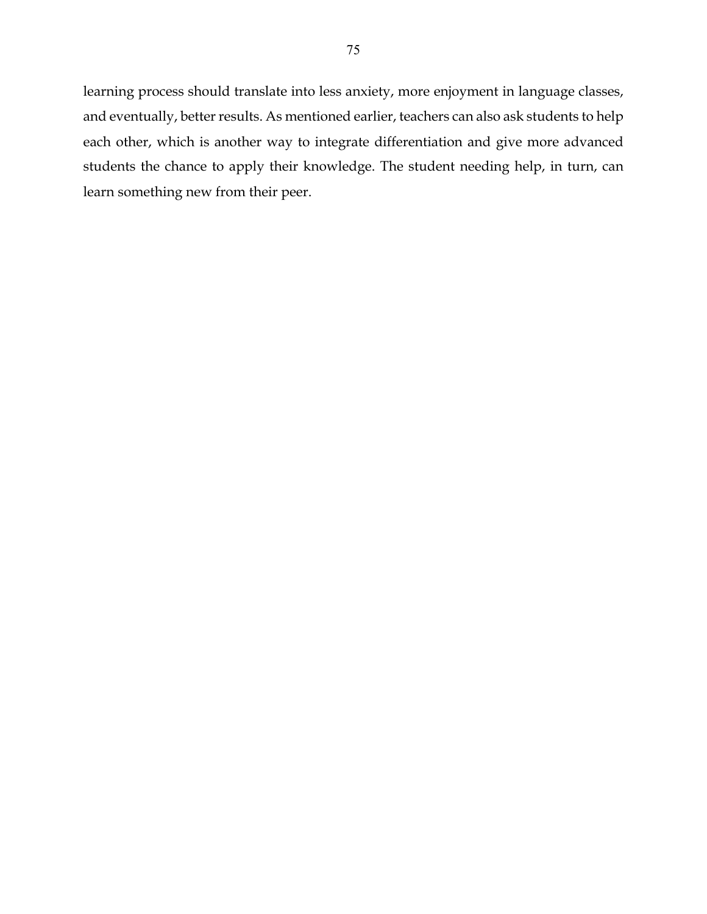learning process should translate into less anxiety, more enjoyment in language classes, and eventually, better results. As mentioned earlier, teachers can also ask students to help each other, which is another way to integrate differentiation and give more advanced students the chance to apply their knowledge. The student needing help, in turn, can learn something new from their peer.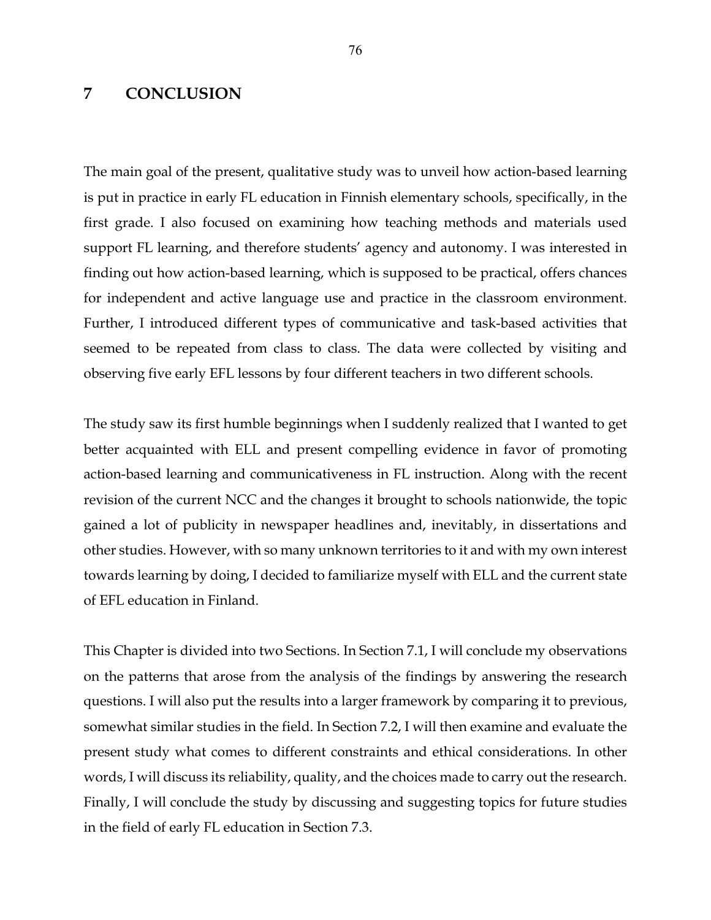# 7 CONCLUSION

The main goal of the present, qualitative study was to unveil how action-based learning is put in practice in early FL education in Finnish elementary schools, specifically, in the first grade. I also focused on examining how teaching methods and materials used support FL learning, and therefore students' agency and autonomy. I was interested in finding out how action-based learning, which is supposed to be practical, offers chances for independent and active language use and practice in the classroom environment. Further, I introduced different types of communicative and task-based activities that seemed to be repeated from class to class. The data were collected by visiting and observing five early EFL lessons by four different teachers in two different schools.

The study saw its first humble beginnings when I suddenly realized that I wanted to get better acquainted with ELL and present compelling evidence in favor of promoting action-based learning and communicativeness in FL instruction. Along with the recent revision of the current NCC and the changes it brought to schools nationwide, the topic gained a lot of publicity in newspaper headlines and, inevitably, in dissertations and other studies. However, with so many unknown territories to it and with my own interest towards learning by doing, I decided to familiarize myself with ELL and the current state of EFL education in Finland.

This Chapter is divided into two Sections. In Section 7.1, I will conclude my observations on the patterns that arose from the analysis of the findings by answering the research questions. I will also put the results into a larger framework by comparing it to previous, somewhat similar studies in the field. In Section 7.2, I will then examine and evaluate the present study what comes to different constraints and ethical considerations. In other words, I will discuss its reliability, quality, and the choices made to carry out the research. Finally, I will conclude the study by discussing and suggesting topics for future studies in the field of early FL education in Section 7.3.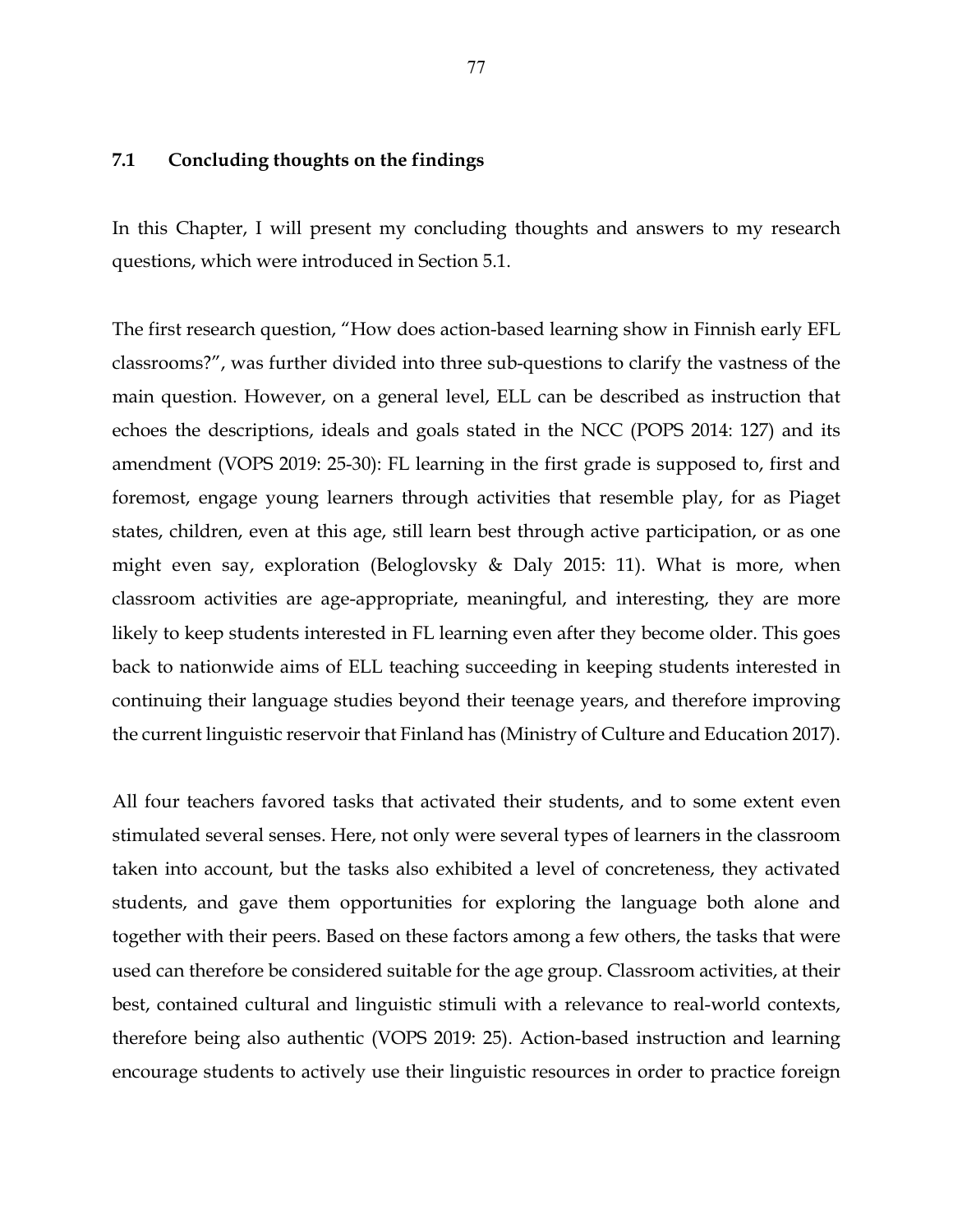### 7.1 Concluding thoughts on the findings

In this Chapter, I will present my concluding thoughts and answers to my research questions, which were introduced in Section 5.1.

The first research question, "How does action-based learning show in Finnish early EFL classrooms?", was further divided into three sub-questions to clarify the vastness of the main question. However, on a general level, ELL can be described as instruction that echoes the descriptions, ideals and goals stated in the NCC (POPS 2014: 127) and its amendment (VOPS 2019: 25-30): FL learning in the first grade is supposed to, first and foremost, engage young learners through activities that resemble play, for as Piaget states, children, even at this age, still learn best through active participation, or as one might even say, exploration (Beloglovsky & Daly 2015: 11). What is more, when classroom activities are age-appropriate, meaningful, and interesting, they are more likely to keep students interested in FL learning even after they become older. This goes back to nationwide aims of ELL teaching succeeding in keeping students interested in continuing their language studies beyond their teenage years, and therefore improving the current linguistic reservoir that Finland has (Ministry of Culture and Education 2017).

All four teachers favored tasks that activated their students, and to some extent even stimulated several senses. Here, not only were several types of learners in the classroom taken into account, but the tasks also exhibited a level of concreteness, they activated students, and gave them opportunities for exploring the language both alone and together with their peers. Based on these factors among a few others, the tasks that were used can therefore be considered suitable for the age group. Classroom activities, at their best, contained cultural and linguistic stimuli with a relevance to real-world contexts, therefore being also authentic (VOPS 2019: 25). Action-based instruction and learning encourage students to actively use their linguistic resources in order to practice foreign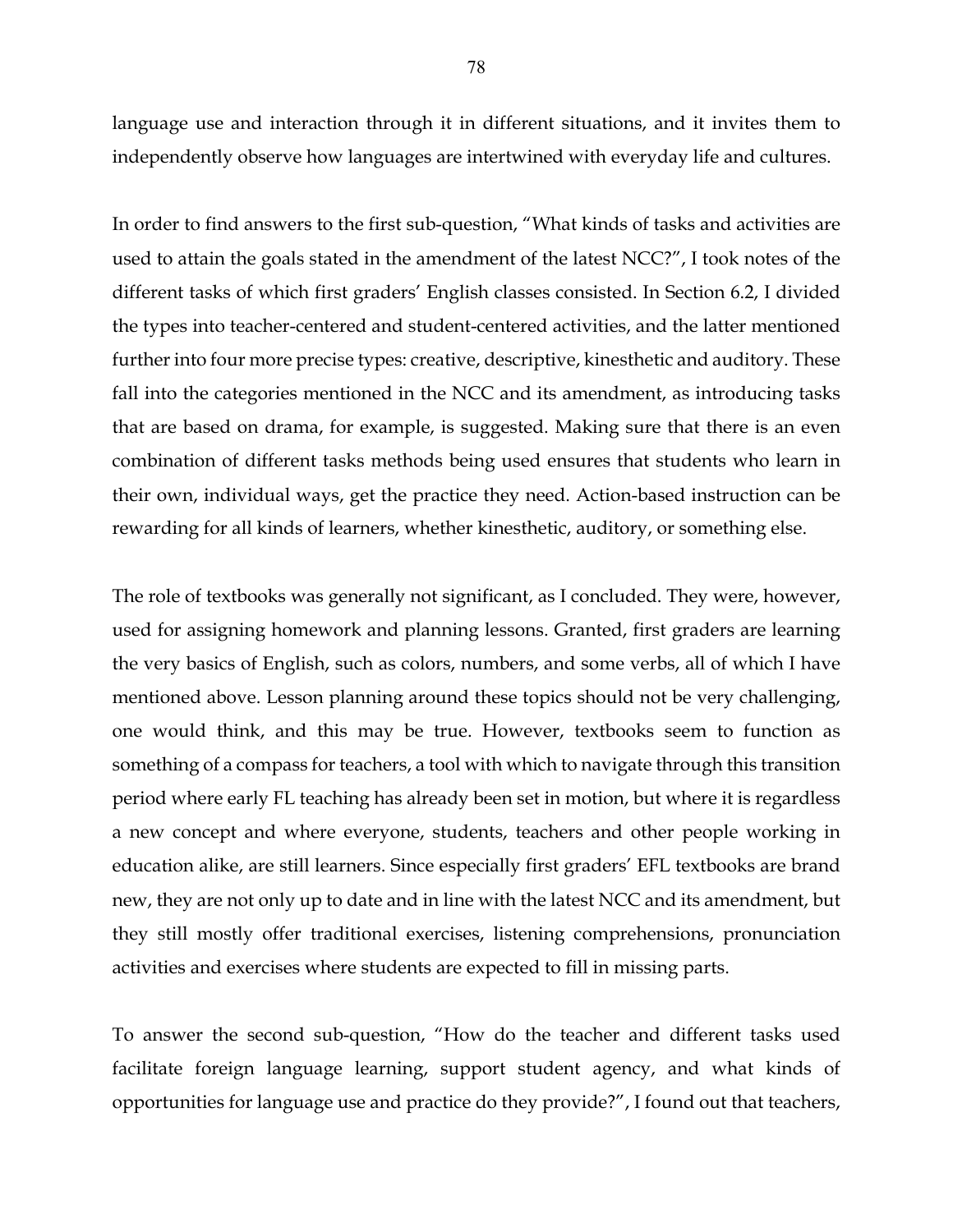language use and interaction through it in different situations, and it invites them to independently observe how languages are intertwined with everyday life and cultures.

In order to find answers to the first sub-question, "What kinds of tasks and activities are used to attain the goals stated in the amendment of the latest NCC?", I took notes of the different tasks of which first graders' English classes consisted. In Section 6.2, I divided the types into teacher-centered and student-centered activities, and the latter mentioned further into four more precise types: creative, descriptive, kinesthetic and auditory. These fall into the categories mentioned in the NCC and its amendment, as introducing tasks that are based on drama, for example, is suggested. Making sure that there is an even combination of different tasks methods being used ensures that students who learn in their own, individual ways, get the practice they need. Action-based instruction can be rewarding for all kinds of learners, whether kinesthetic, auditory, or something else.

The role of textbooks was generally not significant, as I concluded. They were, however, used for assigning homework and planning lessons. Granted, first graders are learning the very basics of English, such as colors, numbers, and some verbs, all of which I have mentioned above. Lesson planning around these topics should not be very challenging, one would think, and this may be true. However, textbooks seem to function as something of a compass for teachers, a tool with which to navigate through this transition period where early FL teaching has already been set in motion, but where it is regardless a new concept and where everyone, students, teachers and other people working in education alike, are still learners. Since especially first graders' EFL textbooks are brand new, they are not only up to date and in line with the latest NCC and its amendment, but they still mostly offer traditional exercises, listening comprehensions, pronunciation activities and exercises where students are expected to fill in missing parts.

To answer the second sub-question, "How do the teacher and different tasks used facilitate foreign language learning, support student agency, and what kinds of opportunities for language use and practice do they provide?", I found out that teachers,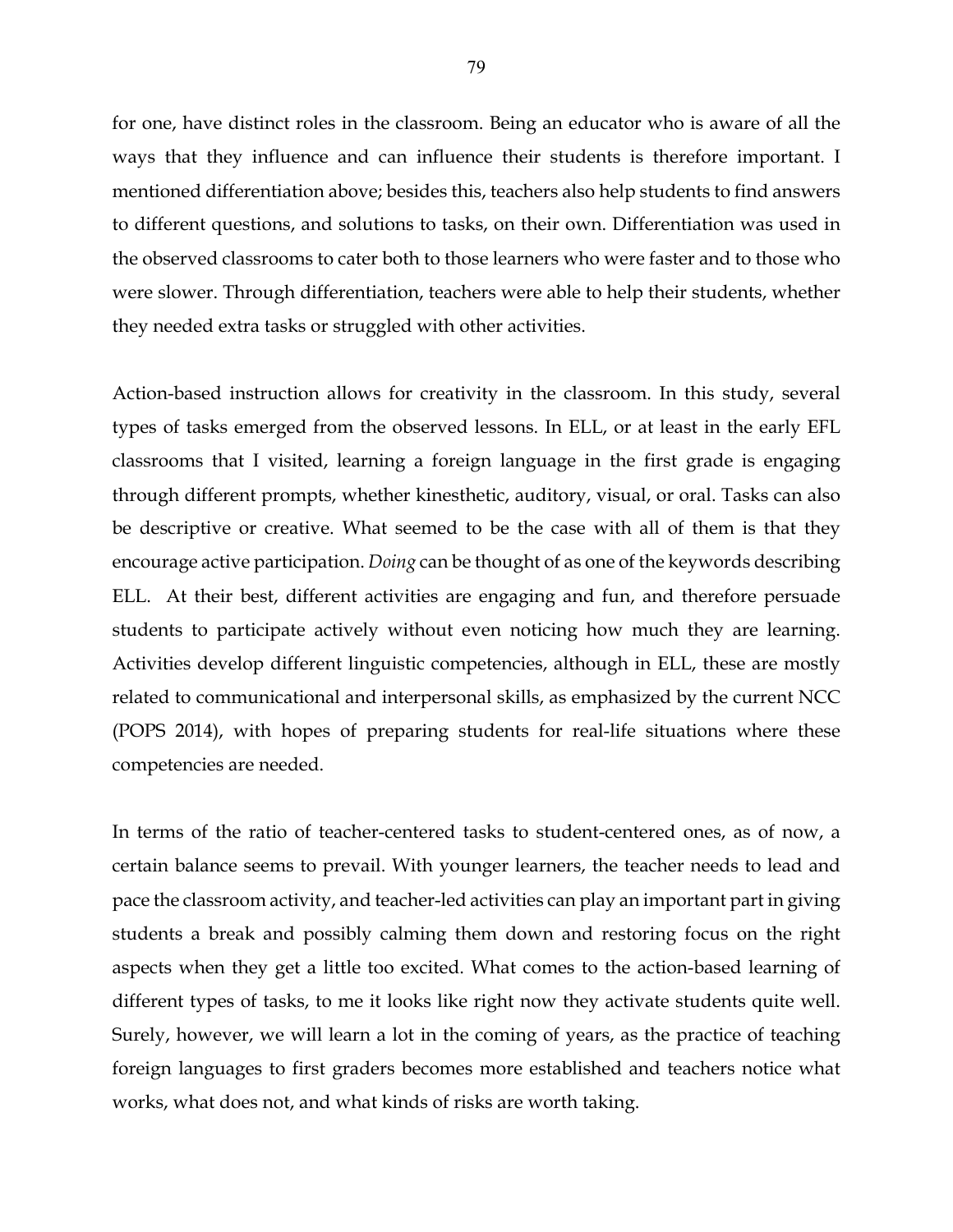for one, have distinct roles in the classroom. Being an educator who is aware of all the ways that they influence and can influence their students is therefore important. I mentioned differentiation above; besides this, teachers also help students to find answers to different questions, and solutions to tasks, on their own. Differentiation was used in the observed classrooms to cater both to those learners who were faster and to those who were slower. Through differentiation, teachers were able to help their students, whether they needed extra tasks or struggled with other activities.

Action-based instruction allows for creativity in the classroom. In this study, several types of tasks emerged from the observed lessons. In ELL, or at least in the early EFL classrooms that I visited, learning a foreign language in the first grade is engaging through different prompts, whether kinesthetic, auditory, visual, or oral. Tasks can also be descriptive or creative. What seemed to be the case with all of them is that they encourage active participation. *Doing* can be thought of as one of the keywords describing ELL. At their best, different activities are engaging and fun, and therefore persuade students to participate actively without even noticing how much they are learning. Activities develop different linguistic competencies, although in ELL, these are mostly related to communicational and interpersonal skills, as emphasized by the current NCC (POPS 2014), with hopes of preparing students for real-life situations where these competencies are needed.

In terms of the ratio of teacher-centered tasks to student-centered ones, as of now, a certain balance seems to prevail. With younger learners, the teacher needs to lead and pace the classroom activity, and teacher-led activities can play an important part in giving students a break and possibly calming them down and restoring focus on the right aspects when they get a little too excited. What comes to the action-based learning of different types of tasks, to me it looks like right now they activate students quite well. Surely, however, we will learn a lot in the coming of years, as the practice of teaching foreign languages to first graders becomes more established and teachers notice what works, what does not, and what kinds of risks are worth taking.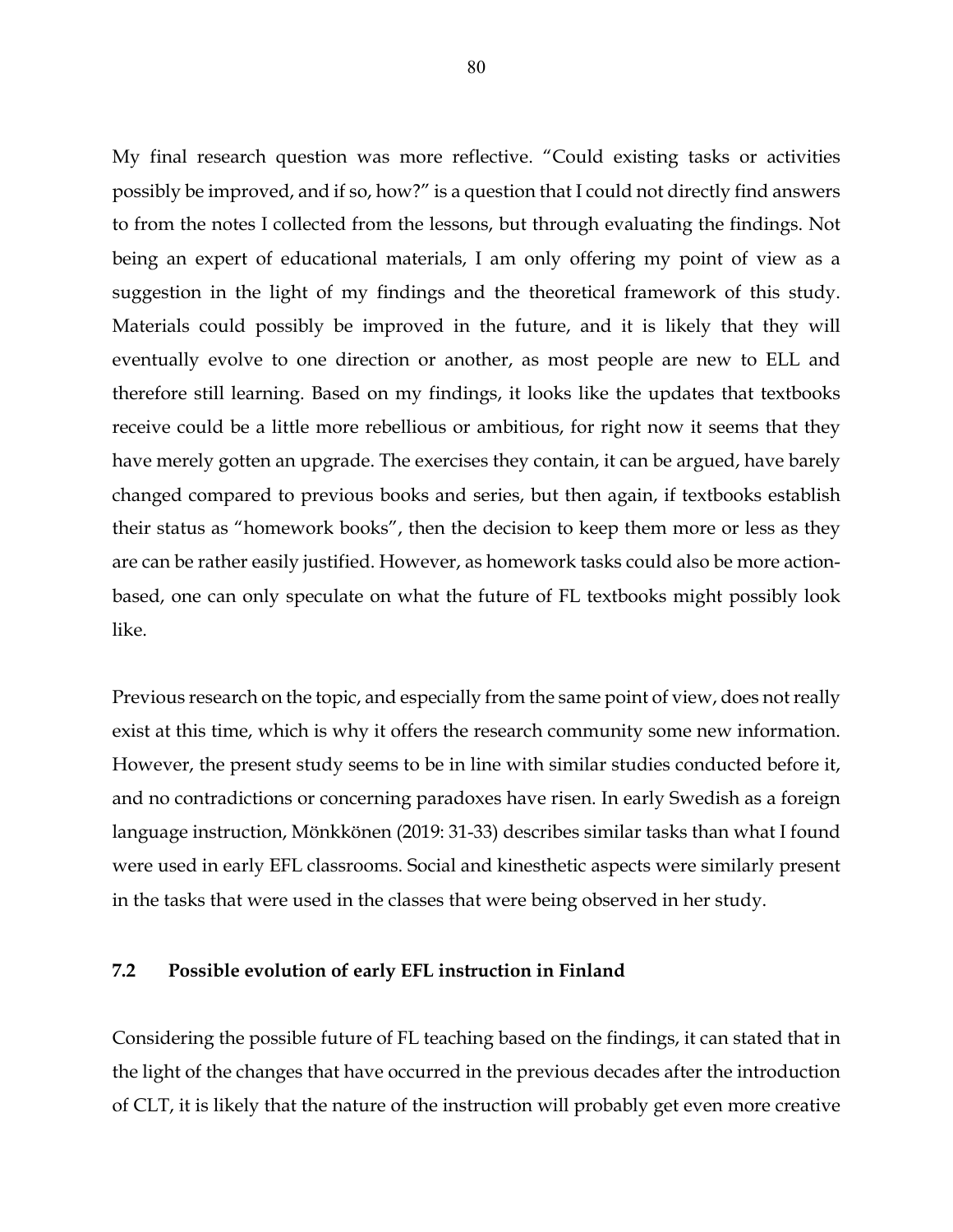My final research question was more reflective. "Could existing tasks or activities possibly be improved, and if so, how?" is a question that I could not directly find answers to from the notes I collected from the lessons, but through evaluating the findings. Not being an expert of educational materials, I am only offering my point of view as a suggestion in the light of my findings and the theoretical framework of this study. Materials could possibly be improved in the future, and it is likely that they will eventually evolve to one direction or another, as most people are new to ELL and therefore still learning. Based on my findings, it looks like the updates that textbooks receive could be a little more rebellious or ambitious, for right now it seems that they have merely gotten an upgrade. The exercises they contain, it can be argued, have barely changed compared to previous books and series, but then again, if textbooks establish their status as "homework books", then the decision to keep them more or less as they are can be rather easily justified. However, as homework tasks could also be more action-based, one can only speculate on what the future of FL textbooks might possibly look like.

Previous research on the topic, and especially from the same point of view, does not really exist at this time, which is why it offers the research community some new information. However, the present study seems to be in line with similar studies conducted before it, and no contradictions or concerning paradoxes have risen. In early Swedish as a foreign language instruction, Mönkkönen (2019: 31-33) describes similar tasks than what I found were used in early EFL classrooms. Social and kinesthetic aspects were similarly present in the tasks that were used in the classes that were being observed in her study.

### 7.2 Possible evolution of early EFL instruction in Finland

Considering the possible future of FL teaching based on the findings, it can stated that in the light of the changes that have occurred in the previous decades after the introduction of CLT, it is likely that the nature of the instruction will probably get even more creative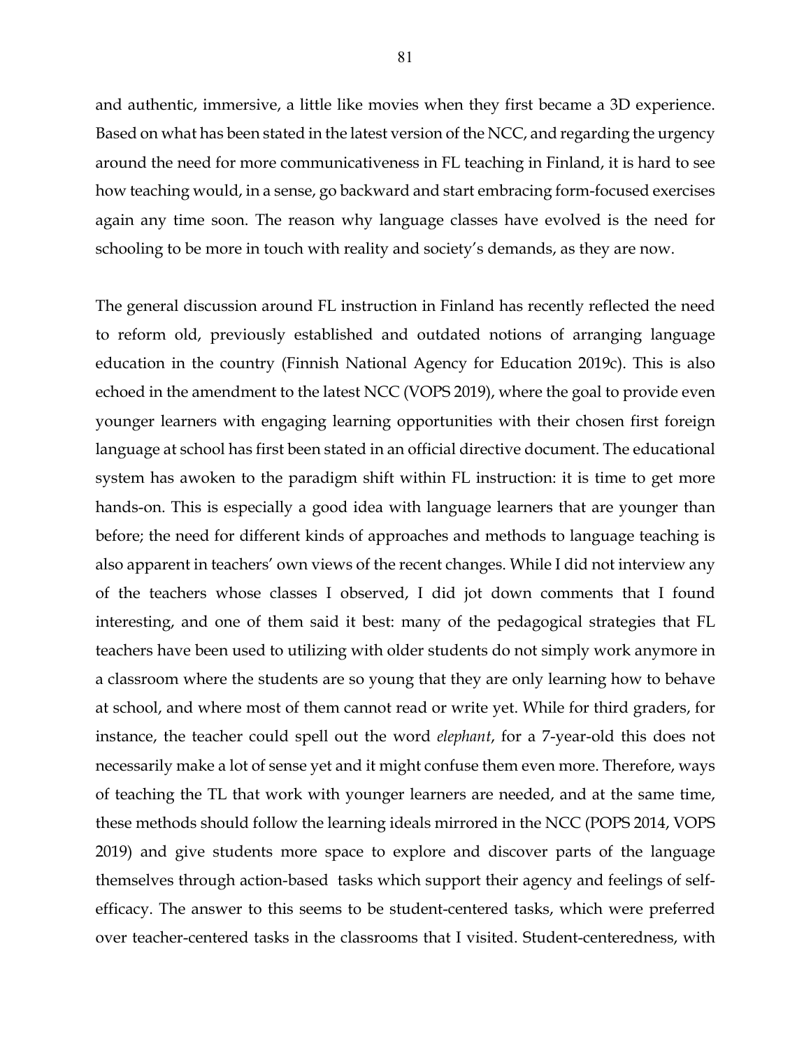and authentic, immersive, a little like movies when they first became a 3D experience. Based on what has been stated in the latest version of the NCC, and regarding the urgency around the need for more communicativeness in FL teaching in Finland, it is hard to see how teaching would, in a sense, go backward and start embracing form-focused exercises again any time soon. The reason why language classes have evolved is the need for schooling to be more in touch with reality and society's demands, as they are now.

The general discussion around FL instruction in Finland has recently reflected the need to reform old, previously established and outdated notions of arranging language education in the country (Finnish National Agency for Education 2019c). This is also echoed in the amendment to the latest NCC (VOPS 2019), where the goal to provide even younger learners with engaging learning opportunities with their chosen first foreign language at school has first been stated in an official directive document. The educational system has awoken to the paradigm shift within FL instruction: it is time to get more hands-on. This is especially a good idea with language learners that are younger than before; the need for different kinds of approaches and methods to language teaching is also apparent in teachers' own views of the recent changes. While I did not interview any of the teachers whose classes I observed, I did jot down comments that I found interesting, and one of them said it best: many of the pedagogical strategies that FL teachers have been used to utilizing with older students do not simply work anymore in a classroom where the students are so young that they are only learning how to behave at school, and where most of them cannot read or write yet. While for third graders, for instance, the teacher could spell out the word *elephant*, for a 7-year-old this does not necessarily make a lot of sense yet and it might confuse them even more. Therefore, ways of teaching the TL that work with younger learners are needed, and at the same time, these methods should follow the learning ideals mirrored in the NCC (POPS 2014, VOPS 2019) and give students more space to explore and discover parts of the language themselves through action-based tasks which support their agency and feelings of self-efficacy. The answer to this seems to be student-centered tasks, which were preferred over teacher-centered tasks in the classrooms that I visited. Student-centeredness, with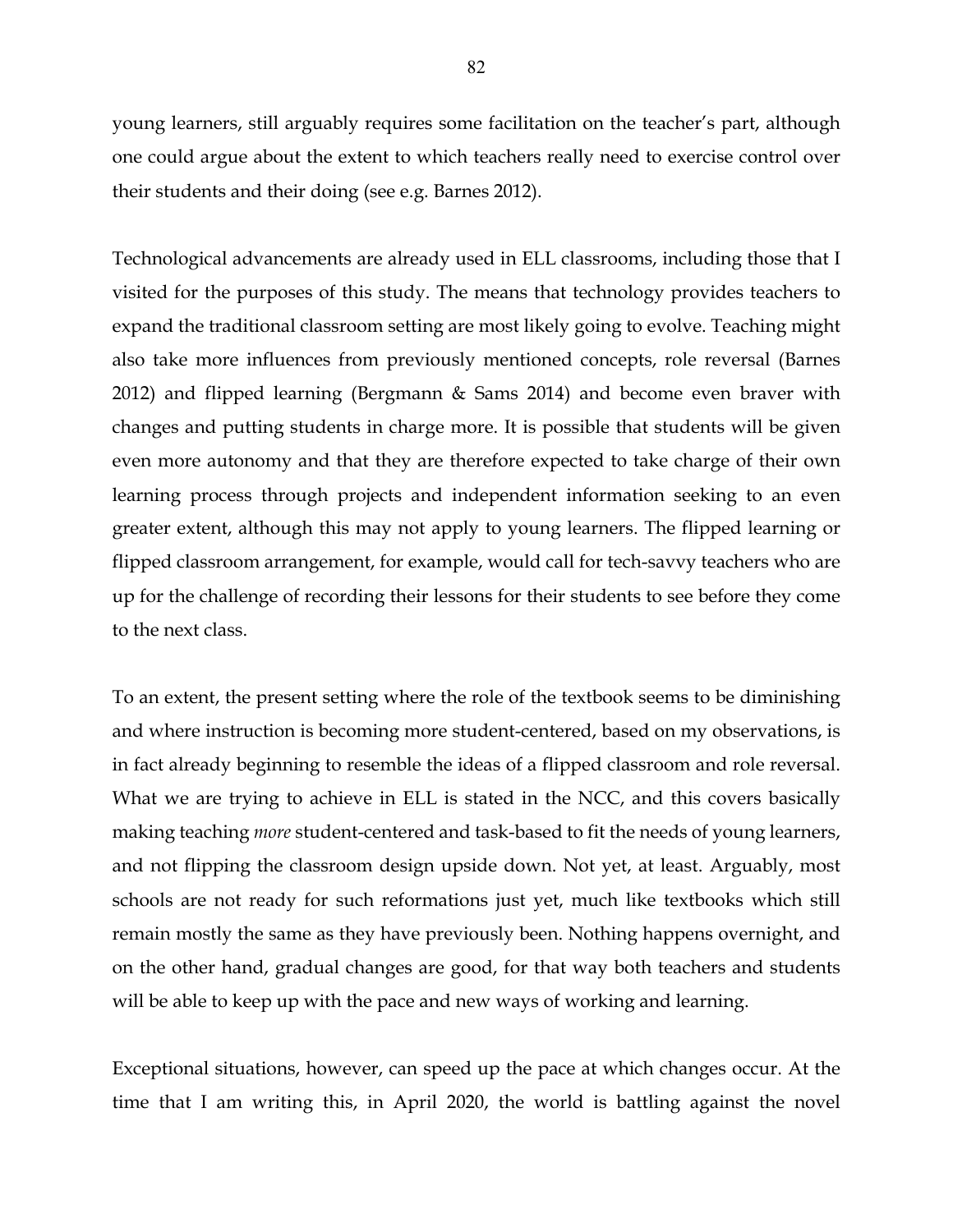young learners, still arguably requires some facilitation on the teacher's part, although one could argue about the extent to which teachers really need to exercise control over their students and their doing (see e.g. Barnes 2012).

Technological advancements are already used in ELL classrooms, including those that I visited for the purposes of this study. The means that technology provides teachers to expand the traditional classroom setting are most likely going to evolve. Teaching might also take more influences from previously mentioned concepts, role reversal (Barnes 2012) and flipped learning (Bergmann & Sams 2014) and become even braver with changes and putting students in charge more. It is possible that students will be given even more autonomy and that they are therefore expected to take charge of their own learning process through projects and independent information seeking to an even greater extent, although this may not apply to young learners. The flipped learning or flipped classroom arrangement, for example, would call for tech-savvy teachers who are up for the challenge of recording their lessons for their students to see before they come to the next class.

To an extent, the present setting where the role of the textbook seems to be diminishing and where instruction is becoming more student-centered, based on my observations, is in fact already beginning to resemble the ideas of a flipped classroom and role reversal. What we are trying to achieve in ELL is stated in the NCC, and this covers basically making teaching *more* student-centered and task-based to fit the needs of young learners, and not flipping the classroom design upside down. Not yet, at least. Arguably, most schools are not ready for such reformations just yet, much like textbooks which still remain mostly the same as they have previously been. Nothing happens overnight, and on the other hand, gradual changes are good, for that way both teachers and students will be able to keep up with the pace and new ways of working and learning.

Exceptional situations, however, can speed up the pace at which changes occur. At the time that I am writing this, in April 2020, the world is battling against the novel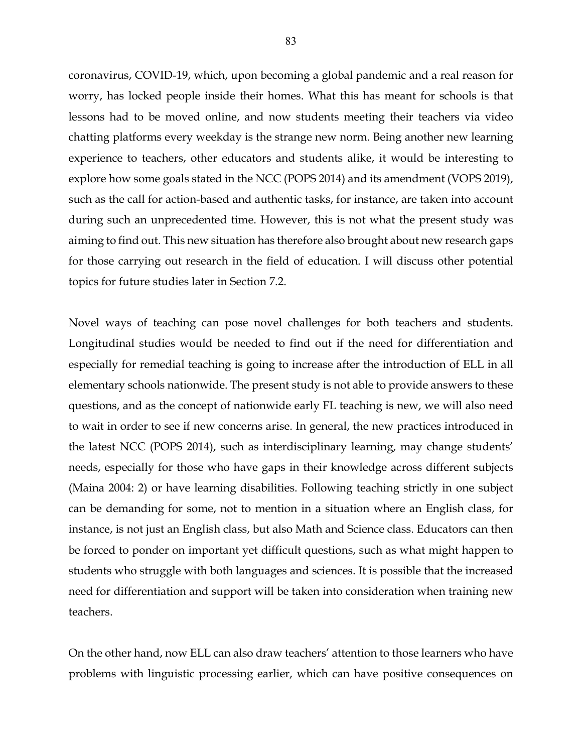coronavirus, COVID-19, which, upon becoming a global pandemic and a real reason for worry, has locked people inside their homes. What this has meant for schools is that lessons had to be moved online, and now students meeting their teachers via video chatting platforms every weekday is the strange new norm. Being another new learning experience to teachers, other educators and students alike, it would be interesting to explore how some goals stated in the NCC (POPS 2014) and its amendment (VOPS 2019), such as the call for action-based and authentic tasks, for instance, are taken into account during such an unprecedented time. However, this is not what the present study was aiming to find out. This new situation has therefore also brought about new research gaps for those carrying out research in the field of education. I will discuss other potential topics for future studies later in Section 7.2.

Novel ways of teaching can pose novel challenges for both teachers and students. Longitudinal studies would be needed to find out if the need for differentiation and especially for remedial teaching is going to increase after the introduction of ELL in all elementary schools nationwide. The present study is not able to provide answers to these questions, and as the concept of nationwide early FL teaching is new, we will also need to wait in order to see if new concerns arise. In general, the new practices introduced in the latest NCC (POPS 2014), such as interdisciplinary learning, may change students' needs, especially for those who have gaps in their knowledge across different subjects (Maina 2004: 2) or have learning disabilities. Following teaching strictly in one subject can be demanding for some, not to mention in a situation where an English class, for instance, is not just an English class, but also Math and Science class. Educators can then be forced to ponder on important yet difficult questions, such as what might happen to students who struggle with both languages and sciences. It is possible that the increased need for differentiation and support will be taken into consideration when training new teachers.

On the other hand, now ELL can also draw teachers' attention to those learners who have problems with linguistic processing earlier, which can have positive consequences on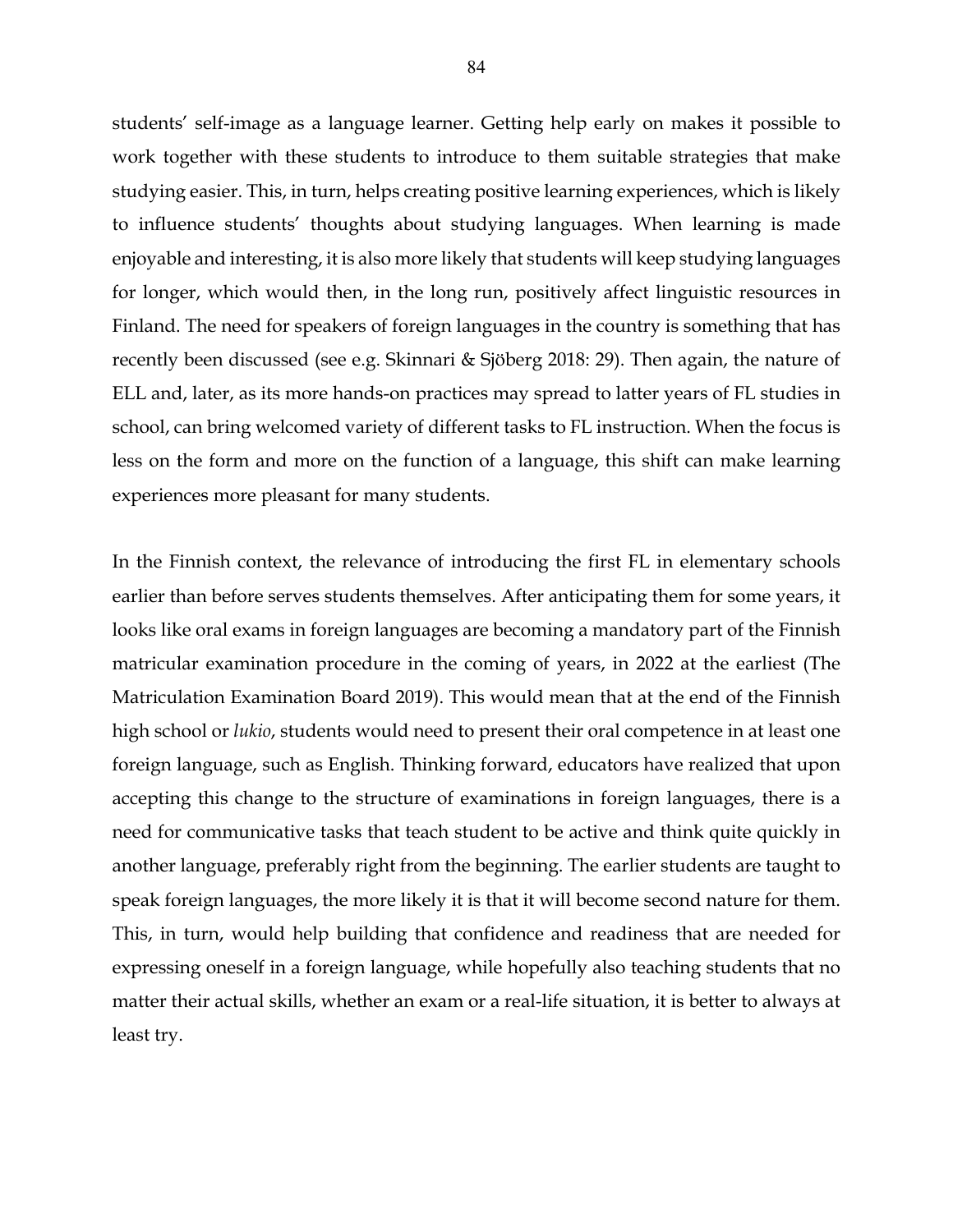students' self-image as a language learner. Getting help early on makes it possible to work together with these students to introduce to them suitable strategies that make studying easier. This, in turn, helps creating positive learning experiences, which is likely to influence students' thoughts about studying languages. When learning is made enjoyable and interesting, it is also more likely that students will keep studying languages for longer, which would then, in the long run, positively affect linguistic resources in Finland. The need for speakers of foreign languages in the country is something that has recently been discussed (see e.g. Skinnari & Sjöberg 2018: 29). Then again, the nature of ELL and, later, as its more hands-on practices may spread to latter years of FL studies in school, can bring welcomed variety of different tasks to FL instruction. When the focus is less on the form and more on the function of a language, this shift can make learning experiences more pleasant for many students.

In the Finnish context, the relevance of introducing the first FL in elementary schools earlier than before serves students themselves. After anticipating them for some years, it looks like oral exams in foreign languages are becoming a mandatory part of the Finnish matricular examination procedure in the coming of years, in 2022 at the earliest (The Matriculation Examination Board 2019). This would mean that at the end of the Finnish high school or *lukio*, students would need to present their oral competence in at least one foreign language, such as English. Thinking forward, educators have realized that upon accepting this change to the structure of examinations in foreign languages, there is a need for communicative tasks that teach student to be active and think quite quickly in another language, preferably right from the beginning. The earlier students are taught to speak foreign languages, the more likely it is that it will become second nature for them. This, in turn, would help building that confidence and readiness that are needed for expressing oneself in a foreign language, while hopefully also teaching students that no matter their actual skills, whether an exam or a real-life situation, it is better to always at least try.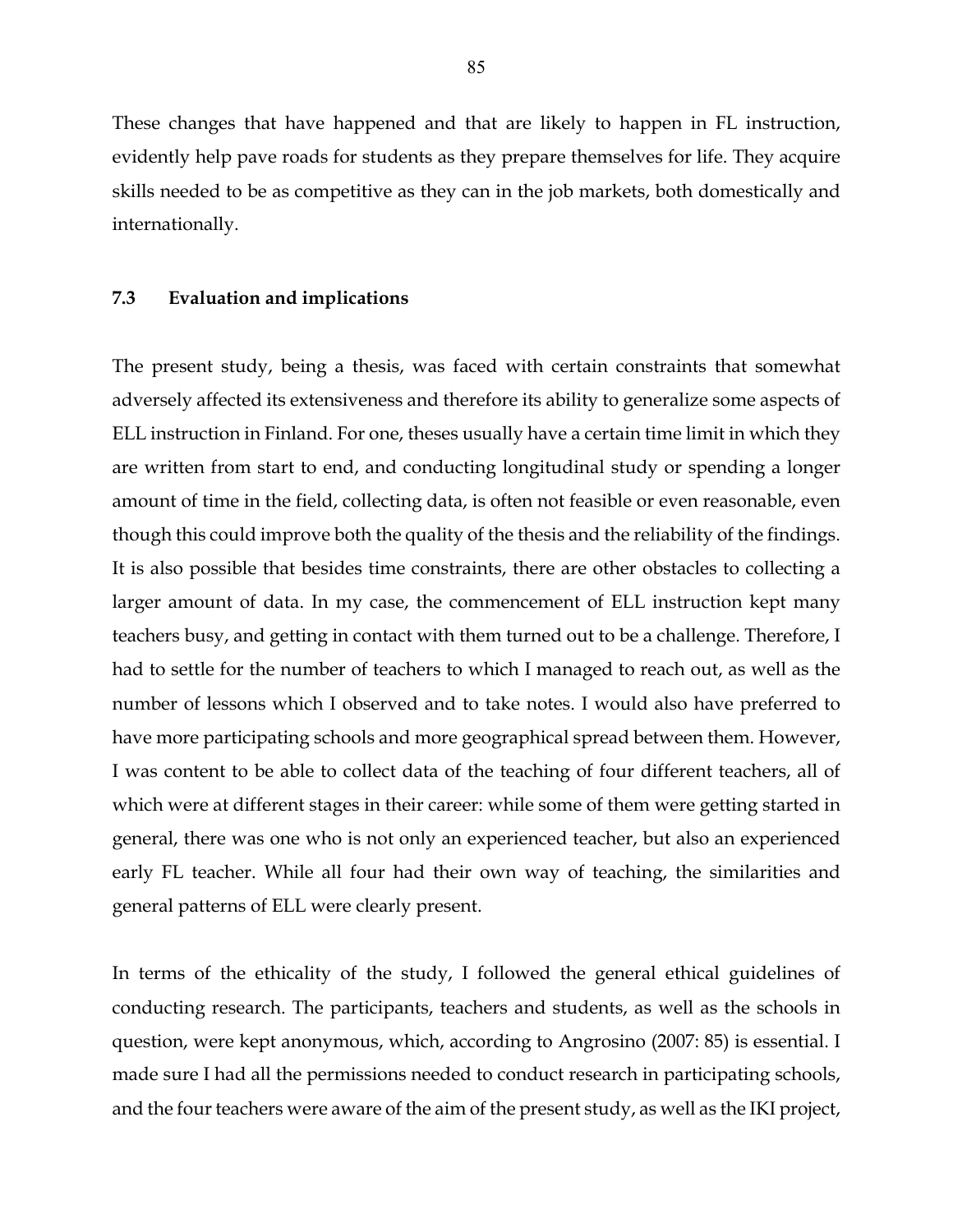These changes that have happened and that are likely to happen in FL instruction, evidently help pave roads for students as they prepare themselves for life. They acquire skills needed to be as competitive as they can in the job markets, both domestically and internationally.

### 7.3 Evaluation and implications

The present study, being a thesis, was faced with certain constraints that somewhat adversely affected its extensiveness and therefore its ability to generalize some aspects of ELL instruction in Finland. For one, theses usually have a certain time limit in which they are written from start to end, and conducting longitudinal study or spending a longer amount of time in the field, collecting data, is often not feasible or even reasonable, even though this could improve both the quality of the thesis and the reliability of the findings. It is also possible that besides time constraints, there are other obstacles to collecting a larger amount of data. In my case, the commencement of ELL instruction kept many teachers busy, and getting in contact with them turned out to be a challenge. Therefore, I had to settle for the number of teachers to which I managed to reach out, as well as the number of lessons which I observed and to take notes. I would also have preferred to have more participating schools and more geographical spread between them. However, I was content to be able to collect data of the teaching of four different teachers, all of which were at different stages in their career: while some of them were getting started in general, there was one who is not only an experienced teacher, but also an experienced early FL teacher. While all four had their own way of teaching, the similarities and general patterns of ELL were clearly present.

In terms of the ethicality of the study, I followed the general ethical guidelines of conducting research. The participants, teachers and students, as well as the schools in question, were kept anonymous, which, according to Angrosino (2007: 85) is essential. I made sure I had all the permissions needed to conduct research in participating schools, and the four teachers were aware of the aim of the present study, as well as the IKI project,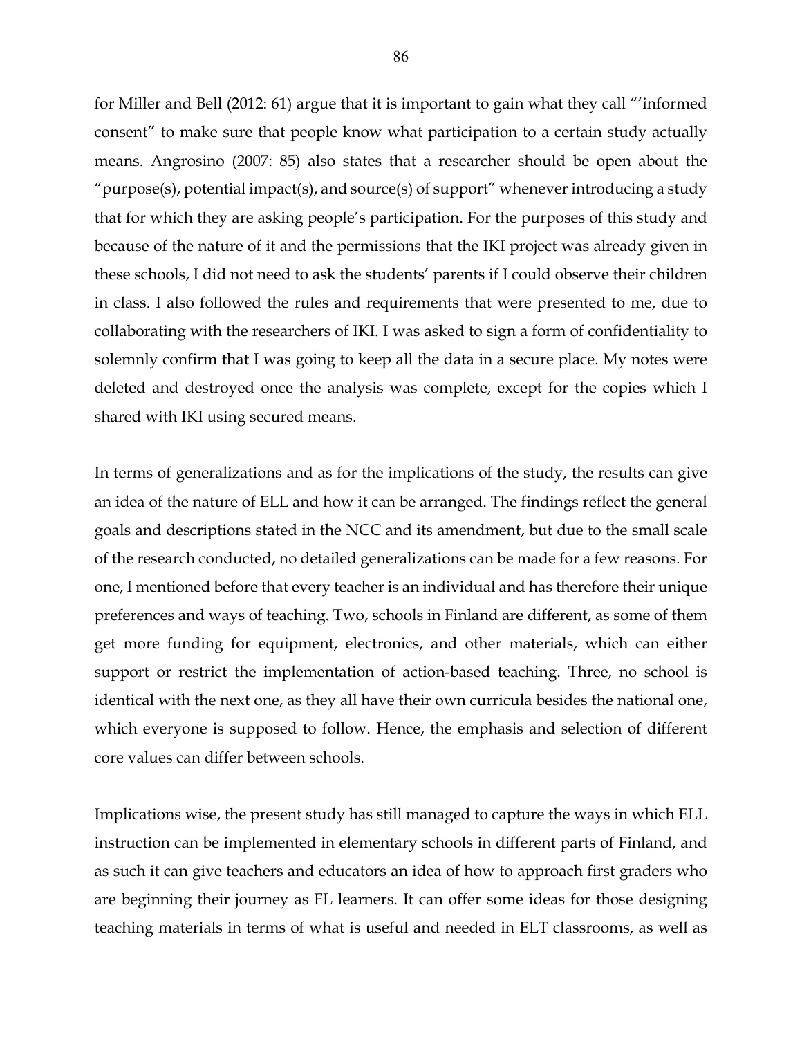for Miller and Bell (2012: 61) argue that it is important to gain what they call "'informed consent" to make sure that people know what participation to a certain study actually means. Angrosino (2007: 85) also states that a researcher should be open about the "purpose(s), potential impact(s), and source(s) of support" whenever introducing a study that for which they are asking people's participation. For the purposes of this study and because of the nature of it and the permissions that the IKI project was already given in these schools, I did not need to ask the students' parents if I could observe their children in class. I also followed the rules and requirements that were presented to me, due to collaborating with the researchers of IKI. I was asked to sign a form of confidentiality to solemnly confirm that I was going to keep all the data in a secure place. My notes were deleted and destroyed once the analysis was complete, except for the copies which I shared with IKI using secured means.

In terms of generalizations and as for the implications of the study, the results can give an idea of the nature of ELL and how it can be arranged. The findings reflect the general goals and descriptions stated in the NCC and its amendment, but due to the small scale of the research conducted, no detailed generalizations can be made for a few reasons. For one, I mentioned before that every teacher is an individual and has therefore their unique preferences and ways of teaching. Two, schools in Finland are different, as some of them get more funding for equipment, electronics, and other materials, which can either support or restrict the implementation of action-based teaching. Three, no school is identical with the next one, as they all have their own curricula besides the national one, which everyone is supposed to follow. Hence, the emphasis and selection of different core values can differ between schools.

Implications wise, the present study has still managed to capture the ways in which ELL instruction can be implemented in elementary schools in different parts of Finland, and as such it can give teachers and educators an idea of how to approach first graders who are beginning their journey as FL learners. It can offer some ideas for those designing teaching materials in terms of what is useful and needed in ELT classrooms, as well as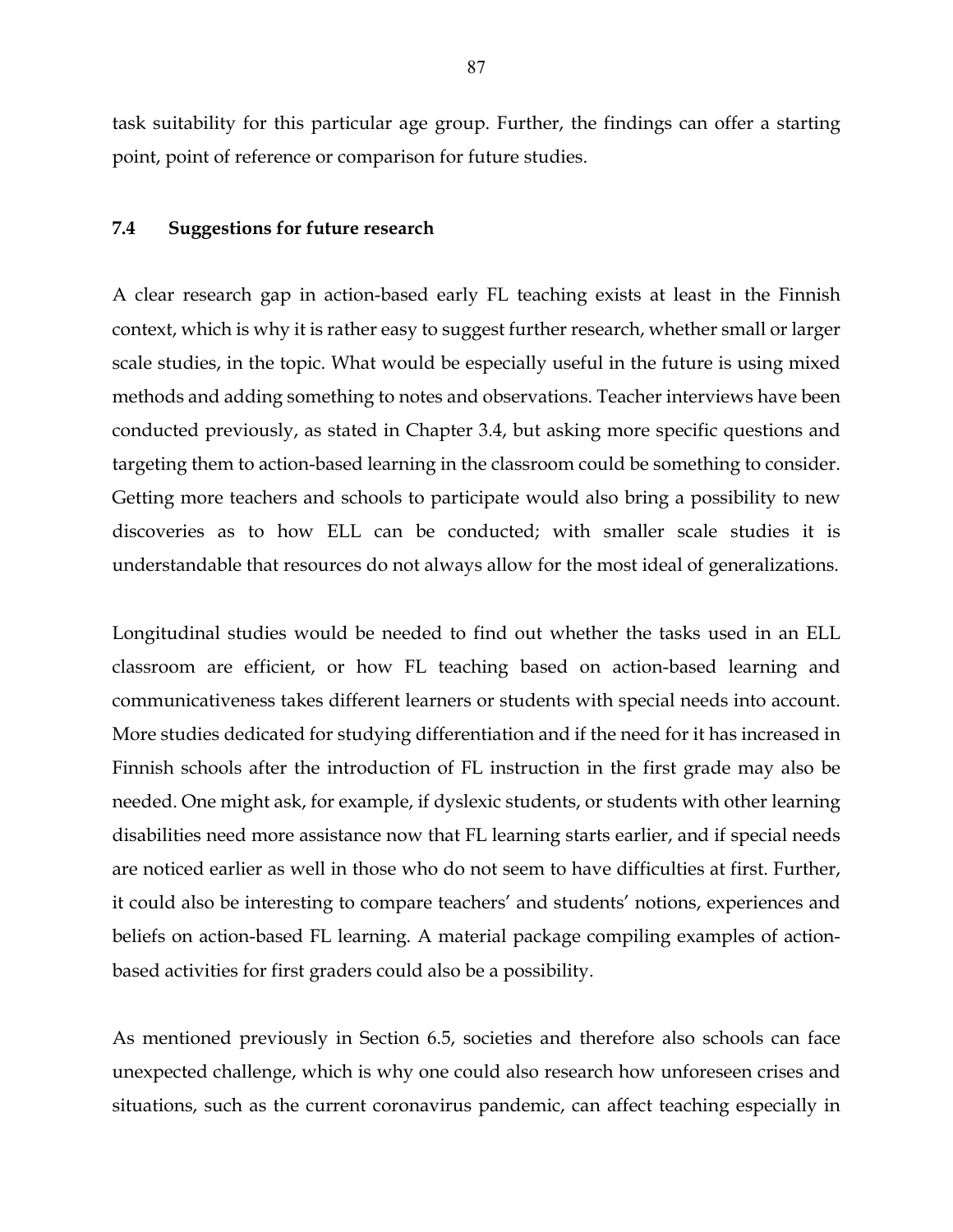task suitability for this particular age group. Further, the findings can offer a starting point, point of reference or comparison for future studies.

### 7.4 Suggestions for future research

A clear research gap in action-based early FL teaching exists at least in the Finnish context, which is why it is rather easy to suggest further research, whether small or larger scale studies, in the topic. What would be especially useful in the future is using mixed methods and adding something to notes and observations. Teacher interviews have been conducted previously, as stated in Chapter 3.4, but asking more specific questions and targeting them to action-based learning in the classroom could be something to consider. Getting more teachers and schools to participate would also bring a possibility to new discoveries as to how ELL can be conducted; with smaller scale studies it is understandable that resources do not always allow for the most ideal of generalizations.

Longitudinal studies would be needed to find out whether the tasks used in an ELL classroom are efficient, or how FL teaching based on action-based learning and communicativeness takes different learners or students with special needs into account. More studies dedicated for studying differentiation and if the need for it has increased in Finnish schools after the introduction of FL instruction in the first grade may also be needed. One might ask, for example, if dyslexic students, or students with other learning disabilities need more assistance now that FL learning starts earlier, and if special needs are noticed earlier as well in those who do not seem to have difficulties at first. Further, it could also be interesting to compare teachers' and students' notions, experiences and beliefs on action-based FL learning. A material package compiling examples of action-based activities for first graders could also be a possibility.

As mentioned previously in Section 6.5, societies and therefore also schools can face unexpected challenge, which is why one could also research how unforeseen crises and situations, such as the current coronavirus pandemic, can affect teaching especially in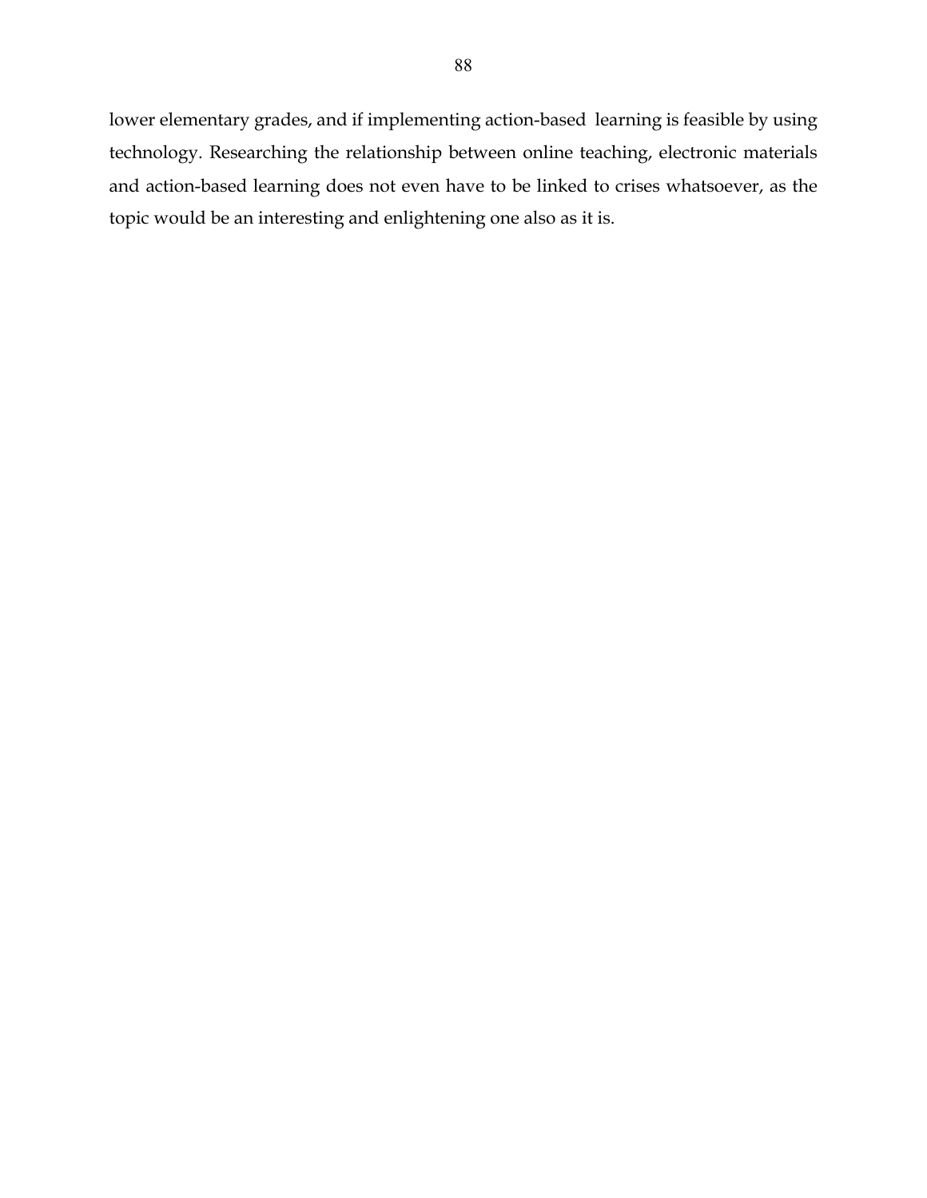lower elementary grades, and if implementing action-based learning is feasible by using technology. Researching the relationship between online teaching, electronic materials and action-based learning does not even have to be linked to crises whatsoever, as the topic would be an interesting and enlightening one also as it is.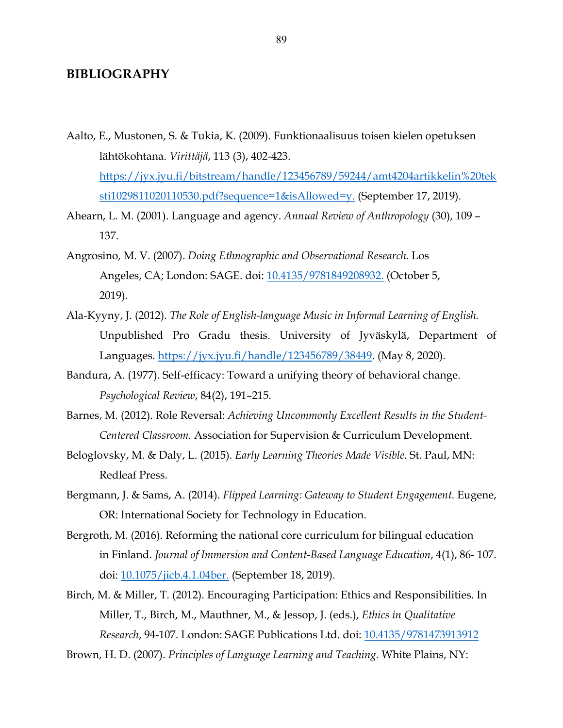# BIBLIOGRAPHY

Aalto, E., Mustonen, S. & Tukia, K. (2009). Funktionaalisuus toisen kielen opetuksen lähtökohtana. *Virittäjä*, 113 (3), 402-423. https://jyx.jyu.fi/bitstream/handle/123456789/59244/amt4204artikkelin%20teksti1029811020110530.pdf?sequence=1&isAllowed=y. (September 17, 2019).

Ahearn, L. M. (2001). Language and agency. *Annual Review of Anthropology* (30), 109 – 137.

Angrosino, M. V. (2007). *Doing Ethnographic and Observational Research.* Los Angeles, CA; London: SAGE. doi: 10.4135/9781849208932. (October 5, 2019).

Ala-Kyyny, J. (2012). *The Role of English-language Music in Informal Learning of English.* Unpublished Pro Gradu thesis. University of Jyväskylä, Department of Languages. https://jyx.jyu.fi/handle/123456789/38449. (May 8, 2020).

Bandura, A. (1977). Self-efficacy: Toward a unifying theory of behavioral change. *Psychological Review*, 84(2), 191–215.

Barnes, M. (2012). Role Reversal: *Achieving Uncommonly Excellent Results in the Student-Centered Classroom.* Association for Supervision & Curriculum Development.

Beloglovsky, M. & Daly, L. (2015). *Early Learning Theories Made Visible.* St. Paul, MN: Redleaf Press.

Bergmann, J. & Sams, A. (2014). *Flipped Learning: Gateway to Student Engagement.* Eugene, OR: International Society for Technology in Education.

Bergroth, M. (2016). Reforming the national core curriculum for bilingual education in Finland. *Journal of Immersion and Content-Based Language Education*, 4(1), 86- 107. doi: 10.1075/jicb.4.1.04ber. (September 18, 2019).

Birch, M. & Miller, T. (2012). Encouraging Participation: Ethics and Responsibilities. In Miller, T., Birch, M., Mauthner, M., & Jessop, J. (eds.), *Ethics in Qualitative Research*, 94-107. London: SAGE Publications Ltd. doi: 10.4135/9781473913912

Brown, H. D. (2007). *Principles of Language Learning and Teaching.* White Plains, NY: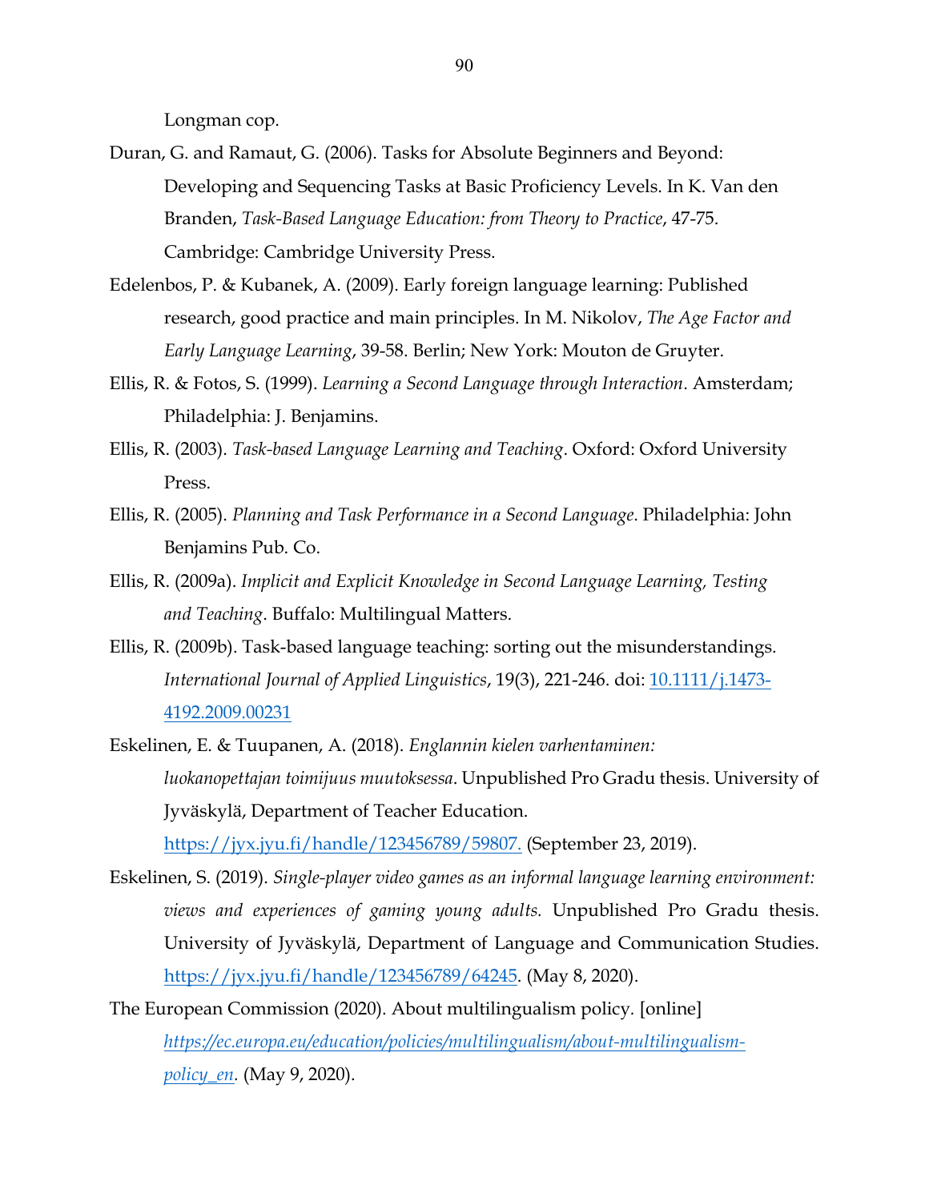Longman cop.

Duran, G. and Ramaut, G. (2006). Tasks for Absolute Beginners and Beyond: Developing and Sequencing Tasks at Basic Proficiency Levels. In K. Van den Branden, *Task-Based Language Education: from Theory to Practice*, 47-75. Cambridge: Cambridge University Press.

Edelenbos, P. & Kubanek, A. (2009). Early foreign language learning: Published research, good practice and main principles. In M. Nikolov, *The Age Factor and Early Language Learning*, 39-58. Berlin; New York: Mouton de Gruyter.

Ellis, R. & Fotos, S. (1999). *Learning a Second Language through Interaction*. Amsterdam; Philadelphia: J. Benjamins.

Ellis, R. (2003). *Task-based Language Learning and Teaching*. Oxford: Oxford University Press.

Ellis, R. (2005). *Planning and Task Performance in a Second Language*. Philadelphia: John Benjamins Pub. Co.

Ellis, R. (2009a). *Implicit and Explicit Knowledge in Second Language Learning, Testing and Teaching*. Buffalo: Multilingual Matters.

Ellis, R. (2009b). Task-based language teaching: sorting out the misunderstandings. *International Journal of Applied Linguistics*, 19(3), 221-246. doi: [10.1111/j.1473-4192.2009.00231](10.1111/j.1473-4192.2009.00231)

Eskelinen, E. & Tuupanen, A. (2018). *Englannin kielen varhentaminen: luokanopettajan toimijuus muutoksessa*. Unpublished Pro Gradu thesis. University of Jyväskylä, Department of Teacher Education. [https://jyx.jyu.fi/handle/123456789/59807.](https://jyx.jyu.fi/handle/123456789/59807) (September 23, 2019).

Eskelinen, S. (2019). *Single-player video games as an informal language learning environment: views and experiences of gaming young adults.* Unpublished Pro Gradu thesis. University of Jyväskylä, Department of Language and Communication Studies. [https://jyx.jyu.fi/handle/123456789/64245](https://jyx.jyu.fi/handle/123456789/64245). (May 8, 2020).

The European Commission (2020). About multilingualism policy. [online] *[https://ec.europa.eu/education/policies/multilingualism/about-multilingualism-policy_en](https://ec.europa.eu/education/policies/multilingualism/about-multilingualism-policy_en).* (May 9, 2020).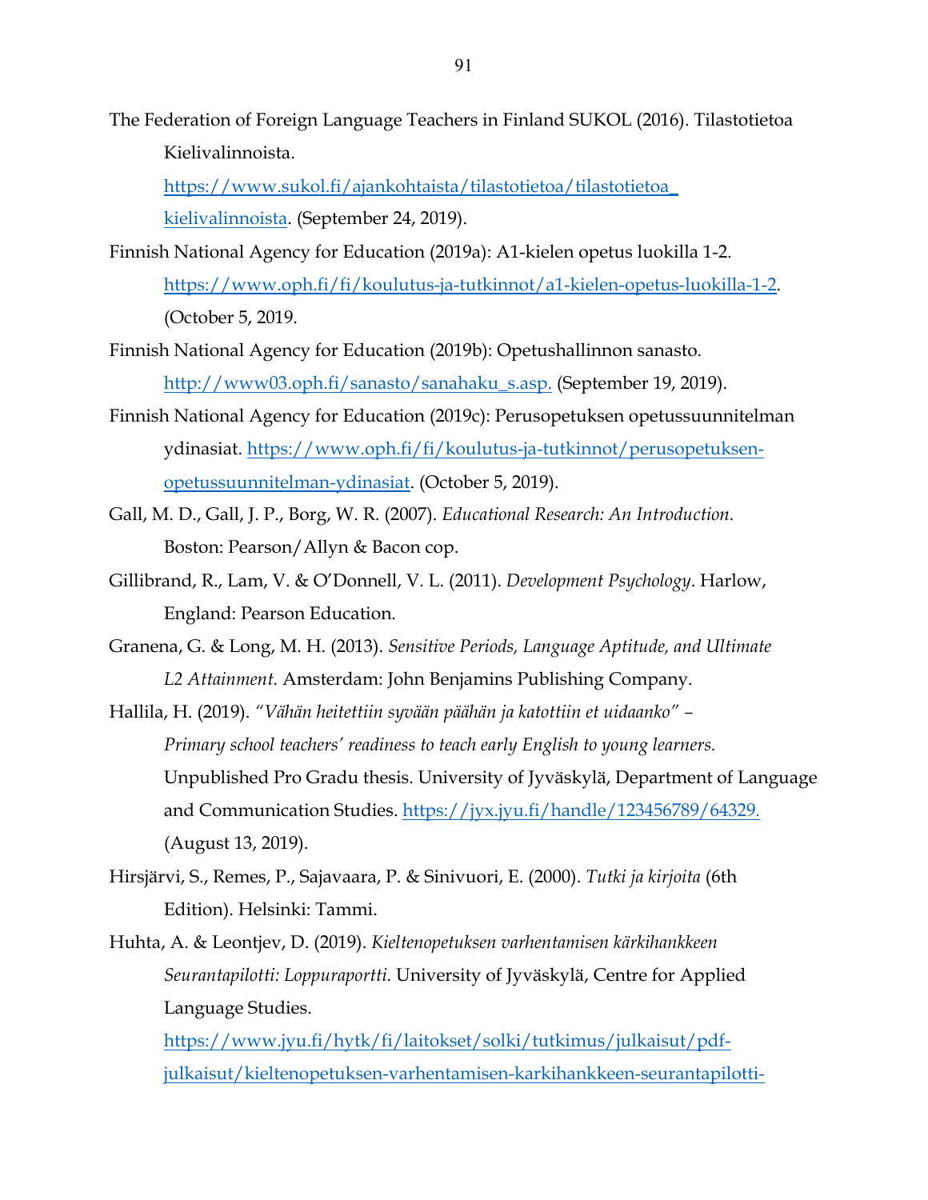The Federation of Foreign Language Teachers in Finland SUKOL (2016). Tilastotietoa Kielivalinnoista. https://www.sukol.fi/ajankohtaista/tilastotietoa/tilastotietoa_kielivalinnoista. (September 24, 2019).

Finnish National Agency for Education (2019a): A1-kielen opetus luokilla 1-2. https://www.oph.fi/fi/koulutus-ja-tutkinnot/a1-kielen-opetus-luokilla-1-2. (October 5, 2019.

Finnish National Agency for Education (2019b): Opetushallinnon sanasto. http://www03.oph.fi/sanasto/sanahaku_s.asp. (September 19, 2019).

Finnish National Agency for Education (2019c): Perusopetuksen opetussuunnitelman ydinasiat. https://www.oph.fi/fi/koulutus-ja-tutkinnot/perusopetuksen-opetussuunnitelman-ydinasiat. (October 5, 2019).

Gall, M. D., Gall, J. P., Borg, W. R. (2007). *Educational Research: An Introduction.* Boston: Pearson/Allyn & Bacon cop.

Gillibrand, R., Lam, V. & O'Donnell, V. L. (2011). *Development Psychology*. Harlow, England: Pearson Education.

Granena, G. & Long, M. H. (2013). *Sensitive Periods, Language Aptitude, and Ultimate L2 Attainment.* Amsterdam: John Benjamins Publishing Company.

Hallila, H. (2019). *"Vähän heitettiin syvään päähän ja katottiin et uidaanko" – Primary school teachers' readiness to teach early English to young learners.* Unpublished Pro Gradu thesis. University of Jyväskylä, Department of Language and Communication Studies. https://jyx.jyu.fi/handle/123456789/64329. (August 13, 2019).

Hirsjärvi, S., Remes, P., Sajavaara, P. & Sinivuori, E. (2000). *Tutki ja kirjoita* (6th Edition). Helsinki: Tammi.

Huhta, A. & Leontjev, D. (2019). *Kieltenopetuksen varhentamisen kärkihankkeen Seurantapilotti: Loppuraportti.* University of Jyväskylä, Centre for Applied Language Studies. https://www.jyu.fi/hytk/fi/laitokset/solki/tutkimus/julkaisut/pdf-julkaisut/kieltenopetuksen-varhentamisen-karkihankkeen-seurantapilotti-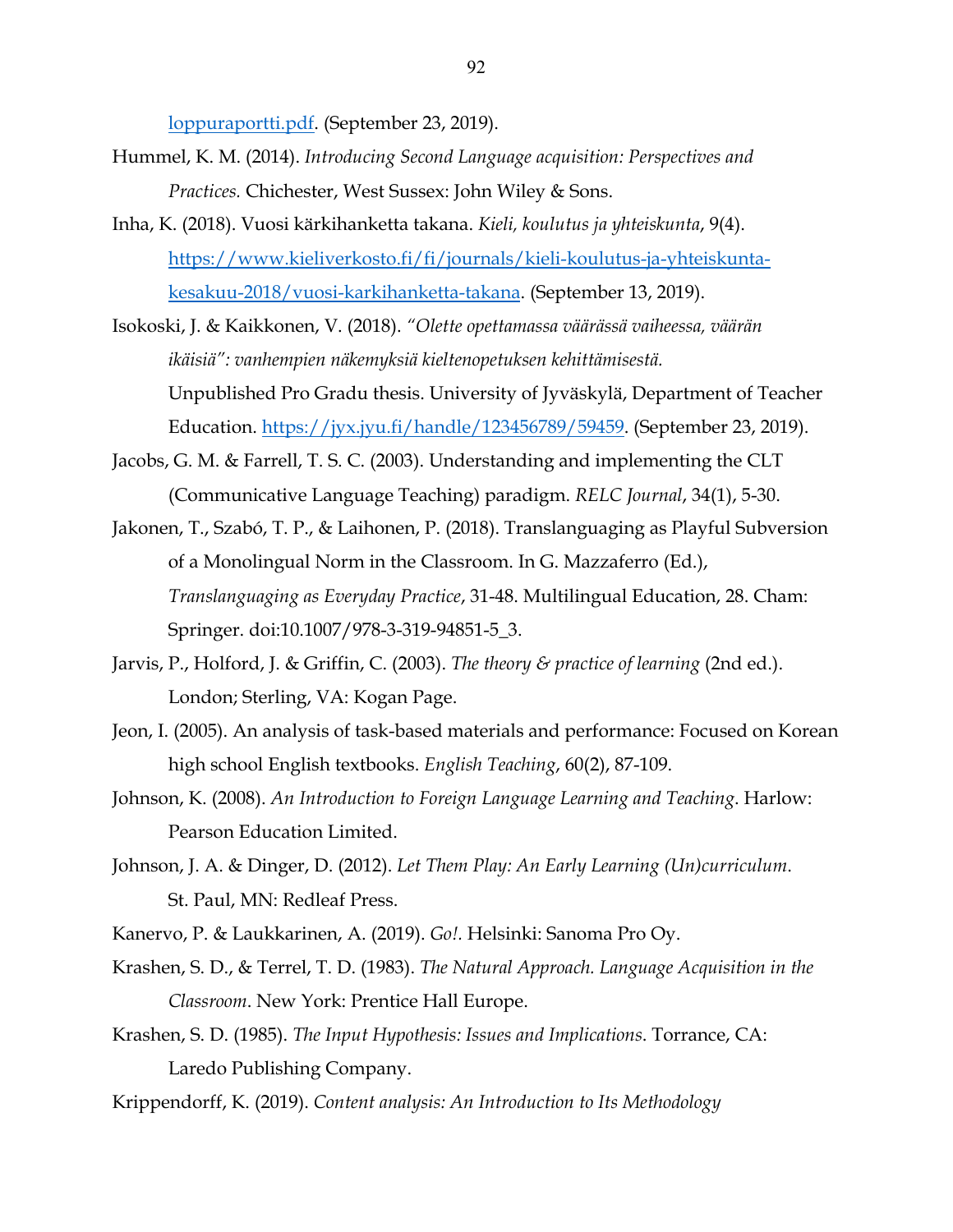loppuraportti.pdf. (September 23, 2019).

Hummel, K. M. (2014). *Introducing Second Language acquisition: Perspectives and Practices.* Chichester, West Sussex: John Wiley & Sons.

Inha, K. (2018). Vuosi kärkihanketta takana. *Kieli, koulutus ja yhteiskunta*, 9(4). https://www.kieliverkosto.fi/fi/journals/kieli-koulutus-ja-yhteiskunta-kesakuu-2018/vuosi-karkihanketta-takana. (September 13, 2019).

Isokoski, J. & Kaikkonen, V. (2018). *"Olette opettamassa väärässä vaiheessa, väärän ikäisiä": vanhempien näkemyksiä kieltenopetuksen kehittämisestä.* Unpublished Pro Gradu thesis. University of Jyväskylä, Department of Teacher Education. https://jyx.jyu.fi/handle/123456789/59459. (September 23, 2019).

Jacobs, G. M. & Farrell, T. S. C. (2003). Understanding and implementing the CLT (Communicative Language Teaching) paradigm. *RELC Journal*, 34(1), 5-30.

Jakonen, T., Szabó, T. P., & Laihonen, P. (2018). Translanguaging as Playful Subversion of a Monolingual Norm in the Classroom. In G. Mazzaferro (Ed.), *Translanguaging as Everyday Practice*, 31-48. Multilingual Education, 28. Cham: Springer. doi:10.1007/978-3-319-94851-5_3.

Jarvis, P., Holford, J. & Griffin, C. (2003). *The theory & practice of learning* (2nd ed.). London; Sterling, VA: Kogan Page.

Jeon, I. (2005). An analysis of task-based materials and performance: Focused on Korean high school English textbooks. *English Teaching*, 60(2), 87-109.

Johnson, K. (2008). *An Introduction to Foreign Language Learning and Teaching*. Harlow: Pearson Education Limited.

Johnson, J. A. & Dinger, D. (2012). *Let Them Play: An Early Learning (Un)curriculum*. St. Paul, MN: Redleaf Press.

Kanervo, P. & Laukkarinen, A. (2019). *Go!*. Helsinki: Sanoma Pro Oy.

Krashen, S. D., & Terrel, T. D. (1983). *The Natural Approach. Language Acquisition in the Classroom*. New York: Prentice Hall Europe.

Krashen, S. D. (1985). *The Input Hypothesis: Issues and Implications*. Torrance, CA: Laredo Publishing Company.

Krippendorff, K. (2019). *Content analysis: An Introduction to Its Methodology*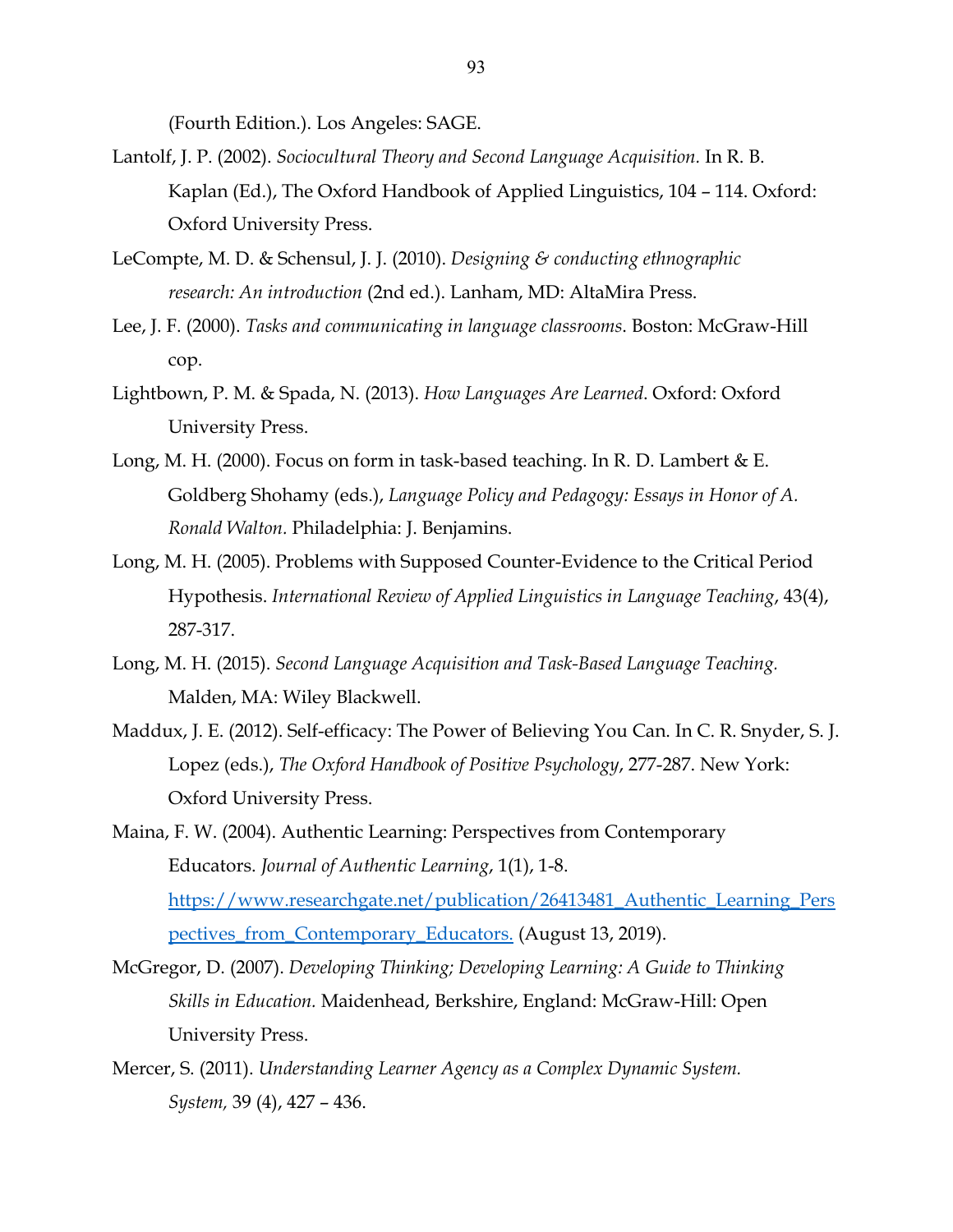(Fourth Edition.). Los Angeles: SAGE.

Lantolf, J. P. (2002). *Sociocultural Theory and Second Language Acquisition.* In R. B. Kaplan (Ed.), The Oxford Handbook of Applied Linguistics, 104 – 114. Oxford: Oxford University Press.

LeCompte, M. D. & Schensul, J. J. (2010). *Designing & conducting ethnographic research: An introduction* (2nd ed.). Lanham, MD: AltaMira Press.

Lee, J. F. (2000). *Tasks and communicating in language classrooms*. Boston: McGraw-Hill cop.

Lightbown, P. M. & Spada, N. (2013). *How Languages Are Learned*. Oxford: Oxford University Press.

Long, M. H. (2000). Focus on form in task-based teaching. In R. D. Lambert & E. Goldberg Shohamy (eds.), *Language Policy and Pedagogy: Essays in Honor of A. Ronald Walton.* Philadelphia: J. Benjamins.

Long, M. H. (2005). Problems with Supposed Counter-Evidence to the Critical Period Hypothesis. *International Review of Applied Linguistics in Language Teaching*, 43(4), 287-317.

Long, M. H. (2015). *Second Language Acquisition and Task-Based Language Teaching.* Malden, MA: Wiley Blackwell.

Maddux, J. E. (2012). Self-efficacy: The Power of Believing You Can. In C. R. Snyder, S. J. Lopez (eds.), *The Oxford Handbook of Positive Psychology*, 277-287. New York: Oxford University Press.

Maina, F. W. (2004). Authentic Learning: Perspectives from Contemporary Educators. *Journal of Authentic Learning*, 1(1), 1-8. [https://www.researchgate.net/publication/26413481_Authentic_Learning_Perspectives_from_Contemporary_Educators.](https://www.researchgate.net/publication/26413481_Authentic_Learning_Perspectives_from_Contemporary_Educators) (August 13, 2019).

McGregor, D. (2007). *Developing Thinking; Developing Learning: A Guide to Thinking Skills in Education.* Maidenhead, Berkshire, England: McGraw-Hill: Open University Press.

Mercer, S. (2011). *Understanding Learner Agency as a Complex Dynamic System. System,* 39 (4), 427 – 436.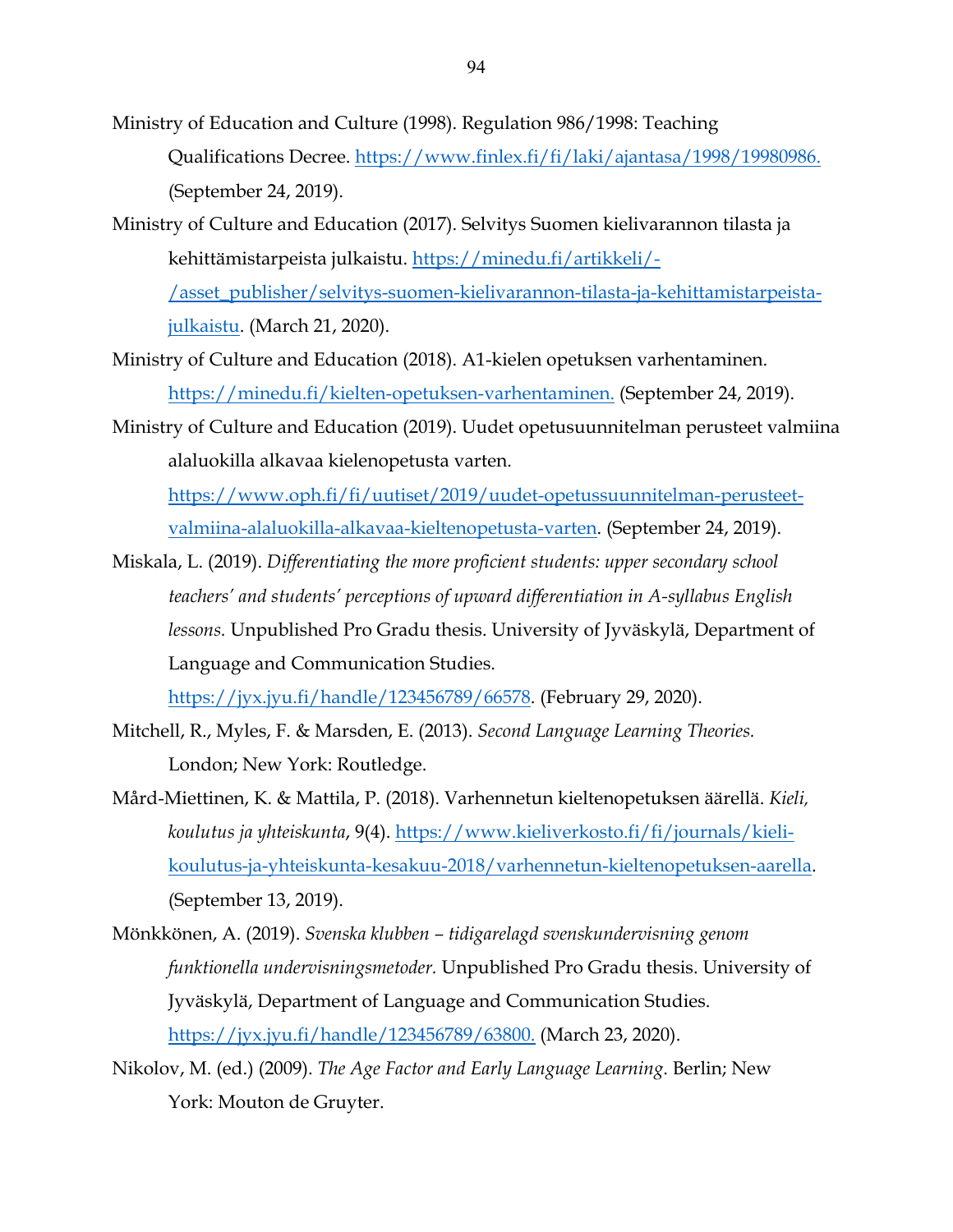Ministry of Education and Culture (1998). Regulation 986/1998: Teaching Qualifications Decree. https://www.finlex.fi/fi/laki/ajantasa/1998/19980986. (September 24, 2019).

Ministry of Culture and Education (2017). Selvitys Suomen kielivarannon tilasta ja kehittämistarpeista julkaistu. https://minedu.fi/artikkeli/-/asset_publisher/selvitys-suomen-kielivarannon-tilasta-ja-kehittamistarpeista-julkaistu. (March 21, 2020).

Ministry of Culture and Education (2018). A1-kielen opetuksen varhentaminen. https://minedu.fi/kielten-opetuksen-varhentaminen. (September 24, 2019).

Ministry of Culture and Education (2019). Uudet opetusuunnitelman perusteet valmiina alaluokilla alkavaa kielenopetusta varten. https://www.oph.fi/fi/uutiset/2019/uudet-opetussuunnitelman-perusteet-valmiina-alaluokilla-alkavaa-kieltenopetusta-varten. (September 24, 2019).

Miskala, L. (2019). *Differentiating the more proficient students: upper secondary school teachers' and students' perceptions of upward differentiation in A-syllabus English lessons.* Unpublished Pro Gradu thesis. University of Jyväskylä, Department of Language and Communication Studies. https://jyx.jyu.fi/handle/123456789/66578. (February 29, 2020).

Mitchell, R., Myles, F. & Marsden, E. (2013). *Second Language Learning Theories.* London; New York: Routledge.

Mård-Miettinen, K. & Mattila, P. (2018). Varhennetun kieltenopetuksen äärellä. *Kieli, koulutus ja yhteiskunta*, 9(4). https://www.kieliverkosto.fi/fi/journals/kieli-koulutus-ja-yhteiskunta-kesakuu-2018/varhennetun-kieltenopetuksen-aarella. (September 13, 2019).

Mönkkönen, A. (2019). *Svenska klubben – tidigarelagd svenskundervisning genom funktionella undervisningsmetoder.* Unpublished Pro Gradu thesis. University of Jyväskylä, Department of Language and Communication Studies. https://jyx.jyu.fi/handle/123456789/63800. (March 23, 2020).

Nikolov, M. (ed.) (2009). *The Age Factor and Early Language Learning*. Berlin; New York: Mouton de Gruyter.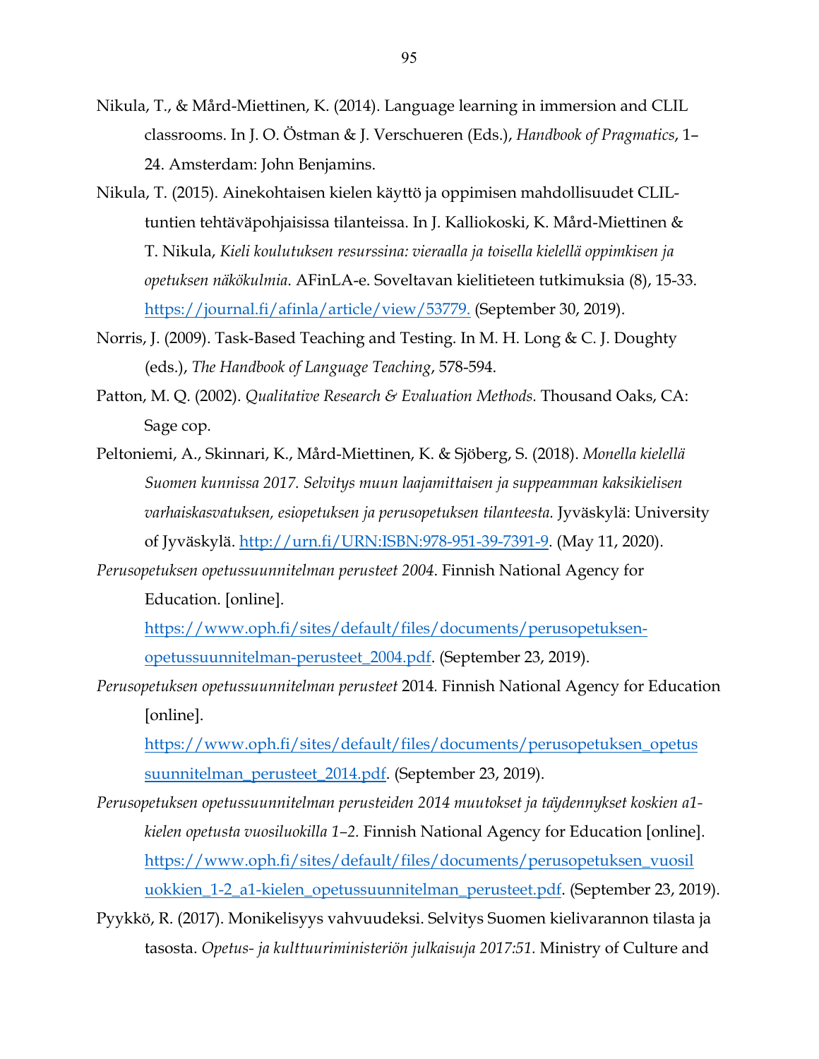Nikula, T., & Mård-Miettinen, K. (2014). Language learning in immersion and CLIL classrooms. In J. O. Östman & J. Verschueren (Eds.), *Handbook of Pragmatics*, 1–24. Amsterdam: John Benjamins.

Nikula, T. (2015). Ainekohtaisen kielen käyttö ja oppimisen mahdollisuudet CLIL-tuntien tehtäväpohjaisissa tilanteissa. In J. Kalliokoski, K. Mård-Miettinen & T. Nikula, *Kieli koulutuksen resurssina: vieraalla ja toisella kielellä oppimkisen ja opetuksen näkökulmia*. AFinLA-e. Soveltavan kielitieteen tutkimuksia (8), 15-33. https://journal.fi/afinla/article/view/53779. (September 30, 2019).

Norris, J. (2009). Task-Based Teaching and Testing. In M. H. Long & C. J. Doughty (eds.), *The Handbook of Language Teaching*, 578-594.

Patton, M. Q. (2002). *Qualitative Research & Evaluation Methods.* Thousand Oaks, CA: Sage cop.

Peltoniemi, A., Skinnari, K., Mård-Miettinen, K. & Sjöberg, S. (2018). *Monella kielellä Suomen kunnissa 2017. Selvitys muun laajamittaisen ja suppeamman kaksikielisen varhaiskasvatuksen, esiopetuksen ja perusopetuksen tilanteesta.* Jyväskylä: University of Jyväskylä. http://urn.fi/URN:ISBN:978-951-39-7391-9. (May 11, 2020).

*Perusopetuksen opetussuunnitelman perusteet 2004*. Finnish National Agency for Education. [online]. https://www.oph.fi/sites/default/files/documents/perusopetuksen-opetussuunnitelman-perusteet_2004.pdf. (September 23, 2019).

*Perusopetuksen opetussuunnitelman perusteet* 2014. Finnish National Agency for Education [online]. https://www.oph.fi/sites/default/files/documents/perusopetuksen_opetussuunnitelman_perusteet_2014.pdf. (September 23, 2019).

*Perusopetuksen opetussuunnitelman perusteiden 2014 muutokset ja täydennykset koskien a1-kielen opetusta vuosiluokilla 1–2.* Finnish National Agency for Education [online]. https://www.oph.fi/sites/default/files/documents/perusopetuksen_vuosiluokkien_1-2_a1-kielen_opetussuunnitelman_perusteet.pdf. (September 23, 2019).

Pyykkö, R. (2017). Monikelisyys vahvuudeksi. Selvitys Suomen kielivarannon tilasta ja tasosta. *Opetus- ja kulttuuriministeriön julkaisuja 2017:51.* Ministry of Culture and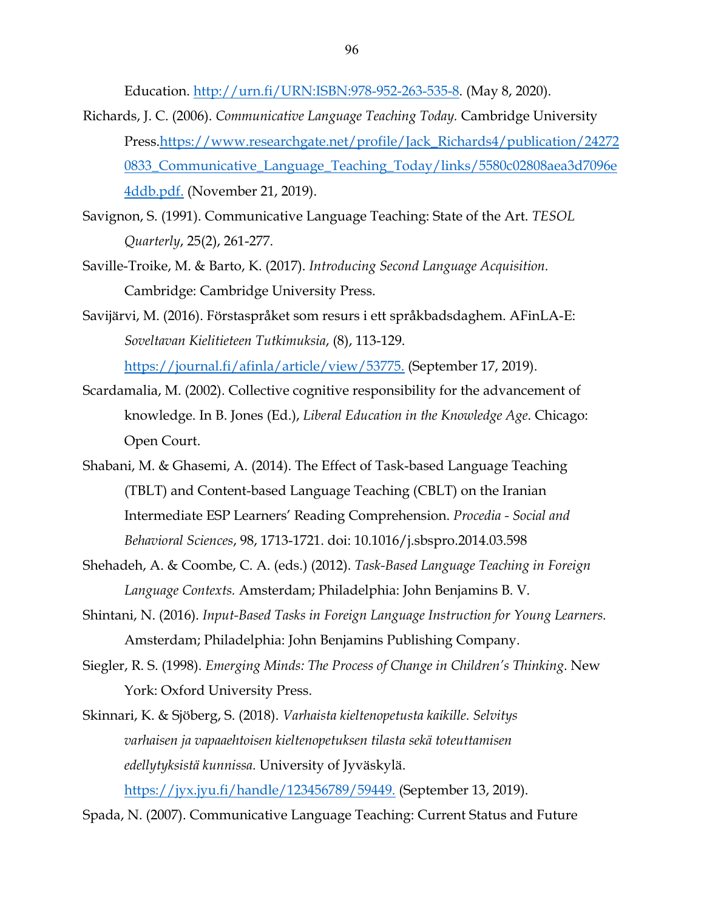Education. http://urn.fi/URN:ISBN:978-952-263-535-8. (May 8, 2020).

Richards, J. C. (2006). *Communicative Language Teaching Today.* Cambridge University Press.https://www.researchgate.net/profile/Jack_Richards4/publication/242720833_Communicative_Language_Teaching_Today/links/5580c02808aea3d7096e4ddb.pdf. (November 21, 2019).

Savignon, S. (1991). Communicative Language Teaching: State of the Art. *TESOL Quarterly*, 25(2), 261-277.

Saville-Troike, M. & Barto, K. (2017). *Introducing Second Language Acquisition.* Cambridge: Cambridge University Press.

Savijärvi, M. (2016). Förstaspråket som resurs i ett språkbadsdaghem. AFinLA-E: *Soveltavan Kielitieteen Tutkimuksia*, (8), 113-129. https://journal.fi/afinla/article/view/53775. (September 17, 2019).

Scardamalia, M. (2002). Collective cognitive responsibility for the advancement of knowledge. In B. Jones (Ed.), *Liberal Education in the Knowledge Age*. Chicago: Open Court.

Shabani, M. & Ghasemi, A. (2014). The Effect of Task-based Language Teaching (TBLT) and Content-based Language Teaching (CBLT) on the Iranian Intermediate ESP Learners' Reading Comprehension. *Procedia - Social and Behavioral Sciences*, 98, 1713-1721. doi: 10.1016/j.sbspro.2014.03.598

Shehadeh, A. & Coombe, C. A. (eds.) (2012). *Task-Based Language Teaching in Foreign Language Contexts.* Amsterdam; Philadelphia: John Benjamins B. V.

Shintani, N. (2016). *Input-Based Tasks in Foreign Language Instruction for Young Learners.* Amsterdam; Philadelphia: John Benjamins Publishing Company.

Siegler, R. S. (1998). *Emerging Minds: The Process of Change in Children's Thinking*. New York: Oxford University Press.

Skinnari, K. & Sjöberg, S. (2018). *Varhaista kieltenopetusta kaikille. Selvitys varhaisen ja vapaaehtoisen kieltenopetuksen tilasta sekä toteuttamisen edellytyksistä kunnissa.* University of Jyväskylä. https://jyx.jyu.fi/handle/123456789/59449. (September 13, 2019).

Spada, N. (2007). Communicative Language Teaching: Current Status and Future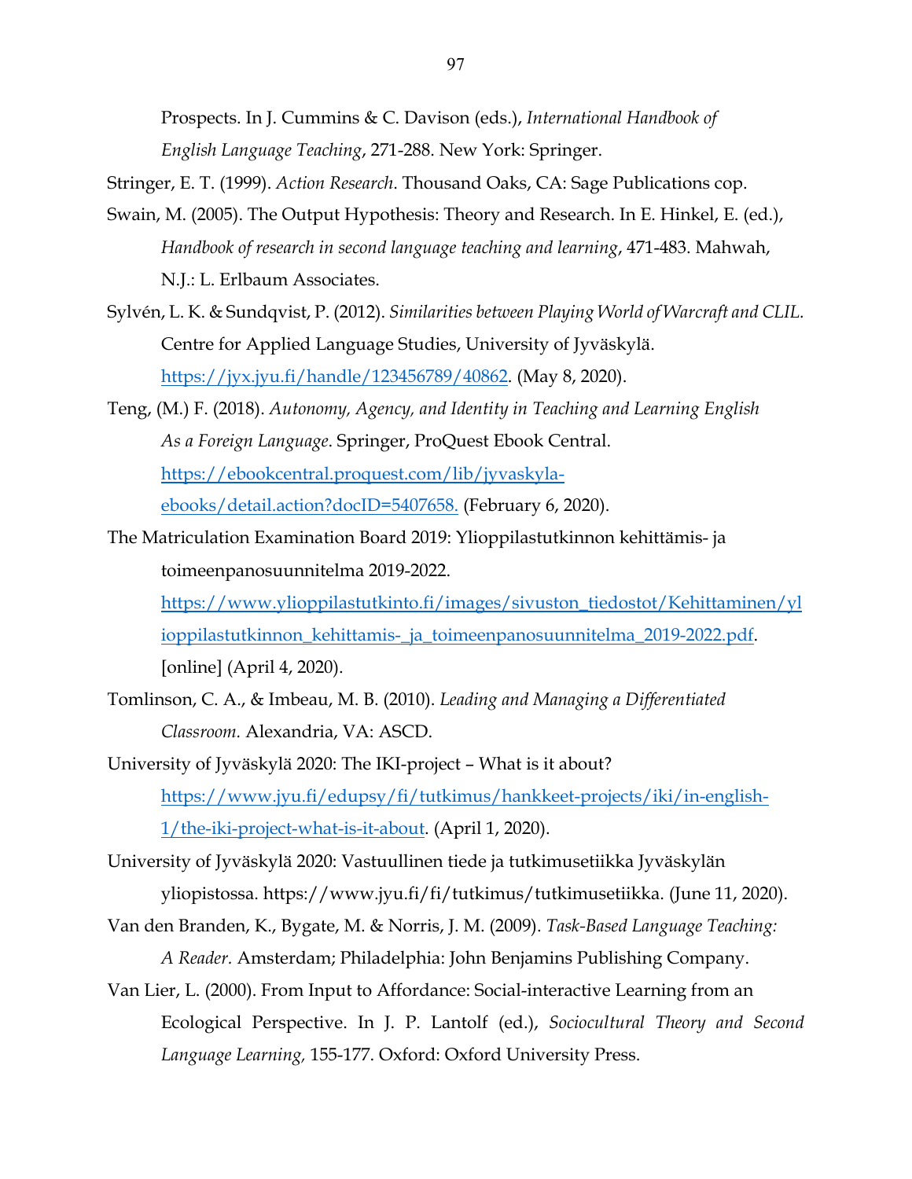Prospects. In J. Cummins & C. Davison (eds.), *International Handbook of English Language Teaching*, 271-288. New York: Springer.

Stringer, E. T. (1999). *Action Research*. Thousand Oaks, CA: Sage Publications cop.

Swain, M. (2005). The Output Hypothesis: Theory and Research. In E. Hinkel, E. (ed.), *Handbook of research in second language teaching and learning*, 471-483. Mahwah, N.J.: L. Erlbaum Associates.

Sylvén, L. K. & Sundqvist, P. (2012). *Similarities between Playing World of Warcraft and CLIL.* Centre for Applied Language Studies, University of Jyväskylä. https://jyx.jyu.fi/handle/123456789/40862. (May 8, 2020).

Teng, (M.) F. (2018). *Autonomy, Agency, and Identity in Teaching and Learning English As a Foreign Language*. Springer, ProQuest Ebook Central. https://ebookcentral.proquest.com/lib/jyvaskyla-ebooks/detail.action?docID=5407658. (February 6, 2020).

The Matriculation Examination Board 2019: Ylioppilastutkinnon kehittämis- ja toimeenpanosuunnitelma 2019-2022. https://www.ylioppilastutkinto.fi/images/sivuston_tiedostot/Kehittaminen/ylioppilastutkinnon_kehittamis-_ja_toimeenpanosuunnitelma_2019-2022.pdf. [online] (April 4, 2020).

Tomlinson, C. A., & Imbeau, M. B. (2010). *Leading and Managing a Differentiated Classroom.* Alexandria, VA: ASCD.

University of Jyväskylä 2020: The IKI-project – What is it about? https://www.jyu.fi/edupsy/fi/tutkimus/hankkeet-projects/iki/in-english-1/the-iki-project-what-is-it-about. (April 1, 2020).

University of Jyväskylä 2020: Vastuullinen tiede ja tutkimusetiikka Jyväskylän yliopistossa. https://www.jyu.fi/fi/tutkimus/tutkimusetiikka. (June 11, 2020).

Van den Branden, K., Bygate, M. & Norris, J. M. (2009). *Task-Based Language Teaching: A Reader.* Amsterdam; Philadelphia: John Benjamins Publishing Company.

Van Lier, L. (2000). From Input to Affordance: Social-interactive Learning from an Ecological Perspective. In J. P. Lantolf (ed.), *Sociocultural Theory and Second Language Learning,* 155-177. Oxford: Oxford University Press.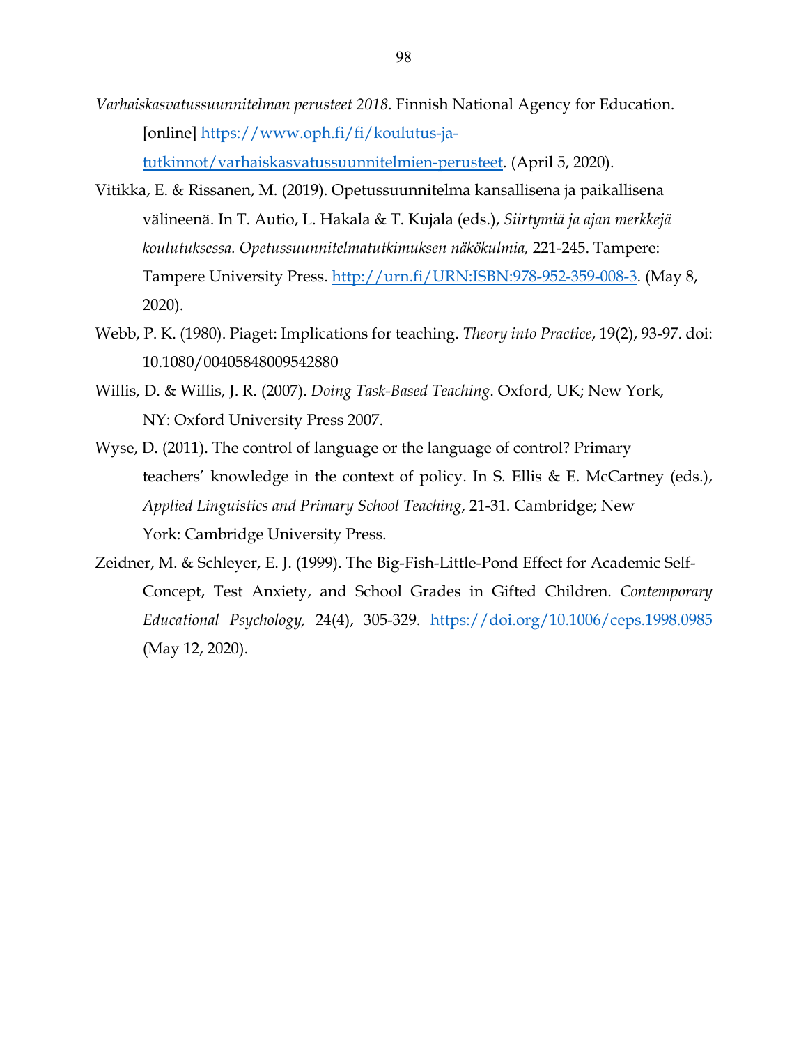*Varhaiskasvatussuunnitelman perusteet 2018*. Finnish National Agency for Education. [online] https://www.oph.fi/fi/koulutus-ja-tutkinnot/varhaiskasvatussuunnitelmien-perusteet. (April 5, 2020).

Vitikka, E. & Rissanen, M. (2019). Opetussuunnitelma kansallisena ja paikallisena välineenä. In T. Autio, L. Hakala & T. Kujala (eds.), *Siirtymiä ja ajan merkkejä koulutuksessa. Opetussuunnitelmatutkimuksen näkökulmia,* 221-245. Tampere: Tampere University Press. http://urn.fi/URN:ISBN:978-952-359-008-3. (May 8, 2020).

Webb, P. K. (1980). Piaget: Implications for teaching. *Theory into Practice*, 19(2), 93-97. doi: 10.1080/00405848009542880

Willis, D. & Willis, J. R. (2007). *Doing Task-Based Teaching*. Oxford, UK; New York, NY: Oxford University Press 2007.

Wyse, D. (2011). The control of language or the language of control? Primary teachers' knowledge in the context of policy. In S. Ellis & E. McCartney (eds.), *Applied Linguistics and Primary School Teaching*, 21-31. Cambridge; New York: Cambridge University Press.

Zeidner, M. & Schleyer, E. J. (1999). The Big-Fish-Little-Pond Effect for Academic Self-Concept, Test Anxiety, and School Grades in Gifted Children. *Contemporary Educational Psychology,* 24(4), 305-329. https://doi.org/10.1006/ceps.1998.0985 (May 12, 2020).